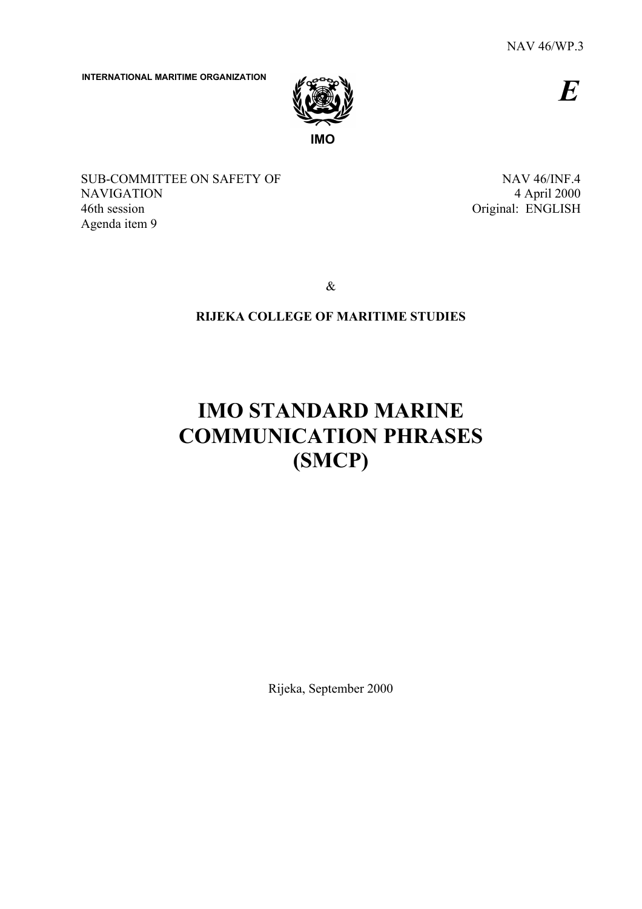NAV 46/WP.3

**INTERNATIONAL MARITIME ORGANIZATION**

***E***

**IMO**

SUB-COMMITTEE ON SAFETY OF NAVIGATION
46th session
Agenda item 9

NAV 46/INF.4
4 April 2000
Original: ENGLISH

&

**RIJEKA COLLEGE OF MARITIME STUDIES**

# IMO STANDARD MARINE COMMUNICATION PHRASES (SMCP)

Rijeka, September 2000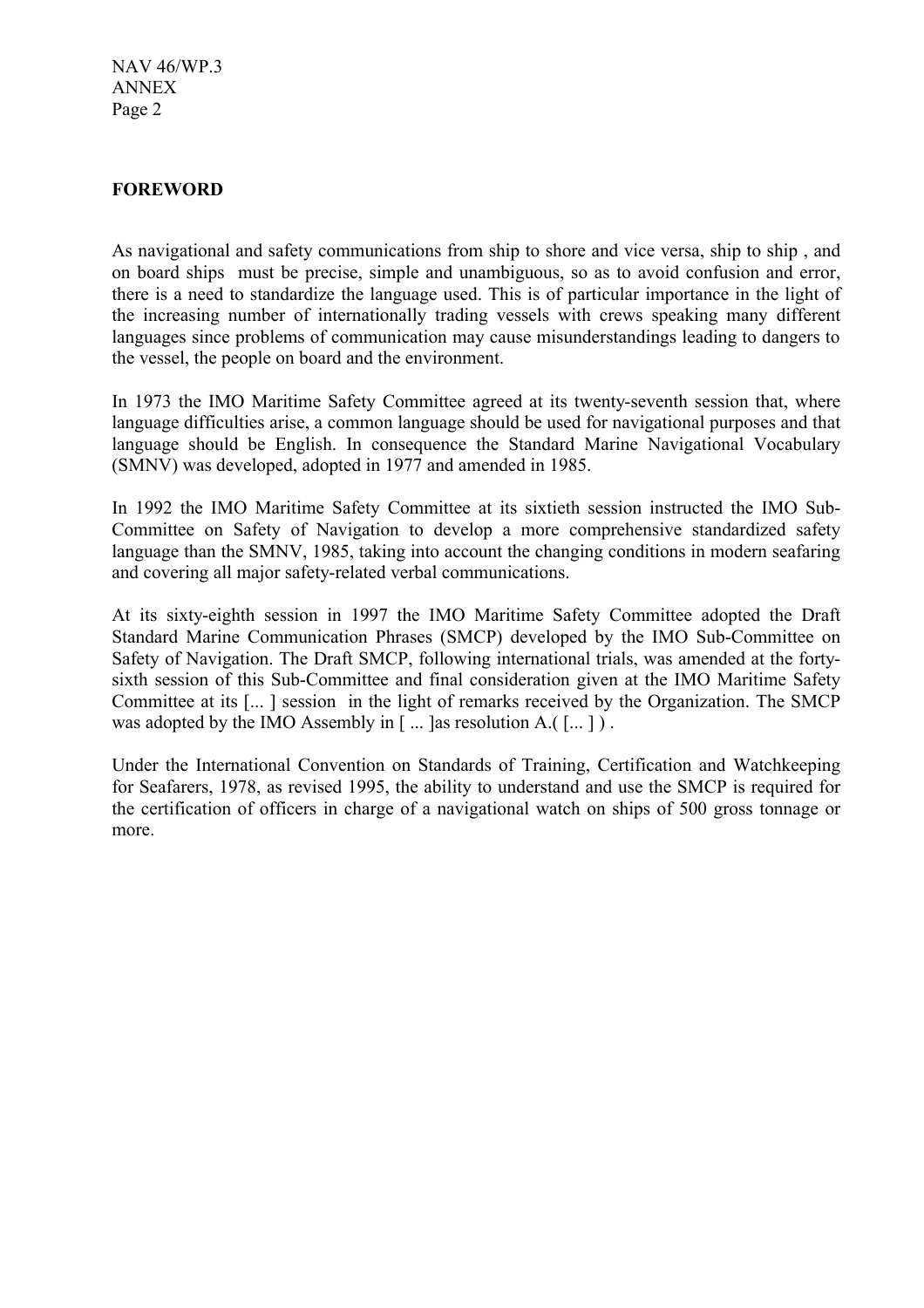**FOREWORD**

As navigational and safety communications from ship to shore and vice versa, ship to ship , and on board ships must be precise, simple and unambiguous, so as to avoid confusion and error, there is a need to standardize the language used. This is of particular importance in the light of the increasing number of internationally trading vessels with crews speaking many different languages since problems of communication may cause misunderstandings leading to dangers to the vessel, the people on board and the environment.

In 1973 the IMO Maritime Safety Committee agreed at its twenty-seventh session that, where language difficulties arise, a common language should be used for navigational purposes and that language should be English. In consequence the Standard Marine Navigational Vocabulary (SMNV) was developed, adopted in 1977 and amended in 1985.

In 1992 the IMO Maritime Safety Committee at its sixtieth session instructed the IMO Sub-Committee on Safety of Navigation to develop a more comprehensive standardized safety language than the SMNV, 1985, taking into account the changing conditions in modern seafaring and covering all major safety-related verbal communications.

At its sixty-eighth session in 1997 the IMO Maritime Safety Committee adopted the Draft Standard Marine Communication Phrases (SMCP) developed by the IMO Sub-Committee on Safety of Navigation. The Draft SMCP, following international trials, was amended at the forty-sixth session of this Sub-Committee and final consideration given at the IMO Maritime Safety Committee at its [... ] session in the light of remarks received by the Organization. The SMCP was adopted by the IMO Assembly in [ ... ]as resolution A.( [... ] ) .

Under the International Convention on Standards of Training, Certification and Watchkeeping for Seafarers, 1978, as revised 1995, the ability to understand and use the SMCP is required for the certification of officers in charge of a navigational watch on ships of 500 gross tonnage or more.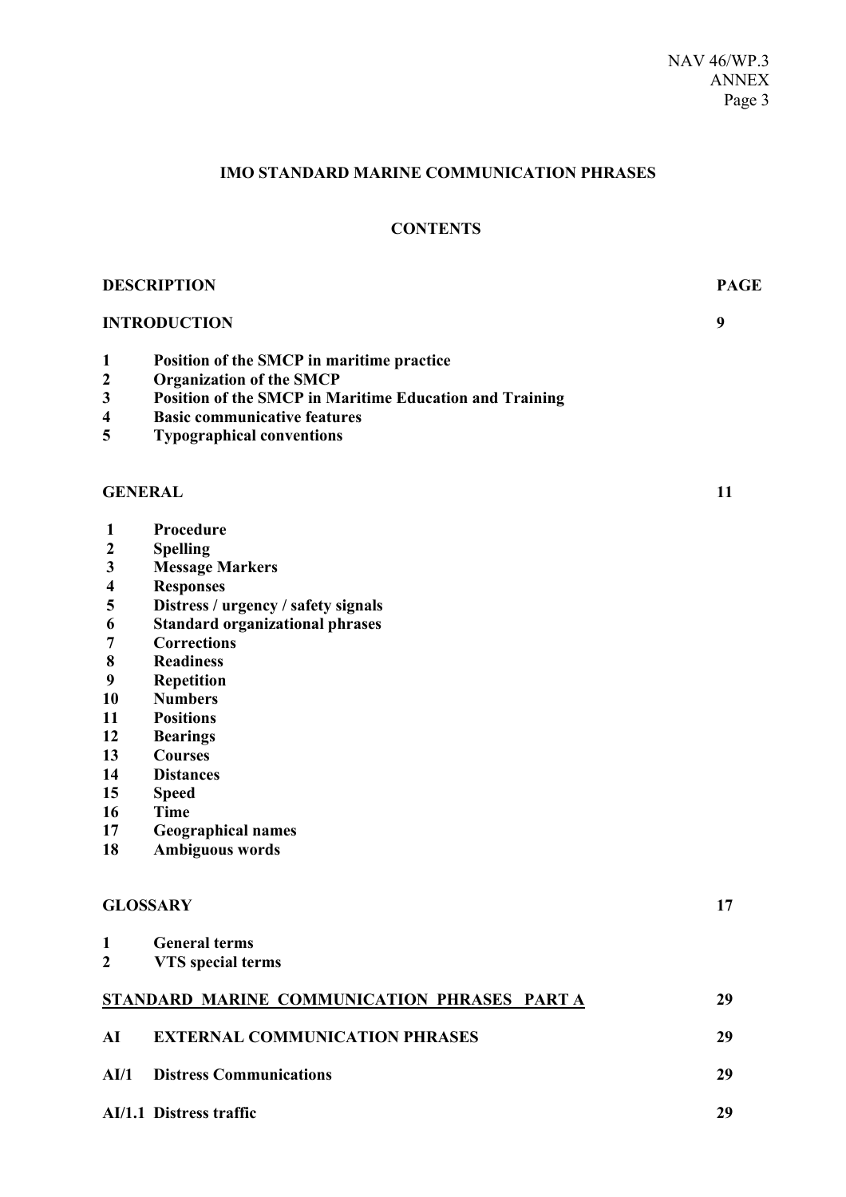# IMO STANDARD MARINE COMMUNICATION PHRASES

## CONTENTS

| DESCRIPTION | PAGE |
| --- | --- |
| **INTRODUCTION** | **9** |
| **1** Position of the SMCP in maritime practice | |
| **2** Organization of the SMCP | |
| **3** Position of the SMCP in Maritime Education and Training | |
| **4** Basic communicative features | |
| **5** Typographical conventions | |
| **GENERAL** | **11** |
| **1** Procedure | |
| **2** Spelling | |
| **3** Message Markers | |
| **4** Responses | |
| **5** Distress / urgency / safety signals | |
| **6** Standard organizational phrases | |
| **7** Corrections | |
| **8** Readiness | |
| **9** Repetition | |
| **10** Numbers | |
| **11** Positions | |
| **12** Bearings | |
| **13** Courses | |
| **14** Distances | |
| **15** Speed | |
| **16** Time | |
| **17** Geographical names | |
| **18** Ambiguous words | |
| **GLOSSARY** | **17** |
| **1** General terms | |
| **2** VTS special terms | |
| **STANDARD MARINE COMMUNICATION PHRASES PART A** | **29** |
| **AI** EXTERNAL COMMUNICATION PHRASES | **29** |
| **AI/1** Distress Communications | **29** |
| **AI/1.1** Distress traffic | **29** |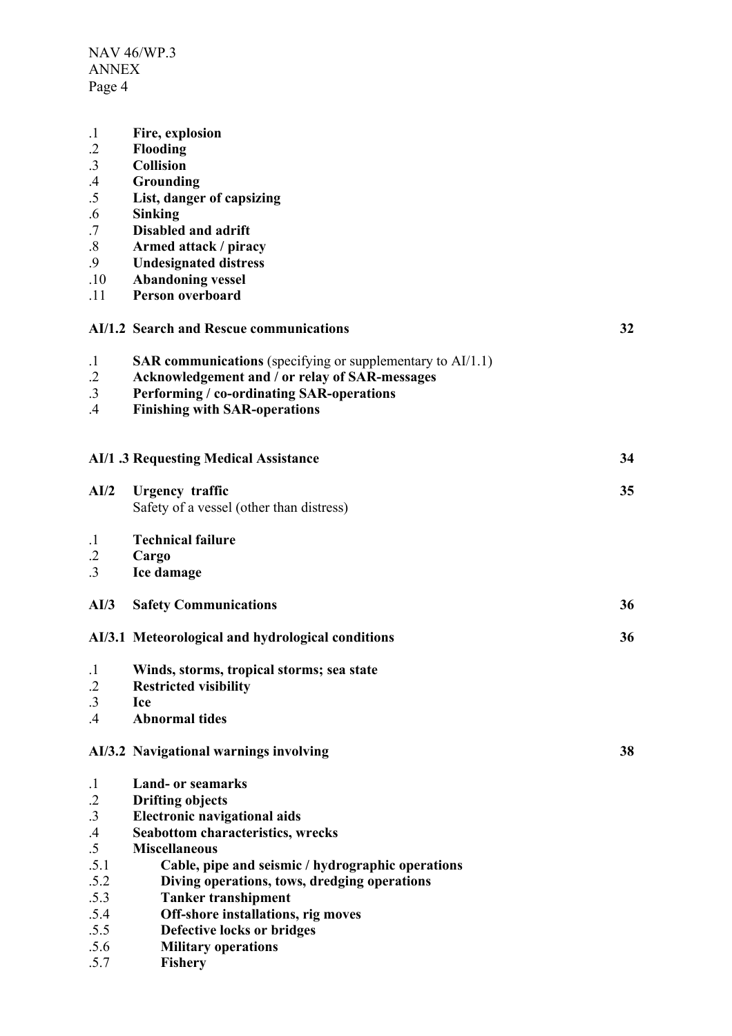.1 **Fire, explosion**
.2 **Flooding**
.3 **Collision**
.4 **Grounding**
.5 **List, danger of capsizing**
.6 **Sinking**
.7 **Disabled and adrift**
.8 **Armed attack / piracy**
.9 **Undesignated distress**
.10 **Abandoning vessel**
.11 **Person overboard**

**AI/1.2 Search and Rescue communications** 32

.1 **SAR communications** (specifying or supplementary to AI/1.1)
.2 **Acknowledgement and / or relay of SAR-messages**
.3 **Performing / co-ordinating SAR-operations**
.4 **Finishing with SAR-operations**

**AI/1 .3 Requesting Medical Assistance** 34

**AI/2 Urgency traffic** 35
Safety of a vessel (other than distress)

.1 **Technical failure**
.2 **Cargo**
.3 **Ice damage**

**AI/3 Safety Communications** 36

**AI/3.1 Meteorological and hydrological conditions** 36

.1 **Winds, storms, tropical storms; sea state**
.2 **Restricted visibility**
.3 **Ice**
.4 **Abnormal tides**

**AI/3.2 Navigational warnings involving** 38

.1 **Land- or seamarks**
.2 **Drifting objects**
.3 **Electronic navigational aids**
.4 **Seabottom characteristics, wrecks**
.5 **Miscellaneous**
.5.1 **Cable, pipe and seismic / hydrographic operations**
.5.2 **Diving operations, tows, dredging operations**
.5.3 **Tanker transhipment**
.5.4 **Off-shore installations, rig moves**
.5.5 **Defective locks or bridges**
.5.6 **Military operations**
.5.7 **Fishery**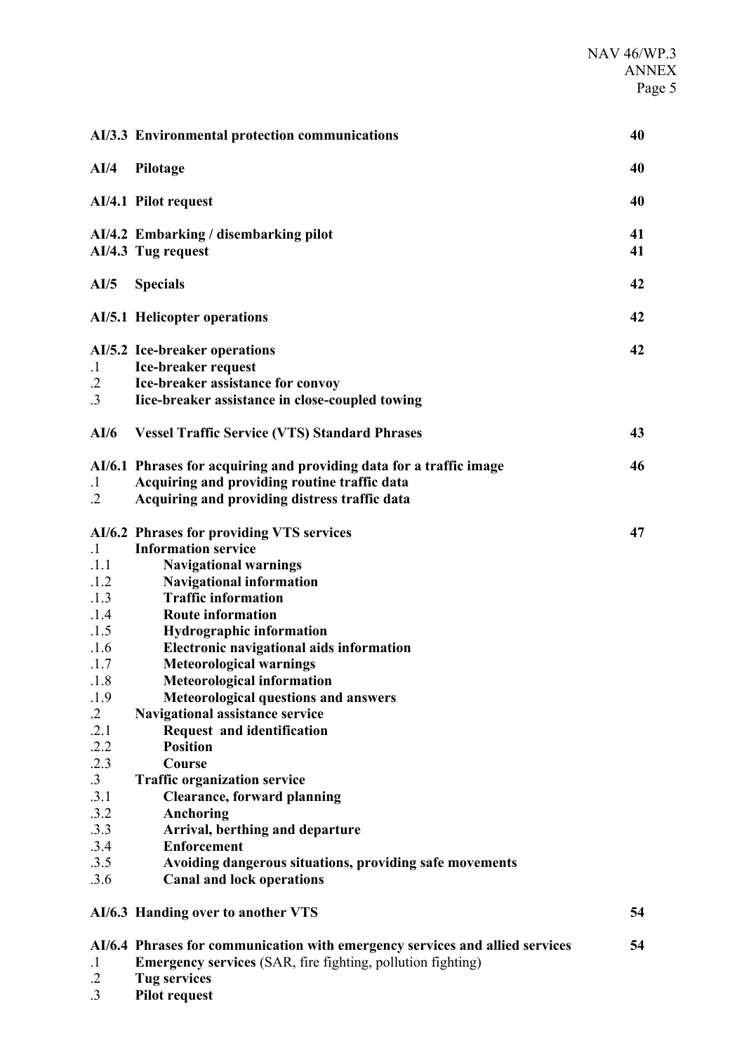| | | |
|---|---|---|
| **AI/3.3** | **Environmental protection communications** | **40** |
| **AI/4** | **Pilotage** | **40** |
| **AI/4.1** | **Pilot request** | **40** |
| **AI/4.2** | **Embarking / disembarking pilot** | **41** |
| **AI/4.3** | **Tug request** | **41** |
| **AI/5** | **Specials** | **42** |
| **AI/5.1** | **Helicopter operations** | **42** |
| **AI/5.2** | **Ice-breaker operations** | **42** |
| .1 | **Ice-breaker request** | |
| .2 | **Ice-breaker assistance for convoy** | |
| .3 | **Iice-breaker assistance in close-coupled towing** | |
| **AI/6** | **Vessel Traffic Service (VTS) Standard Phrases** | **43** |
| **AI/6.1** | **Phrases for acquiring and providing data for a traffic image** | **46** |
| .1 | **Acquiring and providing routine traffic data** | |
| .2 | **Acquiring and providing distress traffic data** | |
| **AI/6.2** | **Phrases for providing VTS services** | **47** |
| .1 | **Information service** | |
| .1.1 | **Navigational warnings** | |
| .1.2 | **Navigational information** | |
| .1.3 | **Traffic information** | |
| .1.4 | **Route information** | |
| .1.5 | **Hydrographic information** | |
| .1.6 | **Electronic navigational aids information** | |
| .1.7 | **Meteorological warnings** | |
| .1.8 | **Meteorological information** | |
| .1.9 | **Meteorological questions and answers** | |
| .2 | **Navigational assistance service** | |
| .2.1 | **Request and identification** | |
| .2.2 | **Position** | |
| .2.3 | **Course** | |
| .3 | **Traffic organization service** | |
| .3.1 | **Clearance, forward planning** | |
| .3.2 | **Anchoring** | |
| .3.3 | **Arrival, berthing and departure** | |
| .3.4 | **Enforcement** | |
| .3.5 | **Avoiding dangerous situations, providing safe movements** | |
| .3.6 | **Canal and lock operations** | |
| **AI/6.3** | **Handing over to another VTS** | **54** |
| **AI/6.4** | **Phrases for communication with emergency services and allied services** | **54** |
| .1 | **Emergency services** (SAR, fire fighting, pollution fighting) | |
| .2 | **Tug services** | |
| .3 | **Pilot request** | |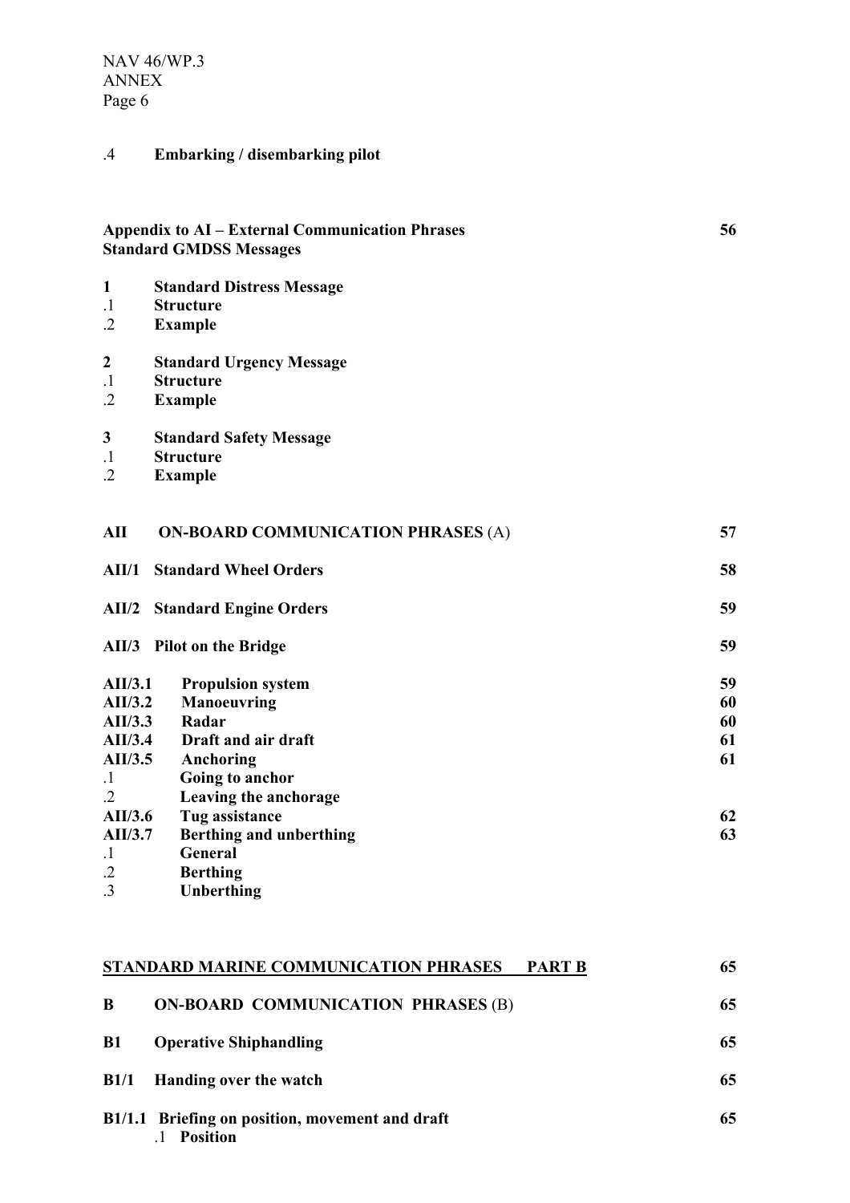.4 **Embarking / disembarking pilot**

| | | |
|---|---|---|
| **Appendix to AI – External Communication Phrases**<br>**Standard GMDSS Messages** | | **56** |
| **1** | **Standard Distress Message** | |
| .1 | **Structure** | |
| .2 | **Example** | |
| **2** | **Standard Urgency Message** | |
| .1 | **Structure** | |
| .2 | **Example** | |
| **3** | **Standard Safety Message** | |
| .1 | **Structure** | |
| .2 | **Example** | |
| **AII** | **ON-BOARD COMMUNICATION PHRASES** (A) | **57** |
| **AII/1** | **Standard Wheel Orders** | **58** |
| **AII/2** | **Standard Engine Orders** | **59** |
| **AII/3** | **Pilot on the Bridge** | **59** |
| **AII/3.1** | **Propulsion system** | **59** |
| **AII/3.2** | **Manoeuvring** | **60** |
| **AII/3.3** | **Radar** | **60** |
| **AII/3.4** | **Draft and air draft** | **61** |
| **AII/3.5** | **Anchoring** | **61** |
| .1 | **Going to anchor** | |
| .2 | **Leaving the anchorage** | |
| **AII/3.6** | **Tug assistance** | **62** |
| **AII/3.7** | **Berthing and unberthing** | **63** |
| .1 | **General** | |
| .2 | **Berthing** | |
| .3 | **Unberthing** | |
| **STANDARD MARINE COMMUNICATION PHRASES PART B** | | **65** |
| **B** | **ON-BOARD COMMUNICATION PHRASES** (B) | **65** |
| **B1** | **Operative Shiphandling** | **65** |
| **B1/1** | **Handing over the watch** | **65** |
| **B1/1.1** | **Briefing on position, movement and draft** | **65** |
| .1 | **Position** | |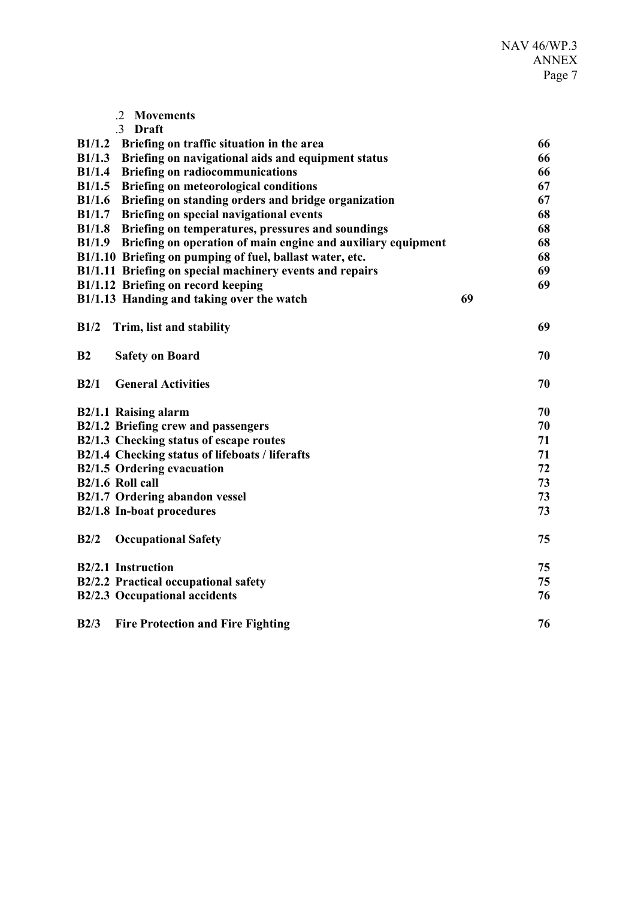.2 **Movements**
.3 **Draft**

| | |
|---|---|
| **B1/1.2 Briefing on traffic situation in the area** | **66** |
| **B1/1.3 Briefing on navigational aids and equipment status** | **66** |
| **B1/1.4 Briefing on radiocommunications** | **66** |
| **B1/1.5 Briefing on meteorological conditions** | **67** |
| **B1/1.6 Briefing on standing orders and bridge organization** | **67** |
| **B1/1.7 Briefing on special navigational events** | **68** |
| **B1/1.8 Briefing on temperatures, pressures and soundings** | **68** |
| **B1/1.9 Briefing on operation of main engine and auxiliary equipment** | **68** |
| **B1/1.10 Briefing on pumping of fuel, ballast water, etc.** | **68** |
| **B1/1.11 Briefing on special machinery events and repairs** | **69** |
| **B1/1.12 Briefing on record keeping** | **69** |
| **B1/1.13 Handing and taking over the watch** | **69** |
| **B1/2 Trim, list and stability** | **69** |
| **B2 Safety on Board** | **70** |
| **B2/1 General Activities** | **70** |
| **B2/1.1 Raising alarm** | **70** |
| **B2/1.2 Briefing crew and passengers** | **70** |
| **B2/1.3 Checking status of escape routes** | **71** |
| **B2/1.4 Checking status of lifeboats / liferafts** | **71** |
| **B2/1.5 Ordering evacuation** | **72** |
| **B2/1.6 Roll call** | **73** |
| **B2/1.7 Ordering abandon vessel** | **73** |
| **B2/1.8 In-boat procedures** | **73** |
| **B2/2 Occupational Safety** | **75** |
| **B2/2.1 Instruction** | **75** |
| **B2/2.2 Practical occupational safety** | **75** |
| **B2/2.3 Occupational accidents** | **76** |
| **B2/3 Fire Protection and Fire Fighting** | **76** |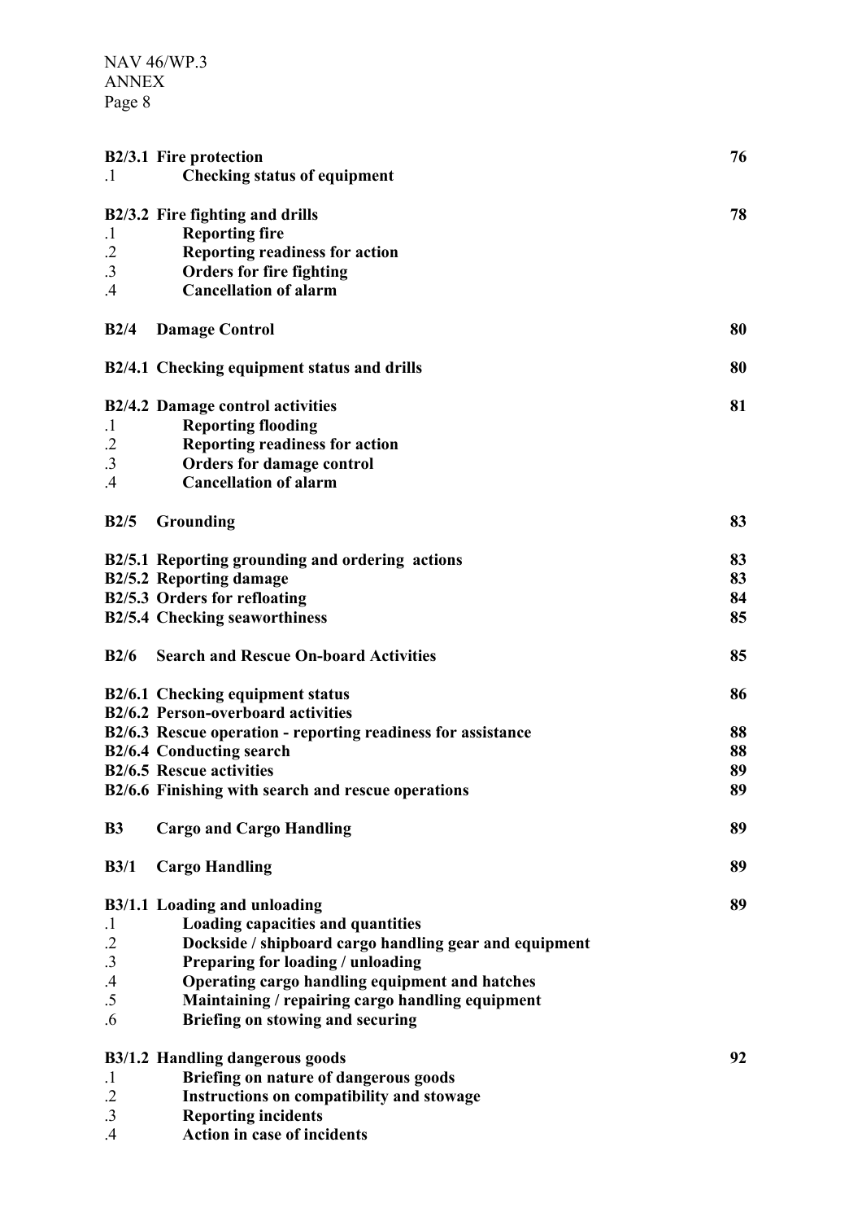**B2/3.1 Fire protection** **76**

.1 **Checking status of equipment**

**B2/3.2 Fire fighting and drills** **78**

.1 **Reporting fire**
.2 **Reporting readiness for action**
.3 **Orders for fire fighting**
.4 **Cancellation of alarm**

**B2/4 Damage Control** **80**

**B2/4.1 Checking equipment status and drills** **80**

**B2/4.2 Damage control activities** **81**

.1 **Reporting flooding**
.2 **Reporting readiness for action**
.3 **Orders for damage control**
.4 **Cancellation of alarm**

**B2/5 Grounding** **83**

**B2/5.1 Reporting grounding and ordering actions** **83**
**B2/5.2 Reporting damage** **83**
**B2/5.3 Orders for refloating** **84**
**B2/5.4 Checking seaworthiness** **85**

**B2/6 Search and Rescue On-board Activities** **85**

**B2/6.1 Checking equipment status** **86**
**B2/6.2 Person-overboard activities**
**B2/6.3 Rescue operation - reporting readiness for assistance** **88**
**B2/6.4 Conducting search** **88**
**B2/6.5 Rescue activities** **89**
**B2/6.6 Finishing with search and rescue operations** **89**

**B3 Cargo and Cargo Handling** **89**

**B3/1 Cargo Handling** **89**

**B3/1.1 Loading and unloading** **89**

.1 **Loading capacities and quantities**
.2 **Dockside / shipboard cargo handling gear and equipment**
.3 **Preparing for loading / unloading**
.4 **Operating cargo handling equipment and hatches**
.5 **Maintaining / repairing cargo handling equipment**
.6 **Briefing on stowing and securing**

**B3/1.2 Handling dangerous goods** **92**

.1 **Briefing on nature of dangerous goods**
.2 **Instructions on compatibility and stowage**
.3 **Reporting incidents**
.4 **Action in case of incidents**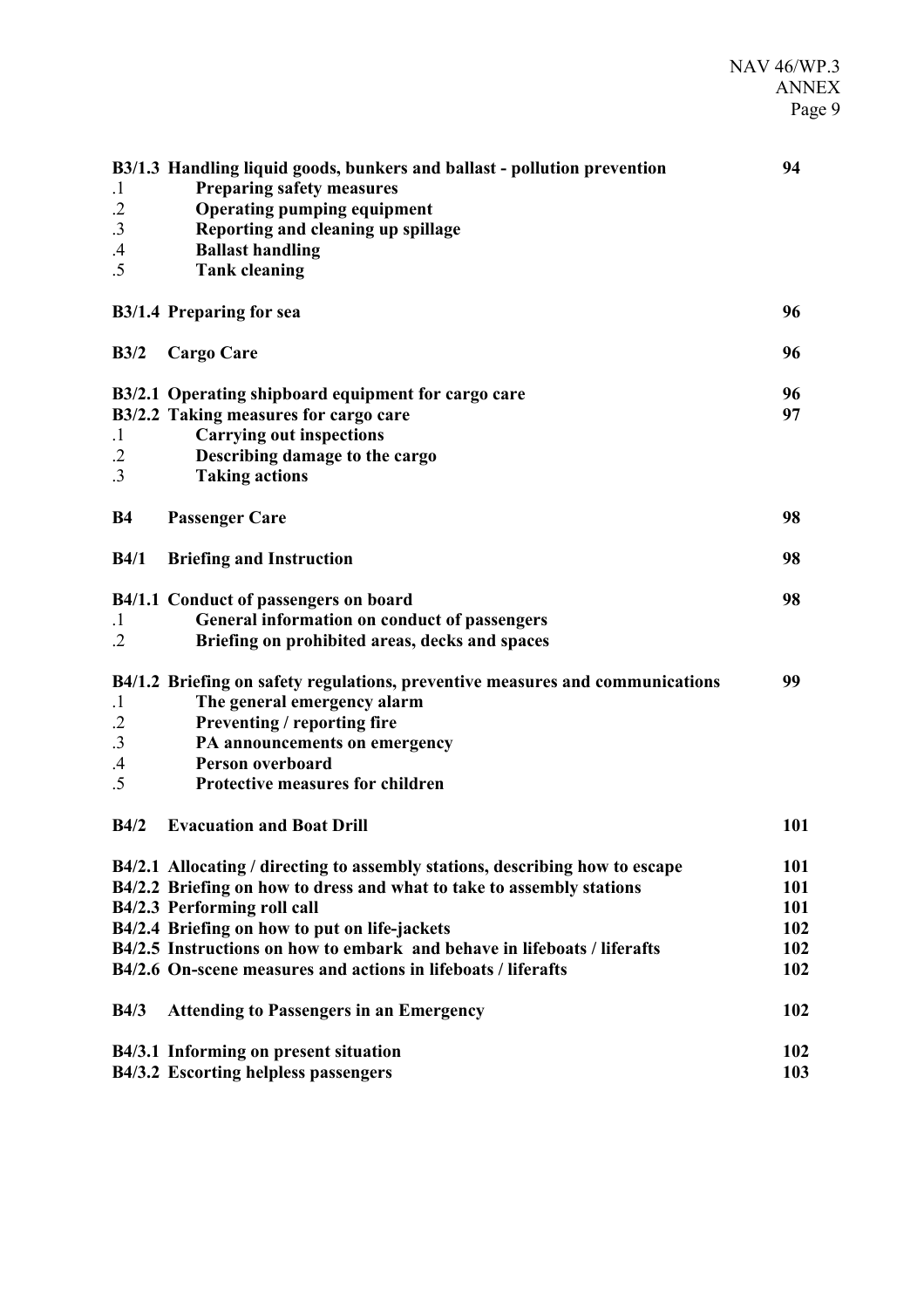| | | |
|---|---|---|
| **B3/1.3** | **Handling liquid goods, bunkers and ballast - pollution prevention** | **94** |
| .1 | **Preparing safety measures** | |
| .2 | **Operating pumping equipment** | |
| .3 | **Reporting and cleaning up spillage** | |
| .4 | **Ballast handling** | |
| .5 | **Tank cleaning** | |
| **B3/1.4** | **Preparing for sea** | **96** |
| **B3/2** | **Cargo Care** | **96** |
| **B3/2.1** | **Operating shipboard equipment for cargo care** | **96** |
| **B3/2.2** | **Taking measures for cargo care** | **97** |
| .1 | **Carrying out inspections** | |
| .2 | **Describing damage to the cargo** | |
| .3 | **Taking actions** | |
| **B4** | **Passenger Care** | **98** |
| **B4/1** | **Briefing and Instruction** | **98** |
| **B4/1.1** | **Conduct of passengers on board** | **98** |
| .1 | **General information on conduct of passengers** | |
| .2 | **Briefing on prohibited areas, decks and spaces** | |
| **B4/1.2** | **Briefing on safety regulations, preventive measures and communications** | **99** |
| .1 | **The general emergency alarm** | |
| .2 | **Preventing / reporting fire** | |
| .3 | **PA announcements on emergency** | |
| .4 | **Person overboard** | |
| .5 | **Protective measures for children** | |
| **B4/2** | **Evacuation and Boat Drill** | **101** |
| **B4/2.1** | **Allocating / directing to assembly stations, describing how to escape** | **101** |
| **B4/2.2** | **Briefing on how to dress and what to take to assembly stations** | **101** |
| **B4/2.3** | **Performing roll call** | **101** |
| **B4/2.4** | **Briefing on how to put on life-jackets** | **102** |
| **B4/2.5** | **Instructions on how to embark and behave in lifeboats / liferafts** | **102** |
| **B4/2.6** | **On-scene measures and actions in lifeboats / liferafts** | **102** |
| **B4/3** | **Attending to Passengers in an Emergency** | **102** |
| **B4/3.1** | **Informing on present situation** | **102** |
| **B4/3.2** | **Escorting helpless passengers** | **103** |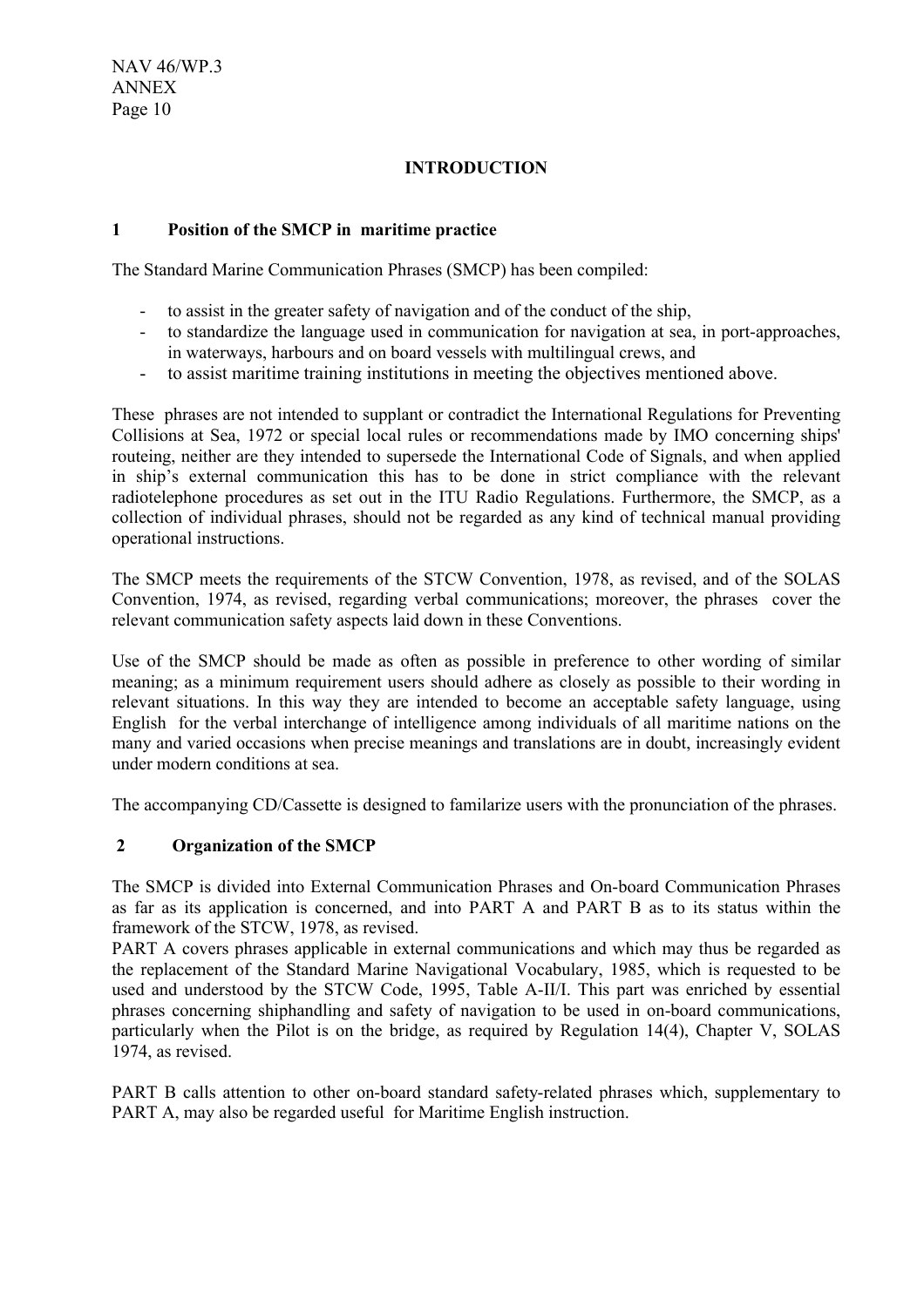# INTRODUCTION

## 1 Position of the SMCP in maritime practice

The Standard Marine Communication Phrases (SMCP) has been compiled:

- to assist in the greater safety of navigation and of the conduct of the ship,
- to standardize the language used in communication for navigation at sea, in port-approaches, in waterways, harbours and on board vessels with multilingual crews, and
- to assist maritime training institutions in meeting the objectives mentioned above.

These phrases are not intended to supplant or contradict the International Regulations for Preventing Collisions at Sea, 1972 or special local rules or recommendations made by IMO concerning ships' routeing, neither are they intended to supersede the International Code of Signals, and when applied in ship's external communication this has to be done in strict compliance with the relevant radiotelephone procedures as set out in the ITU Radio Regulations. Furthermore, the SMCP, as a collection of individual phrases, should not be regarded as any kind of technical manual providing operational instructions.

The SMCP meets the requirements of the STCW Convention, 1978, as revised, and of the SOLAS Convention, 1974, as revised, regarding verbal communications; moreover, the phrases cover the relevant communication safety aspects laid down in these Conventions.

Use of the SMCP should be made as often as possible in preference to other wording of similar meaning; as a minimum requirement users should adhere as closely as possible to their wording in relevant situations. In this way they are intended to become an acceptable safety language, using English for the verbal interchange of intelligence among individuals of all maritime nations on the many and varied occasions when precise meanings and translations are in doubt, increasingly evident under modern conditions at sea.

The accompanying CD/Cassette is designed to familarize users with the pronunciation of the phrases.

## 2 Organization of the SMCP

The SMCP is divided into External Communication Phrases and On-board Communication Phrases as far as its application is concerned, and into PART A and PART B as to its status within the framework of the STCW, 1978, as revised.
PART A covers phrases applicable in external communications and which may thus be regarded as the replacement of the Standard Marine Navigational Vocabulary, 1985, which is requested to be used and understood by the STCW Code, 1995, Table A-II/I. This part was enriched by essential phrases concerning shiphandling and safety of navigation to be used in on-board communications, particularly when the Pilot is on the bridge, as required by Regulation 14(4), Chapter V, SOLAS 1974, as revised.

PART B calls attention to other on-board standard safety-related phrases which, supplementary to PART A, may also be regarded useful for Maritime English instruction.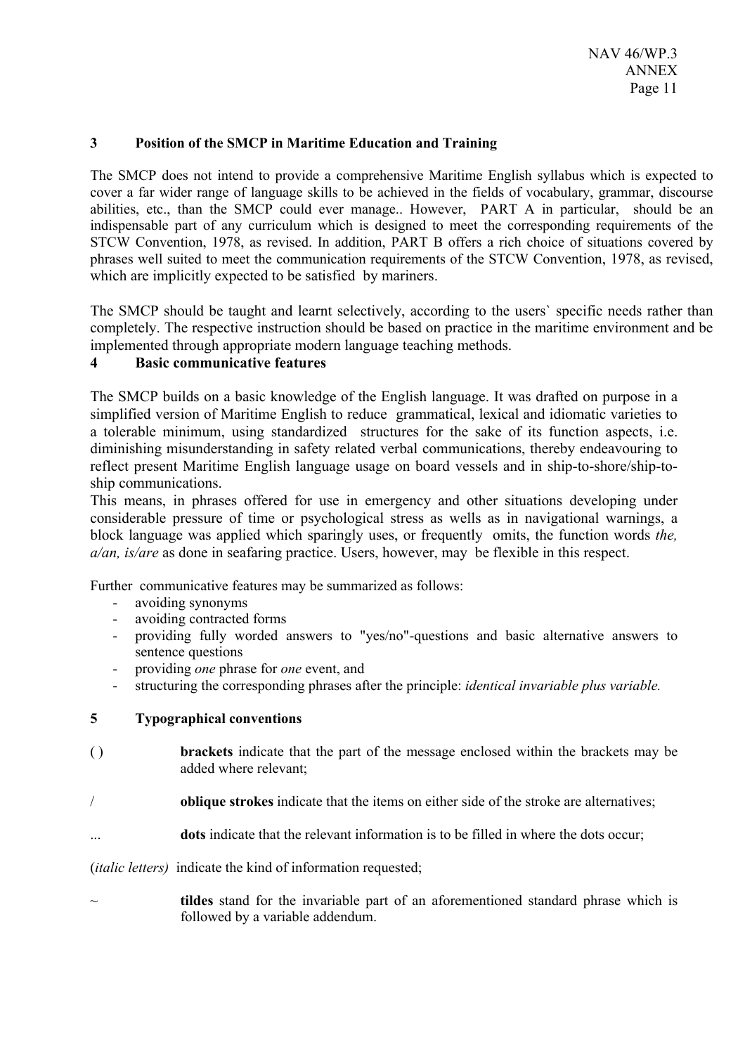## 3 Position of the SMCP in Maritime Education and Training

The SMCP does not intend to provide a comprehensive Maritime English syllabus which is expected to cover a far wider range of language skills to be achieved in the fields of vocabulary, grammar, discourse abilities, etc., than the SMCP could ever manage.. However, PART A in particular, should be an indispensable part of any curriculum which is designed to meet the corresponding requirements of the STCW Convention, 1978, as revised. In addition, PART B offers a rich choice of situations covered by phrases well suited to meet the communication requirements of the STCW Convention, 1978, as revised, which are implicitly expected to be satisfied by mariners.

The SMCP should be taught and learnt selectively, according to the users` specific needs rather than completely. The respective instruction should be based on practice in the maritime environment and be implemented through appropriate modern language teaching methods.

## 4 Basic communicative features

The SMCP builds on a basic knowledge of the English language. It was drafted on purpose in a simplified version of Maritime English to reduce grammatical, lexical and idiomatic varieties to a tolerable minimum, using standardized structures for the sake of its function aspects, i.e. diminishing misunderstanding in safety related verbal communications, thereby endeavouring to reflect present Maritime English language usage on board vessels and in ship-to-shore/ship-to-ship communications.

This means, in phrases offered for use in emergency and other situations developing under considerable pressure of time or psychological stress as wells as in navigational warnings, a block language was applied which sparingly uses, or frequently omits, the function words *the, a/an, is/are* as done in seafaring practice. Users, however, may be flexible in this respect.

Further communicative features may be summarized as follows:

- avoiding synonyms
- avoiding contracted forms
- providing fully worded answers to "yes/no"-questions and basic alternative answers to sentence questions
- providing *one* phrase for *one* event, and
- structuring the corresponding phrases after the principle: *identical invariable plus variable.*

## 5 Typographical conventions

( ) **brackets** indicate that the part of the message enclosed within the brackets may be added where relevant;

/ **oblique strokes** indicate that the items on either side of the stroke are alternatives;

... **dots** indicate that the relevant information is to be filled in where the dots occur;

(*italic letters*) indicate the kind of information requested;

~ **tildes** stand for the invariable part of an aforementioned standard phrase which is followed by a variable addendum.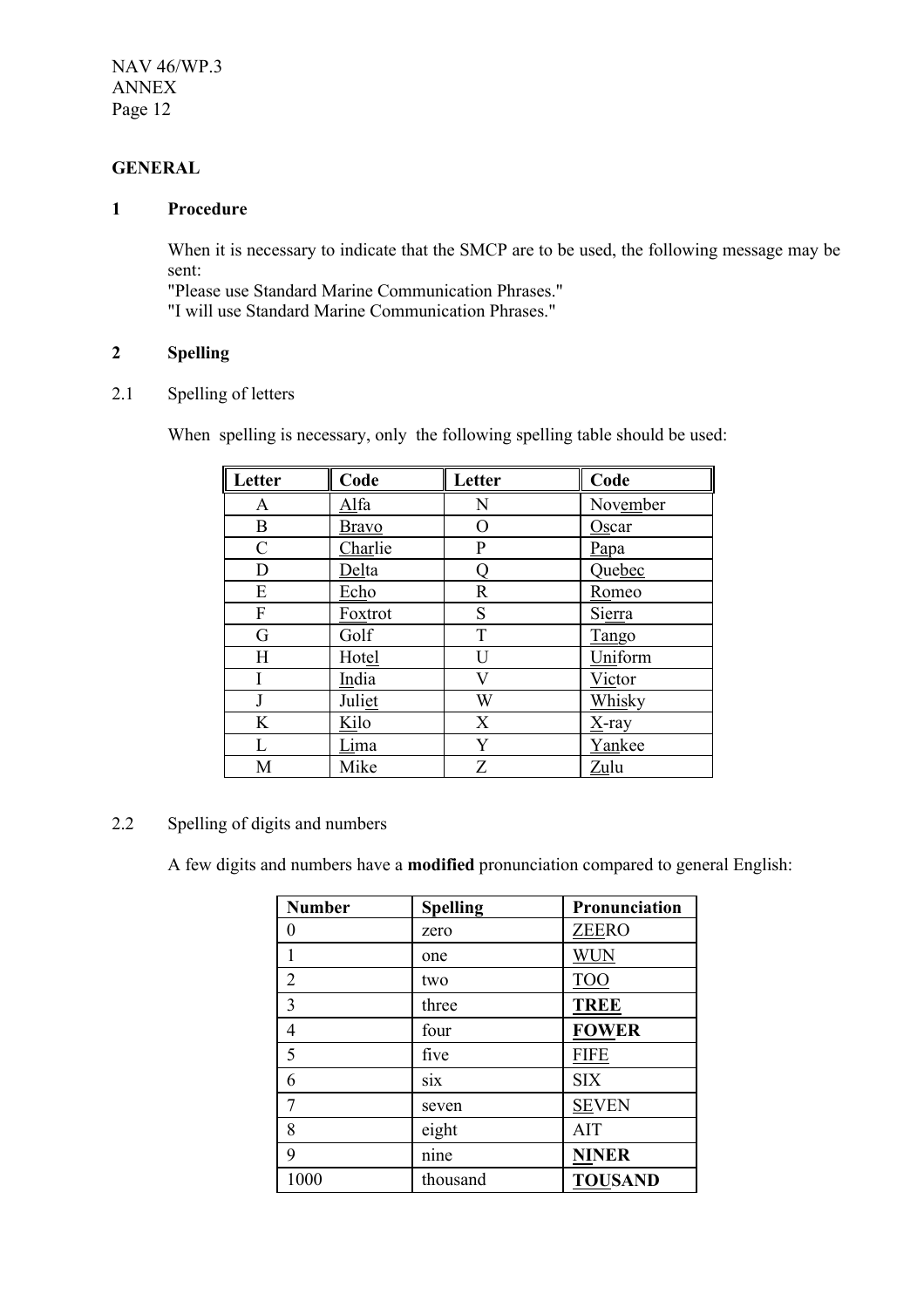## GENERAL

### 1 Procedure

When it is necessary to indicate that the SMCP are to be used, the following message may be sent:
"Please use Standard Marine Communication Phrases."
"I will use Standard Marine Communication Phrases."

### 2 Spelling

2.1 Spelling of letters

When spelling is necessary, only the following spelling table should be used:

| Letter | Code | Letter | Code |
|---|---|---|---|
| A | Alfa | N | November |
| B | Bravo | O | Oscar |
| C | Charlie | P | Papa |
| D | Delta | Q | Quebec |
| E | Echo | R | Romeo |
| F | Foxtrot | S | Sierra |
| G | Golf | T | Tango |
| H | Hotel | U | Uniform |
| I | India | V | Victor |
| J | Juliet | W | Whisky |
| K | Kilo | X | X-ray |
| L | Lima | Y | Yankee |
| M | Mike | Z | Zulu |

2.2 Spelling of digits and numbers

A few digits and numbers have a **modified** pronunciation compared to general English:

| Number | Spelling | Pronunciation |
|---|---|---|
| 0 | zero | ZEERO |
| 1 | one | WUN |
| 2 | two | TOO |
| 3 | three | **TREE** |
| 4 | four | **FOWER** |
| 5 | five | FIFE |
| 6 | six | SIX |
| 7 | seven | SEVEN |
| 8 | eight | AIT |
| 9 | nine | **NINER** |
| 1000 | thousand | **TOUSAND** |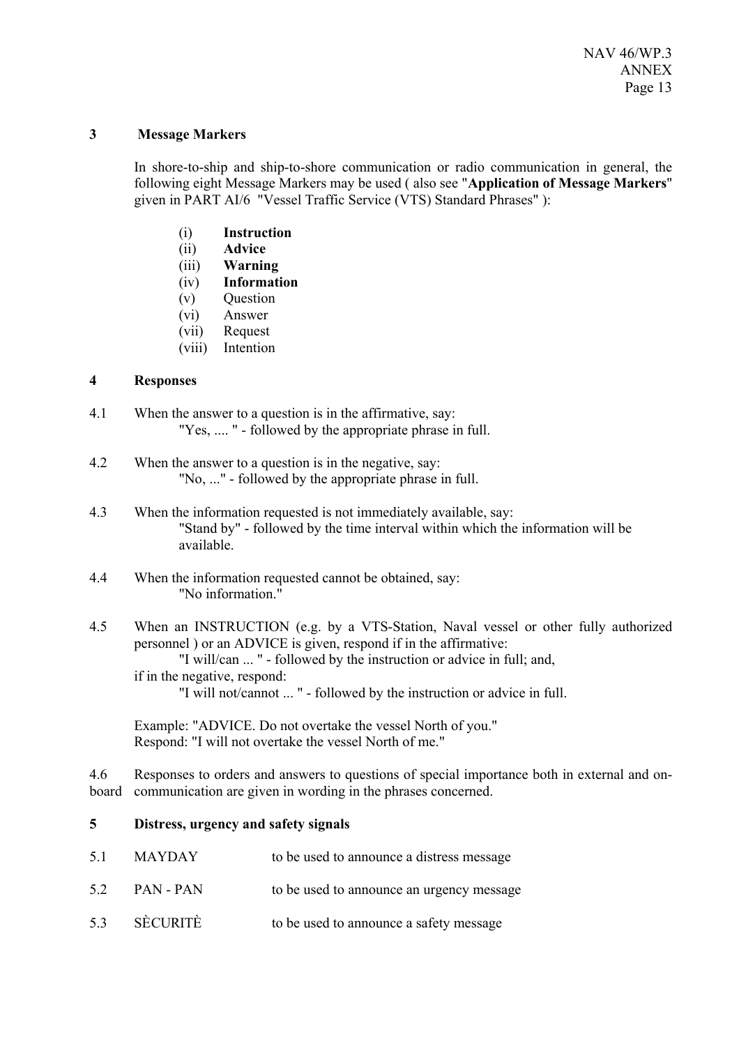## 3 Message Markers

In shore-to-ship and ship-to-shore communication or radio communication in general, the following eight Message Markers may be used ( also see "**Application of Message Markers**" given in PART AI/6 "Vessel Traffic Service (VTS) Standard Phrases" ):

- (i) **Instruction**
- (ii) **Advice**
- (iii) **Warning**
- (iv) **Information**
- (v) Question
- (vi) Answer
- (vii) Request
- (viii) Intention

## 4 Responses

4.1 When the answer to a question is in the affirmative, say:
"Yes, .... " - followed by the appropriate phrase in full.

4.2 When the answer to a question is in the negative, say:
"No, ..." - followed by the appropriate phrase in full.

4.3 When the information requested is not immediately available, say:
"Stand by" - followed by the time interval within which the information will be available.

4.4 When the information requested cannot be obtained, say:
"No information."

4.5 When an INSTRUCTION (e.g. by a VTS-Station, Naval vessel or other fully authorized personnel ) or an ADVICE is given, respond if in the affirmative:
"I will/can ... " - followed by the instruction or advice in full; and,
if in the negative, respond:
"I will not/cannot ... " - followed by the instruction or advice in full.

Example: "ADVICE. Do not overtake the vessel North of you."
Respond: "I will not overtake the vessel North of me."

4.6 Responses to orders and answers to questions of special importance both in external and on-board communication are given in wording in the phrases concerned.

## 5 Distress, urgency and safety signals

| | | |
|---|---|---|
| 5.1 | MAYDAY | to be used to announce a distress message |
| 5.2 | PAN - PAN | to be used to announce an urgency message |
| 5.3 | SÈCURITÈ | to be used to announce a safety message |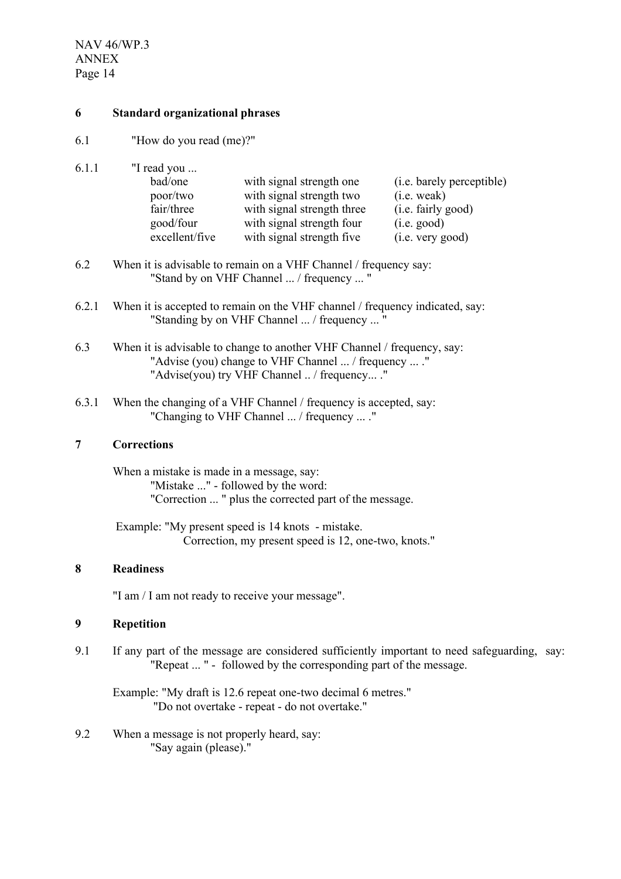## 6 Standard organizational phrases

6.1 "How do you read (me)?"

6.1.1 "I read you ...

| | | |
|---|---|---|
| bad/one | with signal strength one | (i.e. barely perceptible) |
| poor/two | with signal strength two | (i.e. weak) |
| fair/three | with signal strength three | (i.e. fairly good) |
| good/four | with signal strength four | (i.e. good) |
| excellent/five | with signal strength five | (i.e. very good) |

6.2 When it is advisable to remain on a VHF Channel / frequency say:
"Stand by on VHF Channel ... / frequency ... "

6.2.1 When it is accepted to remain on the VHF channel / frequency indicated, say:
"Standing by on VHF Channel ... / frequency ... "

6.3 When it is advisable to change to another VHF Channel / frequency, say:
"Advise (you) change to VHF Channel ... / frequency ... ."
"Advise(you) try VHF Channel .. / frequency... ."

6.3.1 When the changing of a VHF Channel / frequency is accepted, say:
"Changing to VHF Channel ... / frequency ... ."

## 7 Corrections

When a mistake is made in a message, say:
"Mistake ..." - followed by the word:
"Correction ... " plus the corrected part of the message.

Example: "My present speed is 14 knots - mistake.
Correction, my present speed is 12, one-two, knots."

## 8 Readiness

"I am / I am not ready to receive your message".

## 9 Repetition

9.1 If any part of the message are considered sufficiently important to need safeguarding, say:
"Repeat ... " - followed by the corresponding part of the message.

Example: "My draft is 12.6 repeat one-two decimal 6 metres."
"Do not overtake - repeat - do not overtake."

9.2 When a message is not properly heard, say:
"Say again (please)."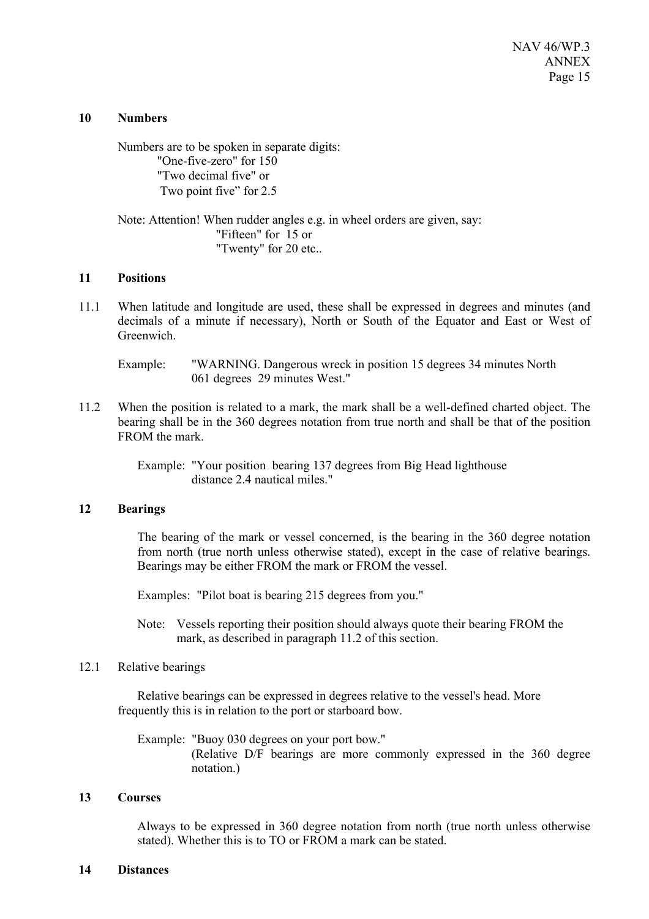## 10 Numbers

Numbers are to be spoken in separate digits:

"One-five-zero" for 150

"Two decimal five" or

Two point five" for 2.5

Note: Attention! When rudder angles e.g. in wheel orders are given, say:

"Fifteen" for 15 or

"Twenty" for 20 etc..

## 11 Positions

11.1 When latitude and longitude are used, these shall be expressed in degrees and minutes (and decimals of a minute if necessary), North or South of the Equator and East or West of Greenwich.

Example: "WARNING. Dangerous wreck in position 15 degrees 34 minutes North 061 degrees 29 minutes West."

11.2 When the position is related to a mark, the mark shall be a well-defined charted object. The bearing shall be in the 360 degrees notation from true north and shall be that of the position FROM the mark.

Example: "Your position bearing 137 degrees from Big Head lighthouse distance 2.4 nautical miles."

## 12 Bearings

The bearing of the mark or vessel concerned, is the bearing in the 360 degree notation from north (true north unless otherwise stated), except in the case of relative bearings. Bearings may be either FROM the mark or FROM the vessel.

Examples: "Pilot boat is bearing 215 degrees from you."

Note: Vessels reporting their position should always quote their bearing FROM the mark, as described in paragraph 11.2 of this section.

12.1 Relative bearings

Relative bearings can be expressed in degrees relative to the vessel's head. More frequently this is in relation to the port or starboard bow.

Example: "Buoy 030 degrees on your port bow."
(Relative D/F bearings are more commonly expressed in the 360 degree notation.)

## 13 Courses

Always to be expressed in 360 degree notation from north (true north unless otherwise stated). Whether this is to TO or FROM a mark can be stated.

## 14 Distances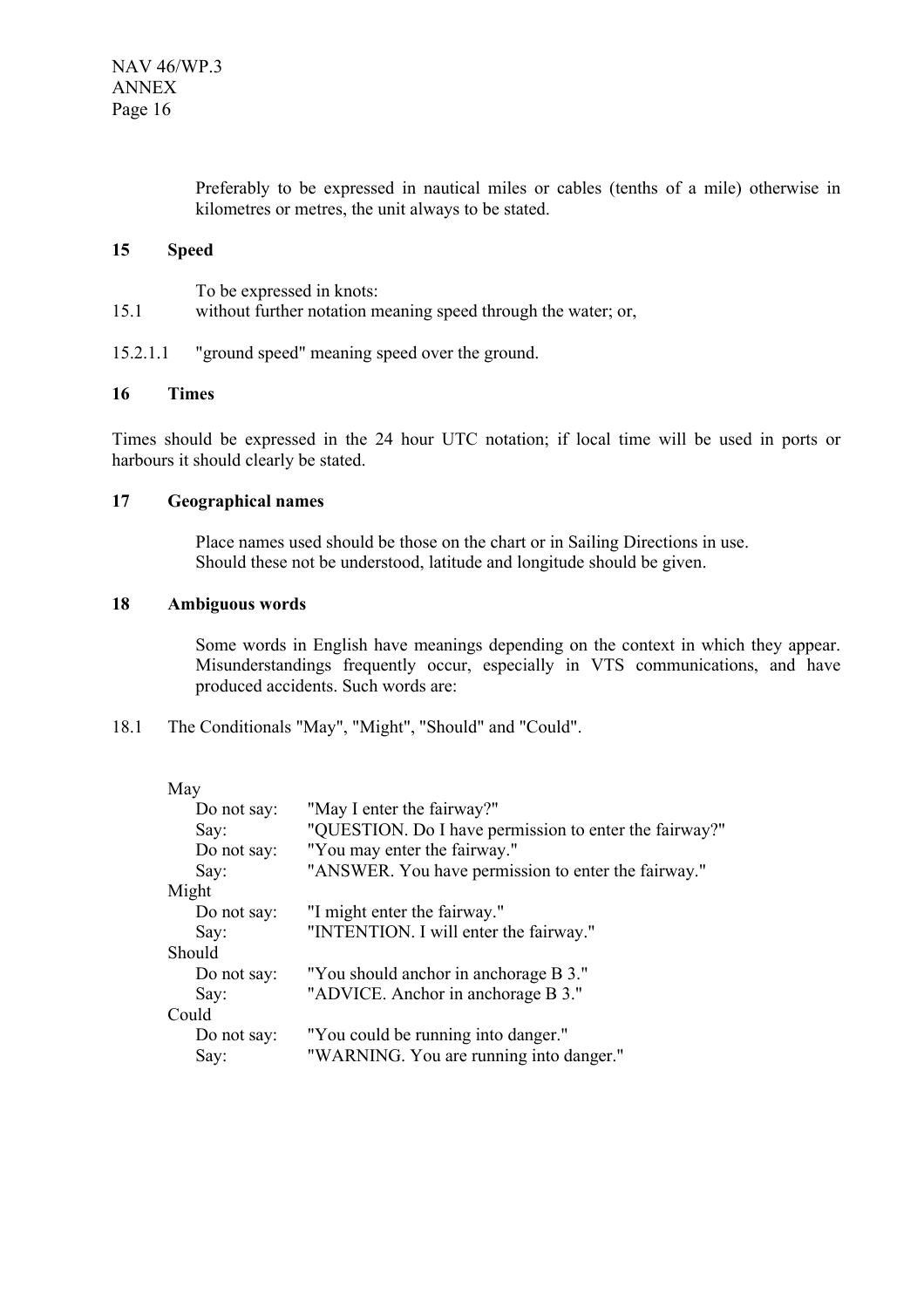Preferably to be expressed in nautical miles or cables (tenths of a mile) otherwise in kilometres or metres, the unit always to be stated.

## 15 Speed

To be expressed in knots:

15.1 without further notation meaning speed through the water; or,

15.2.1.1 "ground speed" meaning speed over the ground.

## 16 Times

Times should be expressed in the 24 hour UTC notation; if local time will be used in ports or harbours it should clearly be stated.

## 17 Geographical names

Place names used should be those on the chart or in Sailing Directions in use.
Should these not be understood, latitude and longitude should be given.

## 18 Ambiguous words

Some words in English have meanings depending on the context in which they appear. Misunderstandings frequently occur, especially in VTS communications, and have produced accidents. Such words are:

18.1 The Conditionals "May", "Might", "Should" and "Could".

May
- Do not say: "May I enter the fairway?"
- Say: "QUESTION. Do I have permission to enter the fairway?"
- Do not say: "You may enter the fairway."
- Say: "ANSWER. You have permission to enter the fairway."

Might
- Do not say: "I might enter the fairway."
- Say: "INTENTION. I will enter the fairway."

Should
- Do not say: "You should anchor in anchorage B 3."
- Say: "ADVICE. Anchor in anchorage B 3."

Could
- Do not say: "You could be running into danger."
- Say: "WARNING. You are running into danger."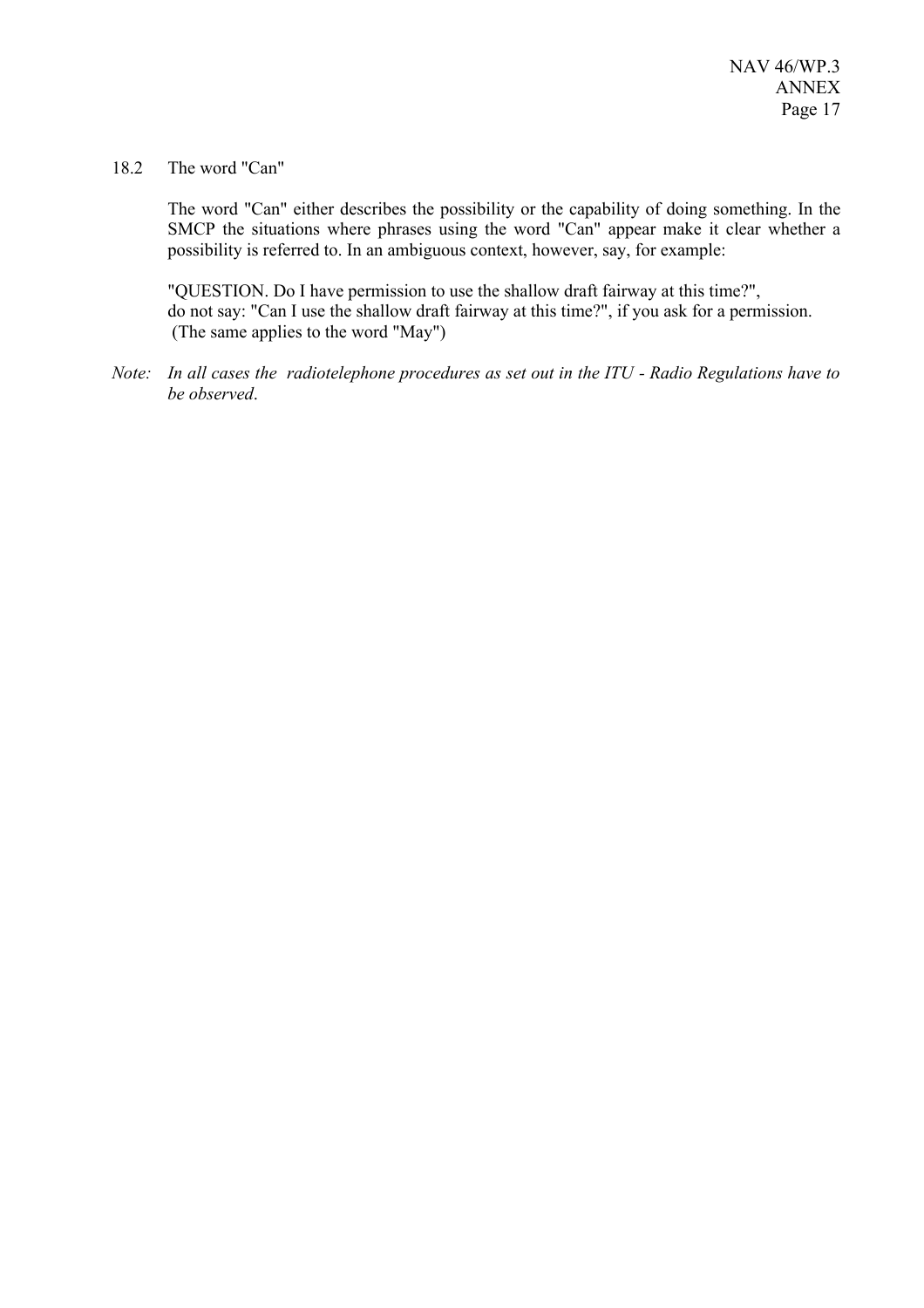18.2 The word "Can"

The word "Can" either describes the possibility or the capability of doing something. In the SMCP the situations where phrases using the word "Can" appear make it clear whether a possibility is referred to. In an ambiguous context, however, say, for example:

"QUESTION. Do I have permission to use the shallow draft fairway at this time?",
do not say: "Can I use the shallow draft fairway at this time?", if you ask for a permission.
(The same applies to the word "May")

*Note: In all cases the radiotelephone procedures as set out in the ITU - Radio Regulations have to be observed.*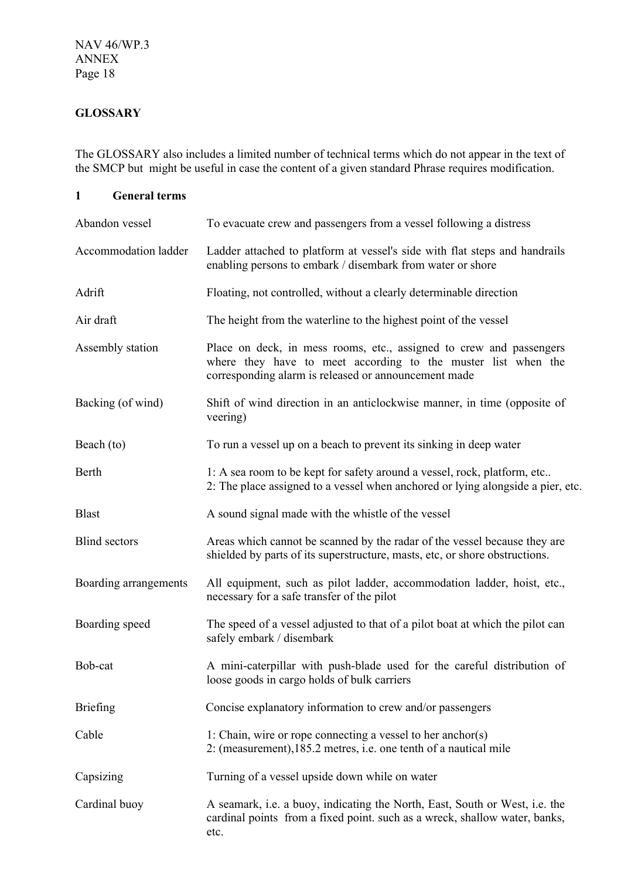## GLOSSARY

The GLOSSARY also includes a limited number of technical terms which do not appear in the text of the SMCP but might be useful in case the content of a given standard Phrase requires modification.

### 1 General terms

| Term | Definition |
|---|---|
| Abandon vessel | To evacuate crew and passengers from a vessel following a distress |
| Accommodation ladder | Ladder attached to platform at vessel's side with flat steps and handrails enabling persons to embark / disembark from water or shore |
| Adrift | Floating, not controlled, without a clearly determinable direction |
| Air draft | The height from the waterline to the highest point of the vessel |
| Assembly station | Place on deck, in mess rooms, etc., assigned to crew and passengers where they have to meet according to the muster list when the corresponding alarm is released or announcement made |
| Backing (of wind) | Shift of wind direction in an anticlockwise manner, in time (opposite of veering) |
| Beach (to) | To run a vessel up on a beach to prevent its sinking in deep water |
| Berth | 1: A sea room to be kept for safety around a vessel, rock, platform, etc.. <br> 2: The place assigned to a vessel when anchored or lying alongside a pier, etc. |
| Blast | A sound signal made with the whistle of the vessel |
| Blind sectors | Areas which cannot be scanned by the radar of the vessel because they are shielded by parts of its superstructure, masts, etc, or shore obstructions. |
| Boarding arrangements | All equipment, such as pilot ladder, accommodation ladder, hoist, etc., necessary for a safe transfer of the pilot |
| Boarding speed | The speed of a vessel adjusted to that of a pilot boat at which the pilot can safely embark / disembark |
| Bob-cat | A mini-caterpillar with push-blade used for the careful distribution of loose goods in cargo holds of bulk carriers |
| Briefing | Concise explanatory information to crew and/or passengers |
| Cable | 1: Chain, wire or rope connecting a vessel to her anchor(s) <br> 2: (measurement),185.2 metres, i.e. one tenth of a nautical mile |
| Capsizing | Turning of a vessel upside down while on water |
| Cardinal buoy | A seamark, i.e. a buoy, indicating the North, East, South or West, i.e. the cardinal points from a fixed point. such as a wreck, shallow water, banks, etc. |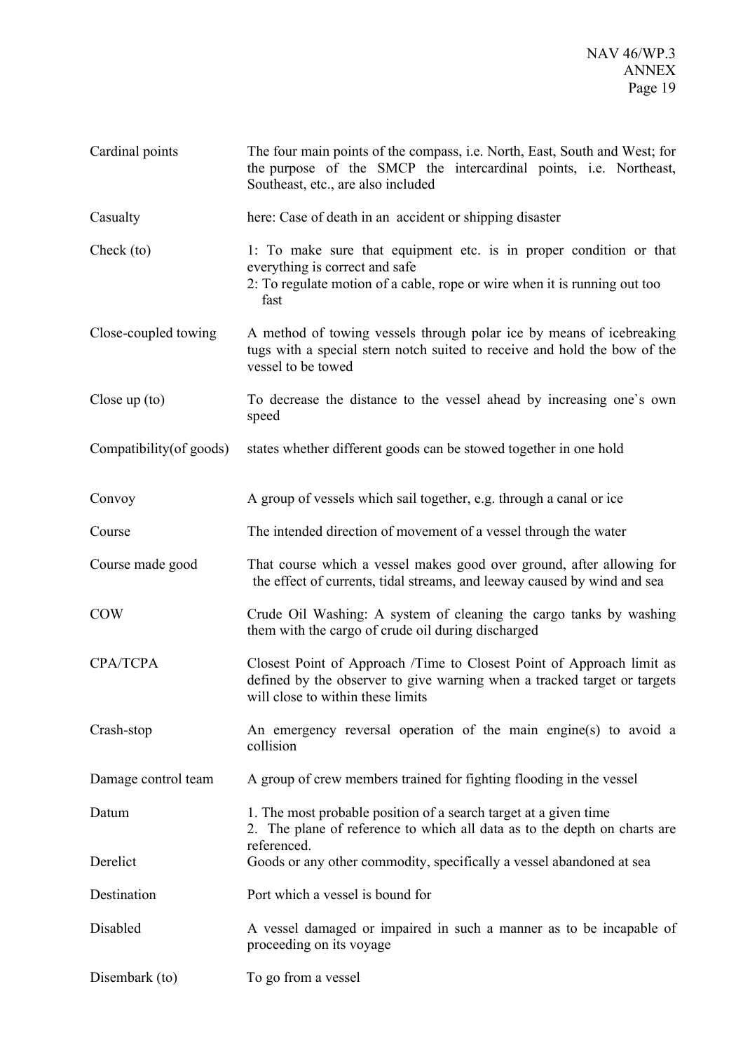| Term | Definition |
|---|---|
| Cardinal points | The four main points of the compass, i.e. North, East, South and West; for the purpose of the SMCP the intercardinal points, i.e. Northeast, Southeast, etc., are also included |
| Casualty | here: Case of death in an accident or shipping disaster |
| Check (to) | 1: To make sure that equipment etc. is in proper condition or that everything is correct and safe<br>2: To regulate motion of a cable, rope or wire when it is running out too fast |
| Close-coupled towing | A method of towing vessels through polar ice by means of icebreaking tugs with a special stern notch suited to receive and hold the bow of the vessel to be towed |
| Close up (to) | To decrease the distance to the vessel ahead by increasing one`s own speed |
| Compatibility(of goods) | states whether different goods can be stowed together in one hold |
| Convoy | A group of vessels which sail together, e.g. through a canal or ice |
| Course | The intended direction of movement of a vessel through the water |
| Course made good | That course which a vessel makes good over ground, after allowing for the effect of currents, tidal streams, and leeway caused by wind and sea |
| COW | Crude Oil Washing: A system of cleaning the cargo tanks by washing them with the cargo of crude oil during discharged |
| CPA/TCPA | Closest Point of Approach /Time to Closest Point of Approach limit as defined by the observer to give warning when a tracked target or targets will close to within these limits |
| Crash-stop | An emergency reversal operation of the main engine(s) to avoid a collision |
| Damage control team | A group of crew members trained for fighting flooding in the vessel |
| Datum | 1. The most probable position of a search target at a given time<br>2. The plane of reference to which all data as to the depth on charts are referenced. |
| Derelict | Goods or any other commodity, specifically a vessel abandoned at sea |
| Destination | Port which a vessel is bound for |
| Disabled | A vessel damaged or impaired in such a manner as to be incapable of proceeding on its voyage |
| Disembark (to) | To go from a vessel |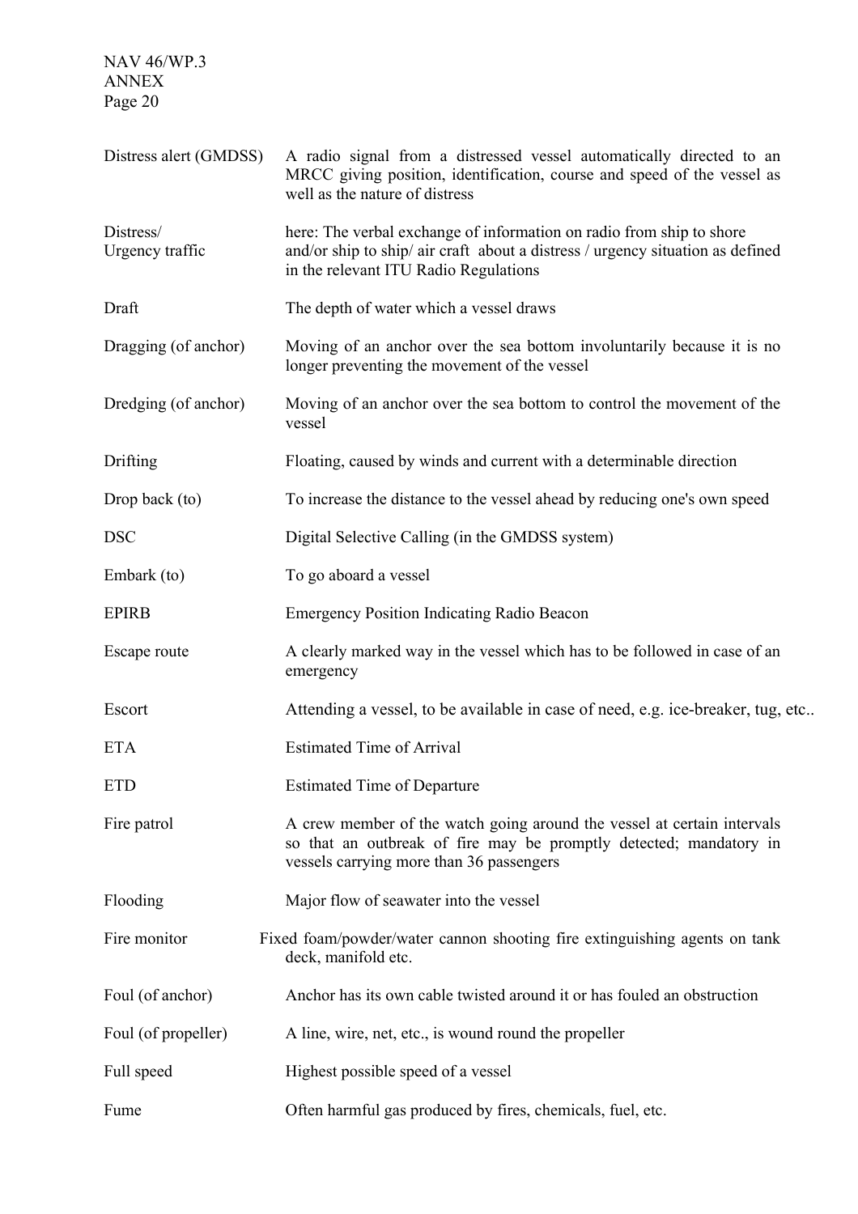| | |
|---|---|
| Distress alert (GMDSS) | A radio signal from a distressed vessel automatically directed to an MRCC giving position, identification, course and speed of the vessel as well as the nature of distress |
| Distress/ Urgency traffic | here: The verbal exchange of information on radio from ship to shore and/or ship to ship/ air craft about a distress / urgency situation as defined in the relevant ITU Radio Regulations |
| Draft | The depth of water which a vessel draws |
| Dragging (of anchor) | Moving of an anchor over the sea bottom involuntarily because it is no longer preventing the movement of the vessel |
| Dredging (of anchor) | Moving of an anchor over the sea bottom to control the movement of the vessel |
| Drifting | Floating, caused by winds and current with a determinable direction |
| Drop back (to) | To increase the distance to the vessel ahead by reducing one's own speed |
| DSC | Digital Selective Calling (in the GMDSS system) |
| Embark (to) | To go aboard a vessel |
| EPIRB | Emergency Position Indicating Radio Beacon |
| Escape route | A clearly marked way in the vessel which has to be followed in case of an emergency |
| Escort | Attending a vessel, to be available in case of need, e.g. ice-breaker, tug, etc.. |
| ETA | Estimated Time of Arrival |
| ETD | Estimated Time of Departure |
| Fire patrol | A crew member of the watch going around the vessel at certain intervals so that an outbreak of fire may be promptly detected; mandatory in vessels carrying more than 36 passengers |
| Flooding | Major flow of seawater into the vessel |
| Fire monitor | Fixed foam/powder/water cannon shooting fire extinguishing agents on tank deck, manifold etc. |
| Foul (of anchor) | Anchor has its own cable twisted around it or has fouled an obstruction |
| Foul (of propeller) | A line, wire, net, etc., is wound round the propeller |
| Full speed | Highest possible speed of a vessel |
| Fume | Often harmful gas produced by fires, chemicals, fuel, etc. |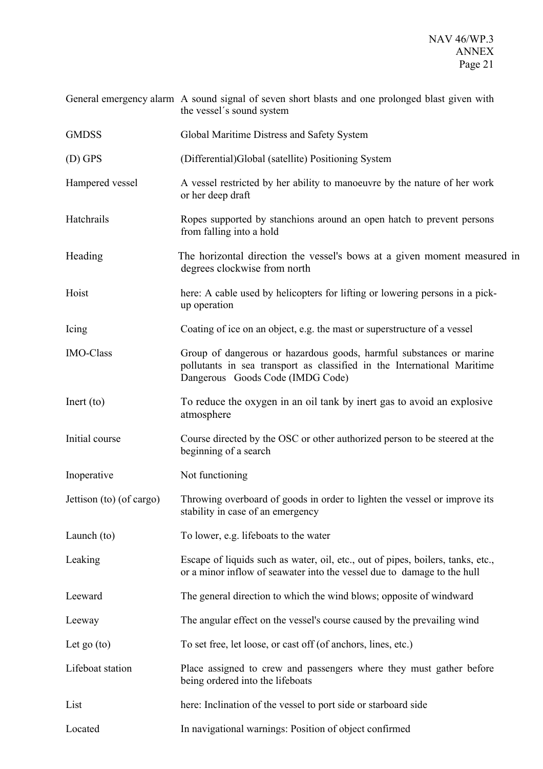| | |
|---|---|
| General emergency alarm | A sound signal of seven short blasts and one prolonged blast given with the vessel´s sound system |
| GMDSS | Global Maritime Distress and Safety System |
| (D) GPS | (Differential)Global (satellite) Positioning System |
| Hampered vessel | A vessel restricted by her ability to manoeuvre by the nature of her work or her deep draft |
| Hatchrails | Ropes supported by stanchions around an open hatch to prevent persons from falling into a hold |
| Heading | The horizontal direction the vessel's bows at a given moment measured in degrees clockwise from north |
| Hoist | here: A cable used by helicopters for lifting or lowering persons in a pick-up operation |
| Icing | Coating of ice on an object, e.g. the mast or superstructure of a vessel |
| IMO-Class | Group of dangerous or hazardous goods, harmful substances or marine pollutants in sea transport as classified in the International Maritime Dangerous Goods Code (IMDG Code) |
| Inert (to) | To reduce the oxygen in an oil tank by inert gas to avoid an explosive atmosphere |
| Initial course | Course directed by the OSC or other authorized person to be steered at the beginning of a search |
| Inoperative | Not functioning |
| Jettison (to) (of cargo) | Throwing overboard of goods in order to lighten the vessel or improve its stability in case of an emergency |
| Launch (to) | To lower, e.g. lifeboats to the water |
| Leaking | Escape of liquids such as water, oil, etc., out of pipes, boilers, tanks, etc., or a minor inflow of seawater into the vessel due to damage to the hull |
| Leeward | The general direction to which the wind blows; opposite of windward |
| Leeway | The angular effect on the vessel's course caused by the prevailing wind |
| Let go (to) | To set free, let loose, or cast off (of anchors, lines, etc.) |
| Lifeboat station | Place assigned to crew and passengers where they must gather before being ordered into the lifeboats |
| List | here: Inclination of the vessel to port side or starboard side |
| Located | In navigational warnings: Position of object confirmed |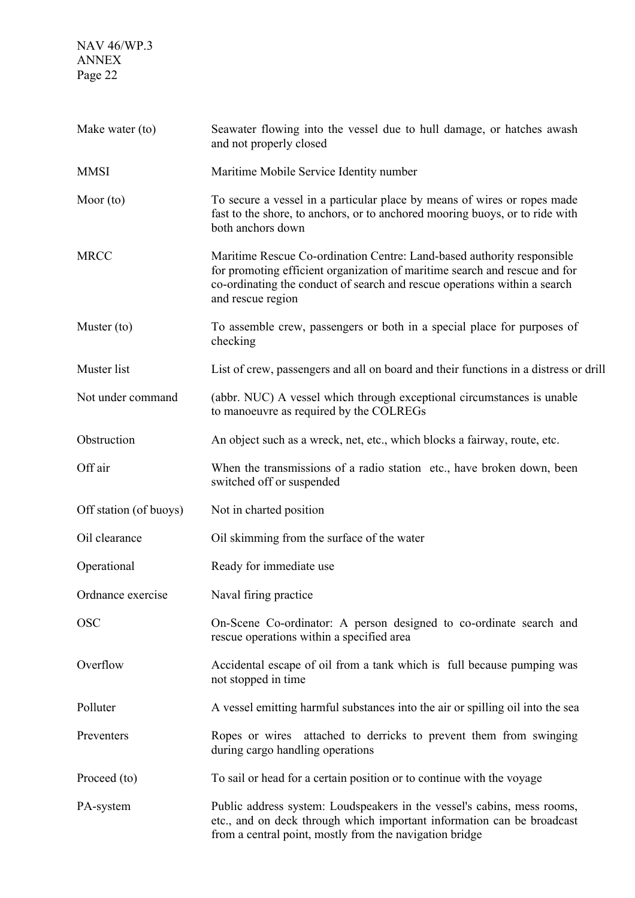| | |
|---|---|
| Make water (to) | Seawater flowing into the vessel due to hull damage, or hatches awash and not properly closed |
| MMSI | Maritime Mobile Service Identity number |
| Moor (to) | To secure a vessel in a particular place by means of wires or ropes made fast to the shore, to anchors, or to anchored mooring buoys, or to ride with both anchors down |
| MRCC | Maritime Rescue Co-ordination Centre: Land-based authority responsible for promoting efficient organization of maritime search and rescue and for co-ordinating the conduct of search and rescue operations within a search and rescue region |
| Muster (to) | To assemble crew, passengers or both in a special place for purposes of checking |
| Muster list | List of crew, passengers and all on board and their functions in a distress or drill |
| Not under command | (abbr. NUC) A vessel which through exceptional circumstances is unable to manoeuvre as required by the COLREGs |
| Obstruction | An object such as a wreck, net, etc., which blocks a fairway, route, etc. |
| Off air | When the transmissions of a radio station etc., have broken down, been switched off or suspended |
| Off station (of buoys) | Not in charted position |
| Oil clearance | Oil skimming from the surface of the water |
| Operational | Ready for immediate use |
| Ordnance exercise | Naval firing practice |
| OSC | On-Scene Co-ordinator: A person designed to co-ordinate search and rescue operations within a specified area |
| Overflow | Accidental escape of oil from a tank which is full because pumping was not stopped in time |
| Polluter | A vessel emitting harmful substances into the air or spilling oil into the sea |
| Preventers | Ropes or wires attached to derricks to prevent them from swinging during cargo handling operations |
| Proceed (to) | To sail or head for a certain position or to continue with the voyage |
| PA-system | Public address system: Loudspeakers in the vessel's cabins, mess rooms, etc., and on deck through which important information can be broadcast from a central point, mostly from the navigation bridge |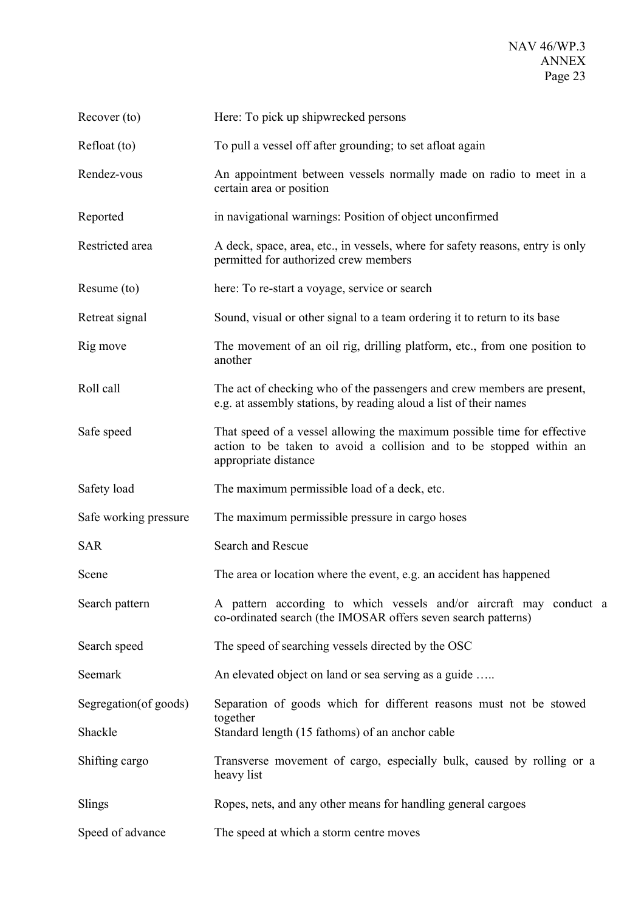| | |
|---|---|
| Recover (to) | Here: To pick up shipwrecked persons |
| Refloat (to) | To pull a vessel off after grounding; to set afloat again |
| Rendez-vous | An appointment between vessels normally made on radio to meet in a certain area or position |
| Reported | in navigational warnings: Position of object unconfirmed |
| Restricted area | A deck, space, area, etc., in vessels, where for safety reasons, entry is only permitted for authorized crew members |
| Resume (to) | here: To re-start a voyage, service or search |
| Retreat signal | Sound, visual or other signal to a team ordering it to return to its base |
| Rig move | The movement of an oil rig, drilling platform, etc., from one position to another |
| Roll call | The act of checking who of the passengers and crew members are present, e.g. at assembly stations, by reading aloud a list of their names |
| Safe speed | That speed of a vessel allowing the maximum possible time for effective action to be taken to avoid a collision and to be stopped within an appropriate distance |
| Safety load | The maximum permissible load of a deck, etc. |
| Safe working pressure | The maximum permissible pressure in cargo hoses |
| SAR | Search and Rescue |
| Scene | The area or location where the event, e.g. an accident has happened |
| Search pattern | A pattern according to which vessels and/or aircraft may conduct a co-ordinated search (the IMOSAR offers seven search patterns) |
| Search speed | The speed of searching vessels directed by the OSC |
| Seemark | An elevated object on land or sea serving as a guide ….. |
| Segregation(of goods) | Separation of goods which for different reasons must not be stowed together |
| Shackle | Standard length (15 fathoms) of an anchor cable |
| Shifting cargo | Transverse movement of cargo, especially bulk, caused by rolling or a heavy list |
| Slings | Ropes, nets, and any other means for handling general cargoes |
| Speed of advance | The speed at which a storm centre moves |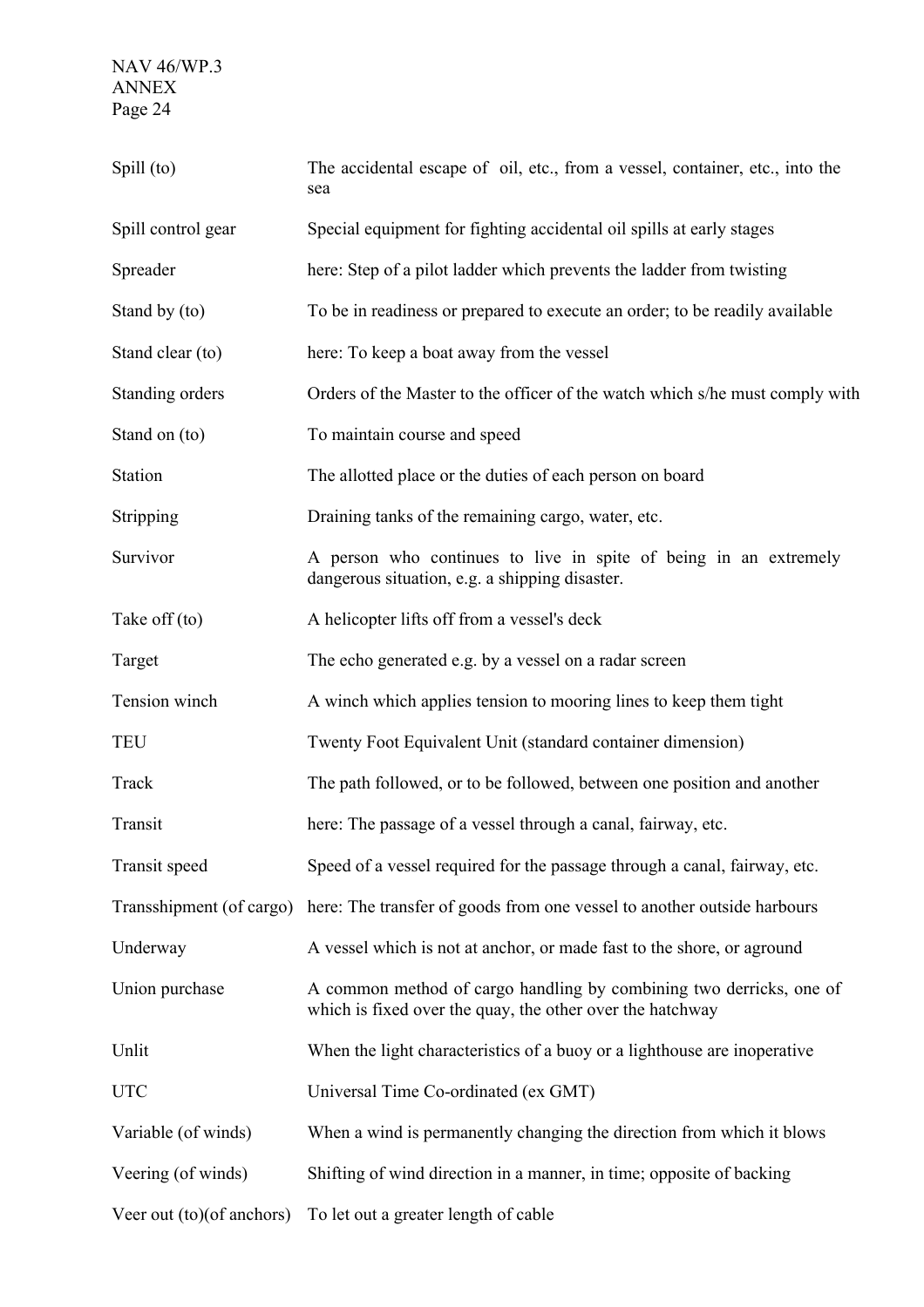| | |
|---|---|
| Spill (to) | The accidental escape of oil, etc., from a vessel, container, etc., into the sea |
| Spill control gear | Special equipment for fighting accidental oil spills at early stages |
| Spreader | here: Step of a pilot ladder which prevents the ladder from twisting |
| Stand by (to) | To be in readiness or prepared to execute an order; to be readily available |
| Stand clear (to) | here: To keep a boat away from the vessel |
| Standing orders | Orders of the Master to the officer of the watch which s/he must comply with |
| Stand on (to) | To maintain course and speed |
| Station | The allotted place or the duties of each person on board |
| Stripping | Draining tanks of the remaining cargo, water, etc. |
| Survivor | A person who continues to live in spite of being in an extremely dangerous situation, e.g. a shipping disaster. |
| Take off (to) | A helicopter lifts off from a vessel's deck |
| Target | The echo generated e.g. by a vessel on a radar screen |
| Tension winch | A winch which applies tension to mooring lines to keep them tight |
| TEU | Twenty Foot Equivalent Unit (standard container dimension) |
| Track | The path followed, or to be followed, between one position and another |
| Transit | here: The passage of a vessel through a canal, fairway, etc. |
| Transit speed | Speed of a vessel required for the passage through a canal, fairway, etc. |
| Transshipment (of cargo) | here: The transfer of goods from one vessel to another outside harbours |
| Underway | A vessel which is not at anchor, or made fast to the shore, or aground |
| Union purchase | A common method of cargo handling by combining two derricks, one of which is fixed over the quay, the other over the hatchway |
| Unlit | When the light characteristics of a buoy or a lighthouse are inoperative |
| UTC | Universal Time Co-ordinated (ex GMT) |
| Variable (of winds) | When a wind is permanently changing the direction from which it blows |
| Veering (of winds) | Shifting of wind direction in a manner, in time; opposite of backing |
| Veer out (to)(of anchors) | To let out a greater length of cable |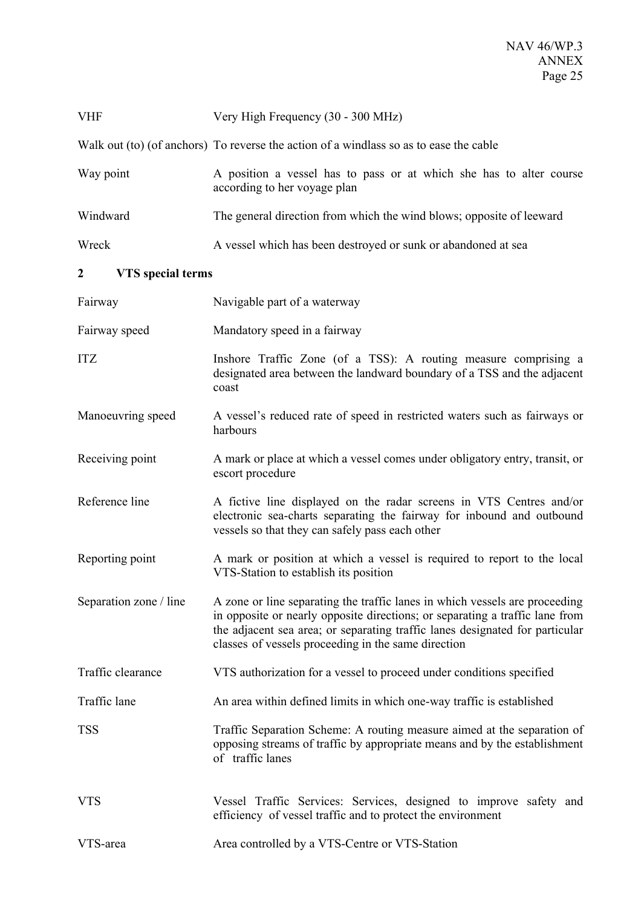| | |
|---|---|
| VHF | Very High Frequency (30 - 300 MHz) |
| Walk out (to) (of anchors) | To reverse the action of a windlass so as to ease the cable |
| Way point | A position a vessel has to pass or at which she has to alter course according to her voyage plan |
| Windward | The general direction from which the wind blows; opposite of leeward |
| Wreck | A vessel which has been destroyed or sunk or abandoned at sea |

## 2 VTS special terms

| | |
|---|---|
| Fairway | Navigable part of a waterway |
| Fairway speed | Mandatory speed in a fairway |
| ITZ | Inshore Traffic Zone (of a TSS): A routing measure comprising a designated area between the landward boundary of a TSS and the adjacent coast |
| Manoeuvring speed | A vessel's reduced rate of speed in restricted waters such as fairways or harbours |
| Receiving point | A mark or place at which a vessel comes under obligatory entry, transit, or escort procedure |
| Reference line | A fictive line displayed on the radar screens in VTS Centres and/or electronic sea-charts separating the fairway for inbound and outbound vessels so that they can safely pass each other |
| Reporting point | A mark or position at which a vessel is required to report to the local VTS-Station to establish its position |
| Separation zone / line | A zone or line separating the traffic lanes in which vessels are proceeding in opposite or nearly opposite directions; or separating a traffic lane from the adjacent sea area; or separating traffic lanes designated for particular classes of vessels proceeding in the same direction |
| Traffic clearance | VTS authorization for a vessel to proceed under conditions specified |
| Traffic lane | An area within defined limits in which one-way traffic is established |
| TSS | Traffic Separation Scheme: A routing measure aimed at the separation of opposing streams of traffic by appropriate means and by the establishment of traffic lanes |
| VTS | Vessel Traffic Services: Services, designed to improve safety and efficiency of vessel traffic and to protect the environment |
| VTS-area | Area controlled by a VTS-Centre or VTS-Station |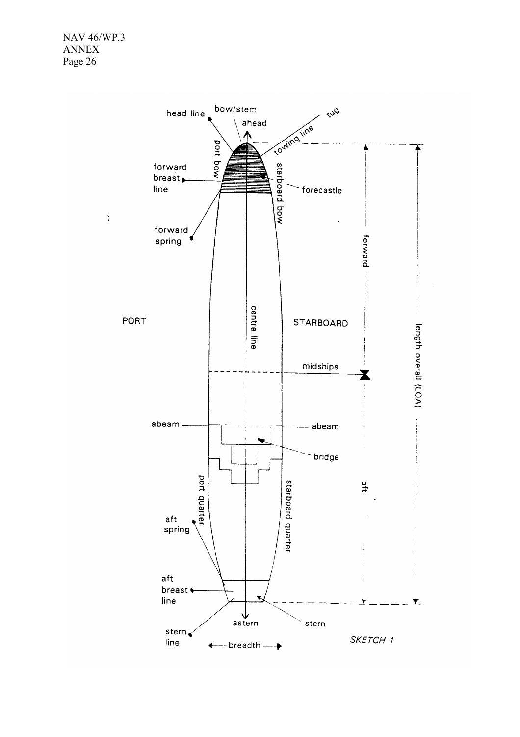head line

bow/stem

ahead

tug

towing line

port bow

starboard bow

forward breast line

forecastle

forward spring

forward

PORT

centre line

STARBOARD

length overall (LOA)

midships

abeam

abeam

bridge

aft

port quarter

starboard quarter

aft spring

aft breast line

stern line

astern

stern

breadth

*SKETCH 1*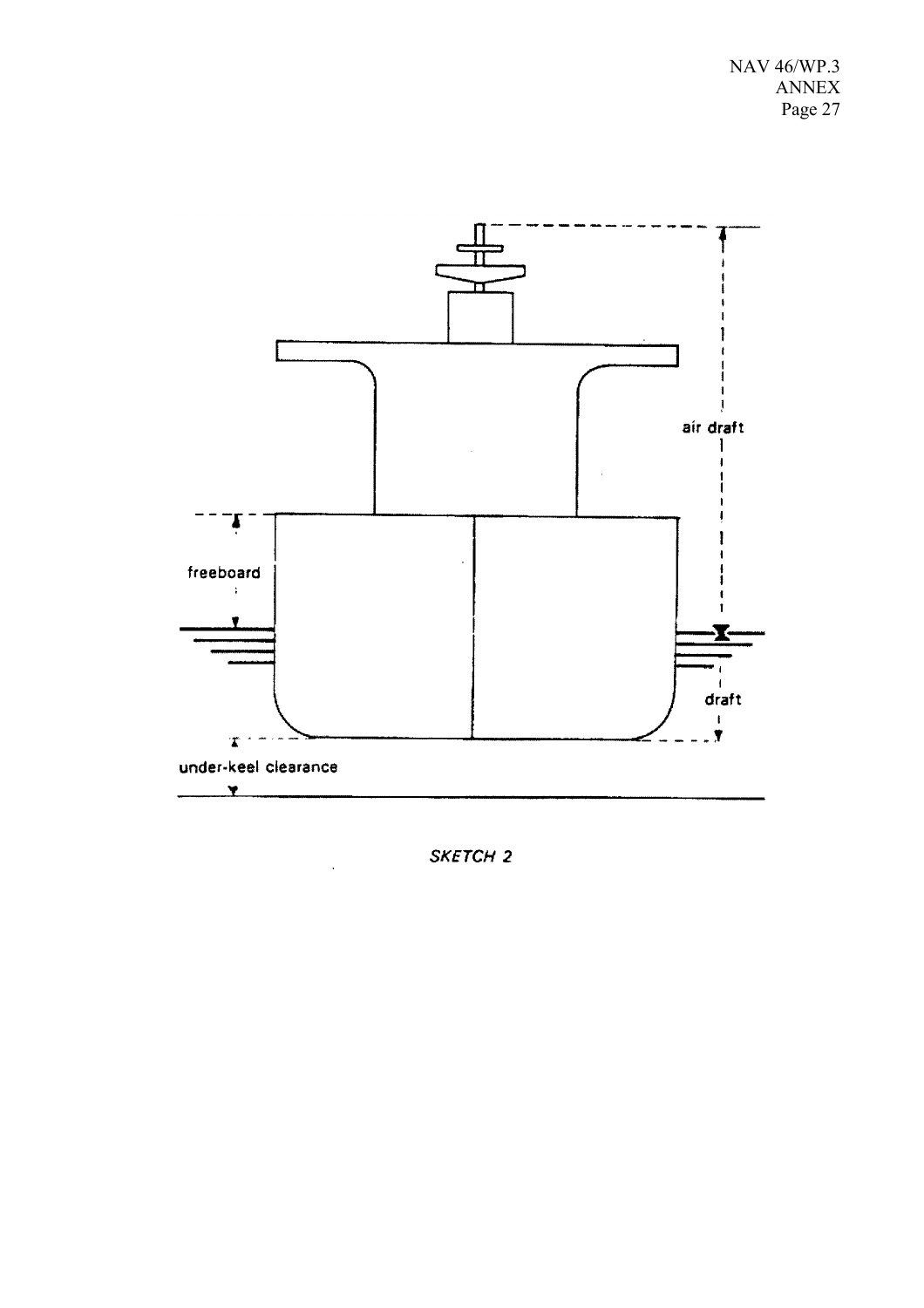air draft

freeboard

draft

under-keel clearance

*SKETCH 2*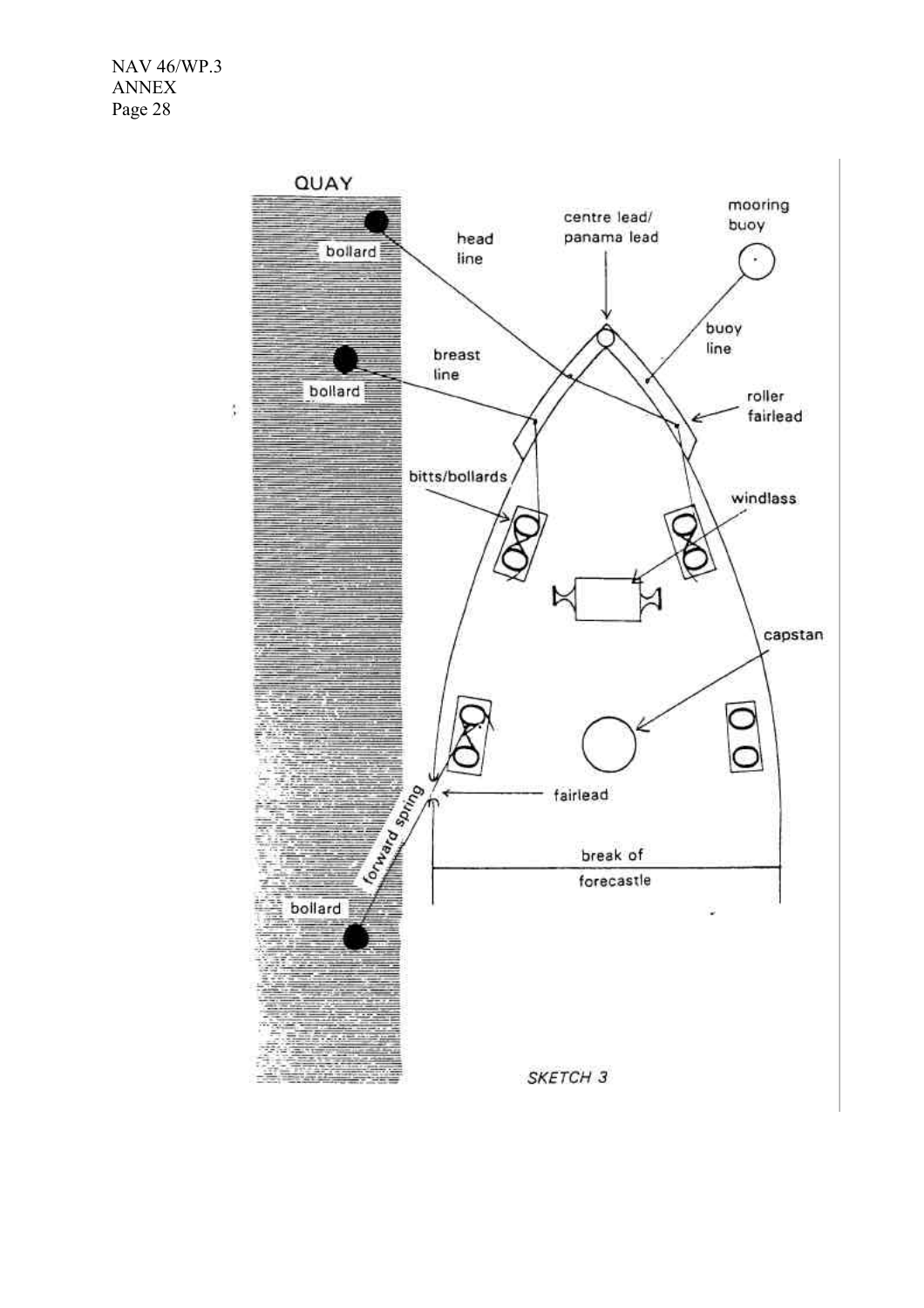QUAY

bollard

head line

centre lead/ panama lead

mooring buoy

buoy line

bollard

breast line

roller fairlead

bitts/bollards

windlass

capstan

forward spring

fairlead

break of forecastle

bollard

*SKETCH 3*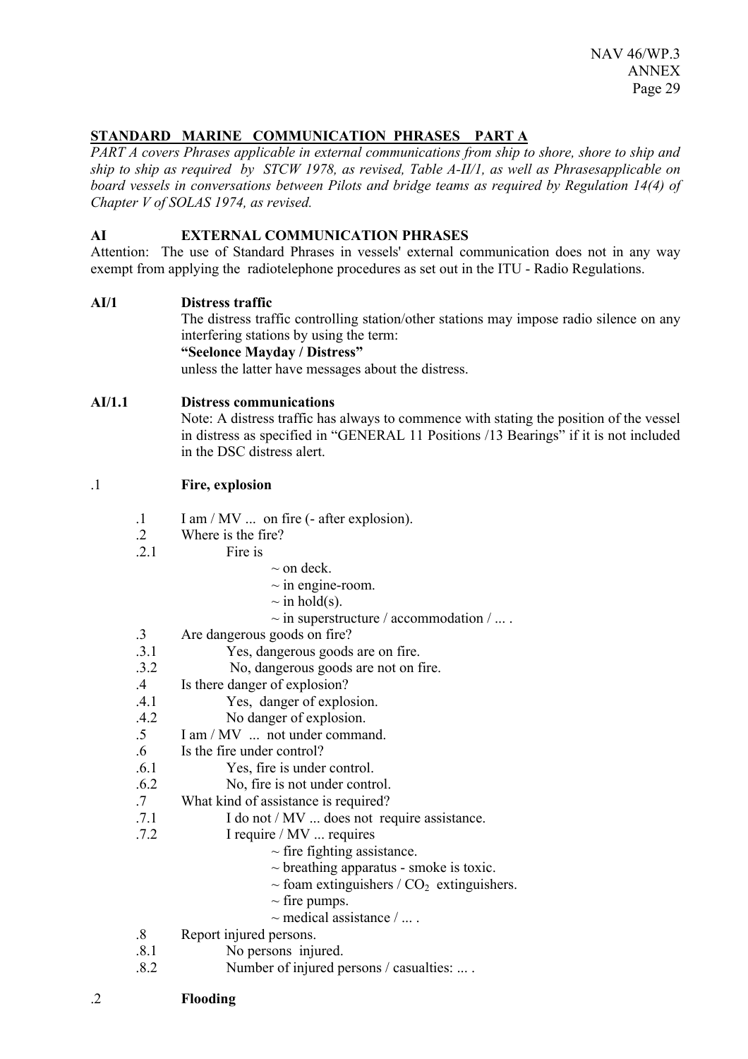## STANDARD MARINE COMMUNICATION PHRASES PART A

*PART A covers Phrases applicable in external communications from ship to shore, shore to ship and ship to ship as required by STCW 1978, as revised, Table A-II/1, as well as Phrasesapplicable on board vessels in conversations between Pilots and bridge teams as required by Regulation 14(4) of Chapter V of SOLAS 1974, as revised.*

### AI EXTERNAL COMMUNICATION PHRASES

Attention: The use of Standard Phrases in vessels' external communication does not in any way exempt from applying the radiotelephone procedures as set out in the ITU - Radio Regulations.

#### AI/1 Distress traffic

The distress traffic controlling station/other stations may impose radio silence on any interfering stations by using the term:

**"Seelonce Mayday / Distress"**

unless the latter have messages about the distress.

#### AI/1.1 Distress communications

Note: A distress traffic has always to commence with stating the position of the vessel in distress as specified in "GENERAL 11 Positions /13 Bearings" if it is not included in the DSC distress alert.

.1 **Fire, explosion**

.1 I am / MV ... on fire (- after explosion).

.2 Where is the fire?

.2.1 Fire is
- ~ on deck.
- ~ in engine-room.
- ~ in hold(s).
- ~ in superstructure / accommodation / ... .

.3 Are dangerous goods on fire?

.3.1 Yes, dangerous goods are on fire.

.3.2 No, dangerous goods are not on fire.

.4 Is there danger of explosion?

.4.1 Yes, danger of explosion.

.4.2 No danger of explosion.

.5 I am / MV ... not under command.

.6 Is the fire under control?

.6.1 Yes, fire is under control.

.6.2 No, fire is not under control.

.7 What kind of assistance is required?

.7.1 I do not / MV ... does not require assistance.

.7.2 I require / MV ... requires
- ~ fire fighting assistance.
- ~ breathing apparatus - smoke is toxic.
- ~ foam extinguishers / $CO_2$ extinguishers.
- ~ fire pumps.
- ~ medical assistance / ... .

.8 Report injured persons.

.8.1 No persons injured.

.8.2 Number of injured persons / casualties: ... .

.2 **Flooding**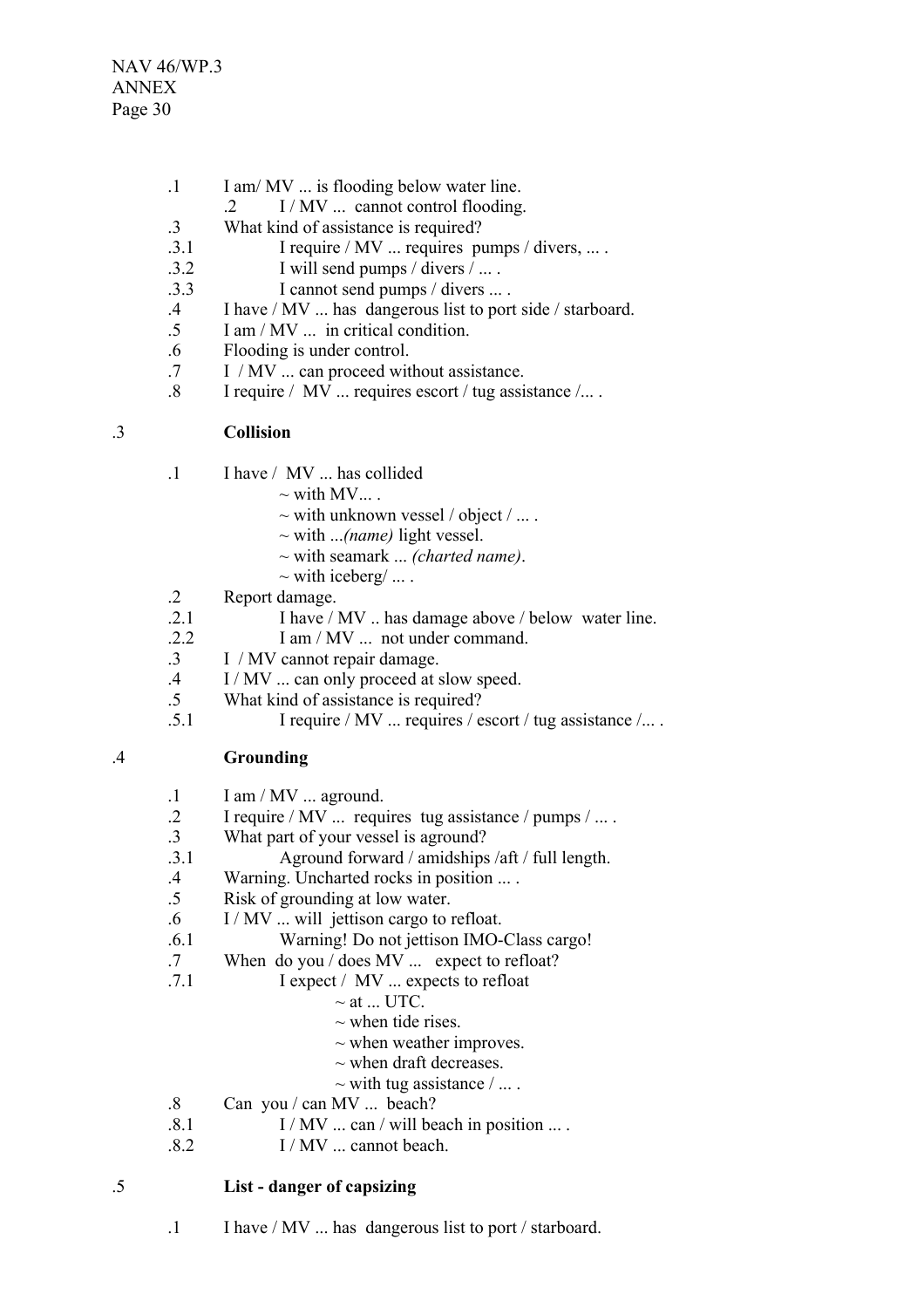.1 I am/ MV ... is flooding below water line.

.2 I / MV ... cannot control flooding.

.3 What kind of assistance is required?

.3.1 I require / MV ... requires pumps / divers, ... .

.3.2 I will send pumps / divers / ... .

.3.3 I cannot send pumps / divers ... .

.4 I have / MV ... has dangerous list to port side / starboard.

.5 I am / MV ... in critical condition.

.6 Flooding is under control.

.7 I / MV ... can proceed without assistance.

.8 I require / MV ... requires escort / tug assistance /... .

.3 **Collision**

.1 I have / MV ... has collided
- ~ with MV... .
- ~ with unknown vessel / object / ... .
- ~ with ...*(name)* light vessel.
- ~ with seamark ... *(charted name)*.
- ~ with iceberg/ ... .

.2 Report damage.

.2.1 I have / MV .. has damage above / below water line.

.2.2 I am / MV ... not under command.

.3 I / MV cannot repair damage.

.4 I / MV ... can only proceed at slow speed.

.5 What kind of assistance is required?

.5.1 I require / MV ... requires / escort / tug assistance /... .

.4 **Grounding**

.1 I am / MV ... aground.

.2 I require / MV ... requires tug assistance / pumps / ... .

.3 What part of your vessel is aground?

.3.1 Aground forward / amidships /aft / full length.

.4 Warning. Uncharted rocks in position ... .

.5 Risk of grounding at low water.

.6 I / MV ... will jettison cargo to refloat.

.6.1 Warning! Do not jettison IMO-Class cargo!

.7 When do you / does MV ... expect to refloat?

.7.1 I expect / MV ... expects to refloat
- ~ at ... UTC.
- ~ when tide rises.
- ~ when weather improves.
- ~ when draft decreases.
- ~ with tug assistance / ... .

.8 Can you / can MV ... beach?

.8.1 I / MV ... can / will beach in position ... .

.8.2 I / MV ... cannot beach.

.5 **List - danger of capsizing**

.1 I have / MV ... has dangerous list to port / starboard.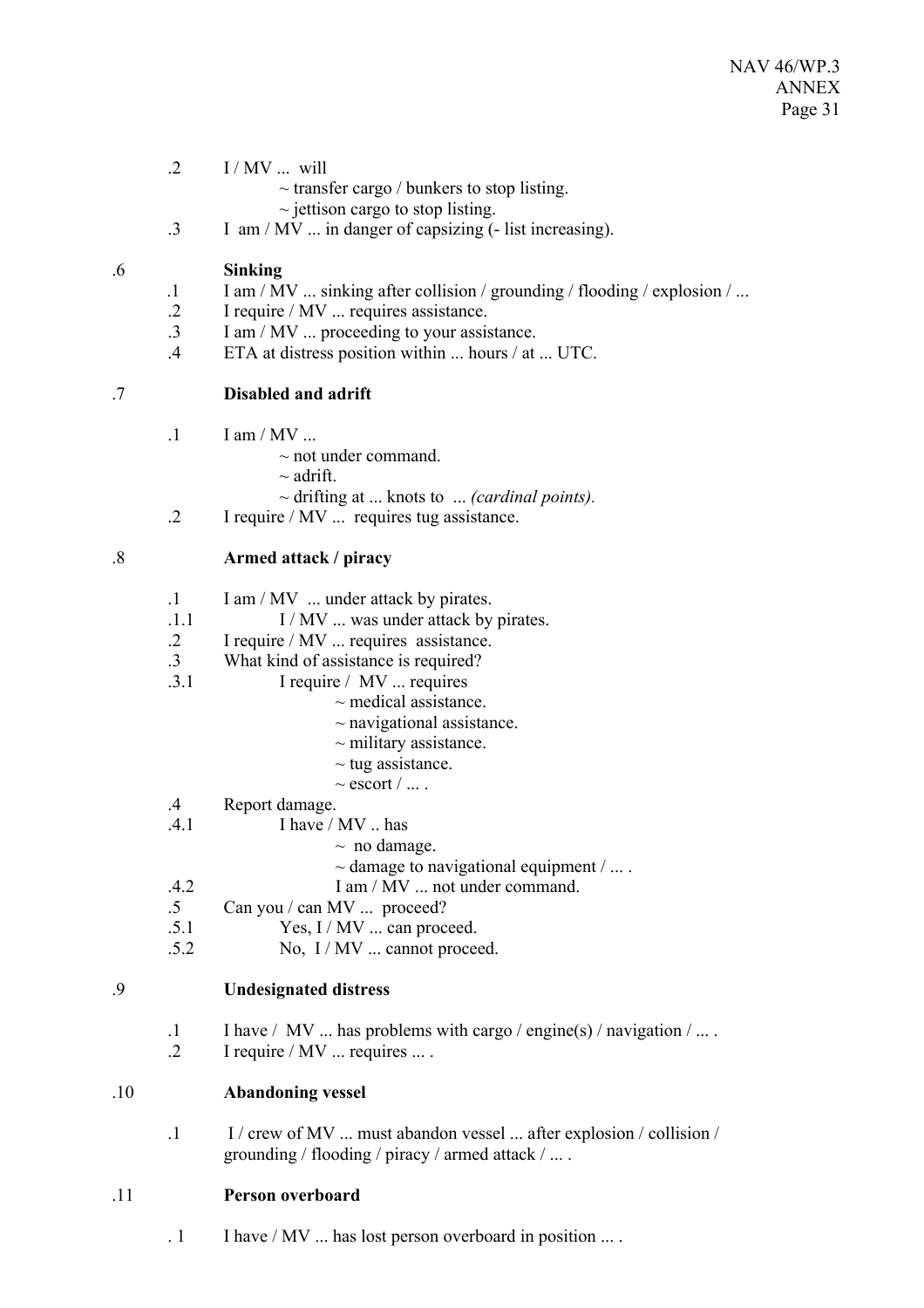.2 I / MV ... will

~ transfer cargo / bunkers to stop listing.

~ jettison cargo to stop listing.

.3 I am / MV ... in danger of capsizing (- list increasing).

.6 **Sinking**

.1 I am / MV ... sinking after collision / grounding / flooding / explosion / ...

.2 I require / MV ... requires assistance.

.3 I am / MV ... proceeding to your assistance.

.4 ETA at distress position within ... hours / at ... UTC.

.7 **Disabled and adrift**

.1 I am / MV ...

~ not under command.

~ adrift.

~ drifting at ... knots to ... *(cardinal points).*

.2 I require / MV ... requires tug assistance.

.8 **Armed attack / piracy**

.1 I am / MV ... under attack by pirates.

.1.1 I / MV ... was under attack by pirates.

.2 I require / MV ... requires assistance.

.3 What kind of assistance is required?

.3.1 I require / MV ... requires

~ medical assistance.

~ navigational assistance.

~ military assistance.

~ tug assistance.

~ escort / ... .

.4 Report damage.

.4.1 I have / MV .. has

~ no damage.

~ damage to navigational equipment / ... .

.4.2 I am / MV ... not under command.

.5 Can you / can MV ... proceed?

.5.1 Yes, I / MV ... can proceed.

.5.2 No, I / MV ... cannot proceed.

.9 **Undesignated distress**

.1 I have / MV ... has problems with cargo / engine(s) / navigation / ... .

.2 I require / MV ... requires ... .

.10 **Abandoning vessel**

.1 I / crew of MV ... must abandon vessel ... after explosion / collision / grounding / flooding / piracy / armed attack / ... .

.11 **Person overboard**

. 1 I have / MV ... has lost person overboard in position ... .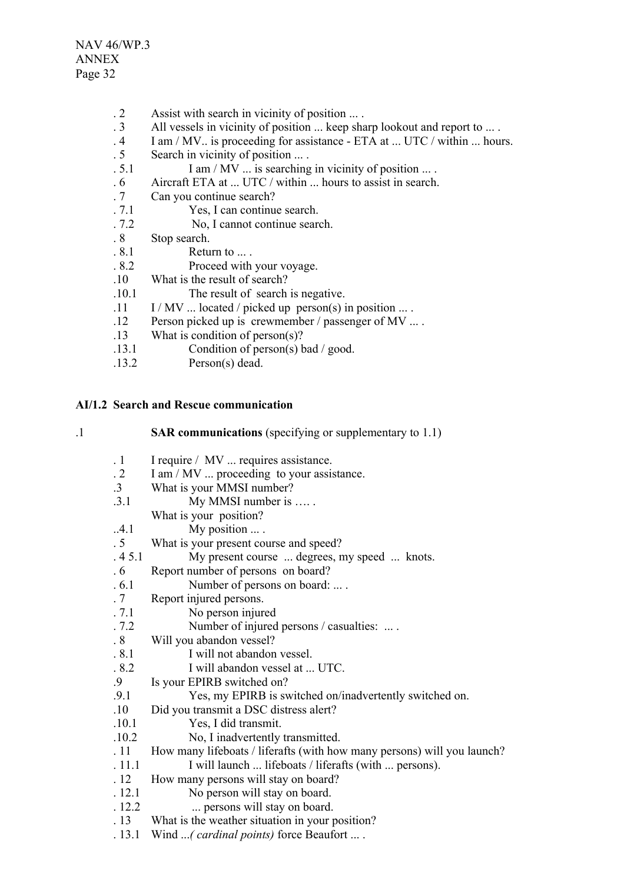. 2 Assist with search in vicinity of position ... .
. 3 All vessels in vicinity of position ... keep sharp lookout and report to ... .
. 4 I am / MV.. is proceeding for assistance - ETA at ... UTC / within ... hours.
. 5 Search in vicinity of position ... .
. 5.1 I am / MV ... is searching in vicinity of position ... .
. 6 Aircraft ETA at ... UTC / within ... hours to assist in search.
. 7 Can you continue search?
. 7.1 Yes, I can continue search.
. 7.2 No, I cannot continue search.
. 8 Stop search.
. 8.1 Return to ... .
. 8.2 Proceed with your voyage.
.10 What is the result of search?
.10.1 The result of search is negative.
.11 I / MV ... located / picked up person(s) in position ... .
.12 Person picked up is crewmember / passenger of MV ... .
.13 What is condition of person(s)?
.13.1 Condition of person(s) bad / good.
.13.2 Person(s) dead.

**AI/1.2 Search and Rescue communication**

.1 **SAR communications** (specifying or supplementary to 1.1)

. 1 I require / MV ... requires assistance.
. 2 I am / MV ... proceeding to your assistance.
.3 What is your MMSI number?
.3.1 My MMSI number is …. .
What is your position?
..4.1 My position ... .
. 5 What is your present course and speed?
. 4 5.1 My present course ... degrees, my speed ... knots.
. 6 Report number of persons on board?
. 6.1 Number of persons on board: ... .
. 7 Report injured persons.
. 7.1 No person injured
. 7.2 Number of injured persons / casualties: ... .
. 8 Will you abandon vessel?
. 8.1 I will not abandon vessel.
. 8.2 I will abandon vessel at ... UTC.
.9 Is your EPIRB switched on?
.9.1 Yes, my EPIRB is switched on/inadvertently switched on.
.10 Did you transmit a DSC distress alert?
.10.1 Yes, I did transmit.
.10.2 No, I inadvertently transmitted.
. 11 How many lifeboats / liferafts (with how many persons) will you launch?
. 11.1 I will launch ... lifeboats / liferafts (with ... persons).
. 12 How many persons will stay on board?
. 12.1 No person will stay on board.
. 12.2 ... persons will stay on board.
. 13 What is the weather situation in your position?
. 13.1 Wind ...*( cardinal points)* force Beaufort ... .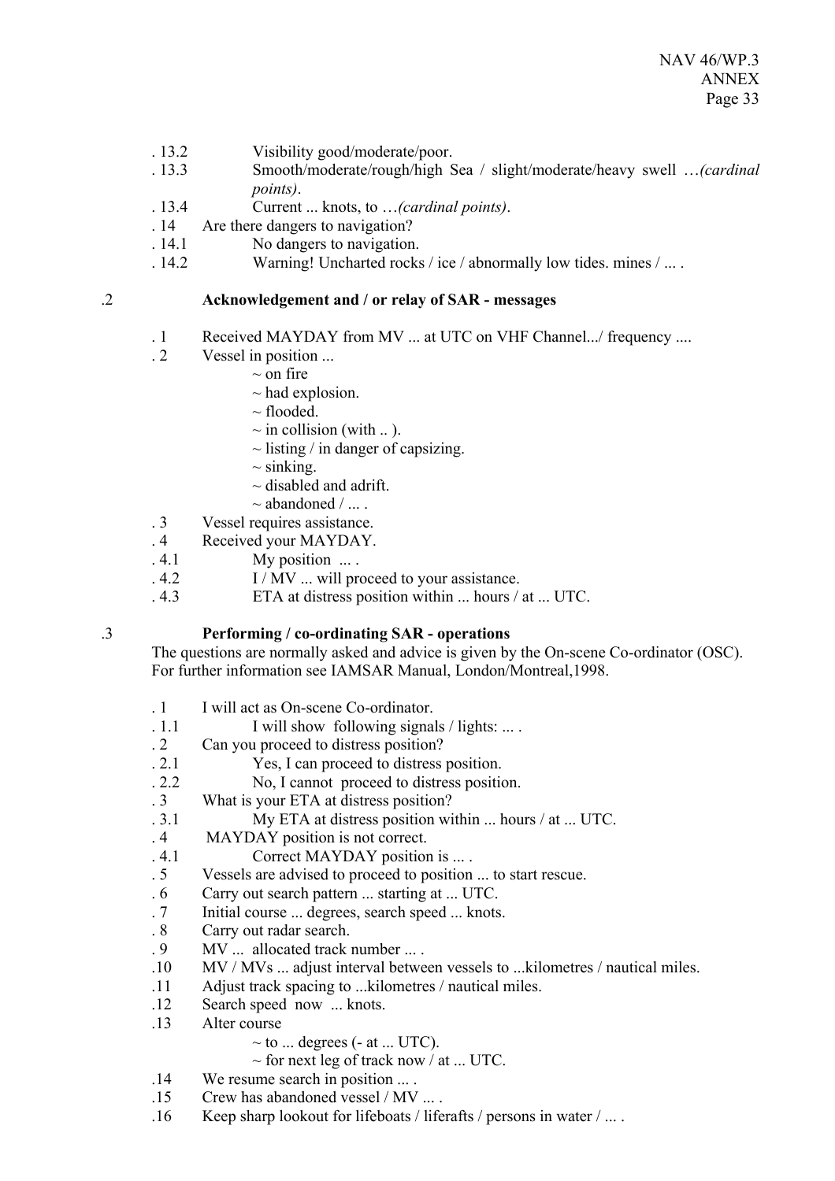. 13.2 Visibility good/moderate/poor.

. 13.3 Smooth/moderate/rough/high Sea / slight/moderate/heavy swell …*(cardinal points)*.

. 13.4 Current ... knots, to …*(cardinal points)*.

. 14 Are there dangers to navigation?

. 14.1 No dangers to navigation.

. 14.2 Warning! Uncharted rocks / ice / abnormally low tides. mines / ... .

### .2 Acknowledgement and / or relay of SAR - messages

. 1 Received MAYDAY from MV ... at UTC on VHF Channel.../ frequency ....

. 2 Vessel in position ...

- ~ on fire
- ~ had explosion.
- ~ flooded.
- ~ in collision (with .. ).
- ~ listing / in danger of capsizing.
- ~ sinking.
- ~ disabled and adrift.
- ~ abandoned / ... .

. 3 Vessel requires assistance.

. 4 Received your MAYDAY.

. 4.1 My position ... .

. 4.2 I / MV ... will proceed to your assistance.

. 4.3 ETA at distress position within ... hours / at ... UTC.

### .3 Performing / co-ordinating SAR - operations

The questions are normally asked and advice is given by the On-scene Co-ordinator (OSC). For further information see IAMSAR Manual, London/Montreal,1998.

. 1 I will act as On-scene Co-ordinator.

. 1.1 I will show following signals / lights: ... .

. 2 Can you proceed to distress position?

. 2.1 Yes, I can proceed to distress position.

. 2.2 No, I cannot proceed to distress position.

. 3 What is your ETA at distress position?

. 3.1 My ETA at distress position within ... hours / at ... UTC.

. 4 MAYDAY position is not correct.

. 4.1 Correct MAYDAY position is ... .

. 5 Vessels are advised to proceed to position ... to start rescue.

. 6 Carry out search pattern ... starting at ... UTC.

. 7 Initial course ... degrees, search speed ... knots.

. 8 Carry out radar search.

. 9 MV ... allocated track number ... .

.10 MV / MVs ... adjust interval between vessels to ...kilometres / nautical miles.

.11 Adjust track spacing to ...kilometres / nautical miles.

.12 Search speed now ... knots.

.13 Alter course

- ~ to ... degrees (- at ... UTC).
- ~ for next leg of track now / at ... UTC.

.14 We resume search in position ... .

.15 Crew has abandoned vessel / MV ... .

.16 Keep sharp lookout for lifeboats / liferafts / persons in water / ... .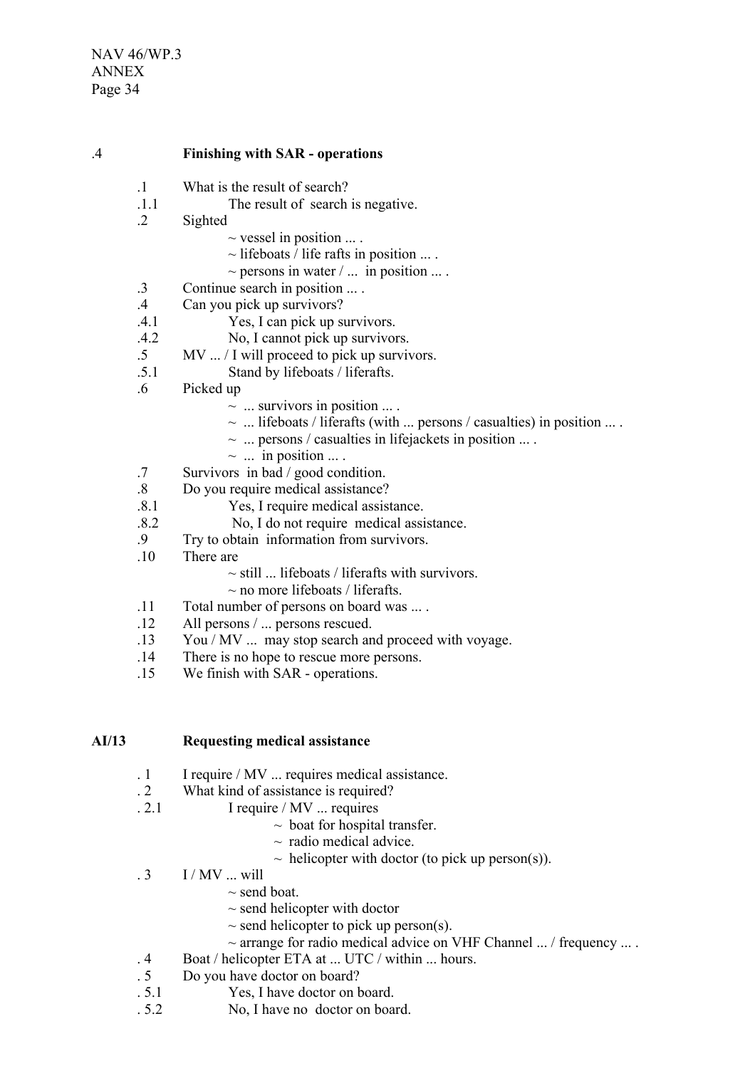**.4 Finishing with SAR - operations**

.1 What is the result of search?

.1.1 The result of search is negative.

.2 Sighted

~ vessel in position ... .

~ lifeboats / life rafts in position ... .

~ persons in water / ... in position ... .

.3 Continue search in position ... .

.4 Can you pick up survivors?

.4.1 Yes, I can pick up survivors.

.4.2 No, I cannot pick up survivors.

.5 MV ... / I will proceed to pick up survivors.

.5.1 Stand by lifeboats / liferafts.

.6 Picked up

~ ... survivors in position ... .

~ ... lifeboats / liferafts (with ... persons / casualties) in position ... .

~ ... persons / casualties in lifejackets in position ... .

~ ... in position ... .

.7 Survivors in bad / good condition.

.8 Do you require medical assistance?

.8.1 Yes, I require medical assistance.

.8.2 No, I do not require medical assistance.

.9 Try to obtain information from survivors.

.10 There are

~ still ... lifeboats / liferafts with survivors.

~ no more lifeboats / liferafts.

.11 Total number of persons on board was ... .

.12 All persons / ... persons rescued.

.13 You / MV ... may stop search and proceed with voyage.

.14 There is no hope to rescue more persons.

.15 We finish with SAR - operations.

**AI/13 Requesting medical assistance**

. 1 I require / MV ... requires medical assistance.

. 2 What kind of assistance is required?

. 2.1 I require / MV ... requires

~ boat for hospital transfer.

~ radio medical advice.

~ helicopter with doctor (to pick up person(s)).

. 3 I / MV ... will

~ send boat.

~ send helicopter with doctor

~ send helicopter to pick up person(s).

~ arrange for radio medical advice on VHF Channel ... / frequency ... .

. 4 Boat / helicopter ETA at ... UTC / within ... hours.

. 5 Do you have doctor on board?

. 5.1 Yes, I have doctor on board.

. 5.2 No, I have no doctor on board.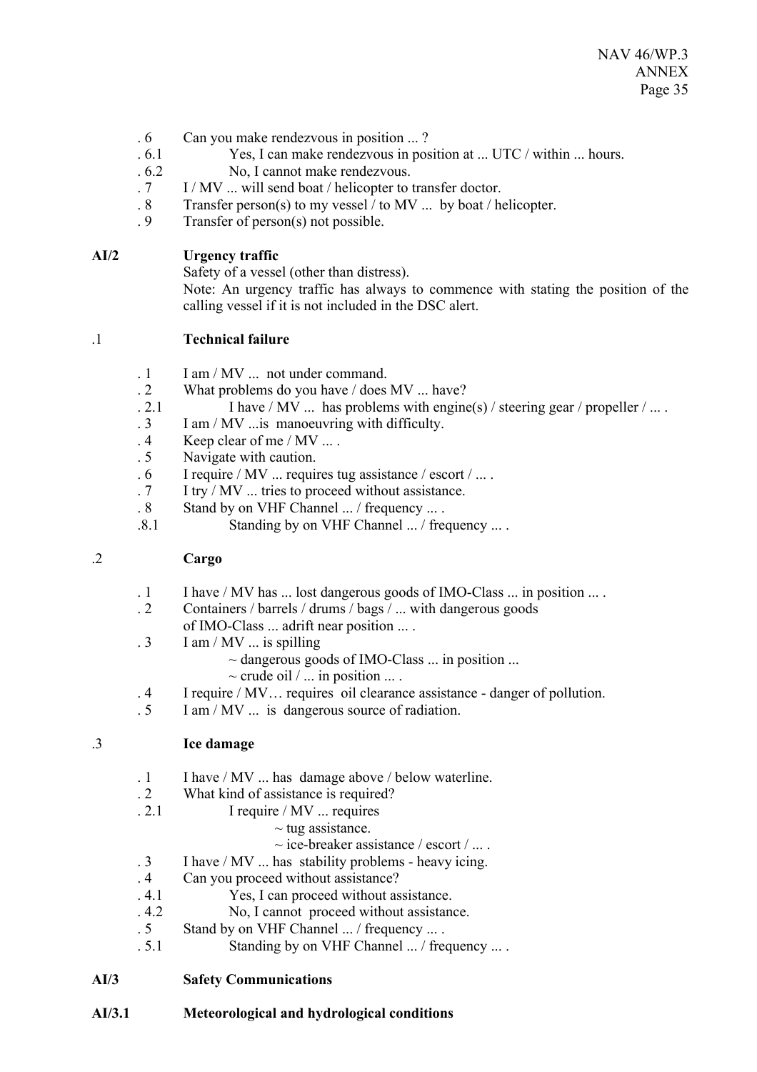. 6 Can you make rendezvous in position ... ?

. 6.1 Yes, I can make rendezvous in position at ... UTC / within ... hours.

. 6.2 No, I cannot make rendezvous.

. 7 I / MV ... will send boat / helicopter to transfer doctor.

. 8 Transfer person(s) to my vessel / to MV ... by boat / helicopter.

. 9 Transfer of person(s) not possible.

**AI/2 Urgency traffic**

Safety of a vessel (other than distress).

Note: An urgency traffic has always to commence with stating the position of the calling vessel if it is not included in the DSC alert.

.1 **Technical failure**

. 1 I am / MV ... not under command.

. 2 What problems do you have / does MV ... have?

. 2.1 I have / MV ... has problems with engine(s) / steering gear / propeller / ... .

. 3 I am / MV ...is manoeuvring with difficulty.

. 4 Keep clear of me / MV ... .

. 5 Navigate with caution.

. 6 I require / MV ... requires tug assistance / escort / ... .

. 7 I try / MV ... tries to proceed without assistance.

. 8 Stand by on VHF Channel ... / frequency ... .

.8.1 Standing by on VHF Channel ... / frequency ... .

.2 **Cargo**

. 1 I have / MV has ... lost dangerous goods of IMO-Class ... in position ... .

. 2 Containers / barrels / drums / bags / ... with dangerous goods of IMO-Class ... adrift near position ... .

. 3 I am / MV ... is spilling
~ dangerous goods of IMO-Class ... in position ...
~ crude oil / ... in position ... .

. 4 I require / MV… requires oil clearance assistance - danger of pollution.

. 5 I am / MV ... is dangerous source of radiation.

.3 **Ice damage**

. 1 I have / MV ... has damage above / below waterline.

. 2 What kind of assistance is required?

. 2.1 I require / MV ... requires
~ tug assistance.
~ ice-breaker assistance / escort / ... .

. 3 I have / MV ... has stability problems - heavy icing.

. 4 Can you proceed without assistance?

. 4.1 Yes, I can proceed without assistance.

. 4.2 No, I cannot proceed without assistance.

. 5 Stand by on VHF Channel ... / frequency ... .

. 5.1 Standing by on VHF Channel ... / frequency ... .

**AI/3 Safety Communications**

**AI/3.1 Meteorological and hydrological conditions**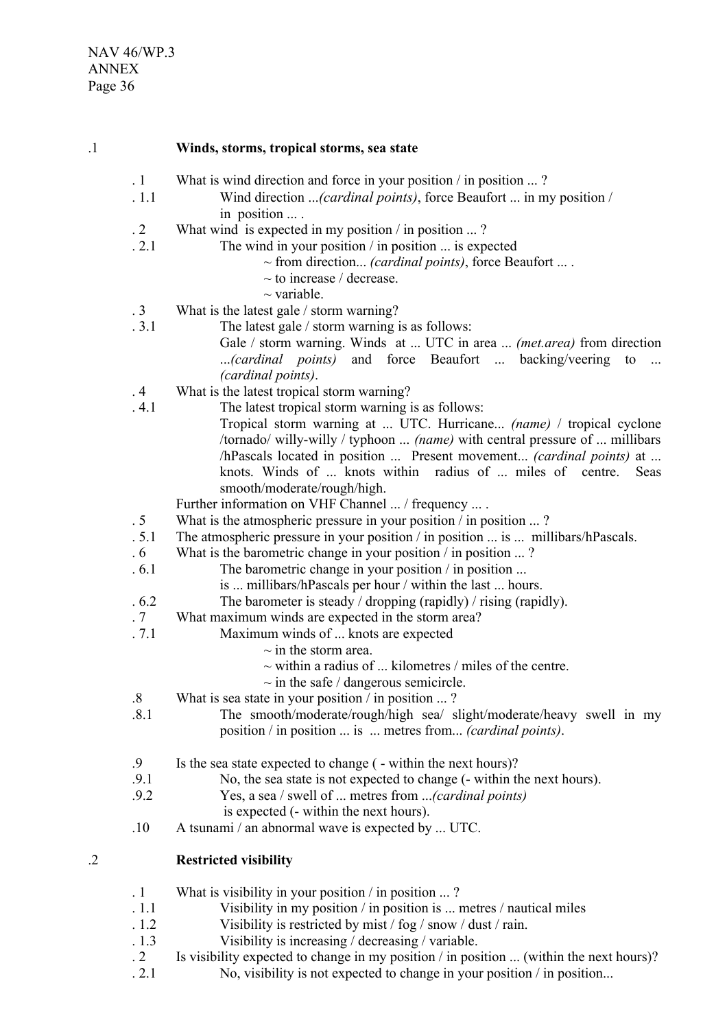.1 **Winds, storms, tropical storms, sea state**

. 1 What is wind direction and force in your position / in position ... ?

. 1.1 Wind direction ...*(cardinal points)*, force Beaufort ... in my position / in position ... .

. 2 What wind is expected in my position / in position ... ?

. 2.1 The wind in your position / in position ... is expected

~ from direction... *(cardinal points)*, force Beaufort ... .

~ to increase / decrease.

~ variable.

. 3 What is the latest gale / storm warning?

. 3.1 The latest gale / storm warning is as follows:

Gale / storm warning. Winds at ... UTC in area ... *(met.area)* from direction ...*(cardinal points)* and force Beaufort ... backing/veering to ... *(cardinal points)*.

. 4 What is the latest tropical storm warning?

. 4.1 The latest tropical storm warning is as follows:

Tropical storm warning at ... UTC. Hurricane... *(name)* / tropical cyclone /tornado/ willy-willy / typhoon ... *(name)* with central pressure of ... millibars /hPascals located in position ... Present movement... *(cardinal points)* at ... knots. Winds of ... knots within radius of ... miles of centre. Seas smooth/moderate/rough/high.

Further information on VHF Channel ... / frequency ... .

. 5 What is the atmospheric pressure in your position / in position ... ?

. 5.1 The atmospheric pressure in your position / in position ... is ... millibars/hPascals.

. 6 What is the barometric change in your position / in position ... ?

. 6.1 The barometric change in your position / in position ... is ... millibars/hPascals per hour / within the last ... hours.

. 6.2 The barometer is steady / dropping (rapidly) / rising (rapidly).

. 7 What maximum winds are expected in the storm area?

. 7.1 Maximum winds of ... knots are expected

~ in the storm area.

~ within a radius of ... kilometres / miles of the centre.

~ in the safe / dangerous semicircle.

.8 What is sea state in your position / in position ... ?

.8.1 The smooth/moderate/rough/high sea/ slight/moderate/heavy swell in my position / in position ... is ... metres from... *(cardinal points)*.

.9 Is the sea state expected to change ( - within the next hours)?

.9.1 No, the sea state is not expected to change (- within the next hours).

.9.2 Yes, a sea / swell of ... metres from ...*(cardinal points)* is expected (- within the next hours).

.10 A tsunami / an abnormal wave is expected by ... UTC.

.2 **Restricted visibility**

. 1 What is visibility in your position / in position ... ?

. 1.1 Visibility in my position / in position is ... metres / nautical miles

. 1.2 Visibility is restricted by mist / fog / snow / dust / rain.

. 1.3 Visibility is increasing / decreasing / variable.

. 2 Is visibility expected to change in my position / in position ... (within the next hours)?

. 2.1 No, visibility is not expected to change in your position / in position...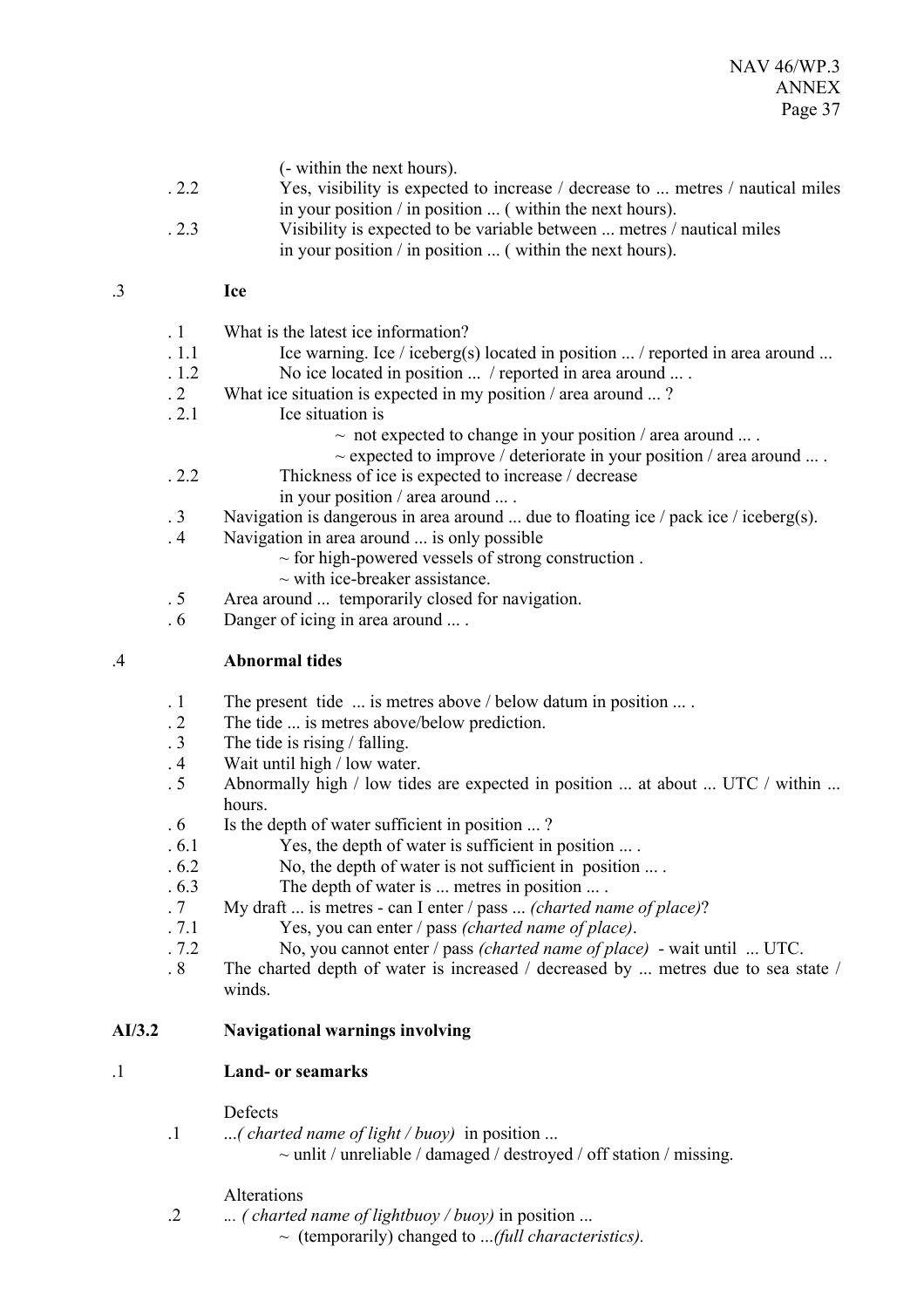(- within the next hours).

. 2.2 Yes, visibility is expected to increase / decrease to ... metres / nautical miles in your position / in position ... ( within the next hours).

. 2.3 Visibility is expected to be variable between ... metres / nautical miles in your position / in position ... ( within the next hours).

### .3 Ice

. 1 What is the latest ice information?

. 1.1 Ice warning. Ice / iceberg(s) located in position ... / reported in area around ...

. 1.2 No ice located in position ... / reported in area around ... .

. 2 What ice situation is expected in my position / area around ... ?

. 2.1 Ice situation is
~ not expected to change in your position / area around ... .
~ expected to improve / deteriorate in your position / area around ... .

. 2.2 Thickness of ice is expected to increase / decrease in your position / area around ... .

. 3 Navigation is dangerous in area around ... due to floating ice / pack ice / iceberg(s).

. 4 Navigation in area around ... is only possible
~ for high-powered vessels of strong construction .
~ with ice-breaker assistance.

. 5 Area around ... temporarily closed for navigation.

. 6 Danger of icing in area around ... .

### .4 Abnormal tides

. 1 The present tide ... is metres above / below datum in position ... .

. 2 The tide ... is metres above/below prediction.

. 3 The tide is rising / falling.

. 4 Wait until high / low water.

. 5 Abnormally high / low tides are expected in position ... at about ... UTC / within ... hours.

. 6 Is the depth of water sufficient in position ... ?

. 6.1 Yes, the depth of water is sufficient in position ... .

. 6.2 No, the depth of water is not sufficient in position ... .

. 6.3 The depth of water is ... metres in position ... .

. 7 My draft ... is metres - can I enter / pass ... *(charted name of place)*?

. 7.1 Yes, you can enter / pass *(charted name of place)*.

. 7.2 No, you cannot enter / pass *(charted name of place)* - wait until ... UTC.

. 8 The charted depth of water is increased / decreased by ... metres due to sea state / winds.

## AI/3.2 Navigational warnings involving

### .1 Land- or seamarks

Defects

.1 ...*( charted name of light / buoy)* in position ...
~ unlit / unreliable / damaged / destroyed / off station / missing.

Alterations

.2 ... *( charted name of lightbuoy / buoy)* in position ...
~ (temporarily) changed to ...*(full characteristics).*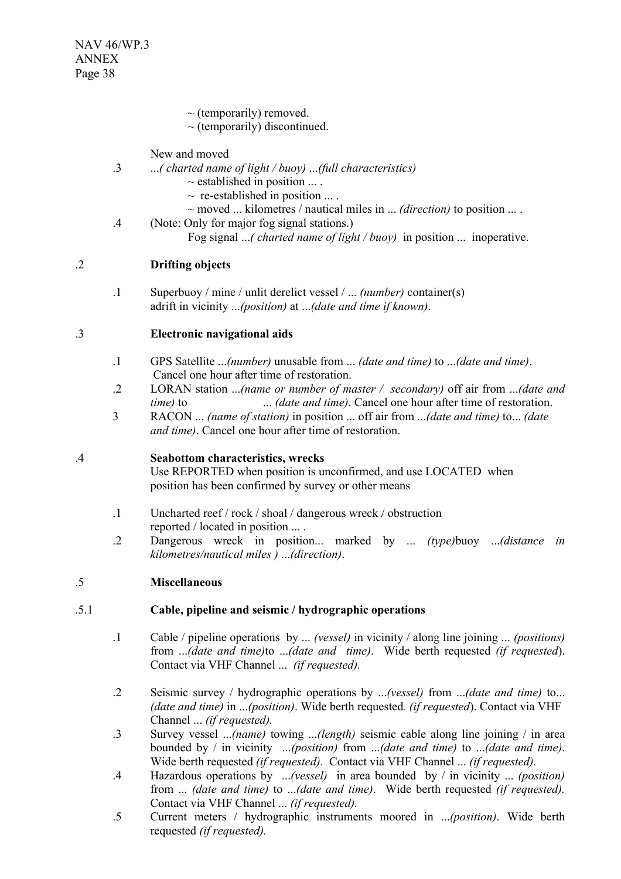~ (temporarily) removed.
~ (temporarily) discontinued.

New and moved

.3 ...*( charted name of light / buoy)* ...*(full characteristics)*
~ established in position ... .
~ re-established in position ... .
~ moved ... kilometres / nautical miles in ... *(direction)* to position ... .

.4 (Note: Only for major fog signal stations.)
Fog signal ...*( charted name of light / buoy)* in position ... inoperative.

.2 **Drifting objects**

.1 Superbuoy / mine / unlit derelict vessel / ... *(number)* container(s) adrift in vicinity ...*(position)* at ...*(date and time if known)*.

.3 **Electronic navigational aids**

.1 GPS Satellite ...*(number)* unusable from ... *(date and time)* to ...*(date and time)*. Cancel one hour after time of restoration.

.2 LORAN station ...*(name or number of master / secondary)* off air from ...*(date and time)* to ... *(date and time)*. Cancel one hour after time of restoration.

3 RACON ... *(name of station)* in position ... off air from ...*(date and time)* to... *(date and time)*. Cancel one hour after time of restoration.

.4 **Seabottom characteristics, wrecks**
Use REPORTED when position is unconfirmed, and use LOCATED when position has been confirmed by survey or other means

.1 Uncharted reef / rock / shoal / dangerous wreck / obstruction reported / located in position ... .

.2 Dangerous wreck in position... marked by ... *(type)*buoy ...*(distance in kilometres/nautical miles )* ...*(direction)*.

.5 **Miscellaneous**

.5.1 **Cable, pipeline and seismic / hydrographic operations**

.1 Cable / pipeline operations by ... *(vessel)* in vicinity / along line joining ... *(positions)* from ...*(date and time)*to ...*(date and time)*. Wide berth requested *(if requested*). Contact via VHF Channel ... *(if requested).*

.2 Seismic survey / hydrographic operations by ...*(vessel)* from ...*(date and time)* to... *(date and time)* in ...*(position)*. Wide berth requested*. (if requested*). Contact via VHF Channel ... *(if requested).*

.3 Survey vessel ...*(name)* towing ...*(length)* seismic cable along line joining / in area bounded by / in vicinity ...*(position)* from ...*(date and time)* to ...*(date and time)*. Wide berth requested *(if requested).* Contact via VHF Channel ... *(if requested).*

.4 Hazardous operations by ...*(vessel)* in area bounded by / in vicinity ... *(position)* from ... *(date and time)* to ...*(date and time)*. Wide berth requested *(if requested).* Contact via VHF Channel ... *(if requested).*

.5 Current meters / hydrographic instruments moored in ...*(position)*. Wide berth requested *(if requested).*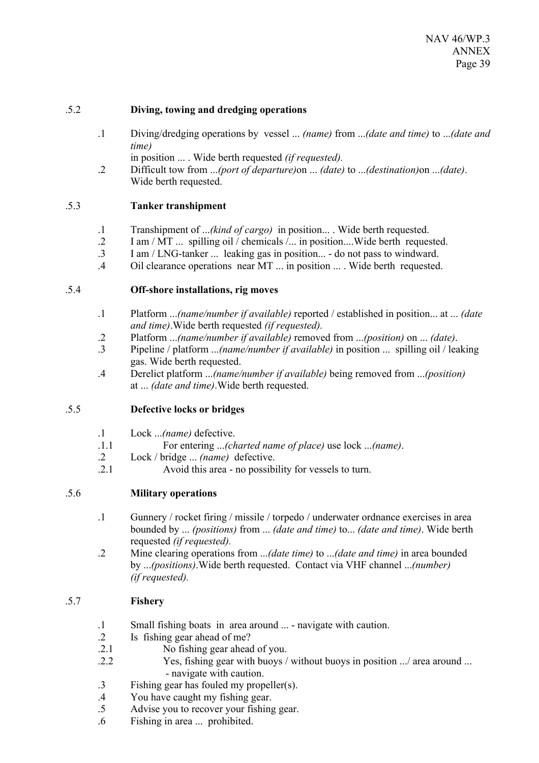### .5.2 **Diving, towing and dredging operations**

.1 Diving/dredging operations by vessel ... *(name)* from ...*(date and time)* to ...*(date and time)*
in position ... . Wide berth requested *(if requested).*

.2 Difficult tow from ...*(port of departure)*on ... *(date)* to ...*(destination)*on ...*(date)*. Wide berth requested.

### .5.3 **Tanker transhipment**

.1 Transhipment of ...*(kind of cargo)* in position... . Wide berth requested.

.2 I am / MT ... spilling oil / chemicals /... in position....Wide berth requested.

.3 I am / LNG-tanker ... leaking gas in position... - do not pass to windward.

.4 Oil clearance operations near MT ... in position ... . Wide berth requested.

### .5.4 **Off-shore installations, rig moves**

.1 Platform ...*(name/number if available)* reported / established in position... at ... *(date and time)*.Wide berth requested *(if requested).*

.2 Platform ...*(name/number if available)* removed from ...*(position)* on ... *(date)*.

.3 Pipeline / platform ...*(name/number if available)* in position ... spilling oil / leaking gas. Wide berth requested.

.4 Derelict platform ...*(name/number if available)* being removed from ...*(position)* at ... *(date and time)*.Wide berth requested.

### .5.5 **Defective locks or bridges**

.1 Lock ...*(name)* defective.

.1.1 For entering ...*(charted name of place)* use lock ...*(name)*.

.2 Lock / bridge ... *(name)* defective.

.2.1 Avoid this area - no possibility for vessels to turn.

### .5.6 **Military operations**

.1 Gunnery / rocket firing / missile / torpedo / underwater ordnance exercises in area bounded by ... *(positions)* from ... *(date and time)* to... *(date and time)*. Wide berth requested *(if requested).*

.2 Mine clearing operations from ...*(date time)* to ...*(date and time)* in area bounded by ...*(positions)*.Wide berth requested. Contact via VHF channel ...*(number)* *(if requested).*

### .5.7 **Fishery**

.1 Small fishing boats in area around ... - navigate with caution.

.2 Is fishing gear ahead of me?

.2.1 No fishing gear ahead of you.

.2.2 Yes, fishing gear with buoys / without buoys in position .../ area around ... - navigate with caution.

.3 Fishing gear has fouled my propeller(s).

.4 You have caught my fishing gear.

.5 Advise you to recover your fishing gear.

.6 Fishing in area ... prohibited.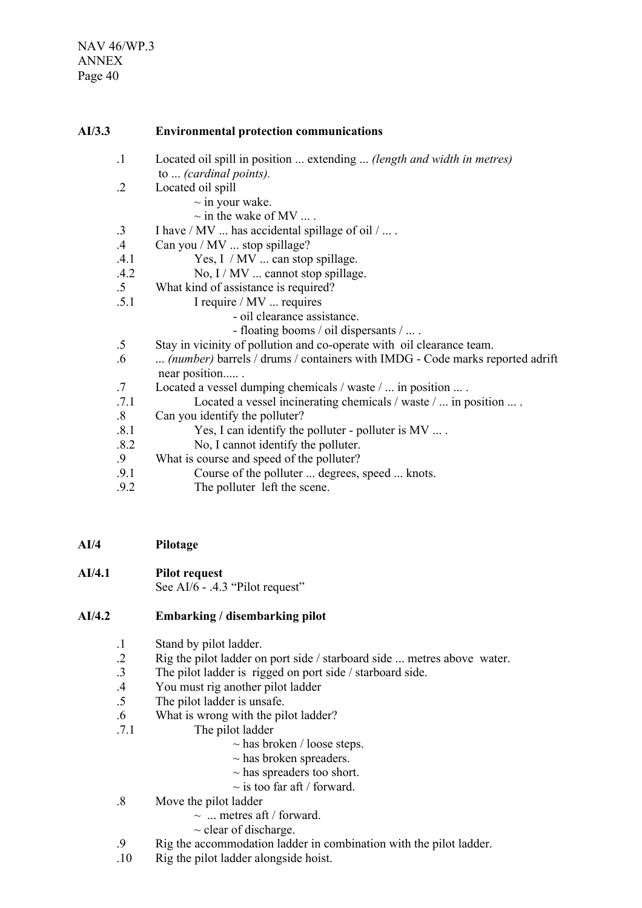**AI/3.3 Environmental protection communications**

.1 Located oil spill in position ... extending ... *(length and width in metres)* to ... *(cardinal points).*

.2 Located oil spill
  ~ in your wake.
  ~ in the wake of MV ... .

.3 I have / MV ... has accidental spillage of oil / ... .

.4 Can you / MV ... stop spillage?

.4.1 Yes, I / MV ... can stop spillage.

.4.2 No, I / MV ... cannot stop spillage.

.5 What kind of assistance is required?

.5.1 I require / MV ... requires
  - oil clearance assistance.
  - floating booms / oil dispersants / ... .

.5 Stay in vicinity of pollution and co-operate with oil clearance team.

.6 ... *(number)* barrels / drums / containers with IMDG - Code marks reported adrift near position..... .

.7 Located a vessel dumping chemicals / waste / ... in position ... .

.7.1 Located a vessel incinerating chemicals / waste / ... in position ... .

.8 Can you identify the polluter?

.8.1 Yes, I can identify the polluter - polluter is MV ... .

.8.2 No, I cannot identify the polluter.

.9 What is course and speed of the polluter?

.9.1 Course of the polluter ... degrees, speed ... knots.

.9.2 The polluter left the scene.

**AI/4 Pilotage**

**AI/4.1 Pilot request**

See AI/6 - .4.3 "Pilot request"

**AI/4.2 Embarking / disembarking pilot**

.1 Stand by pilot ladder.

.2 Rig the pilot ladder on port side / starboard side ... metres above water.

.3 The pilot ladder is rigged on port side / starboard side.

.4 You must rig another pilot ladder

.5 The pilot ladder is unsafe.

.6 What is wrong with the pilot ladder?

.7.1 The pilot ladder
  ~ has broken / loose steps.
  ~ has broken spreaders.
  ~ has spreaders too short.
  ~ is too far aft / forward.

.8 Move the pilot ladder
  ~ ... metres aft / forward.
  ~ clear of discharge.

.9 Rig the accommodation ladder in combination with the pilot ladder.

.10 Rig the pilot ladder alongside hoist.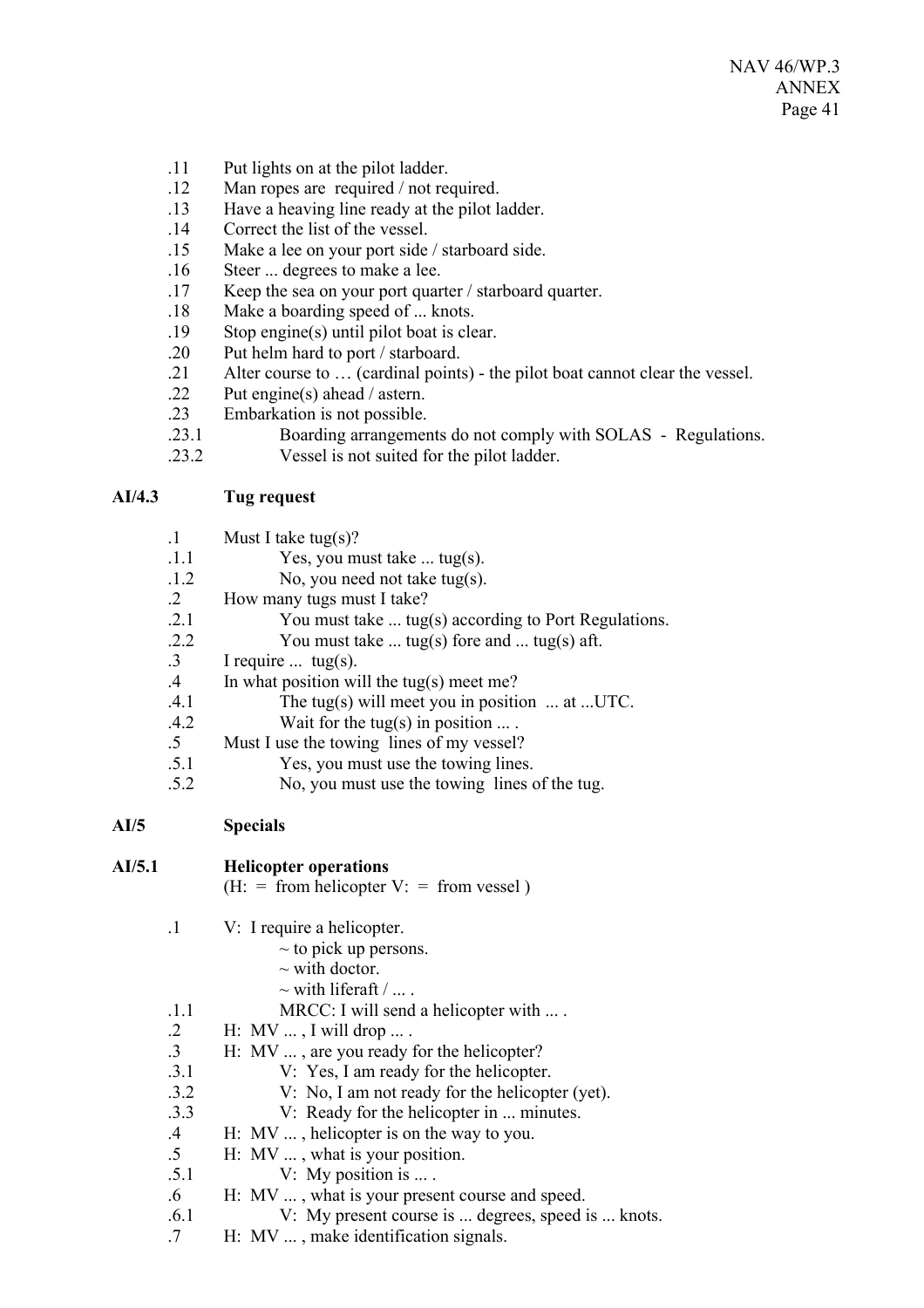.11 Put lights on at the pilot ladder.
.12 Man ropes are required / not required.
.13 Have a heaving line ready at the pilot ladder.
.14 Correct the list of the vessel.
.15 Make a lee on your port side / starboard side.
.16 Steer ... degrees to make a lee.
.17 Keep the sea on your port quarter / starboard quarter.
.18 Make a boarding speed of ... knots.
.19 Stop engine(s) until pilot boat is clear.
.20 Put helm hard to port / starboard.
.21 Alter course to … (cardinal points) - the pilot boat cannot clear the vessel.
.22 Put engine(s) ahead / astern.
.23 Embarkation is not possible.
.23.1 Boarding arrangements do not comply with SOLAS - Regulations.
.23.2 Vessel is not suited for the pilot ladder.

**AI/4.3 Tug request**

.1 Must I take tug(s)?
.1.1 Yes, you must take ... tug(s).
.1.2 No, you need not take tug(s).
.2 How many tugs must I take?
.2.1 You must take ... tug(s) according to Port Regulations.
.2.2 You must take ... tug(s) fore and ... tug(s) aft.
.3 I require ... tug(s).
.4 In what position will the tug(s) meet me?
.4.1 The tug(s) will meet you in position ... at ...UTC.
.4.2 Wait for the tug(s) in position ... .
.5 Must I use the towing lines of my vessel?
.5.1 Yes, you must use the towing lines.
.5.2 No, you must use the towing lines of the tug.

**AI/5 Specials**

**AI/5.1 Helicopter operations**
(H: = from helicopter V: = from vessel )

.1 V: I require a helicopter.
~ to pick up persons.
~ with doctor.
~ with liferaft / ... .
.1.1 MRCC: I will send a helicopter with ... .
.2 H: MV ... , I will drop ... .
.3 H: MV ... , are you ready for the helicopter?
.3.1 V: Yes, I am ready for the helicopter.
.3.2 V: No, I am not ready for the helicopter (yet).
.3.3 V: Ready for the helicopter in ... minutes.
.4 H: MV ... , helicopter is on the way to you.
.5 H: MV ... , what is your position.
.5.1 V: My position is ... .
.6 H: MV ... , what is your present course and speed.
.6.1 V: My present course is ... degrees, speed is ... knots.
.7 H: MV ... , make identification signals.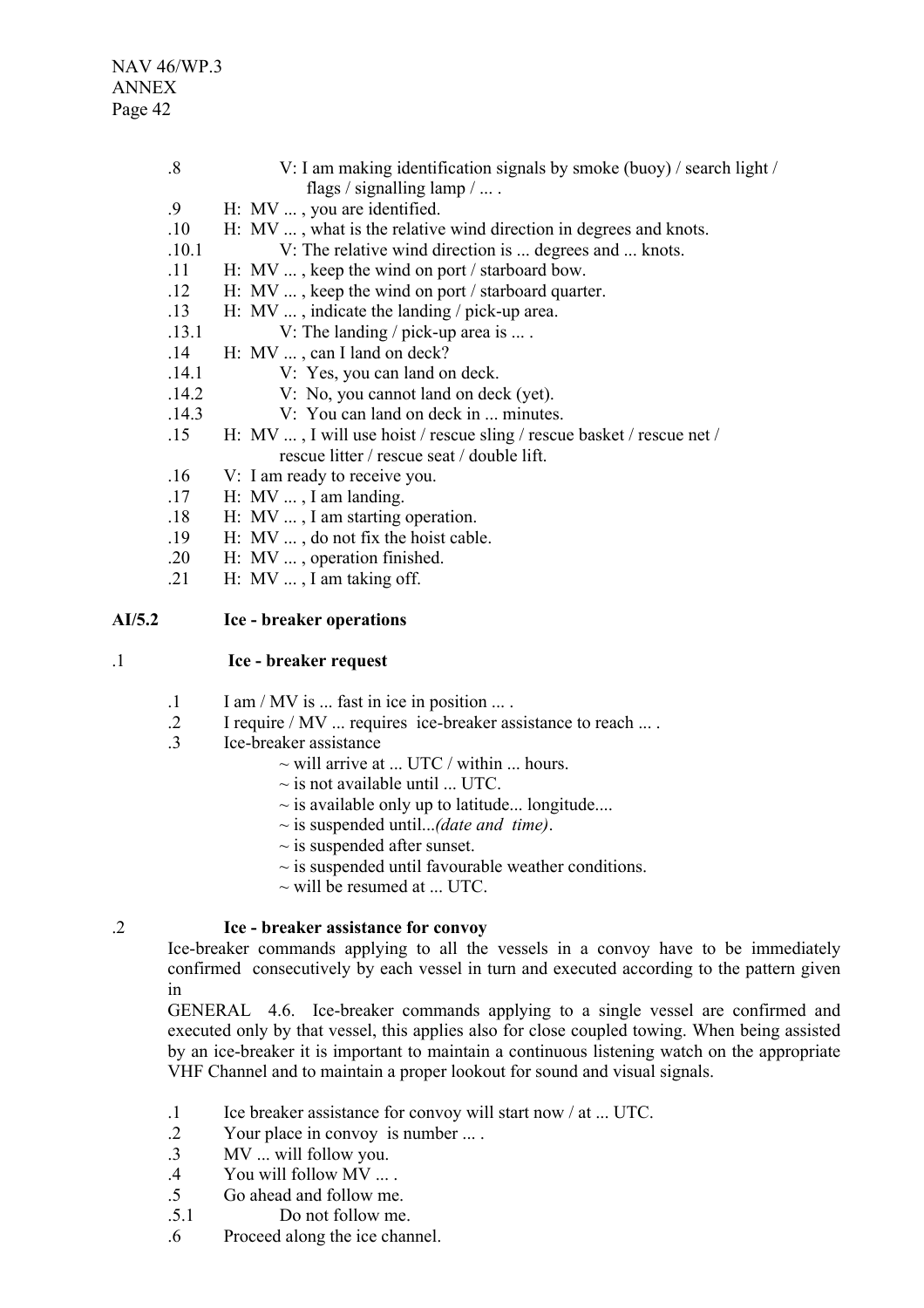.8 V: I am making identification signals by smoke (buoy) / search light / flags / signalling lamp / ... .

.9 H: MV ... , you are identified.

.10 H: MV ... , what is the relative wind direction in degrees and knots.

.10.1 V: The relative wind direction is ... degrees and ... knots.

.11 H: MV ... , keep the wind on port / starboard bow.

.12 H: MV ... , keep the wind on port / starboard quarter.

.13 H: MV ... , indicate the landing / pick-up area.

.13.1 V: The landing / pick-up area is ... .

.14 H: MV ... , can I land on deck?

.14.1 V: Yes, you can land on deck.

.14.2 V: No, you cannot land on deck (yet).

.14.3 V: You can land on deck in ... minutes.

.15 H: MV ... , I will use hoist / rescue sling / rescue basket / rescue net / rescue litter / rescue seat / double lift.

.16 V: I am ready to receive you.

.17 H: MV ... , I am landing.

.18 H: MV ... , I am starting operation.

.19 H: MV ... , do not fix the hoist cable.

.20 H: MV ... , operation finished.

.21 H: MV ... , I am taking off.

## AI/5.2 Ice - breaker operations

### .1 Ice - breaker request

.1 I am / MV is ... fast in ice in position ... .

.2 I require / MV ... requires ice-breaker assistance to reach ... .

.3 Ice-breaker assistance
- ~ will arrive at ... UTC / within ... hours.
- ~ is not available until ... UTC.
- ~ is available only up to latitude... longitude....
- ~ is suspended until...*(date and time)*.
- ~ is suspended after sunset.
- ~ is suspended until favourable weather conditions.
- ~ will be resumed at ... UTC.

### .2 Ice - breaker assistance for convoy

Ice-breaker commands applying to all the vessels in a convoy have to be immediately confirmed consecutively by each vessel in turn and executed according to the pattern given in GENERAL 4.6. Ice-breaker commands applying to a single vessel are confirmed and executed only by that vessel, this applies also for close coupled towing. When being assisted by an ice-breaker it is important to maintain a continuous listening watch on the appropriate VHF Channel and to maintain a proper lookout for sound and visual signals.

.1 Ice breaker assistance for convoy will start now / at ... UTC.

.2 Your place in convoy is number ... .

.3 MV ... will follow you.

.4 You will follow MV ... .

.5 Go ahead and follow me.

.5.1 Do not follow me.

.6 Proceed along the ice channel.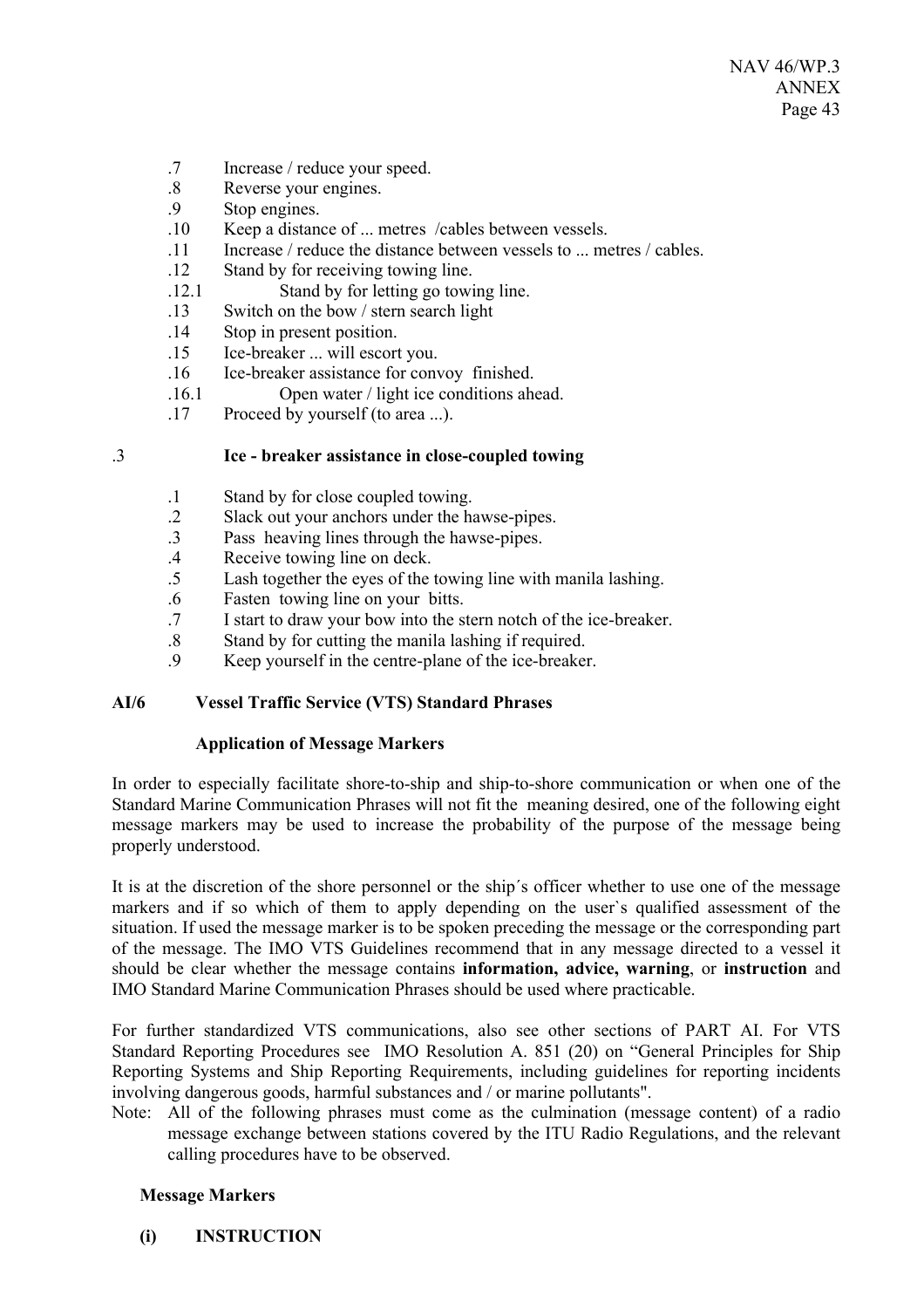.7 Increase / reduce your speed.
.8 Reverse your engines.
.9 Stop engines.
.10 Keep a distance of ... metres /cables between vessels.
.11 Increase / reduce the distance between vessels to ... metres / cables.
.12 Stand by for receiving towing line.
.12.1 Stand by for letting go towing line.
.13 Switch on the bow / stern search light
.14 Stop in present position.
.15 Ice-breaker ... will escort you.
.16 Ice-breaker assistance for convoy finished.
.16.1 Open water / light ice conditions ahead.
.17 Proceed by yourself (to area ...).

.3 **Ice - breaker assistance in close-coupled towing**

.1 Stand by for close coupled towing.
.2 Slack out your anchors under the hawse-pipes.
.3 Pass heaving lines through the hawse-pipes.
.4 Receive towing line on deck.
.5 Lash together the eyes of the towing line with manila lashing.
.6 Fasten towing line on your bitts.
.7 I start to draw your bow into the stern notch of the ice-breaker.
.8 Stand by for cutting the manila lashing if required.
.9 Keep yourself in the centre-plane of the ice-breaker.

## AI/6 Vessel Traffic Service (VTS) Standard Phrases

### Application of Message Markers

In order to especially facilitate shore-to-ship and ship-to-shore communication or when one of the Standard Marine Communication Phrases will not fit the meaning desired, one of the following eight message markers may be used to increase the probability of the purpose of the message being properly understood.

It is at the discretion of the shore personnel or the ship´s officer whether to use one of the message markers and if so which of them to apply depending on the user`s qualified assessment of the situation. If used the message marker is to be spoken preceding the message or the corresponding part of the message. The IMO VTS Guidelines recommend that in any message directed to a vessel it should be clear whether the message contains **information, advice, warning**, or **instruction** and IMO Standard Marine Communication Phrases should be used where practicable.

For further standardized VTS communications, also see other sections of PART AI. For VTS Standard Reporting Procedures see IMO Resolution A. 851 (20) on "General Principles for Ship Reporting Systems and Ship Reporting Requirements, including guidelines for reporting incidents involving dangerous goods, harmful substances and / or marine pollutants".

Note: All of the following phrases must come as the culmination (message content) of a radio message exchange between stations covered by the ITU Radio Regulations, and the relevant calling procedures have to be observed.

### Message Markers

**(i) INSTRUCTION**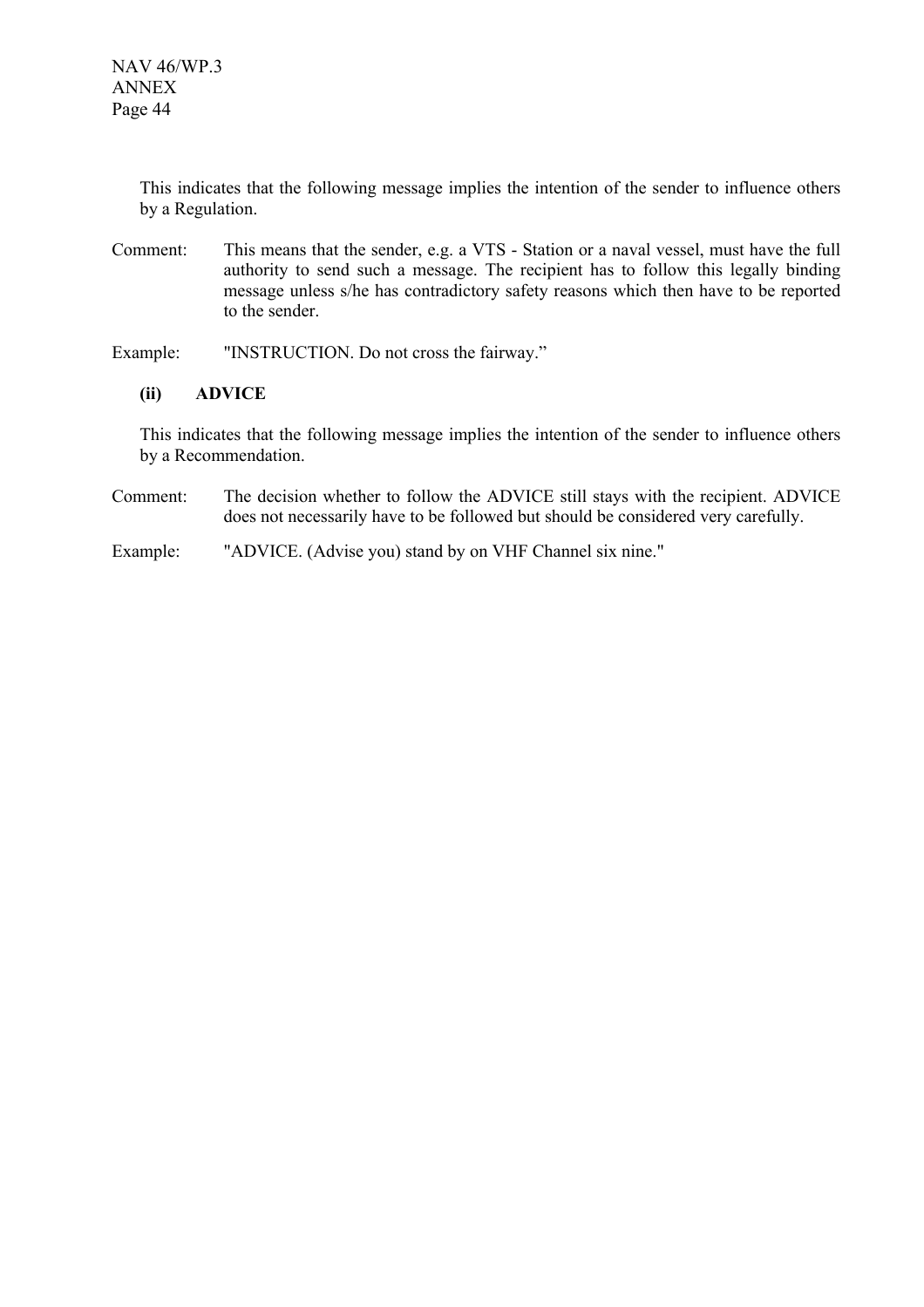This indicates that the following message implies the intention of the sender to influence others by a Regulation.

Comment: This means that the sender, e.g. a VTS - Station or a naval vessel, must have the full authority to send such a message. The recipient has to follow this legally binding message unless s/he has contradictory safety reasons which then have to be reported to the sender.

Example: "INSTRUCTION. Do not cross the fairway."

**(ii) ADVICE**

This indicates that the following message implies the intention of the sender to influence others by a Recommendation.

Comment: The decision whether to follow the ADVICE still stays with the recipient. ADVICE does not necessarily have to be followed but should be considered very carefully.

Example: "ADVICE. (Advise you) stand by on VHF Channel six nine."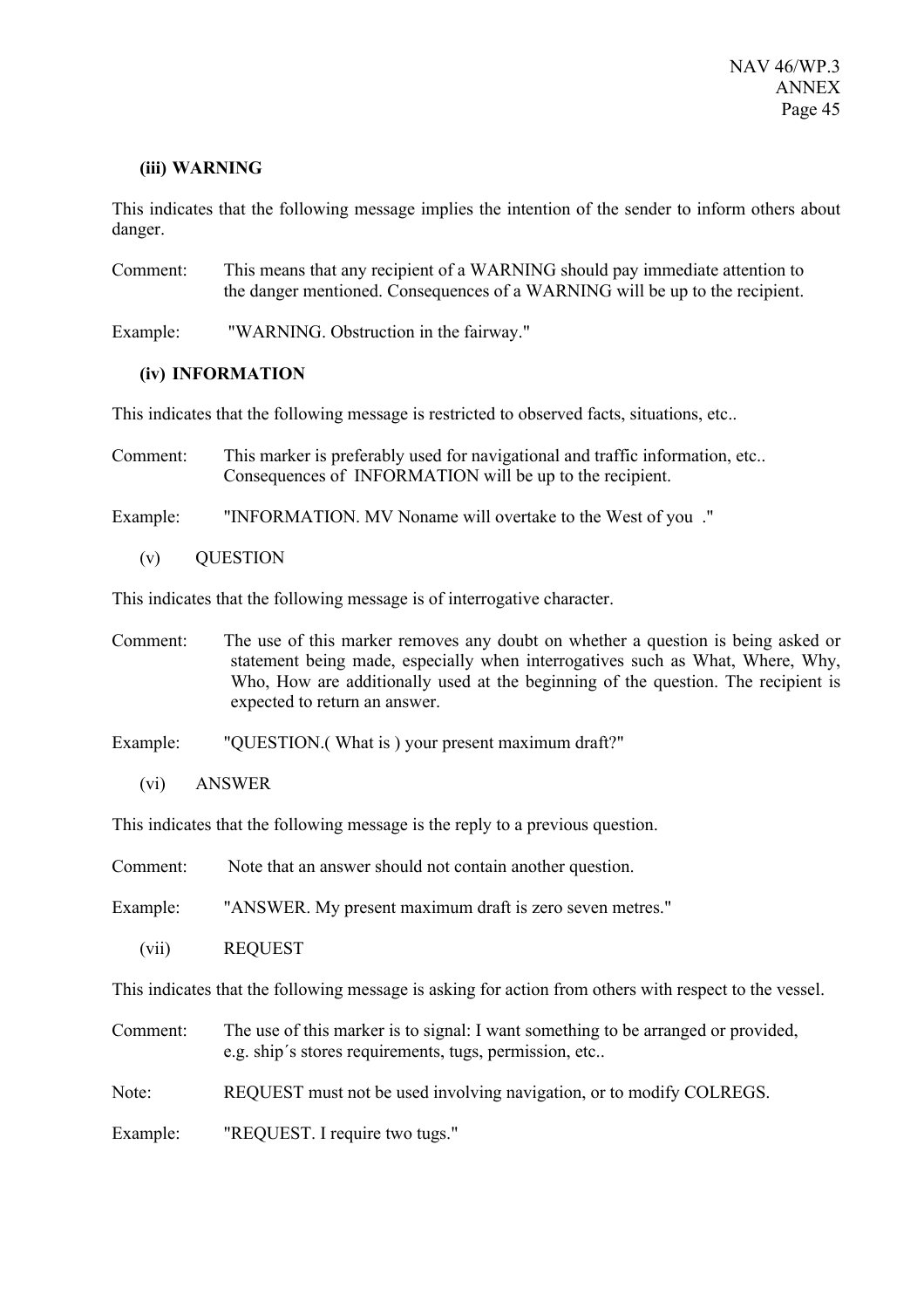**(iii) WARNING**

This indicates that the following message implies the intention of the sender to inform others about danger.

Comment: This means that any recipient of a WARNING should pay immediate attention to the danger mentioned. Consequences of a WARNING will be up to the recipient.

Example: "WARNING. Obstruction in the fairway."

**(iv) INFORMATION**

This indicates that the following message is restricted to observed facts, situations, etc..

Comment: This marker is preferably used for navigational and traffic information, etc.. Consequences of INFORMATION will be up to the recipient.

Example: "INFORMATION. MV Noname will overtake to the West of you ."

(v) QUESTION

This indicates that the following message is of interrogative character.

Comment: The use of this marker removes any doubt on whether a question is being asked or statement being made, especially when interrogatives such as What, Where, Why, Who, How are additionally used at the beginning of the question. The recipient is expected to return an answer.

Example: "QUESTION.( What is ) your present maximum draft?"

(vi) ANSWER

This indicates that the following message is the reply to a previous question.

Comment: Note that an answer should not contain another question.

Example: "ANSWER. My present maximum draft is zero seven metres."

(vii) REQUEST

This indicates that the following message is asking for action from others with respect to the vessel.

Comment: The use of this marker is to signal: I want something to be arranged or provided, e.g. ship´s stores requirements, tugs, permission, etc..

Note: REQUEST must not be used involving navigation, or to modify COLREGS.

Example: "REQUEST. I require two tugs."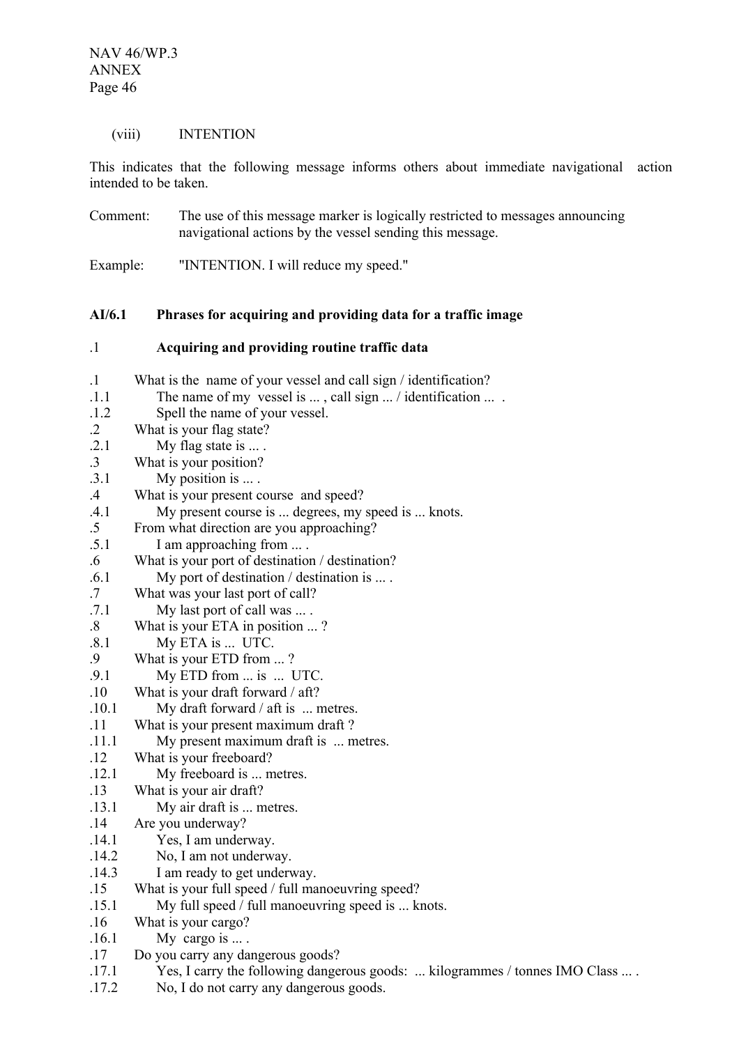(viii) INTENTION

This indicates that the following message informs others about immediate navigational action intended to be taken.

Comment: The use of this message marker is logically restricted to messages announcing navigational actions by the vessel sending this message.

Example: "INTENTION. I will reduce my speed."

**AI/6.1 Phrases for acquiring and providing data for a traffic image**

**.1 Acquiring and providing routine traffic data**

.1 What is the name of your vessel and call sign / identification?
.1.1 The name of my vessel is ... , call sign ... / identification ... .
.1.2 Spell the name of your vessel.
.2 What is your flag state?
.2.1 My flag state is ... .
.3 What is your position?
.3.1 My position is ... .
.4 What is your present course and speed?
.4.1 My present course is ... degrees, my speed is ... knots.
.5 From what direction are you approaching?
.5.1 I am approaching from ... .
.6 What is your port of destination / destination?
.6.1 My port of destination / destination is ... .
.7 What was your last port of call?
.7.1 My last port of call was ... .
.8 What is your ETA in position ... ?
.8.1 My ETA is ... UTC.
.9 What is your ETD from ... ?
.9.1 My ETD from ... is ... UTC.
.10 What is your draft forward / aft?
.10.1 My draft forward / aft is ... metres.
.11 What is your present maximum draft ?
.11.1 My present maximum draft is ... metres.
.12 What is your freeboard?
.12.1 My freeboard is ... metres.
.13 What is your air draft?
.13.1 My air draft is ... metres.
.14 Are you underway?
.14.1 Yes, I am underway.
.14.2 No, I am not underway.
.14.3 I am ready to get underway.
.15 What is your full speed / full manoeuvring speed?
.15.1 My full speed / full manoeuvring speed is ... knots.
.16 What is your cargo?
.16.1 My cargo is ... .
.17 Do you carry any dangerous goods?
.17.1 Yes, I carry the following dangerous goods: ... kilogrammes / tonnes IMO Class ... .
.17.2 No, I do not carry any dangerous goods.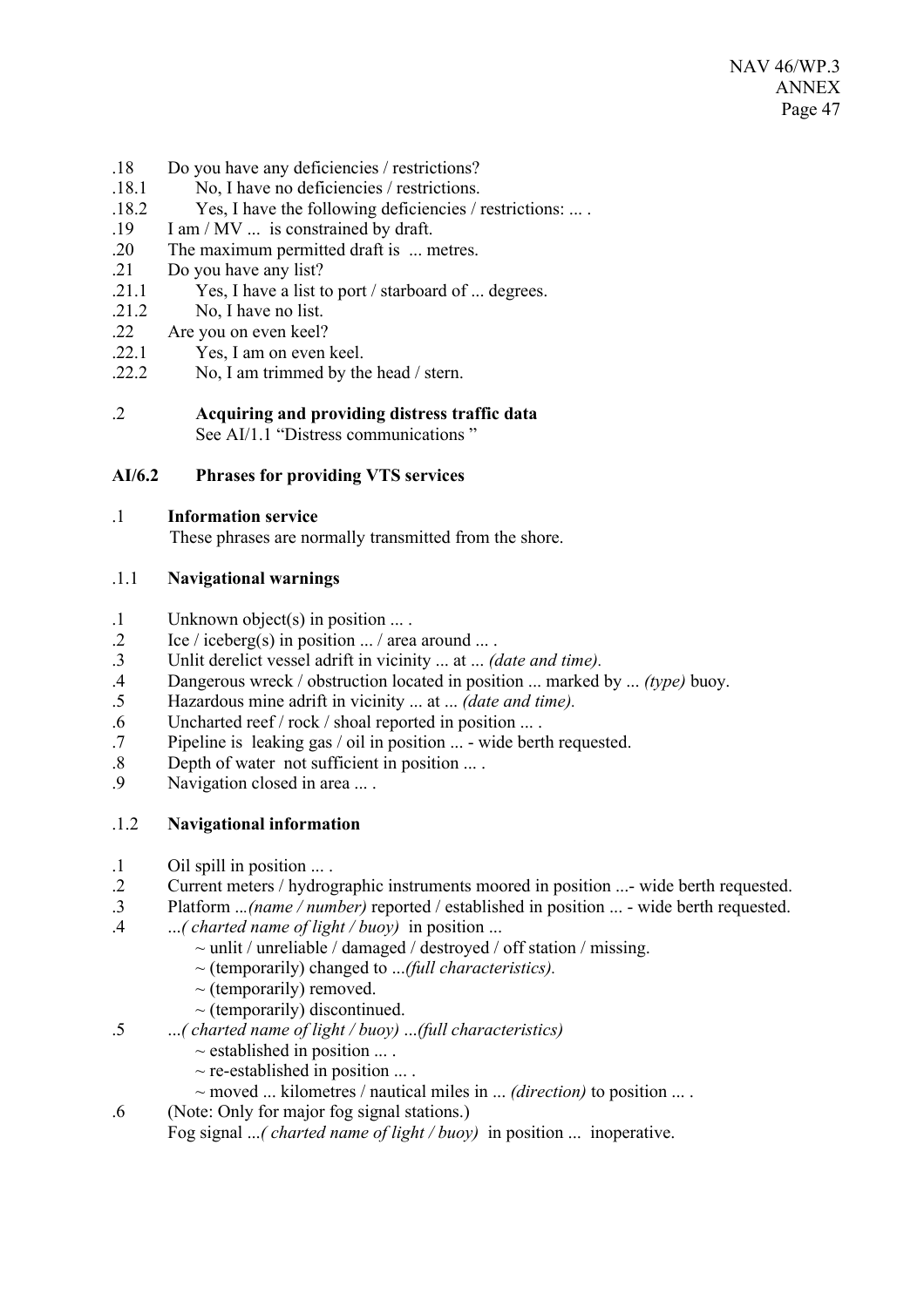.18 Do you have any deficiencies / restrictions?
.18.1 No, I have no deficiencies / restrictions.
.18.2 Yes, I have the following deficiencies / restrictions: ... .
.19 I am / MV ... is constrained by draft.
.20 The maximum permitted draft is ... metres.
.21 Do you have any list?
.21.1 Yes, I have a list to port / starboard of ... degrees.
.21.2 No, I have no list.
.22 Are you on even keel?
.22.1 Yes, I am on even keel.
.22.2 No, I am trimmed by the head / stern.

.2 **Acquiring and providing distress traffic data**
See AI/1.1 "Distress communications "

### AI/6.2 Phrases for providing VTS services

.1 **Information service**
These phrases are normally transmitted from the shore.

.1.1 **Navigational warnings**

.1 Unknown object(s) in position ... .
.2 Ice / iceberg(s) in position ... / area around ... .
.3 Unlit derelict vessel adrift in vicinity ... at ... *(date and time).*
.4 Dangerous wreck / obstruction located in position ... marked by ... *(type)* buoy.
.5 Hazardous mine adrift in vicinity ... at ... *(date and time).*
.6 Uncharted reef / rock / shoal reported in position ... .
.7 Pipeline is leaking gas / oil in position ... - wide berth requested.
.8 Depth of water not sufficient in position ... .
.9 Navigation closed in area ... .

.1.2 **Navigational information**

.1 Oil spill in position ... .
.2 Current meters / hydrographic instruments moored in position ...- wide berth requested.
.3 Platform ...*(name / number)* reported / established in position ... - wide berth requested.
.4 ...*( charted name of light / buoy)* in position ...
~ unlit / unreliable / damaged / destroyed / off station / missing.
~ (temporarily) changed to ...*(full characteristics).*
~ (temporarily) removed.
~ (temporarily) discontinued.
.5 ...*( charted name of light / buoy)* ...*(full characteristics)*
~ established in position ... .
~ re-established in position ... .
~ moved ... kilometres / nautical miles in ... *(direction)* to position ... .
.6 (Note: Only for major fog signal stations.)
Fog signal ...*( charted name of light / buoy)* in position ... inoperative.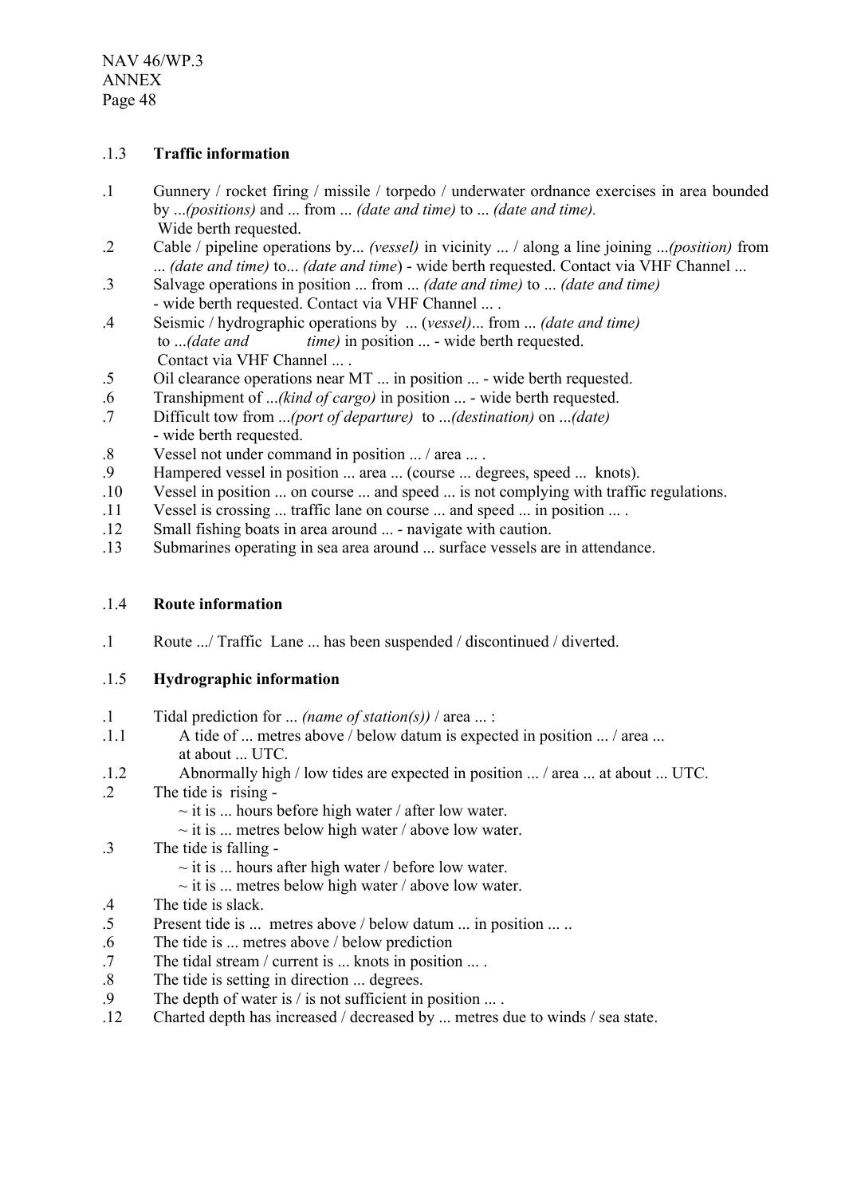### .1.3 **Traffic information**

.1 Gunnery / rocket firing / missile / torpedo / underwater ordnance exercises in area bounded by ...*(positions)* and ... from ... *(date and time)* to ... *(date and time).* Wide berth requested.

.2 Cable / pipeline operations by... *(vessel)* in vicinity ... / along a line joining ...*(position)* from ... *(date and time)* to... *(date and time)* - wide berth requested. Contact via VHF Channel ...

.3 Salvage operations in position ... from ... *(date and time)* to ... *(date and time)* - wide berth requested. Contact via VHF Channel ... .

.4 Seismic / hydrographic operations by ... (*vessel)*... from ... *(date and time)* to ...*(date and time)* in position ... - wide berth requested. Contact via VHF Channel ... .

.5 Oil clearance operations near MT ... in position ... - wide berth requested.

.6 Transhipment of ...*(kind of cargo)* in position ... - wide berth requested.

.7 Difficult tow from ...*(port of departure)* to ...*(destination)* on ...*(date)* - wide berth requested.

.8 Vessel not under command in position ... / area ... .

.9 Hampered vessel in position ... area ... (course ... degrees, speed ... knots).

.10 Vessel in position ... on course ... and speed ... is not complying with traffic regulations.

.11 Vessel is crossing ... traffic lane on course ... and speed ... in position ... .

.12 Small fishing boats in area around ... - navigate with caution.

.13 Submarines operating in sea area around ... surface vessels are in attendance.

### .1.4 **Route information**

.1 Route .../ Traffic Lane ... has been suspended / discontinued / diverted.

### .1.5 **Hydrographic information**

.1 Tidal prediction for ... *(name of station(s))* / area ... :

.1.1 A tide of ... metres above / below datum is expected in position ... / area ... at about ... UTC.

.1.2 Abnormally high / low tides are expected in position ... / area ... at about ... UTC.

.2 The tide is rising -
- ~ it is ... hours before high water / after low water.
- ~ it is ... metres below high water / above low water.

.3 The tide is falling -
- ~ it is ... hours after high water / before low water.
- ~ it is ... metres below high water / above low water.

.4 The tide is slack.

.5 Present tide is ... metres above / below datum ... in position ... ..

.6 The tide is ... metres above / below prediction

.7 The tidal stream / current is ... knots in position ... .

.8 The tide is setting in direction ... degrees.

.9 The depth of water is / is not sufficient in position ... .

.12 Charted depth has increased / decreased by ... metres due to winds / sea state.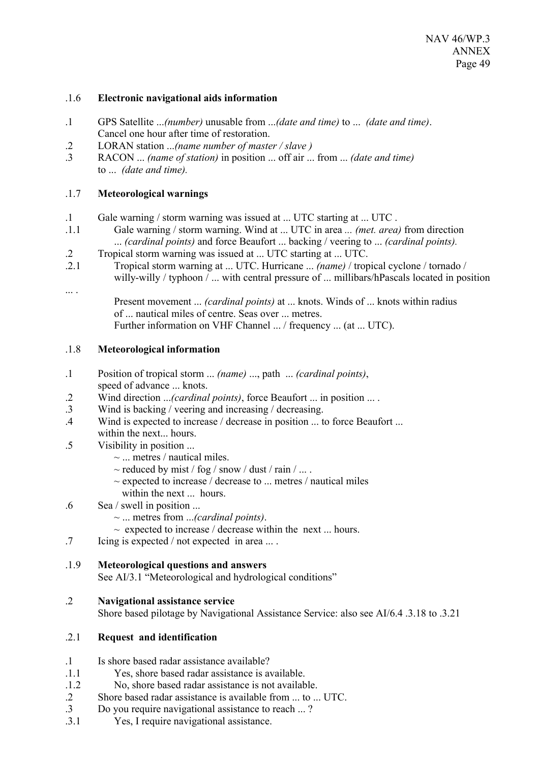.1.6 **Electronic navigational aids information**

.1 GPS Satellite ...*(number)* unusable from ...*(date and time)* to ... *(date and time)*. Cancel one hour after time of restoration.

.2 LORAN station ...*(name number of master / slave )*

.3 RACON ... *(name of station)* in position ... off air ... from ... *(date and time)* to ... *(date and time).*

.1.7 **Meteorological warnings**

.1 Gale warning / storm warning was issued at ... UTC starting at ... UTC .

.1.1 Gale warning / storm warning. Wind at ... UTC in area ... *(met. area)* from direction ... *(cardinal points)* and force Beaufort ... backing / veering to ... *(cardinal points).*

.2 Tropical storm warning was issued at ... UTC starting at ... UTC.

.2.1 Tropical storm warning at ... UTC. Hurricane ... *(name)* / tropical cyclone / tornado / willy-willy / typhoon / ... with central pressure of ... millibars/hPascals located in position ... .
Present movement ... *(cardinal points)* at ... knots. Winds of ... knots within radius of ... nautical miles of centre. Seas over ... metres.
Further information on VHF Channel ... / frequency ... (at ... UTC).

.1.8 **Meteorological information**

.1 Position of tropical storm ... *(name)* ..., path ... *(cardinal points)*, speed of advance ... knots.

.2 Wind direction ...*(cardinal points)*, force Beaufort ... in position ... .

.3 Wind is backing / veering and increasing / decreasing.

.4 Wind is expected to increase / decrease in position ... to force Beaufort ... within the next... hours.

.5 Visibility in position ...
~ ... metres / nautical miles.
~ reduced by mist / fog / snow / dust / rain / ... .
~ expected to increase / decrease to ... metres / nautical miles within the next ... hours.

.6 Sea / swell in position ...
~ ... metres from ...*(cardinal points)*.
~ expected to increase / decrease within the next ... hours.

.7 Icing is expected / not expected in area ... .

.1.9 **Meteorological questions and answers**
See AI/3.1 "Meteorological and hydrological conditions"

.2 **Navigational assistance service**
Shore based pilotage by Navigational Assistance Service: also see AI/6.4 .3.18 to .3.21

.2.1 **Request and identification**

.1 Is shore based radar assistance available?

.1.1 Yes, shore based radar assistance is available.

.1.2 No, shore based radar assistance is not available.

.2 Shore based radar assistance is available from ... to ... UTC.

.3 Do you require navigational assistance to reach ... ?

.3.1 Yes, I require navigational assistance.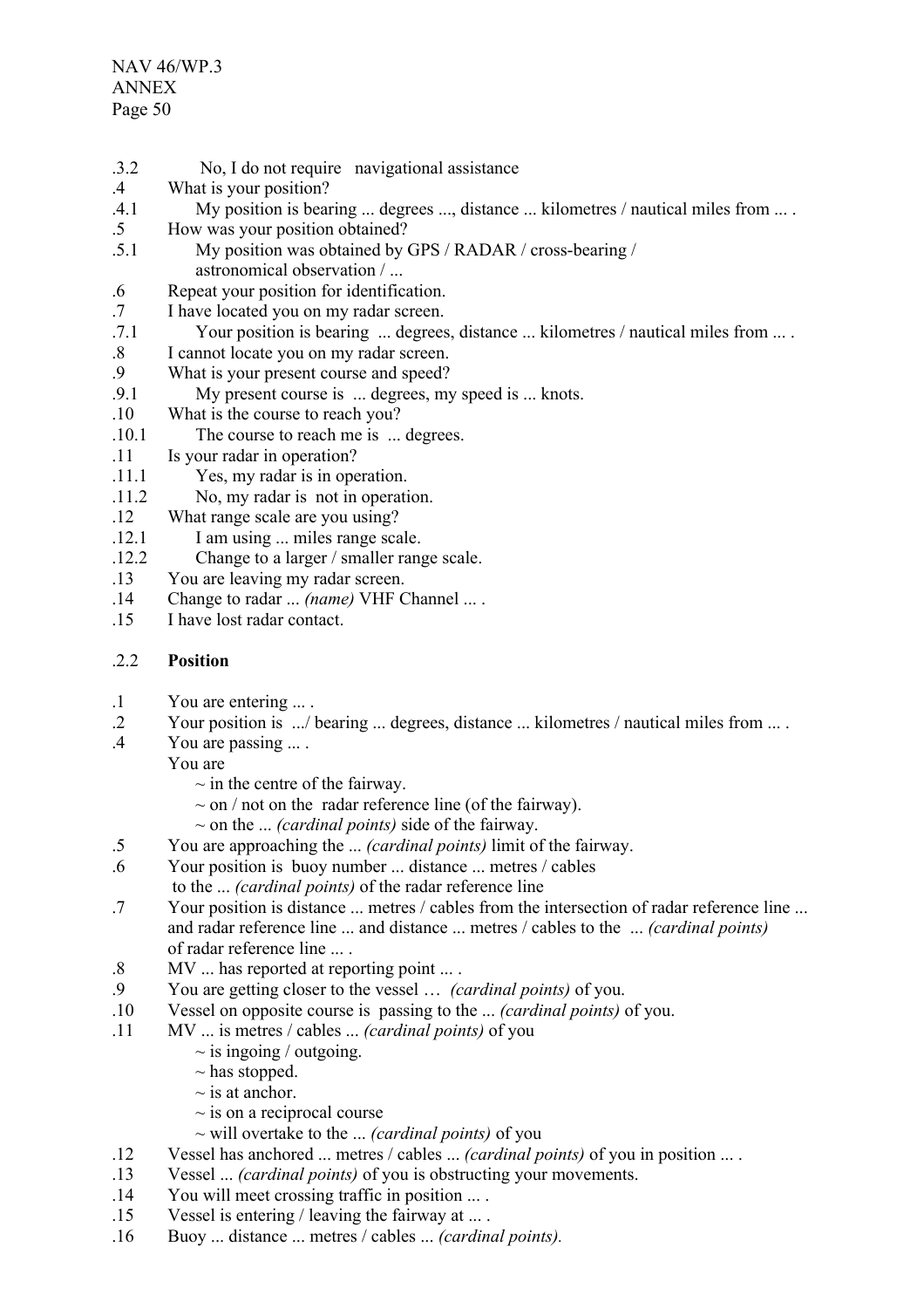.3.2 No, I do not require navigational assistance

.4 What is your position?

.4.1 My position is bearing ... degrees ..., distance ... kilometres / nautical miles from ... .

.5 How was your position obtained?

.5.1 My position was obtained by GPS / RADAR / cross-bearing / astronomical observation / ...

.6 Repeat your position for identification.

.7 I have located you on my radar screen.

.7.1 Your position is bearing ... degrees, distance ... kilometres / nautical miles from ... .

.8 I cannot locate you on my radar screen.

.9 What is your present course and speed?

.9.1 My present course is ... degrees, my speed is ... knots.

.10 What is the course to reach you?

.10.1 The course to reach me is ... degrees.

.11 Is your radar in operation?

.11.1 Yes, my radar is in operation.

.11.2 No, my radar is not in operation.

.12 What range scale are you using?

.12.1 I am using ... miles range scale.

.12.2 Change to a larger / smaller range scale.

.13 You are leaving my radar screen.

.14 Change to radar ... *(name)* VHF Channel ... .

.15 I have lost radar contact.

### .2.2 **Position**

.1 You are entering ... .

.2 Your position is .../ bearing ... degrees, distance ... kilometres / nautical miles from ... .

.4 You are passing ... .

You are
- ~ in the centre of the fairway.
- ~ on / not on the radar reference line (of the fairway).
- ~ on the ... *(cardinal points)* side of the fairway.

.5 You are approaching the ... *(cardinal points)* limit of the fairway.

.6 Your position is buoy number ... distance ... metres / cables to the ... *(cardinal points)* of the radar reference line

.7 Your position is distance ... metres / cables from the intersection of radar reference line ... and radar reference line ... and distance ... metres / cables to the ... *(cardinal points)* of radar reference line ... .

.8 MV ... has reported at reporting point ... .

.9 You are getting closer to the vessel … *(cardinal points)* of you.

.10 Vessel on opposite course is passing to the ... *(cardinal points)* of you.

.11 MV ... is metres / cables ... *(cardinal points)* of you
- ~ is ingoing / outgoing.
- ~ has stopped.
- ~ is at anchor.
- ~ is on a reciprocal course
- ~ will overtake to the ... *(cardinal points)* of you

.12 Vessel has anchored ... metres / cables ... *(cardinal points)* of you in position ... .

.13 Vessel ... *(cardinal points)* of you is obstructing your movements.

.14 You will meet crossing traffic in position ... .

.15 Vessel is entering / leaving the fairway at ... .

.16 Buoy ... distance ... metres / cables ... *(cardinal points).*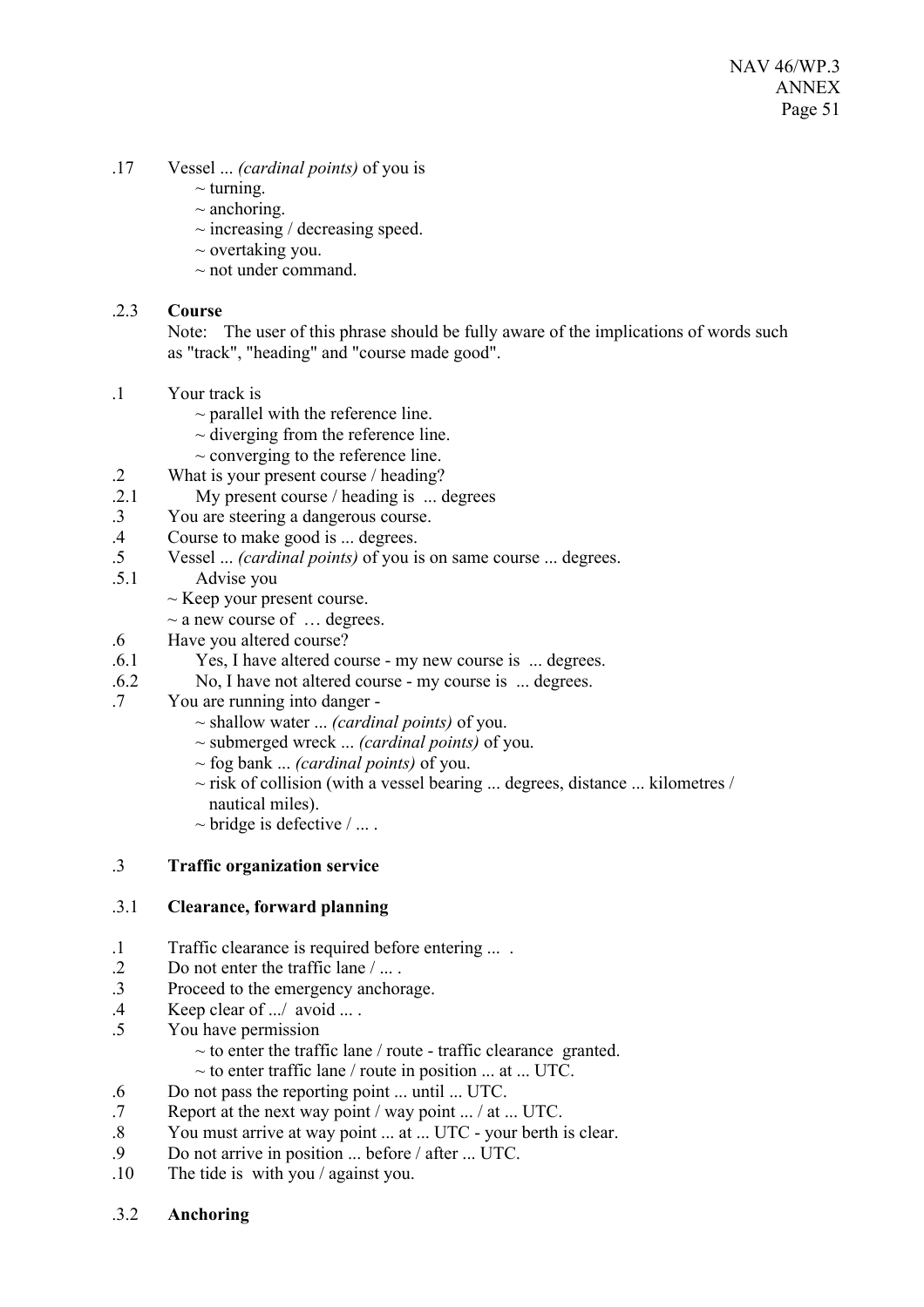.17 Vessel ... *(cardinal points)* of you is
~ turning.
~ anchoring.
~ increasing / decreasing speed.
~ overtaking you.
~ not under command.

.2.3 **Course**

Note: The user of this phrase should be fully aware of the implications of words such as "track", "heading" and "course made good".

.1 Your track is
~ parallel with the reference line.
~ diverging from the reference line.
~ converging to the reference line.

.2 What is your present course / heading?

.2.1 My present course / heading is ... degrees

.3 You are steering a dangerous course.

.4 Course to make good is ... degrees.

.5 Vessel ... *(cardinal points)* of you is on same course ... degrees.

.5.1 Advise you
~ Keep your present course.
~ a new course of … degrees.

.6 Have you altered course?

.6.1 Yes, I have altered course - my new course is ... degrees.

.6.2 No, I have not altered course - my course is ... degrees.

.7 You are running into danger -
~ shallow water ... *(cardinal points)* of you.
~ submerged wreck ... *(cardinal points)* of you.
~ fog bank ... *(cardinal points)* of you.
~ risk of collision (with a vessel bearing ... degrees, distance ... kilometres / nautical miles).
~ bridge is defective / ... .

.3 **Traffic organization service**

.3.1 **Clearance, forward planning**

.1 Traffic clearance is required before entering ... .

.2 Do not enter the traffic lane / ... .

.3 Proceed to the emergency anchorage.

.4 Keep clear of .../ avoid ... .

.5 You have permission
~ to enter the traffic lane / route - traffic clearance granted.
~ to enter traffic lane / route in position ... at ... UTC.

.6 Do not pass the reporting point ... until ... UTC.

.7 Report at the next way point / way point ... / at ... UTC.

.8 You must arrive at way point ... at ... UTC - your berth is clear.

.9 Do not arrive in position ... before / after ... UTC.

.10 The tide is with you / against you.

.3.2 **Anchoring**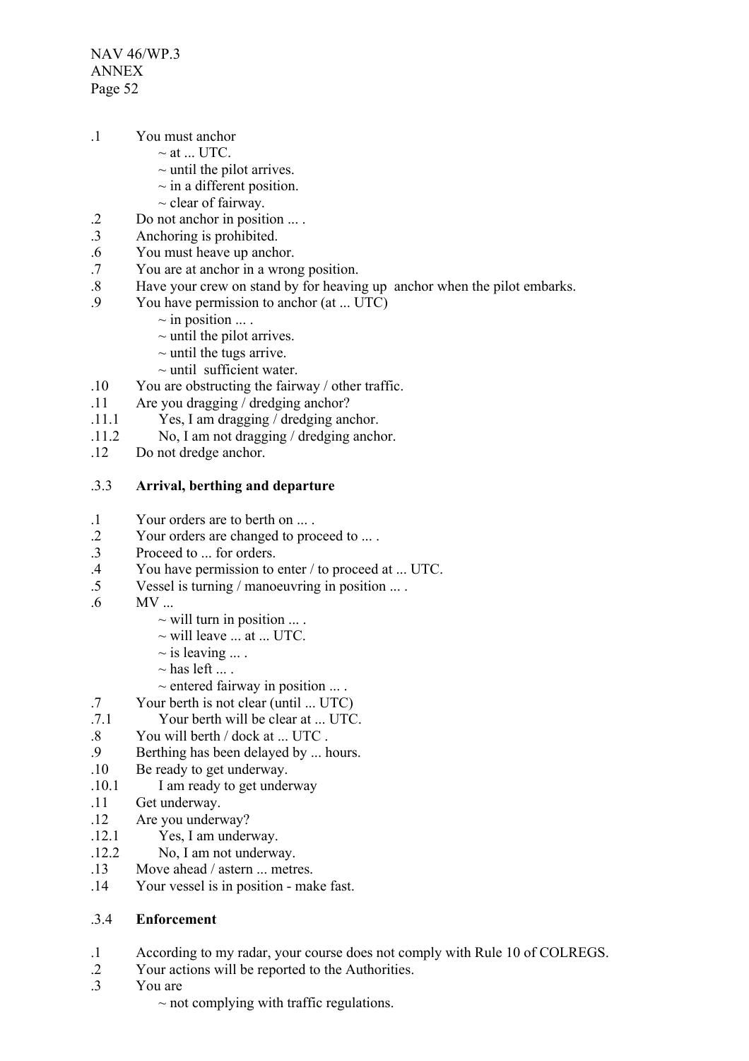.1 You must anchor
    ~ at ... UTC.
    ~ until the pilot arrives.
    ~ in a different position.
    ~ clear of fairway.

.2 Do not anchor in position ... .

.3 Anchoring is prohibited.

.6 You must heave up anchor.

.7 You are at anchor in a wrong position.

.8 Have your crew on stand by for heaving up anchor when the pilot embarks.

.9 You have permission to anchor (at ... UTC)
    ~ in position ... .
    ~ until the pilot arrives.
    ~ until the tugs arrive.
    ~ until sufficient water.

.10 You are obstructing the fairway / other traffic.

.11 Are you dragging / dredging anchor?

.11.1 Yes, I am dragging / dredging anchor.

.11.2 No, I am not dragging / dredging anchor.

.12 Do not dredge anchor.

### .3.3 **Arrival, berthing and departure**

.1 Your orders are to berth on ... .

.2 Your orders are changed to proceed to ... .

.3 Proceed to ... for orders.

.4 You have permission to enter / to proceed at ... UTC.

.5 Vessel is turning / manoeuvring in position ... .

.6 MV ...
    ~ will turn in position ... .
    ~ will leave ... at ... UTC.
    ~ is leaving ... .
    ~ has left ... .
    ~ entered fairway in position ... .

.7 Your berth is not clear (until ... UTC)

.7.1 Your berth will be clear at ... UTC.

.8 You will berth / dock at ... UTC .

.9 Berthing has been delayed by ... hours.

.10 Be ready to get underway.

.10.1 I am ready to get underway

.11 Get underway.

.12 Are you underway?

.12.1 Yes, I am underway.

.12.2 No, I am not underway.

.13 Move ahead / astern ... metres.

.14 Your vessel is in position - make fast.

### .3.4 **Enforcement**

.1 According to my radar, your course does not comply with Rule 10 of COLREGS.

.2 Your actions will be reported to the Authorities.

.3 You are
    ~ not complying with traffic regulations.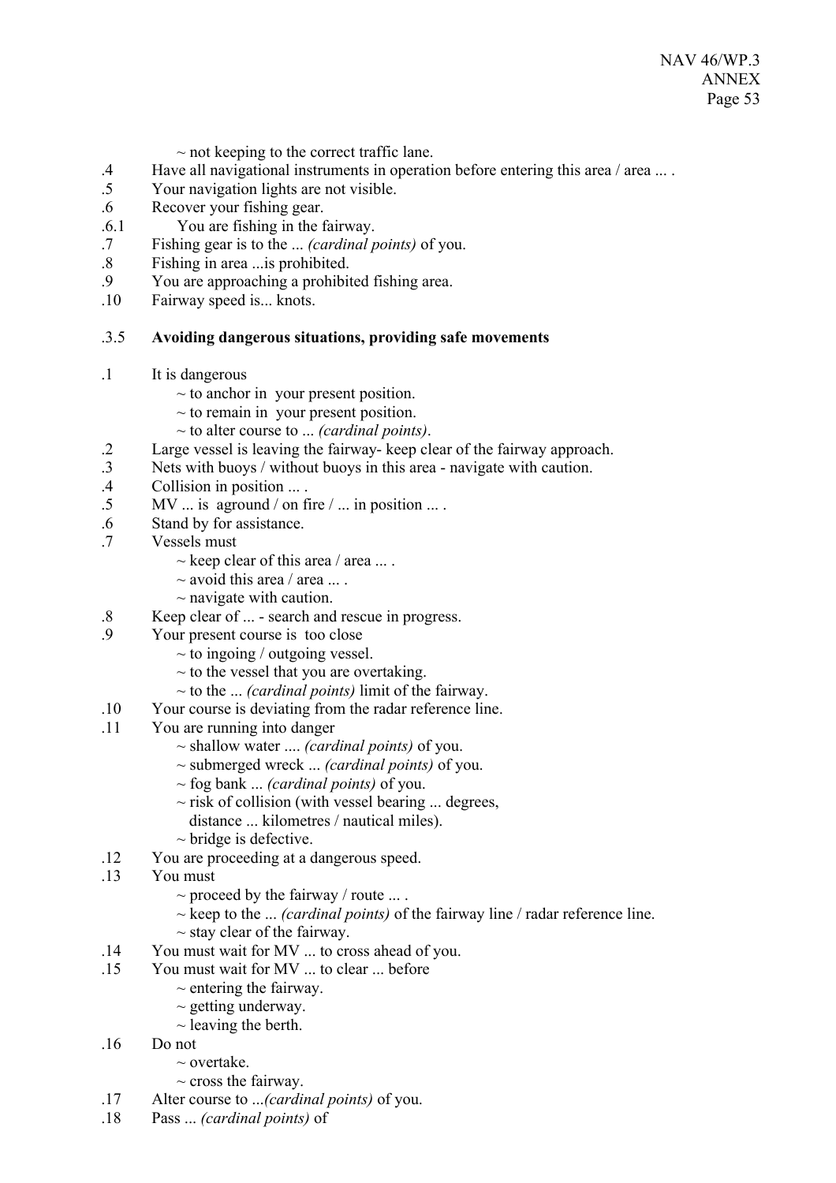~ not keeping to the correct traffic lane.

.4 Have all navigational instruments in operation before entering this area / area ... .
.5 Your navigation lights are not visible.
.6 Recover your fishing gear.
.6.1 You are fishing in the fairway.
.7 Fishing gear is to the ... *(cardinal points)* of you.
.8 Fishing in area ...is prohibited.
.9 You are approaching a prohibited fishing area.
.10 Fairway speed is... knots.

.3.5 **Avoiding dangerous situations, providing safe movements**

.1 It is dangerous
~ to anchor in your present position.
~ to remain in your present position.
~ to alter course to ... *(cardinal points)*.
.2 Large vessel is leaving the fairway- keep clear of the fairway approach.
.3 Nets with buoys / without buoys in this area - navigate with caution.
.4 Collision in position ... .
.5 MV ... is aground / on fire / ... in position ... .
.6 Stand by for assistance.
.7 Vessels must
~ keep clear of this area / area ... .
~ avoid this area / area ... .
~ navigate with caution.
.8 Keep clear of ... - search and rescue in progress.
.9 Your present course is too close
~ to ingoing / outgoing vessel.
~ to the vessel that you are overtaking.
~ to the ... *(cardinal points)* limit of the fairway.
.10 Your course is deviating from the radar reference line.
.11 You are running into danger
~ shallow water .... *(cardinal points)* of you.
~ submerged wreck ... *(cardinal points)* of you.
~ fog bank ... *(cardinal points)* of you.
~ risk of collision (with vessel bearing ... degrees, distance ... kilometres / nautical miles).
~ bridge is defective.
.12 You are proceeding at a dangerous speed.
.13 You must
~ proceed by the fairway / route ... .
~ keep to the ... *(cardinal points)* of the fairway line / radar reference line.
~ stay clear of the fairway.
.14 You must wait for MV ... to cross ahead of you.
.15 You must wait for MV ... to clear ... before
~ entering the fairway.
~ getting underway.
~ leaving the berth.
.16 Do not
~ overtake.
~ cross the fairway.
.17 Alter course to ...*(cardinal points)* of you.
.18 Pass ... *(cardinal points)* of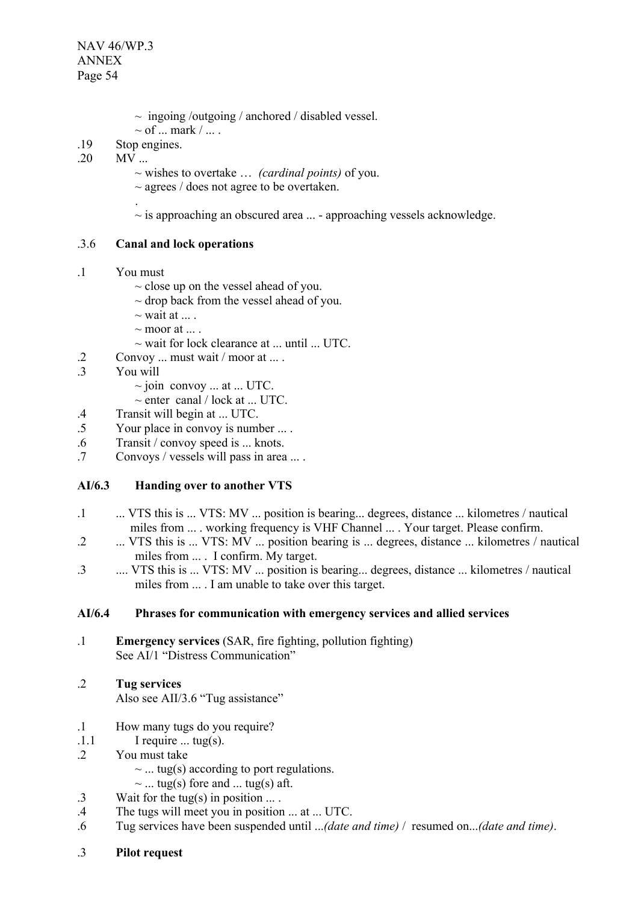~ ingoing /outgoing / anchored / disabled vessel.
~ of ... mark / ... .

.19 Stop engines.

.20 MV ...
~ wishes to overtake … *(cardinal points)* of you.
~ agrees / does not agree to be overtaken.
.
~ is approaching an obscured area ... - approaching vessels acknowledge.

### .3.6 Canal and lock operations

.1 You must
~ close up on the vessel ahead of you.
~ drop back from the vessel ahead of you.
~ wait at ... .
~ moor at ... .
~ wait for lock clearance at ... until ... UTC.

.2 Convoy ... must wait / moor at ... .

.3 You will
~ join convoy ... at ... UTC.
~ enter canal / lock at ... UTC.

.4 Transit will begin at ... UTC.

.5 Your place in convoy is number ... .

.6 Transit / convoy speed is ... knots.

.7 Convoys / vessels will pass in area ... .

### AI/6.3 Handing over to another VTS

.1 ... VTS this is ... VTS: MV ... position is bearing... degrees, distance ... kilometres / nautical miles from ... . working frequency is VHF Channel ... . Your target. Please confirm.

.2 ... VTS this is ... VTS: MV ... position bearing is ... degrees, distance ... kilometres / nautical miles from ... . I confirm. My target.

.3 .... VTS this is ... VTS: MV ... position is bearing... degrees, distance ... kilometres / nautical miles from ... . I am unable to take over this target.

### AI/6.4 Phrases for communication with emergency services and allied services

.1 **Emergency services** (SAR, fire fighting, pollution fighting)
See AI/1 "Distress Communication"

.2 **Tug services**
Also see AII/3.6 "Tug assistance"

.1 How many tugs do you require?

.1.1 I require ... tug(s).

.2 You must take
~ ... tug(s) according to port regulations.
~ ... tug(s) fore and ... tug(s) aft.

.3 Wait for the tug(s) in position ... .

.4 The tugs will meet you in position ... at ... UTC.

.6 Tug services have been suspended until ...*(date and time)* / resumed on...*(date and time)*.

.3 **Pilot request**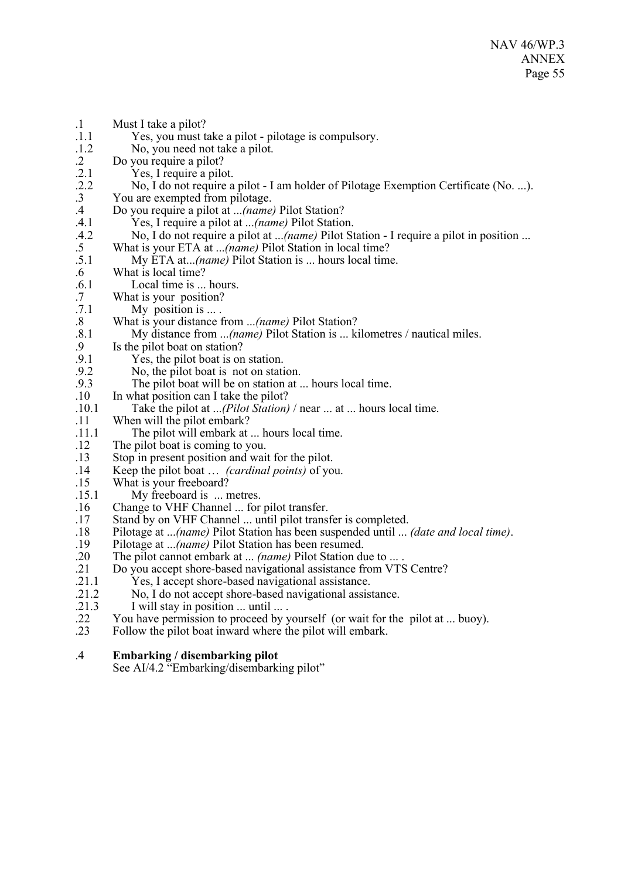.1 Must I take a pilot?
.1.1 Yes, you must take a pilot - pilotage is compulsory.
.1.2 No, you need not take a pilot.
.2 Do you require a pilot?
.2.1 Yes, I require a pilot.
.2.2 No, I do not require a pilot - I am holder of Pilotage Exemption Certificate (No. ...).
.3 You are exempted from pilotage.
.4 Do you require a pilot at ...*(name)* Pilot Station?
.4.1 Yes, I require a pilot at ...*(name)* Pilot Station.
.4.2 No, I do not require a pilot at ...*(name)* Pilot Station - I require a pilot in position ...
.5 What is your ETA at ...*(name)* Pilot Station in local time?
.5.1 My ETA at...*(name)* Pilot Station is ... hours local time.
.6 What is local time?
.6.1 Local time is ... hours.
.7 What is your position?
.7.1 My position is ... .
.8 What is your distance from ...*(name)* Pilot Station?
.8.1 My distance from ...*(name)* Pilot Station is ... kilometres / nautical miles.
.9 Is the pilot boat on station?
.9.1 Yes, the pilot boat is on station.
.9.2 No, the pilot boat is not on station.
.9.3 The pilot boat will be on station at ... hours local time.
.10 In what position can I take the pilot?
.10.1 Take the pilot at ...*(Pilot Station)* / near ... at ... hours local time.
.11 When will the pilot embark?
.11.1 The pilot will embark at ... hours local time.
.12 The pilot boat is coming to you.
.13 Stop in present position and wait for the pilot.
.14 Keep the pilot boat … *(cardinal points)* of you.
.15 What is your freeboard?
.15.1 My freeboard is ... metres.
.16 Change to VHF Channel ... for pilot transfer.
.17 Stand by on VHF Channel ... until pilot transfer is completed.
.18 Pilotage at ...*(name)* Pilot Station has been suspended until ... *(date and local time)*.
.19 Pilotage at ...*(name)* Pilot Station has been resumed.
.20 The pilot cannot embark at ... *(name)* Pilot Station due to ... .
.21 Do you accept shore-based navigational assistance from VTS Centre?
.21.1 Yes, I accept shore-based navigational assistance.
.21.2 No, I do not accept shore-based navigational assistance.
.21.3 I will stay in position ... until ... .
.22 You have permission to proceed by yourself (or wait for the pilot at ... buoy).
.23 Follow the pilot boat inward where the pilot will embark.

.4 **Embarking / disembarking pilot**

See AI/4.2 "Embarking/disembarking pilot"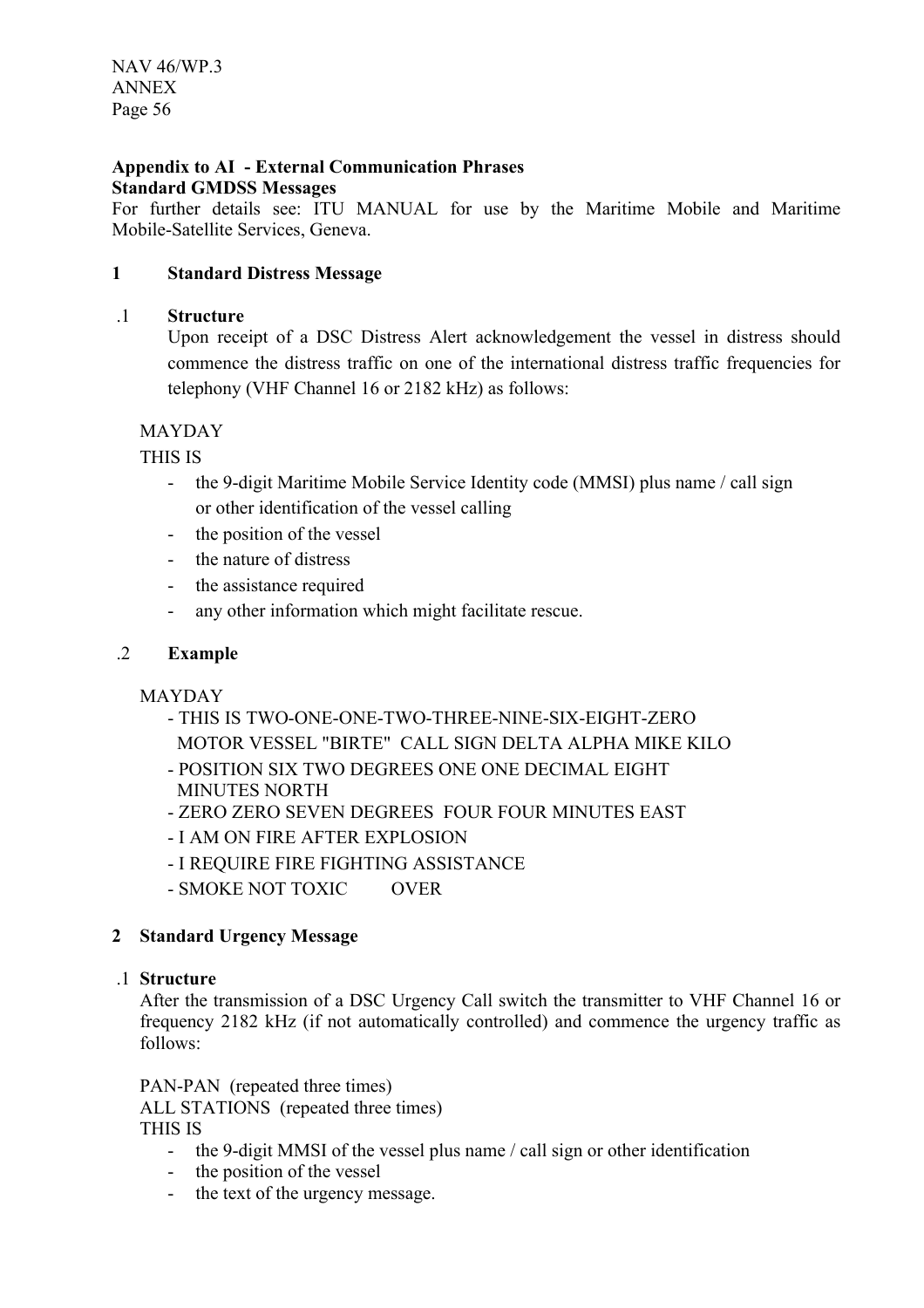## Appendix to AI - External Communication Phrases

### Standard GMDSS Messages

For further details see: ITU MANUAL for use by the Maritime Mobile and Maritime Mobile-Satellite Services, Geneva.

### 1 Standard Distress Message

**.1 Structure**

Upon receipt of a DSC Distress Alert acknowledgement the vessel in distress should commence the distress traffic on one of the international distress traffic frequencies for telephony (VHF Channel 16 or 2182 kHz) as follows:

MAYDAY

THIS IS

- the 9-digit Maritime Mobile Service Identity code (MMSI) plus name / call sign or other identification of the vessel calling
- the position of the vessel
- the nature of distress
- the assistance required
- any other information which might facilitate rescue.

**.2 Example**

MAYDAY

- THIS IS TWO-ONE-ONE-TWO-THREE-NINE-SIX-EIGHT-ZERO MOTOR VESSEL "BIRTE" CALL SIGN DELTA ALPHA MIKE KILO
- POSITION SIX TWO DEGREES ONE ONE DECIMAL EIGHT MINUTES NORTH
- ZERO ZERO SEVEN DEGREES FOUR FOUR MINUTES EAST
- I AM ON FIRE AFTER EXPLOSION
- I REQUIRE FIRE FIGHTING ASSISTANCE
- SMOKE NOT TOXIC OVER

### 2 Standard Urgency Message

**.1 Structure**

After the transmission of a DSC Urgency Call switch the transmitter to VHF Channel 16 or frequency 2182 kHz (if not automatically controlled) and commence the urgency traffic as follows:

PAN-PAN (repeated three times)
ALL STATIONS (repeated three times)
THIS IS

- the 9-digit MMSI of the vessel plus name / call sign or other identification
- the position of the vessel
- the text of the urgency message.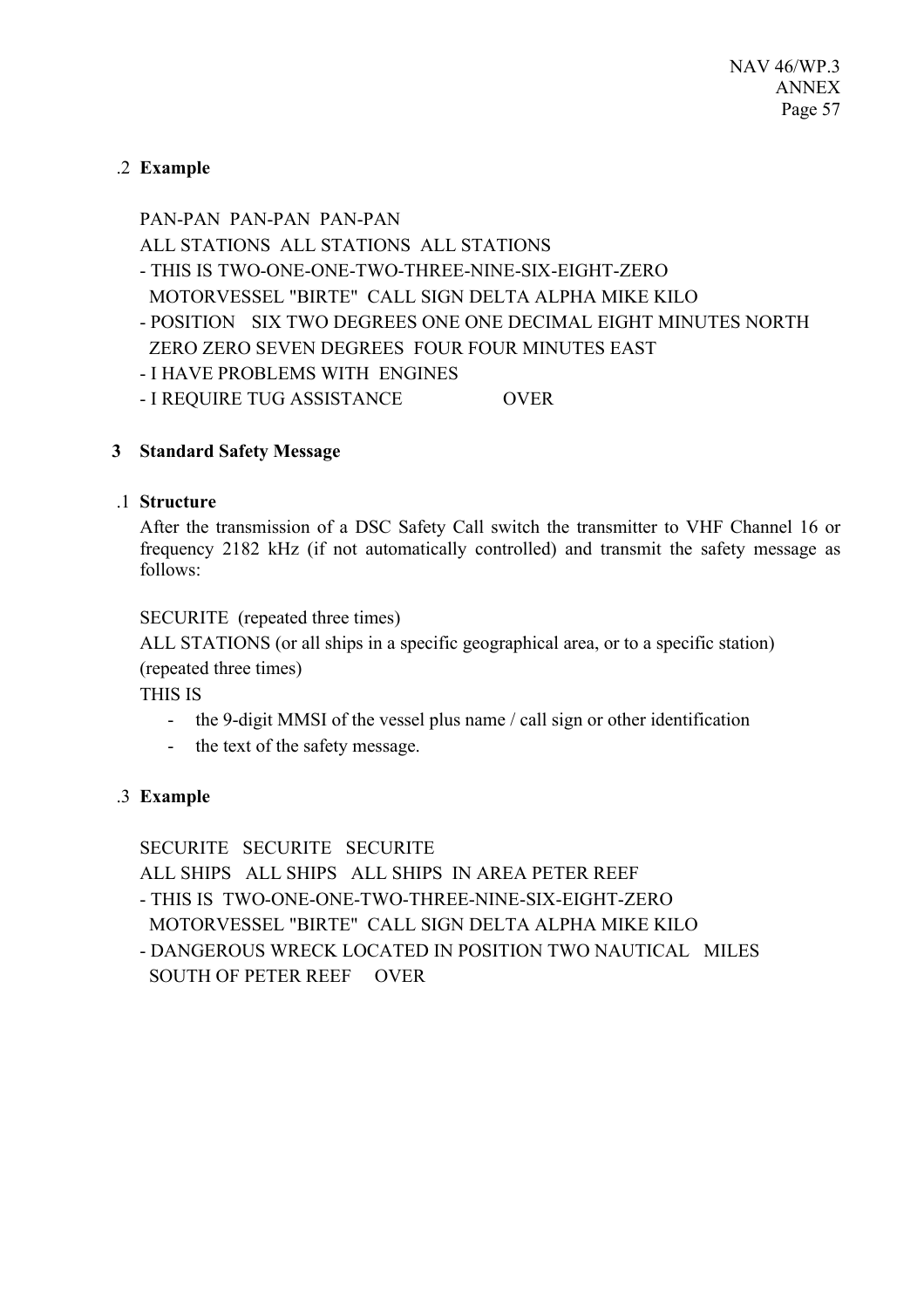.2 **Example**

PAN-PAN PAN-PAN PAN-PAN
ALL STATIONS ALL STATIONS ALL STATIONS
- THIS IS TWO-ONE-ONE-TWO-THREE-NINE-SIX-EIGHT-ZERO
  MOTORVESSEL "BIRTE" CALL SIGN DELTA ALPHA MIKE KILO
- POSITION SIX TWO DEGREES ONE ONE DECIMAL EIGHT MINUTES NORTH
  ZERO ZERO SEVEN DEGREES FOUR FOUR MINUTES EAST
- I HAVE PROBLEMS WITH ENGINES
- I REQUIRE TUG ASSISTANCE OVER

## 3 Standard Safety Message

.1 **Structure**

After the transmission of a DSC Safety Call switch the transmitter to VHF Channel 16 or frequency 2182 kHz (if not automatically controlled) and transmit the safety message as follows:

SECURITE (repeated three times)
ALL STATIONS (or all ships in a specific geographical area, or to a specific station)
(repeated three times)
THIS IS

- the 9-digit MMSI of the vessel plus name / call sign or other identification
- the text of the safety message.

.3 **Example**

SECURITE SECURITE SECURITE
ALL SHIPS ALL SHIPS ALL SHIPS IN AREA PETER REEF
- THIS IS TWO-ONE-ONE-TWO-THREE-NINE-SIX-EIGHT-ZERO
  MOTORVESSEL "BIRTE" CALL SIGN DELTA ALPHA MIKE KILO
- DANGEROUS WRECK LOCATED IN POSITION TWO NAUTICAL MILES
  SOUTH OF PETER REEF OVER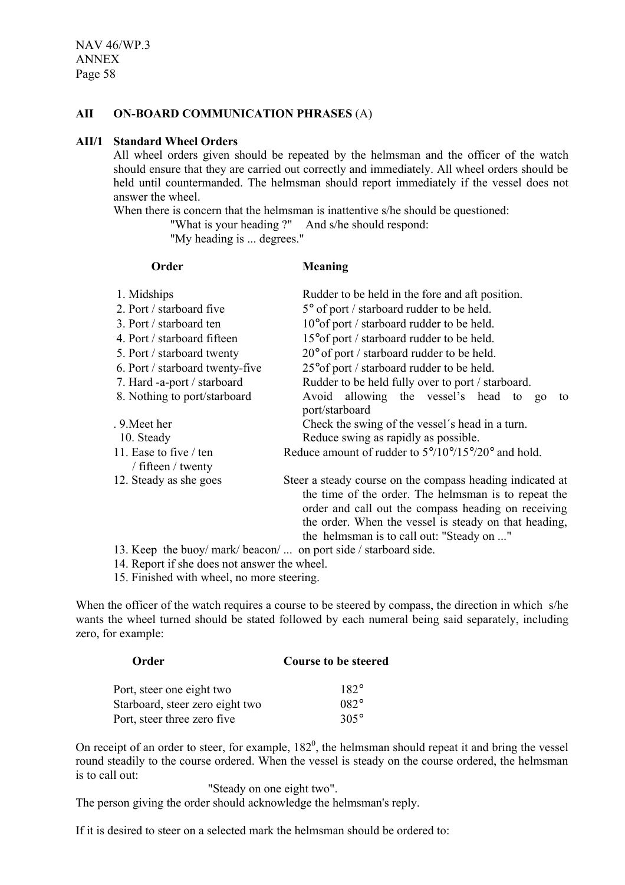## AII ON-BOARD COMMUNICATION PHRASES (A)

### AII/1 Standard Wheel Orders

All wheel orders given should be repeated by the helmsman and the officer of the watch should ensure that they are carried out correctly and immediately. All wheel orders should be held until countermanded. The helmsman should report immediately if the vessel does not answer the wheel.

When there is concern that the helmsman is inattentive s/he should be questioned:

"What is your heading ?" And s/he should respond:

"My heading is ... degrees."

| Order | Meaning |
|---|---|
| 1. Midships | Rudder to be held in the fore and aft position. |
| 2. Port / starboard five | 5° of port / starboard rudder to be held. |
| 3. Port / starboard ten | 10°of port / starboard rudder to be held. |
| 4. Port / starboard fifteen | 15°of port / starboard rudder to be held. |
| 5. Port / starboard twenty | 20° of port / starboard rudder to be held. |
| 6. Port / starboard twenty-five | 25°of port / starboard rudder to be held. |
| 7. Hard -a-port / starboard | Rudder to be held fully over to port / starboard. |
| 8. Nothing to port/starboard | Avoid allowing the vessel's head to go to port/starboard |
| 9. Meet her | Check the swing of the vessel´s head in a turn. |
| 10. Steady | Reduce swing as rapidly as possible. |
| 11. Ease to five / ten / fifteen / twenty | Reduce amount of rudder to 5°/10°/15°/20° and hold. |
| 12. Steady as she goes | Steer a steady course on the compass heading indicated at the time of the order. The helmsman is to repeat the order and call out the compass heading on receiving the order. When the vessel is steady on that heading, the helmsman is to call out: "Steady on ..." |

13. Keep the buoy/ mark/ beacon/ ... on port side / starboard side.
14. Report if she does not answer the wheel.
15. Finished with wheel, no more steering.

When the officer of the watch requires a course to be steered by compass, the direction in which s/he wants the wheel turned should be stated followed by each numeral being said separately, including zero, for example:

| Order | Course to be steered |
|---|---|
| Port, steer one eight two | 182° |
| Starboard, steer zero eight two | 082° |
| Port, steer three zero five | 305° |

On receipt of an order to steer, for example, $182^0$, the helmsman should repeat it and bring the vessel round steadily to the course ordered. When the vessel is steady on the course ordered, the helmsman is to call out:

"Steady on one eight two".

The person giving the order should acknowledge the helmsman's reply.

If it is desired to steer on a selected mark the helmsman should be ordered to: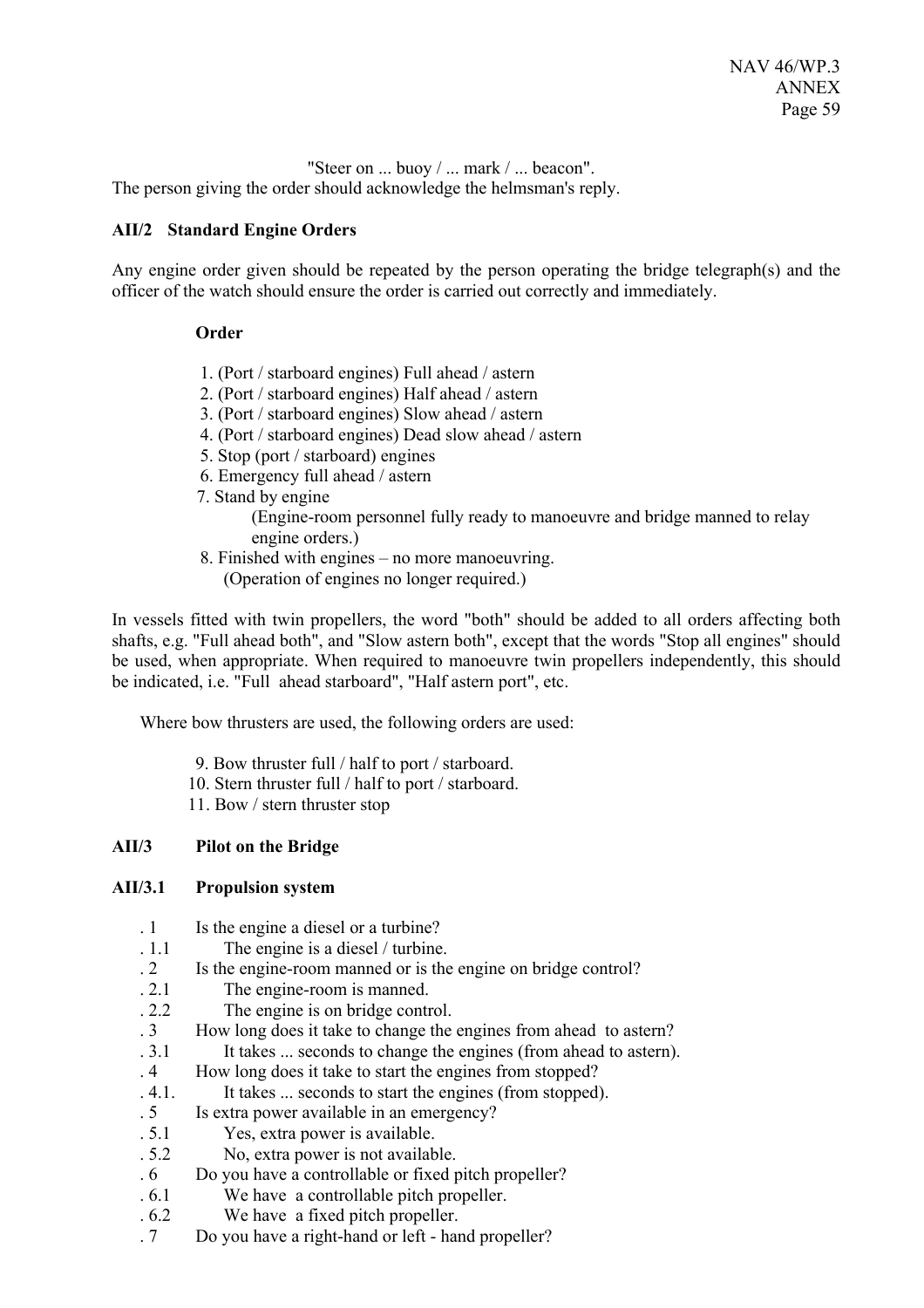"Steer on ... buoy / ... mark / ... beacon".

The person giving the order should acknowledge the helmsman's reply.

### AII/2 Standard Engine Orders

Any engine order given should be repeated by the person operating the bridge telegraph(s) and the officer of the watch should ensure the order is carried out correctly and immediately.

**Order**

1. (Port / starboard engines) Full ahead / astern
2. (Port / starboard engines) Half ahead / astern
3. (Port / starboard engines) Slow ahead / astern
4. (Port / starboard engines) Dead slow ahead / astern
5. Stop (port / starboard) engines
6. Emergency full ahead / astern
7. Stand by engine
   (Engine-room personnel fully ready to manoeuvre and bridge manned to relay engine orders.)
8. Finished with engines – no more manoeuvring.
   (Operation of engines no longer required.)

In vessels fitted with twin propellers, the word "both" should be added to all orders affecting both shafts, e.g. "Full ahead both", and "Slow astern both", except that the words "Stop all engines" should be used, when appropriate. When required to manoeuvre twin propellers independently, this should be indicated, i.e. "Full ahead starboard", "Half astern port", etc.

Where bow thrusters are used, the following orders are used:

9. Bow thruster full / half to port / starboard.
10. Stern thruster full / half to port / starboard.
11. Bow / stern thruster stop

### AII/3 Pilot on the Bridge

#### AII/3.1 Propulsion system

. 1 Is the engine a diesel or a turbine?
. 1.1 The engine is a diesel / turbine.
. 2 Is the engine-room manned or is the engine on bridge control?
. 2.1 The engine-room is manned.
. 2.2 The engine is on bridge control.
. 3 How long does it take to change the engines from ahead to astern?
. 3.1 It takes ... seconds to change the engines (from ahead to astern).
. 4 How long does it take to start the engines from stopped?
. 4.1. It takes ... seconds to start the engines (from stopped).
. 5 Is extra power available in an emergency?
. 5.1 Yes, extra power is available.
. 5.2 No, extra power is not available.
. 6 Do you have a controllable or fixed pitch propeller?
. 6.1 We have a controllable pitch propeller.
. 6.2 We have a fixed pitch propeller.
. 7 Do you have a right-hand or left - hand propeller?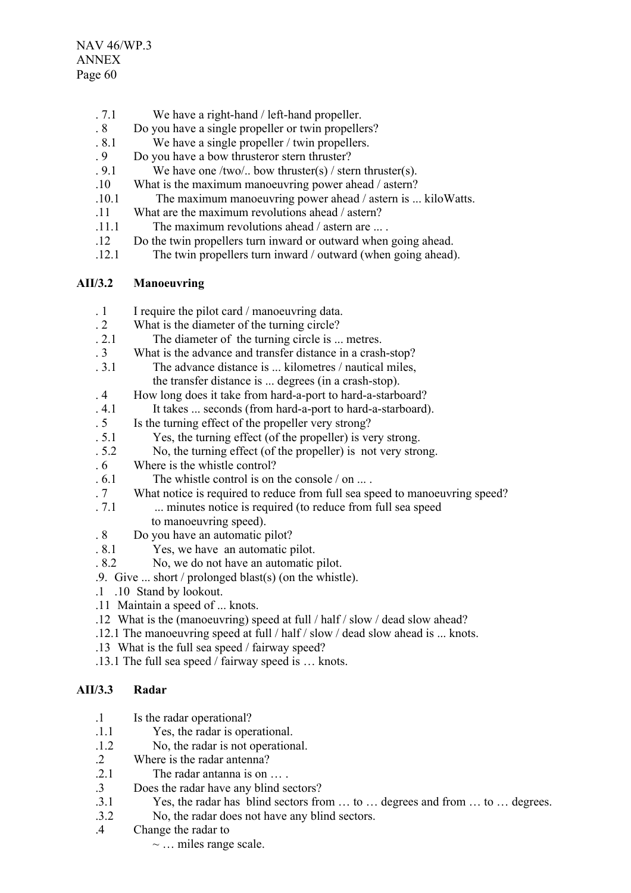. 7.1 We have a right-hand / left-hand propeller.

. 8 Do you have a single propeller or twin propellers?

. 8.1 We have a single propeller / twin propellers.

. 9 Do you have a bow thrusteror stern thruster?

. 9.1 We have one /two/.. bow thruster(s) / stern thruster(s).

.10 What is the maximum manoeuvring power ahead / astern?

.10.1 The maximum manoeuvring power ahead / astern is ... kiloWatts.

.11 What are the maximum revolutions ahead / astern?

.11.1 The maximum revolutions ahead / astern are ... .

.12 Do the twin propellers turn inward or outward when going ahead.

.12.1 The twin propellers turn inward / outward (when going ahead).

## AII/3.2 Manoeuvring

. 1 I require the pilot card / manoeuvring data.

. 2 What is the diameter of the turning circle?

. 2.1 The diameter of the turning circle is ... metres.

. 3 What is the advance and transfer distance in a crash-stop?

. 3.1 The advance distance is ... kilometres / nautical miles, the transfer distance is ... degrees (in a crash-stop).

. 4 How long does it take from hard-a-port to hard-a-starboard?

. 4.1 It takes ... seconds (from hard-a-port to hard-a-starboard).

. 5 Is the turning effect of the propeller very strong?

. 5.1 Yes, the turning effect (of the propeller) is very strong.

. 5.2 No, the turning effect (of the propeller) is not very strong.

. 6 Where is the whistle control?

. 6.1 The whistle control is on the console / on ... .

. 7 What notice is required to reduce from full sea speed to manoeuvring speed?

. 7.1 ... minutes notice is required (to reduce from full sea speed to manoeuvring speed).

. 8 Do you have an automatic pilot?

. 8.1 Yes, we have an automatic pilot.

. 8.2 No, we do not have an automatic pilot.

.9. Give ... short / prolonged blast(s) (on the whistle).

.1 .10 Stand by lookout.

.11 Maintain a speed of ... knots.

.12 What is the (manoeuvring) speed at full / half / slow / dead slow ahead?

.12.1 The manoeuvring speed at full / half / slow / dead slow ahead is ... knots.

.13 What is the full sea speed / fairway speed?

.13.1 The full sea speed / fairway speed is … knots.

## AII/3.3 Radar

.1 Is the radar operational?

.1.1 Yes, the radar is operational.

.1.2 No, the radar is not operational.

.2 Where is the radar antenna?

.2.1 The radar antanna is on … .

.3 Does the radar have any blind sectors?

.3.1 Yes, the radar has blind sectors from … to … degrees and from … to … degrees.

.3.2 No, the radar does not have any blind sectors.

.4 Change the radar to

~ … miles range scale.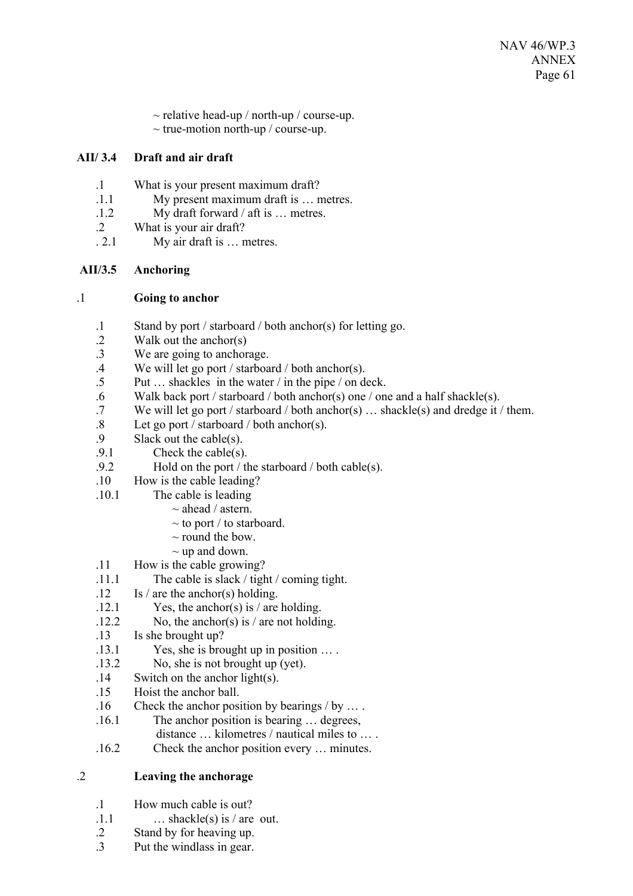~ relative head-up / north-up / course-up.
~ true-motion north-up / course-up.

**AII/ 3.4 Draft and air draft**

.1 What is your present maximum draft?
.1.1 My present maximum draft is … metres.
.1.2 My draft forward / aft is … metres.
.2 What is your air draft?
. 2.1 My air draft is … metres.

**AII/3.5 Anchoring**

.1 **Going to anchor**

.1 Stand by port / starboard / both anchor(s) for letting go.
.2 Walk out the anchor(s)
.3 We are going to anchorage.
.4 We will let go port / starboard / both anchor(s).
.5 Put … shackles in the water / in the pipe / on deck.
.6 Walk back port / starboard / both anchor(s) one / one and a half shackle(s).
.7 We will let go port / starboard / both anchor(s) … shackle(s) and dredge it / them.
.8 Let go port / starboard / both anchor(s).
.9 Slack out the cable(s).
.9.1 Check the cable(s).
.9.2 Hold on the port / the starboard / both cable(s).
.10 How is the cable leading?
.10.1 The cable is leading
~ ahead / astern.
~ to port / to starboard.
~ round the bow.
~ up and down.
.11 How is the cable growing?
.11.1 The cable is slack / tight / coming tight.
.12 Is / are the anchor(s) holding.
.12.1 Yes, the anchor(s) is / are holding.
.12.2 No, the anchor(s) is / are not holding.
.13 Is she brought up?
.13.1 Yes, she is brought up in position … .
.13.2 No, she is not brought up (yet).
.14 Switch on the anchor light(s).
.15 Hoist the anchor ball.
.16 Check the anchor position by bearings / by … .
.16.1 The anchor position is bearing … degrees, distance … kilometres / nautical miles to … .
.16.2 Check the anchor position every … minutes.

.2 **Leaving the anchorage**

.1 How much cable is out?
.1.1 … shackle(s) is / are out.
.2 Stand by for heaving up.
.3 Put the windlass in gear.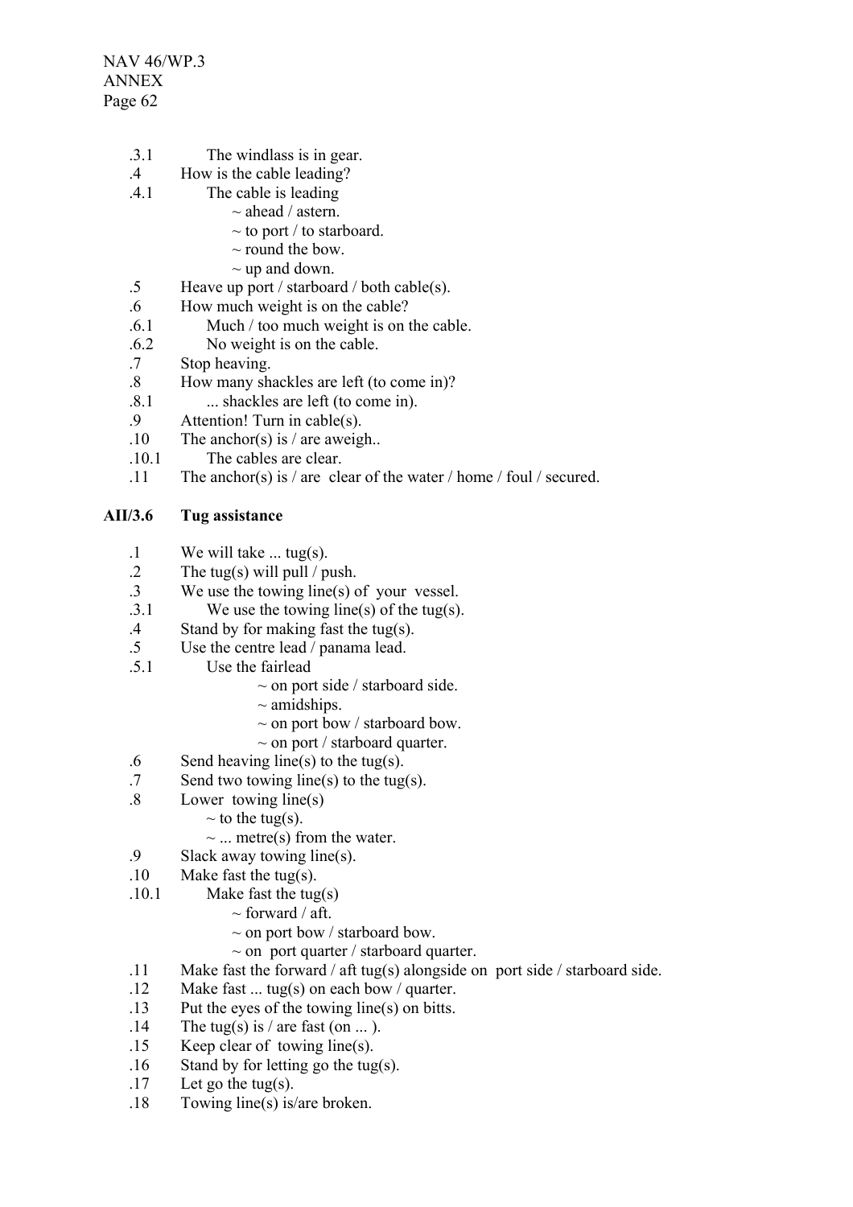.3.1 The windlass is in gear.

.4 How is the cable leading?

.4.1 The cable is leading
- ~ ahead / astern.
- ~ to port / to starboard.
- ~ round the bow.
- ~ up and down.

.5 Heave up port / starboard / both cable(s).

.6 How much weight is on the cable?

.6.1 Much / too much weight is on the cable.

.6.2 No weight is on the cable.

.7 Stop heaving.

.8 How many shackles are left (to come in)?

.8.1 ... shackles are left (to come in).

.9 Attention! Turn in cable(s).

.10 The anchor(s) is / are aweigh..

.10.1 The cables are clear.

.11 The anchor(s) is / are clear of the water / home / foul / secured.

**AII/3.6 Tug assistance**

.1 We will take ... tug(s).

.2 The tug(s) will pull / push.

.3 We use the towing line(s) of your vessel.

.3.1 We use the towing line(s) of the tug(s).

.4 Stand by for making fast the tug(s).

.5 Use the centre lead / panama lead.

.5.1 Use the fairlead
- ~ on port side / starboard side.
- ~ amidships.
- ~ on port bow / starboard bow.
- ~ on port / starboard quarter.

.6 Send heaving line(s) to the tug(s).

.7 Send two towing line(s) to the tug(s).

.8 Lower towing line(s)
- ~ to the tug(s).
- ~ ... metre(s) from the water.

.9 Slack away towing line(s).

.10 Make fast the tug(s).

.10.1 Make fast the tug(s)
- ~ forward / aft.
- ~ on port bow / starboard bow.
- ~ on port quarter / starboard quarter.

.11 Make fast the forward / aft tug(s) alongside on port side / starboard side.

.12 Make fast ... tug(s) on each bow / quarter.

.13 Put the eyes of the towing line(s) on bitts.

.14 The tug(s) is / are fast (on ... ).

.15 Keep clear of towing line(s).

.16 Stand by for letting go the tug(s).

.17 Let go the tug(s).

.18 Towing line(s) is/are broken.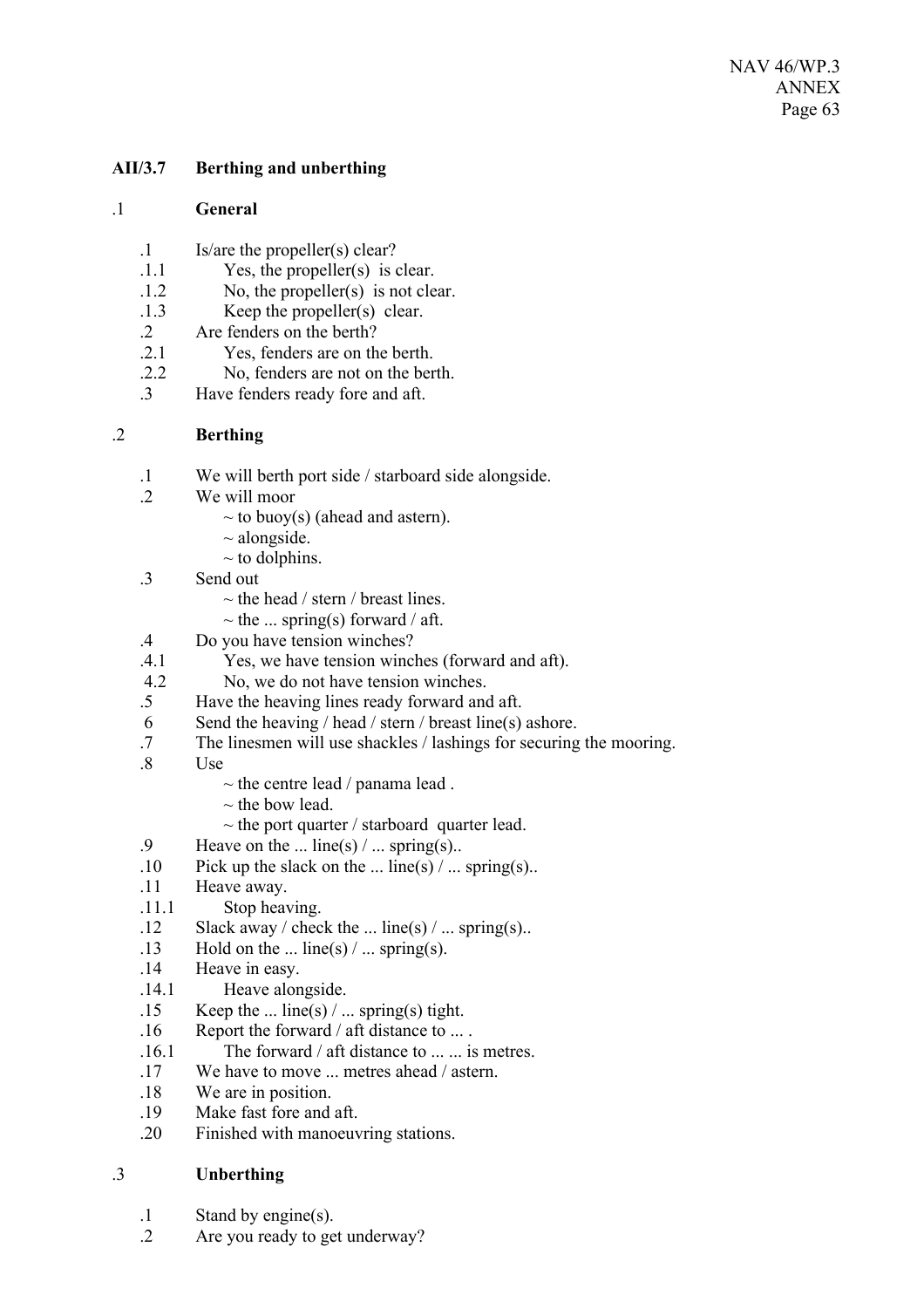## AII/3.7 Berthing and unberthing

### .1 General

.1 Is/are the propeller(s) clear?

.1.1 Yes, the propeller(s) is clear.

.1.2 No, the propeller(s) is not clear.

.1.3 Keep the propeller(s) clear.

.2 Are fenders on the berth?

.2.1 Yes, fenders are on the berth.

.2.2 No, fenders are not on the berth.

.3 Have fenders ready fore and aft.

### .2 Berthing

.1 We will berth port side / starboard side alongside.

.2 We will moor
- ~ to buoy(s) (ahead and astern).
- ~ alongside.
- ~ to dolphins.

.3 Send out
- ~ the head / stern / breast lines.
- ~ the ... spring(s) forward / aft.

.4 Do you have tension winches?

.4.1 Yes, we have tension winches (forward and aft).

4.2 No, we do not have tension winches.

.5 Have the heaving lines ready forward and aft.

6 Send the heaving / head / stern / breast line(s) ashore.

.7 The linesmen will use shackles / lashings for securing the mooring.

.8 Use
- ~ the centre lead / panama lead .
- ~ the bow lead.
- ~ the port quarter / starboard quarter lead.

.9 Heave on the ... line(s) / ... spring(s)..

.10 Pick up the slack on the ... line(s) / ... spring(s)..

.11 Heave away.

.11.1 Stop heaving.

.12 Slack away / check the ... line(s) / ... spring(s)..

.13 Hold on the ... line(s) / ... spring(s).

.14 Heave in easy.

.14.1 Heave alongside.

.15 Keep the ... line(s) / ... spring(s) tight.

.16 Report the forward / aft distance to ... .

.16.1 The forward / aft distance to ... ... is metres.

.17 We have to move ... metres ahead / astern.

.18 We are in position.

.19 Make fast fore and aft.

.20 Finished with manoeuvring stations.

### .3 Unberthing

.1 Stand by engine(s).

.2 Are you ready to get underway?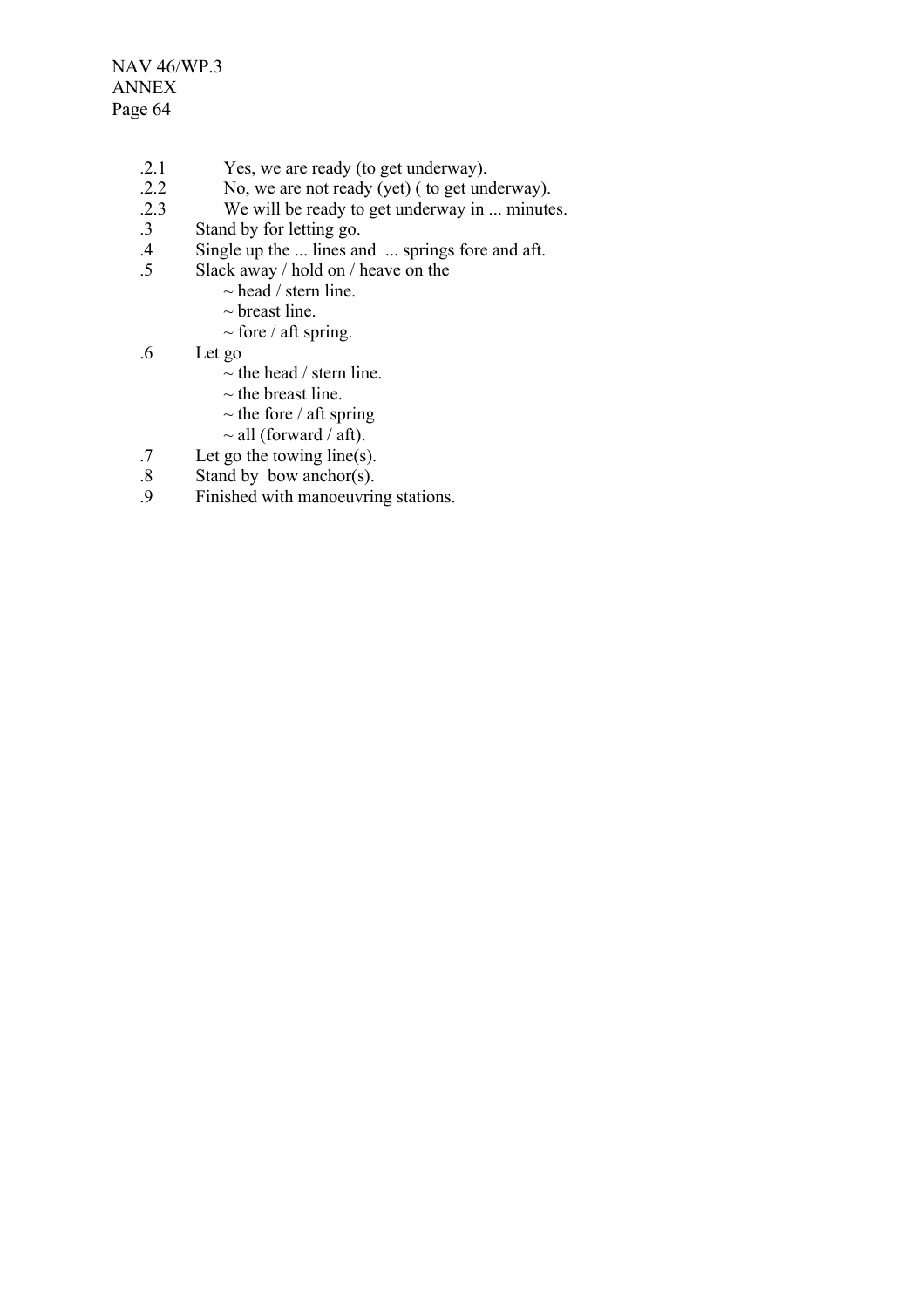.2.1 Yes, we are ready (to get underway).
.2.2 No, we are not ready (yet) ( to get underway).
.2.3 We will be ready to get underway in ... minutes.

.3 Stand by for letting go.

.4 Single up the ... lines and ... springs fore and aft.

.5 Slack away / hold on / heave on the
 ~ head / stern line.
 ~ breast line.
 ~ fore / aft spring.

.6 Let go
 ~ the head / stern line.
 ~ the breast line.
 ~ the fore / aft spring
 ~ all (forward / aft).

.7 Let go the towing line(s).

.8 Stand by bow anchor(s).

.9 Finished with manoeuvring stations.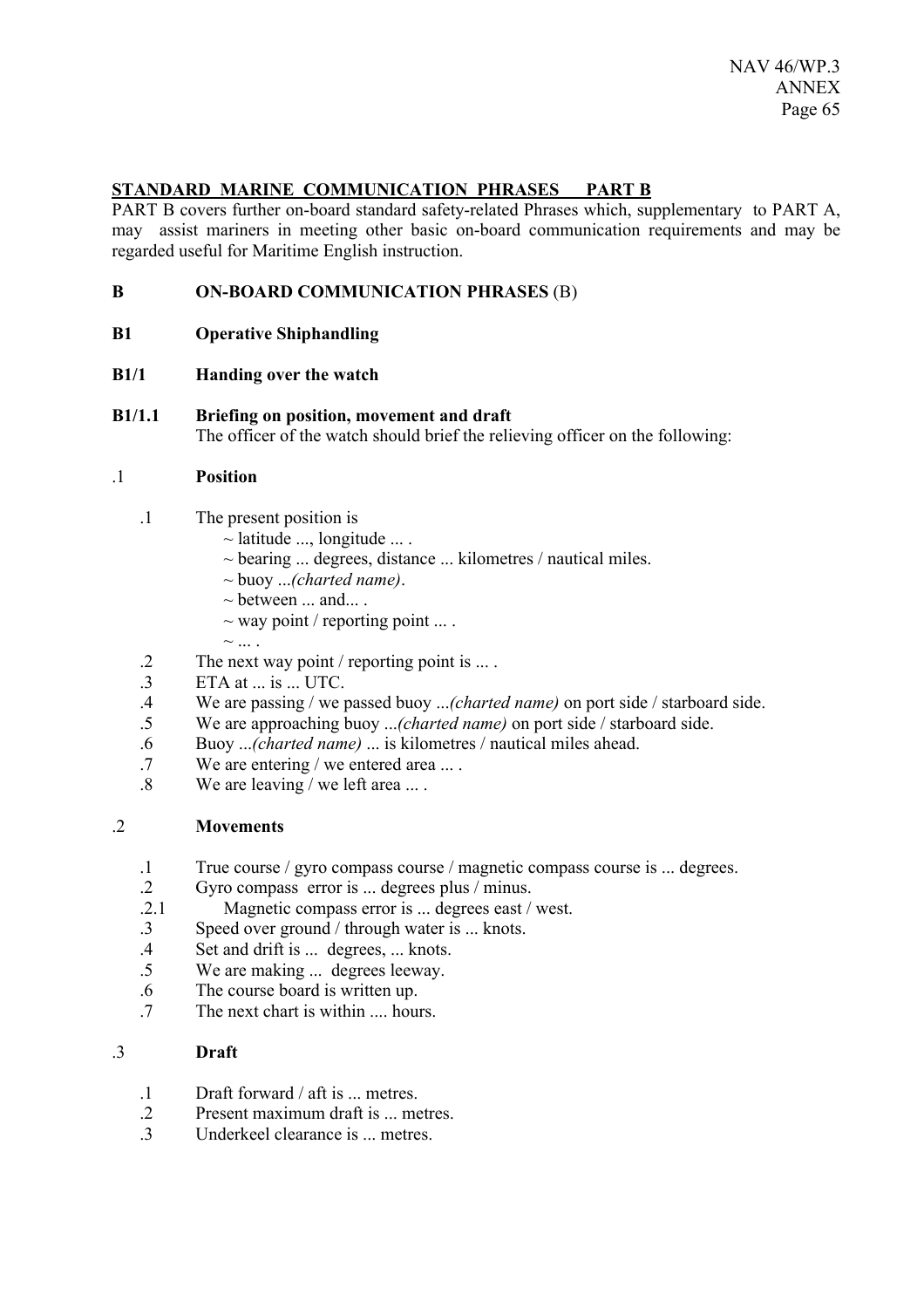**STANDARD MARINE COMMUNICATION PHRASES PART B**

PART B covers further on-board standard safety-related Phrases which, supplementary to PART A, may assist mariners in meeting other basic on-board communication requirements and may be regarded useful for Maritime English instruction.

## B ON-BOARD COMMUNICATION PHRASES (B)

## B1 Operative Shiphandling

### B1/1 Handing over the watch

#### B1/1.1 Briefing on position, movement and draft

The officer of the watch should brief the relieving officer on the following:

.1 **Position**

- .1 The present position is
  - ~ latitude ..., longitude ... .
  - ~ bearing ... degrees, distance ... kilometres / nautical miles.
  - ~ buoy ...*(charted name)*.
  - ~ between ... and... .
  - ~ way point / reporting point ... .
  - ~ ... .
- .2 The next way point / reporting point is ... .
- .3 ETA at ... is ... UTC.
- .4 We are passing / we passed buoy ...*(charted name)* on port side / starboard side.
- .5 We are approaching buoy ...*(charted name)* on port side / starboard side.
- .6 Buoy ...*(charted name)* ... is kilometres / nautical miles ahead.
- .7 We are entering / we entered area ... .
- .8 We are leaving / we left area ... .

.2 **Movements**

- .1 True course / gyro compass course / magnetic compass course is ... degrees.
- .2 Gyro compass error is ... degrees plus / minus.
- .2.1 Magnetic compass error is ... degrees east / west.
- .3 Speed over ground / through water is ... knots.
- .4 Set and drift is ... degrees, ... knots.
- .5 We are making ... degrees leeway.
- .6 The course board is written up.
- .7 The next chart is within .... hours.

.3 **Draft**

- .1 Draft forward / aft is ... metres.
- .2 Present maximum draft is ... metres.
- .3 Underkeel clearance is ... metres.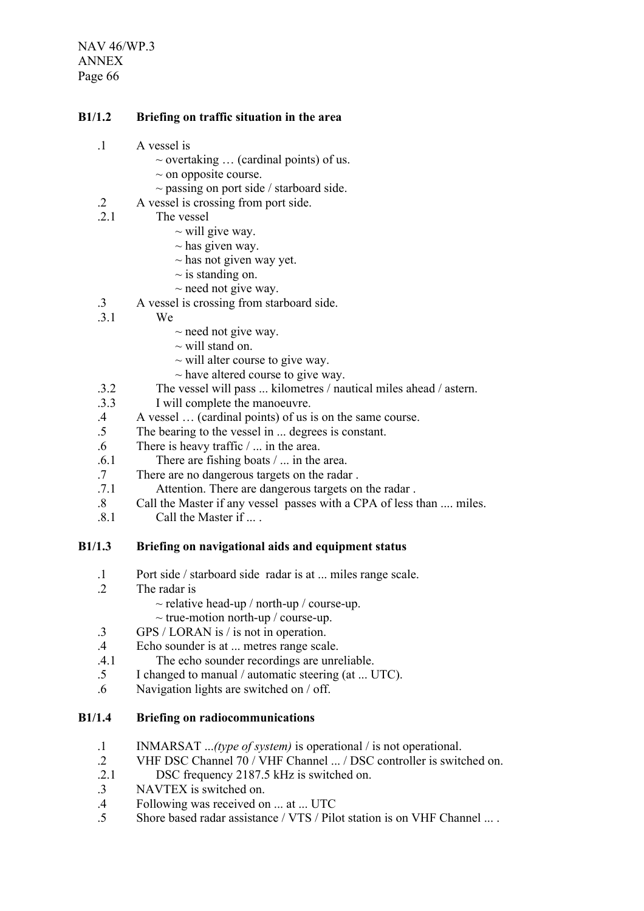### B1/1.2 Briefing on traffic situation in the area

.1 A vessel is
  ~ overtaking … (cardinal points) of us.
  ~ on opposite course.
  ~ passing on port side / starboard side.

.2 A vessel is crossing from port side.

.2.1 The vessel
  ~ will give way.
  ~ has given way.
  ~ has not given way yet.
  ~ is standing on.
  ~ need not give way.

.3 A vessel is crossing from starboard side.

.3.1 We
  ~ need not give way.
  ~ will stand on.
  ~ will alter course to give way.
  ~ have altered course to give way.

.3.2 The vessel will pass ... kilometres / nautical miles ahead / astern.

.3.3 I will complete the manoeuvre.

.4 A vessel … (cardinal points) of us is on the same course.

.5 The bearing to the vessel in ... degrees is constant.

.6 There is heavy traffic / ... in the area.

.6.1 There are fishing boats / ... in the area.

.7 There are no dangerous targets on the radar .

.7.1 Attention. There are dangerous targets on the radar .

.8 Call the Master if any vessel passes with a CPA of less than .... miles.

.8.1 Call the Master if ... .

### B1/1.3 Briefing on navigational aids and equipment status

.1 Port side / starboard side radar is at ... miles range scale.

.2 The radar is
  ~ relative head-up / north-up / course-up.
  ~ true-motion north-up / course-up.

.3 GPS / LORAN is / is not in operation.

.4 Echo sounder is at ... metres range scale.

.4.1 The echo sounder recordings are unreliable.

.5 I changed to manual / automatic steering (at ... UTC).

.6 Navigation lights are switched on / off.

### B1/1.4 Briefing on radiocommunications

.1 INMARSAT ...*(type of system)* is operational / is not operational.

.2 VHF DSC Channel 70 / VHF Channel ... / DSC controller is switched on.

.2.1 DSC frequency 2187.5 kHz is switched on.

.3 NAVTEX is switched on.

.4 Following was received on ... at ... UTC

.5 Shore based radar assistance / VTS / Pilot station is on VHF Channel ... .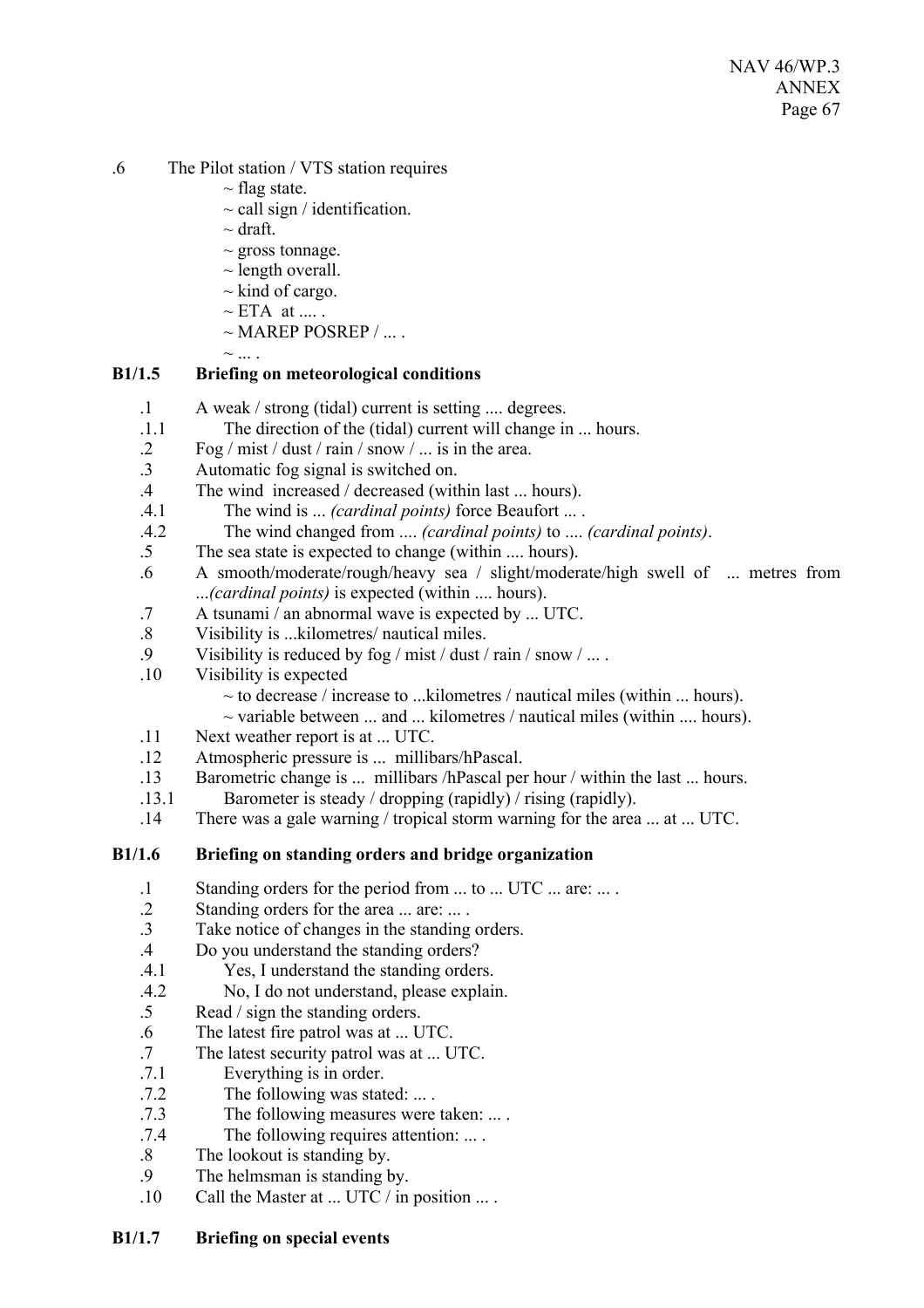.6 The Pilot station / VTS station requires

~ flag state.
~ call sign / identification.
~ draft.
~ gross tonnage.
~ length overall.
~ kind of cargo.
~ ETA at .... .
~ MAREP POSREP / ... .
~ ... .

**B1/1.5 Briefing on meteorological conditions**

.1 A weak / strong (tidal) current is setting .... degrees.
.1.1 The direction of the (tidal) current will change in ... hours.
.2 Fog / mist / dust / rain / snow / ... is in the area.
.3 Automatic fog signal is switched on.
.4 The wind increased / decreased (within last ... hours).
.4.1 The wind is ... *(cardinal points)* force Beaufort ... .
.4.2 The wind changed from .... *(cardinal points)* to .... *(cardinal points)*.
.5 The sea state is expected to change (within .... hours).
.6 A smooth/moderate/rough/heavy sea / slight/moderate/high swell of ... metres from ...*(cardinal points)* is expected (within .... hours).
.7 A tsunami / an abnormal wave is expected by ... UTC.
.8 Visibility is ...kilometres/ nautical miles.
.9 Visibility is reduced by fog / mist / dust / rain / snow / ... .
.10 Visibility is expected
~ to decrease / increase to ...kilometres / nautical miles (within ... hours).
~ variable between ... and ... kilometres / nautical miles (within .... hours).
.11 Next weather report is at ... UTC.
.12 Atmospheric pressure is ... millibars/hPascal.
.13 Barometric change is ... millibars /hPascal per hour / within the last ... hours.
.13.1 Barometer is steady / dropping (rapidly) / rising (rapidly).
.14 There was a gale warning / tropical storm warning for the area ... at ... UTC.

**B1/1.6 Briefing on standing orders and bridge organization**

.1 Standing orders for the period from ... to ... UTC ... are: ... .
.2 Standing orders for the area ... are: ... .
.3 Take notice of changes in the standing orders.
.4 Do you understand the standing orders?
.4.1 Yes, I understand the standing orders.
.4.2 No, I do not understand, please explain.
.5 Read / sign the standing orders.
.6 The latest fire patrol was at ... UTC.
.7 The latest security patrol was at ... UTC.
.7.1 Everything is in order.
.7.2 The following was stated: ... .
.7.3 The following measures were taken: ... .
.7.4 The following requires attention: ... .
.8 The lookout is standing by.
.9 The helmsman is standing by.
.10 Call the Master at ... UTC / in position ... .

**B1/1.7 Briefing on special events**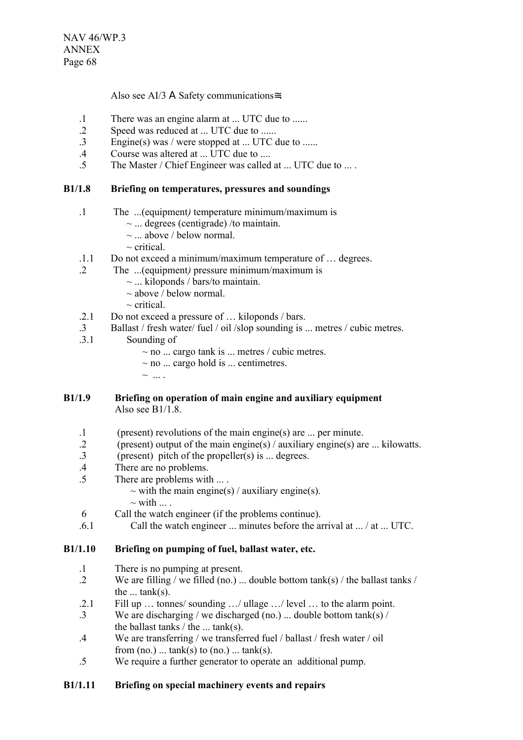Also see AI/3 A Safety communications≅

.1 There was an engine alarm at ... UTC due to ......
.2 Speed was reduced at ... UTC due to ......
.3 Engine(s) was / were stopped at ... UTC due to ......
.4 Course was altered at ... UTC due to ....
.5 The Master / Chief Engineer was called at ... UTC due to ... .

**B1/1.8 Briefing on temperatures, pressures and soundings**

.1 The ...(equipment*)* temperature minimum/maximum is
~ ... degrees (centigrade) /to maintain.
~ ... above / below normal.
~ critical.
.1.1 Do not exceed a minimum/maximum temperature of … degrees.
.2 The ...(equipment*)* pressure minimum/maximum is
~ ... kiloponds / bars/to maintain.
~ above / below normal.
~ critical.
.2.1 Do not exceed a pressure of … kiloponds / bars.
.3 Ballast / fresh water/ fuel / oil /slop sounding is ... metres / cubic metres.
.3.1 Sounding of
~ no ... cargo tank is ... metres / cubic metres.
~ no ... cargo hold is ... centimetres.
~ ... .

**B1/1.9 Briefing on operation of main engine and auxiliary equipment**
Also see B1/1.8.

.1 (present) revolutions of the main engine(s) are ... per minute.
.2 (present) output of the main engine(s) / auxiliary engine(s) are ... kilowatts.
.3 (present) pitch of the propeller(s) is ... degrees.
.4 There are no problems.
.5 There are problems with ... .
~ with the main engine(s) / auxiliary engine(s).
~ with ... .
6 Call the watch engineer (if the problems continue).
.6.1 Call the watch engineer ... minutes before the arrival at ... / at ... UTC.

**B1/1.10 Briefing on pumping of fuel, ballast water, etc.**

.1 There is no pumping at present.
.2 We are filling / we filled (no.) ... double bottom tank(s) / the ballast tanks / the ... tank(s).
.2.1 Fill up … tonnes/ sounding …/ ullage …/ level … to the alarm point.
.3 We are discharging / we discharged (no.) ... double bottom tank(s) / the ballast tanks / the ... tank(s).
.4 We are transferring / we transferred fuel / ballast / fresh water / oil from (no.) ... tank(s) to (no.) ... tank(s).
.5 We require a further generator to operate an additional pump.

**B1/1.11 Briefing on special machinery events and repairs**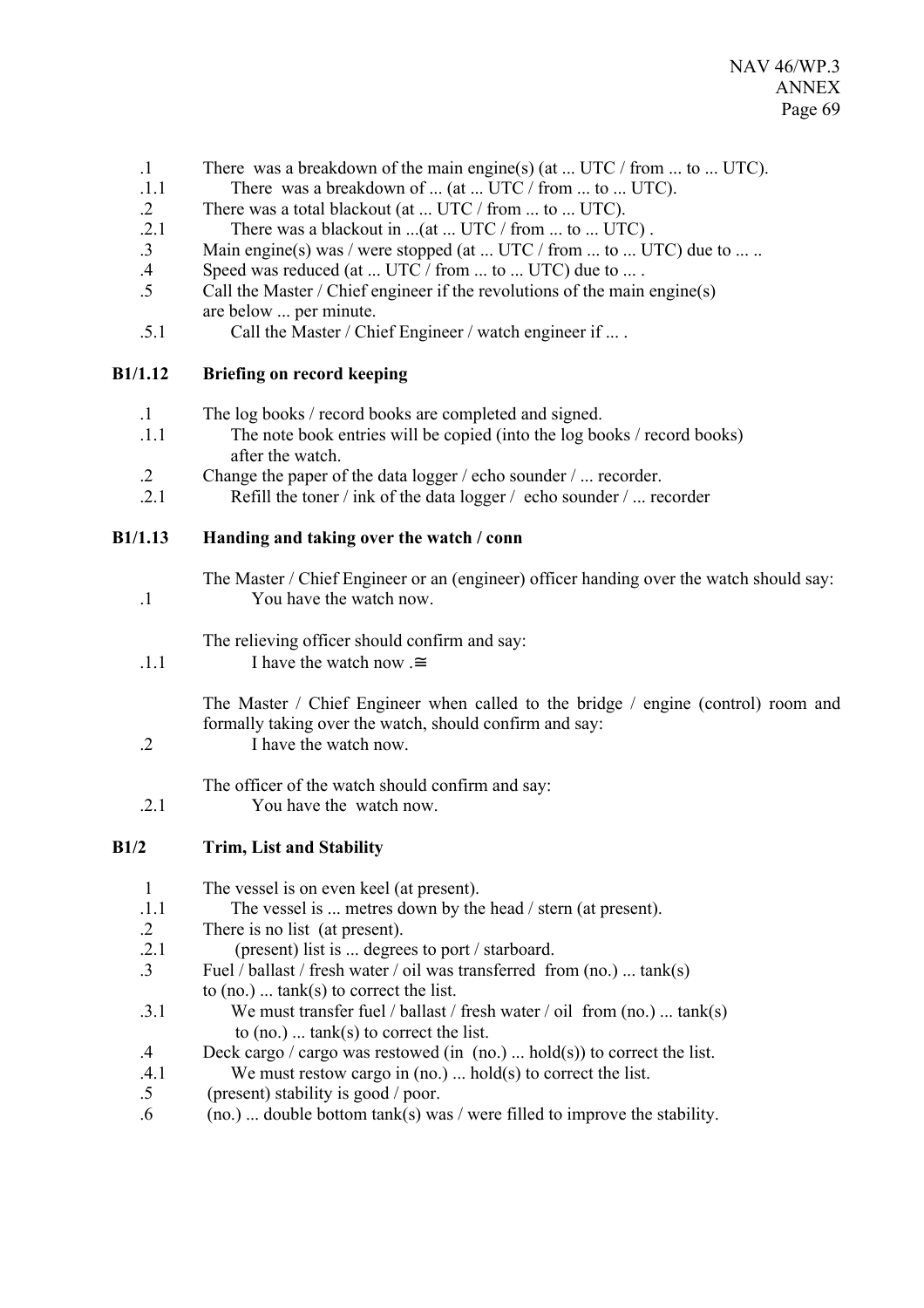| | |
|---|---|
| .1 | There was a breakdown of the main engine(s) (at ... UTC / from ... to ... UTC). |
| .1.1 | There was a breakdown of ... (at ... UTC / from ... to ... UTC). |
| .2 | There was a total blackout (at ... UTC / from ... to ... UTC). |
| .2.1 | There was a blackout in ...(at ... UTC / from ... to ... UTC) . |
| .3 | Main engine(s) was / were stopped (at ... UTC / from ... to ... UTC) due to ... .. |
| .4 | Speed was reduced (at ... UTC / from ... to ... UTC) due to ... . |
| .5 | Call the Master / Chief engineer if the revolutions of the main engine(s) are below ... per minute. |
| .5.1 | Call the Master / Chief Engineer / watch engineer if ... . |

## B1/1.12 Briefing on record keeping

| | |
|---|---|
| .1 | The log books / record books are completed and signed. |
| .1.1 | The note book entries will be copied (into the log books / record books) after the watch. |
| .2 | Change the paper of the data logger / echo sounder / ... recorder. |
| .2.1 | Refill the toner / ink of the data logger / echo sounder / ... recorder |

## B1/1.13 Handing and taking over the watch / conn

The Master / Chief Engineer or an (engineer) officer handing over the watch should say:

.1 You have the watch now.

The relieving officer should confirm and say:

.1.1 I have the watch now .≅

The Master / Chief Engineer when called to the bridge / engine (control) room and formally taking over the watch, should confirm and say:

.2 I have the watch now.

The officer of the watch should confirm and say:

.2.1 You have the watch now.

## B1/2 Trim, List and Stability

| | |
|---|---|
| 1 | The vessel is on even keel (at present). |
| .1.1 | The vessel is ... metres down by the head / stern (at present). |
| .2 | There is no list (at present). |
| .2.1 | (present) list is ... degrees to port / starboard. |
| .3 | Fuel / ballast / fresh water / oil was transferred from (no.) ... tank(s) to (no.) ... tank(s) to correct the list. |
| .3.1 | We must transfer fuel / ballast / fresh water / oil from (no.) ... tank(s) to (no.) ... tank(s) to correct the list. |
| .4 | Deck cargo / cargo was restowed (in (no.) ... hold(s)) to correct the list. |
| .4.1 | We must restow cargo in (no.) ... hold(s) to correct the list. |
| .5 | (present) stability is good / poor. |
| .6 | (no.) ... double bottom tank(s) was / were filled to improve the stability. |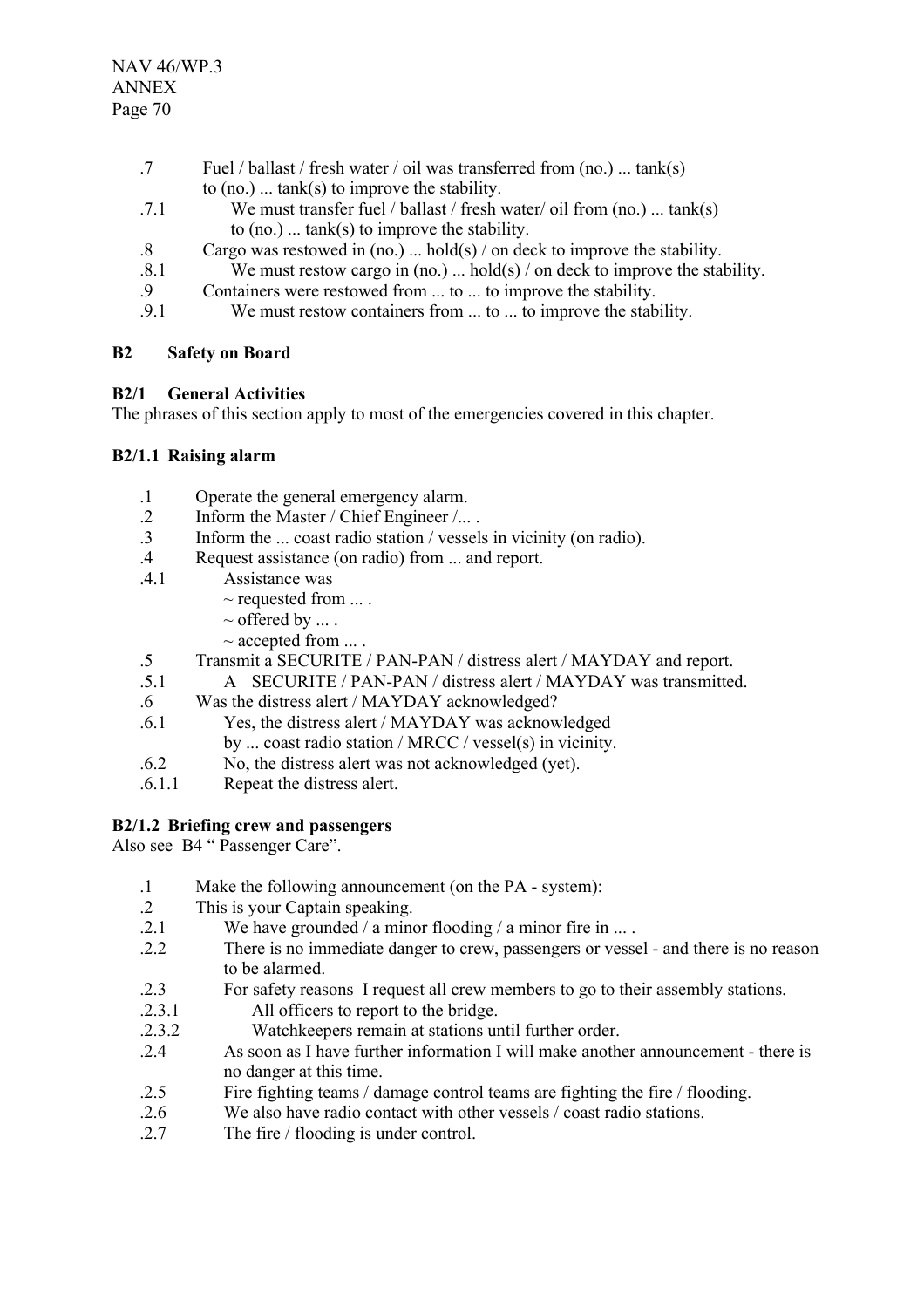.7 Fuel / ballast / fresh water / oil was transferred from (no.) ... tank(s) to (no.) ... tank(s) to improve the stability.

.7.1 We must transfer fuel / ballast / fresh water/ oil from (no.) ... tank(s) to (no.) ... tank(s) to improve the stability.

.8 Cargo was restowed in (no.) ... hold(s) / on deck to improve the stability.

.8.1 We must restow cargo in (no.) ... hold(s) / on deck to improve the stability.

.9 Containers were restowed from ... to ... to improve the stability.

.9.1 We must restow containers from ... to ... to improve the stability.

## B2 Safety on Board

### B2/1 General Activities

The phrases of this section apply to most of the emergencies covered in this chapter.

#### B2/1.1 Raising alarm

.1 Operate the general emergency alarm.

.2 Inform the Master / Chief Engineer /... .

.3 Inform the ... coast radio station / vessels in vicinity (on radio).

.4 Request assistance (on radio) from ... and report.

.4.1 Assistance was
~ requested from ... .
~ offered by ... .
~ accepted from ... .

.5 Transmit a SECURITE / PAN-PAN / distress alert / MAYDAY and report.

.5.1 A SECURITE / PAN-PAN / distress alert / MAYDAY was transmitted.

.6 Was the distress alert / MAYDAY acknowledged?

.6.1 Yes, the distress alert / MAYDAY was acknowledged by ... coast radio station / MRCC / vessel(s) in vicinity.

.6.2 No, the distress alert was not acknowledged (yet).

.6.1.1 Repeat the distress alert.

#### B2/1.2 Briefing crew and passengers

Also see B4 " Passenger Care".

.1 Make the following announcement (on the PA - system):

.2 This is your Captain speaking.

.2.1 We have grounded / a minor flooding / a minor fire in ... .

.2.2 There is no immediate danger to crew, passengers or vessel - and there is no reason to be alarmed.

.2.3 For safety reasons I request all crew members to go to their assembly stations.

.2.3.1 All officers to report to the bridge.

.2.3.2 Watchkeepers remain at stations until further order.

.2.4 As soon as I have further information I will make another announcement - there is no danger at this time.

.2.5 Fire fighting teams / damage control teams are fighting the fire / flooding.

.2.6 We also have radio contact with other vessels / coast radio stations.

.2.7 The fire / flooding is under control.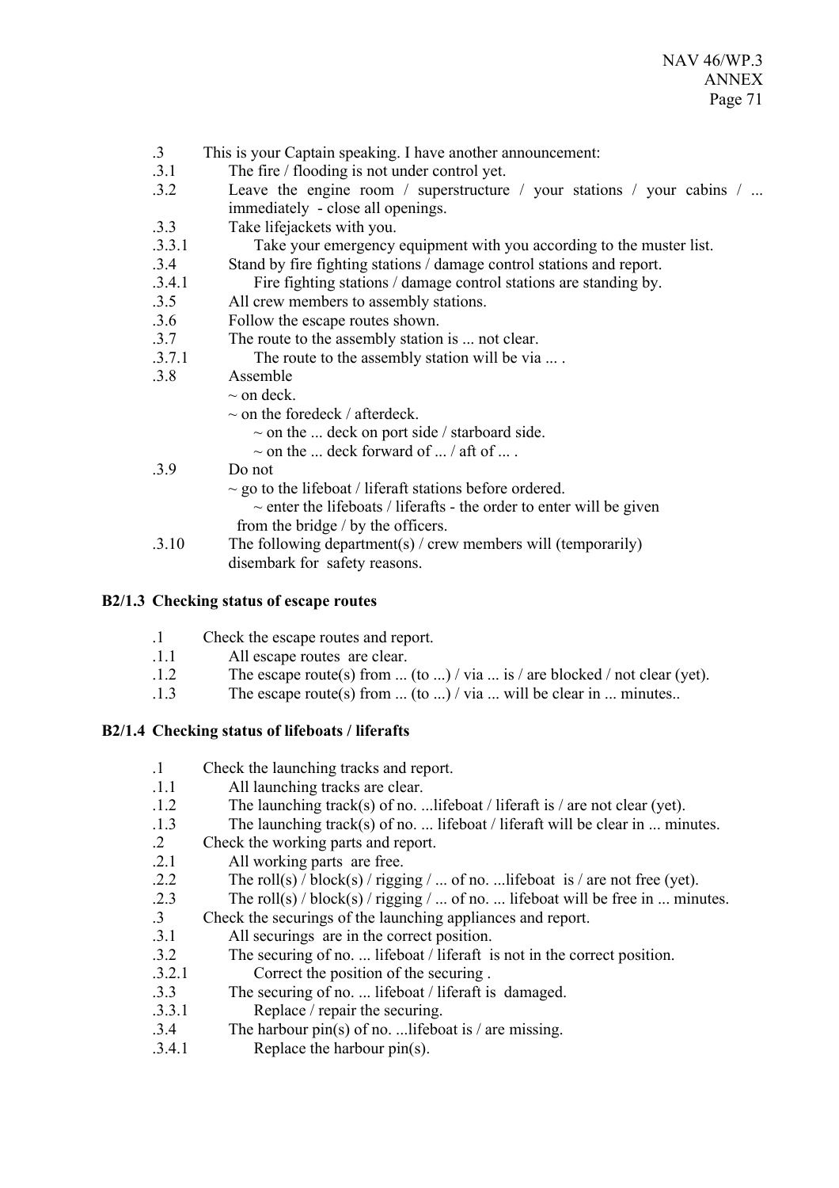.3 This is your Captain speaking. I have another announcement:

.3.1 The fire / flooding is not under control yet.

.3.2 Leave the engine room / superstructure / your stations / your cabins / ... immediately - close all openings.

.3.3 Take lifejackets with you.

.3.3.1 Take your emergency equipment with you according to the muster list.

.3.4 Stand by fire fighting stations / damage control stations and report.

.3.4.1 Fire fighting stations / damage control stations are standing by.

.3.5 All crew members to assembly stations.

.3.6 Follow the escape routes shown.

.3.7 The route to the assembly station is ... not clear.

.3.7.1 The route to the assembly station will be via ... .

.3.8 Assemble
~ on deck.
~ on the foredeck / afterdeck.
~ on the ... deck on port side / starboard side.
~ on the ... deck forward of ... / aft of ... .

.3.9 Do not
~ go to the lifeboat / liferaft stations before ordered.
~ enter the lifeboats / liferafts - the order to enter will be given from the bridge / by the officers.

.3.10 The following department(s) / crew members will (temporarily) disembark for safety reasons.

**B2/1.3 Checking status of escape routes**

.1 Check the escape routes and report.

.1.1 All escape routes are clear.

.1.2 The escape route(s) from ... (to ...) / via ... is / are blocked / not clear (yet).

.1.3 The escape route(s) from ... (to ...) / via ... will be clear in ... minutes..

**B2/1.4 Checking status of lifeboats / liferafts**

.1 Check the launching tracks and report.

.1.1 All launching tracks are clear.

.1.2 The launching track(s) of no. ...lifeboat / liferaft is / are not clear (yet).

.1.3 The launching track(s) of no. ... lifeboat / liferaft will be clear in ... minutes.

.2 Check the working parts and report.

.2.1 All working parts are free.

.2.2 The roll(s) / block(s) / rigging / ... of no. ...lifeboat is / are not free (yet).

.2.3 The roll(s) / block(s) / rigging / ... of no. ... lifeboat will be free in ... minutes.

.3 Check the securings of the launching appliances and report.

.3.1 All securings are in the correct position.

.3.2 The securing of no. ... lifeboat / liferaft is not in the correct position.

.3.2.1 Correct the position of the securing .

.3.3 The securing of no. ... lifeboat / liferaft is damaged.

.3.3.1 Replace / repair the securing.

.3.4 The harbour pin(s) of no. ...lifeboat is / are missing.

.3.4.1 Replace the harbour pin(s).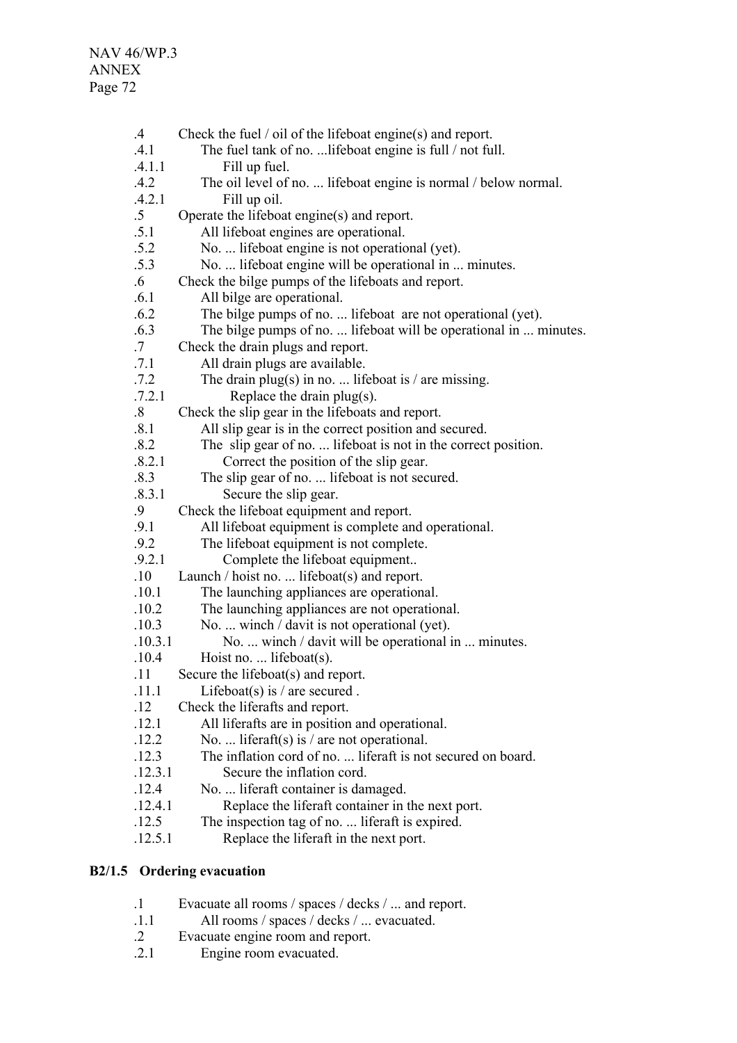.4 Check the fuel / oil of the lifeboat engine(s) and report.
.4.1 The fuel tank of no. ...lifeboat engine is full / not full.
.4.1.1 Fill up fuel.
.4.2 The oil level of no. ... lifeboat engine is normal / below normal.
.4.2.1 Fill up oil.
.5 Operate the lifeboat engine(s) and report.
.5.1 All lifeboat engines are operational.
.5.2 No. ... lifeboat engine is not operational (yet).
.5.3 No. ... lifeboat engine will be operational in ... minutes.
.6 Check the bilge pumps of the lifeboats and report.
.6.1 All bilge are operational.
.6.2 The bilge pumps of no. ... lifeboat are not operational (yet).
.6.3 The bilge pumps of no. ... lifeboat will be operational in ... minutes.
.7 Check the drain plugs and report.
.7.1 All drain plugs are available.
.7.2 The drain plug(s) in no. ... lifeboat is / are missing.
.7.2.1 Replace the drain plug(s).
.8 Check the slip gear in the lifeboats and report.
.8.1 All slip gear is in the correct position and secured.
.8.2 The slip gear of no. ... lifeboat is not in the correct position.
.8.2.1 Correct the position of the slip gear.
.8.3 The slip gear of no. ... lifeboat is not secured.
.8.3.1 Secure the slip gear.
.9 Check the lifeboat equipment and report.
.9.1 All lifeboat equipment is complete and operational.
.9.2 The lifeboat equipment is not complete.
.9.2.1 Complete the lifeboat equipment..
.10 Launch / hoist no. ... lifeboat(s) and report.
.10.1 The launching appliances are operational.
.10.2 The launching appliances are not operational.
.10.3 No. ... winch / davit is not operational (yet).
.10.3.1 No. ... winch / davit will be operational in ... minutes.
.10.4 Hoist no. ... lifeboat(s).
.11 Secure the lifeboat(s) and report.
.11.1 Lifeboat(s) is / are secured .
.12 Check the liferafts and report.
.12.1 All liferafts are in position and operational.
.12.2 No. ... liferaft(s) is / are not operational.
.12.3 The inflation cord of no. ... liferaft is not secured on board.
.12.3.1 Secure the inflation cord.
.12.4 No. ... liferaft container is damaged.
.12.4.1 Replace the liferaft container in the next port.
.12.5 The inspection tag of no. ... liferaft is expired.
.12.5.1 Replace the liferaft in the next port.

**B2/1.5 Ordering evacuation**

.1 Evacuate all rooms / spaces / decks / ... and report.
.1.1 All rooms / spaces / decks / ... evacuated.
.2 Evacuate engine room and report.
.2.1 Engine room evacuated.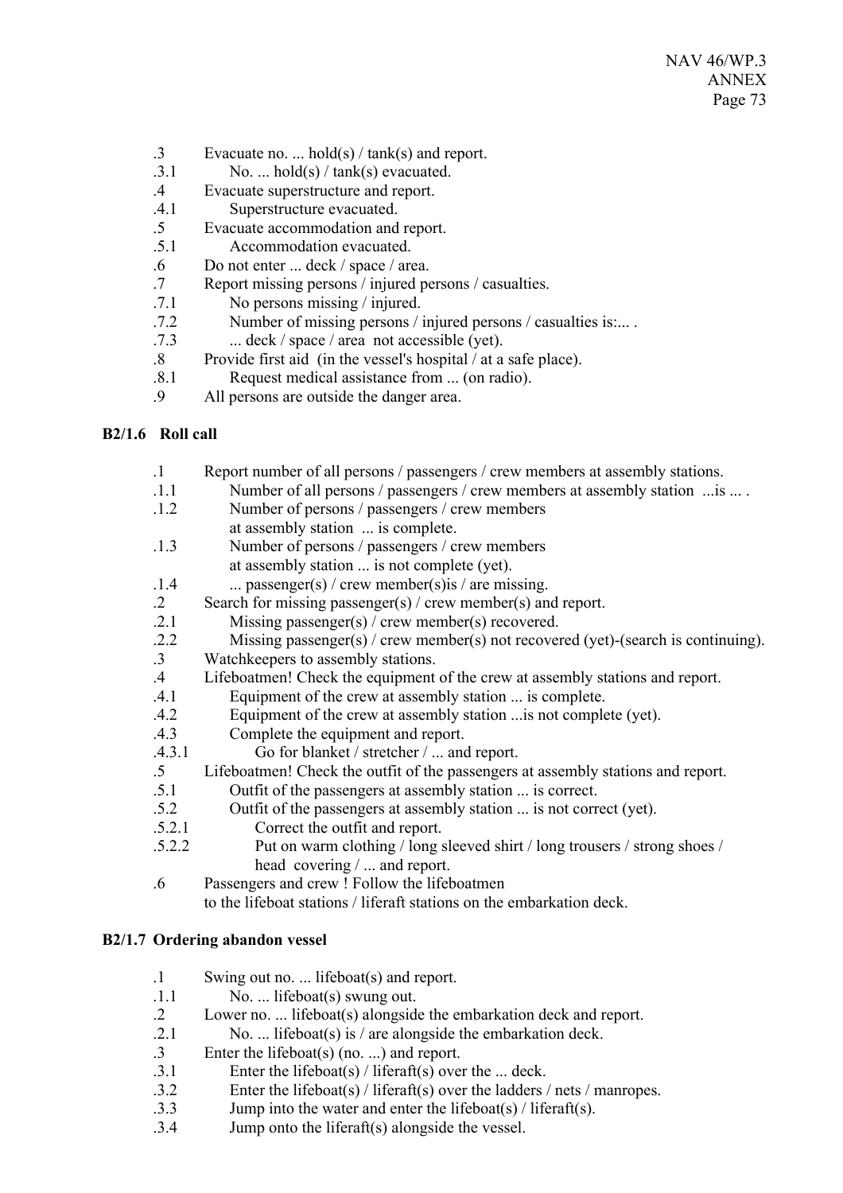.3 Evacuate no. ... hold(s) / tank(s) and report.
.3.1 No. ... hold(s) / tank(s) evacuated.
.4 Evacuate superstructure and report.
.4.1 Superstructure evacuated.
.5 Evacuate accommodation and report.
.5.1 Accommodation evacuated.
.6 Do not enter ... deck / space / area.
.7 Report missing persons / injured persons / casualties.
.7.1 No persons missing / injured.
.7.2 Number of missing persons / injured persons / casualties is:... .
.7.3 ... deck / space / area not accessible (yet).
.8 Provide first aid (in the vessel's hospital / at a safe place).
.8.1 Request medical assistance from ... (on radio).
.9 All persons are outside the danger area.

**B2/1.6 Roll call**

.1 Report number of all persons / passengers / crew members at assembly stations.
.1.1 Number of all persons / passengers / crew members at assembly station ...is ... .
.1.2 Number of persons / passengers / crew members at assembly station ... is complete.
.1.3 Number of persons / passengers / crew members at assembly station ... is not complete (yet).
.1.4 ... passenger(s) / crew member(s)is / are missing.
.2 Search for missing passenger(s) / crew member(s) and report.
.2.1 Missing passenger(s) / crew member(s) recovered.
.2.2 Missing passenger(s) / crew member(s) not recovered (yet)-(search is continuing).
.3 Watchkeepers to assembly stations.
.4 Lifeboatmen! Check the equipment of the crew at assembly stations and report.
.4.1 Equipment of the crew at assembly station ... is complete.
.4.2 Equipment of the crew at assembly station ...is not complete (yet).
.4.3 Complete the equipment and report.
.4.3.1 Go for blanket / stretcher / ... and report.
.5 Lifeboatmen! Check the outfit of the passengers at assembly stations and report.
.5.1 Outfit of the passengers at assembly station ... is correct.
.5.2 Outfit of the passengers at assembly station ... is not correct (yet).
.5.2.1 Correct the outfit and report.
.5.2.2 Put on warm clothing / long sleeved shirt / long trousers / strong shoes / head covering / ... and report.
.6 Passengers and crew ! Follow the lifeboatmen to the lifeboat stations / liferaft stations on the embarkation deck.

**B2/1.7 Ordering abandon vessel**

.1 Swing out no. ... lifeboat(s) and report.
.1.1 No. ... lifeboat(s) swung out.
.2 Lower no. ... lifeboat(s) alongside the embarkation deck and report.
.2.1 No. ... lifeboat(s) is / are alongside the embarkation deck.
.3 Enter the lifeboat(s) (no. ...) and report.
.3.1 Enter the lifeboat(s) / liferaft(s) over the ... deck.
.3.2 Enter the lifeboat(s) / liferaft(s) over the ladders / nets / manropes.
.3.3 Jump into the water and enter the lifeboat(s) / liferaft(s).
.3.4 Jump onto the liferaft(s) alongside the vessel.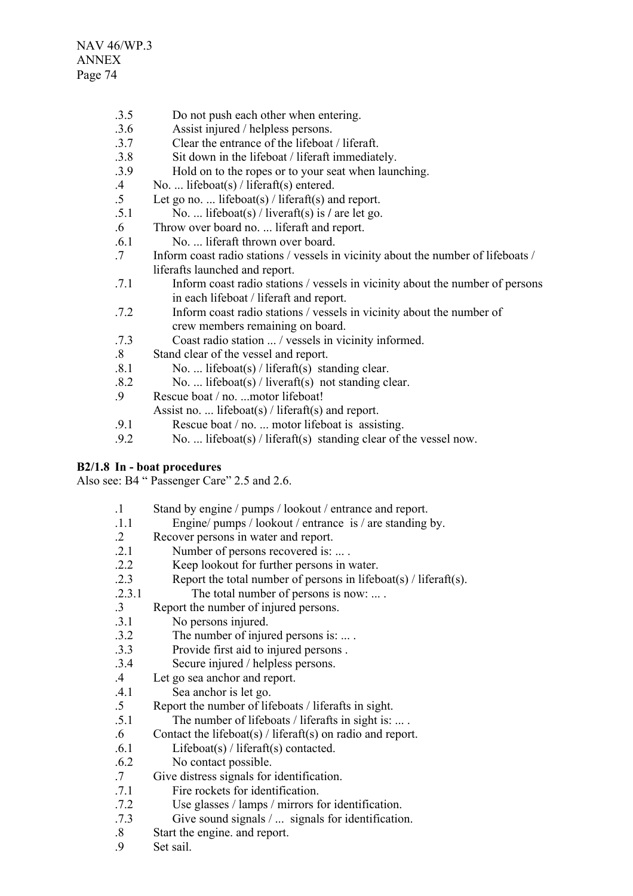.3.5 Do not push each other when entering.
.3.6 Assist injured / helpless persons.
.3.7 Clear the entrance of the lifeboat / liferaft.
.3.8 Sit down in the lifeboat / liferaft immediately.
.3.9 Hold on to the ropes or to your seat when launching.
.4 No. ... lifeboat(s) / liferaft(s) entered.
.5 Let go no. ... lifeboat(s) / liferaft(s) and report.
.5.1 No. ... lifeboat(s) / liveraft(s) is / are let go.
.6 Throw over board no. ... liferaft and report.
.6.1 No. ... liferaft thrown over board.
.7 Inform coast radio stations / vessels in vicinity about the number of lifeboats / liferafts launched and report.
.7.1 Inform coast radio stations / vessels in vicinity about the number of persons in each lifeboat / liferaft and report.
.7.2 Inform coast radio stations / vessels in vicinity about the number of crew members remaining on board.
.7.3 Coast radio station ... / vessels in vicinity informed.
.8 Stand clear of the vessel and report.
.8.1 No. ... lifeboat(s) / liferaft(s) standing clear.
.8.2 No. ... lifeboat(s) / liveraft(s) not standing clear.
.9 Rescue boat / no. ...motor lifeboat!
Assist no. ... lifeboat(s) / liferaft(s) and report.
.9.1 Rescue boat / no. ... motor lifeboat is assisting.
.9.2 No. ... lifeboat(s) / liferaft(s) standing clear of the vessel now.

**B2/1.8 In - boat procedures**

Also see: B4 " Passenger Care" 2.5 and 2.6.

.1 Stand by engine / pumps / lookout / entrance and report.
.1.1 Engine/ pumps / lookout / entrance is / are standing by.
.2 Recover persons in water and report.
.2.1 Number of persons recovered is: ... .
.2.2 Keep lookout for further persons in water.
.2.3 Report the total number of persons in lifeboat(s) / liferaft(s).
.2.3.1 The total number of persons is now: ... .
.3 Report the number of injured persons.
.3.1 No persons injured.
.3.2 The number of injured persons is: ... .
.3.3 Provide first aid to injured persons .
.3.4 Secure injured / helpless persons.
.4 Let go sea anchor and report.
.4.1 Sea anchor is let go.
.5 Report the number of lifeboats / liferafts in sight.
.5.1 The number of lifeboats / liferafts in sight is: ... .
.6 Contact the lifeboat(s) / liferaft(s) on radio and report.
.6.1 Lifeboat(s) / liferaft(s) contacted.
.6.2 No contact possible.
.7 Give distress signals for identification.
.7.1 Fire rockets for identification.
.7.2 Use glasses / lamps / mirrors for identification.
.7.3 Give sound signals / ... signals for identification.
.8 Start the engine. and report.
.9 Set sail.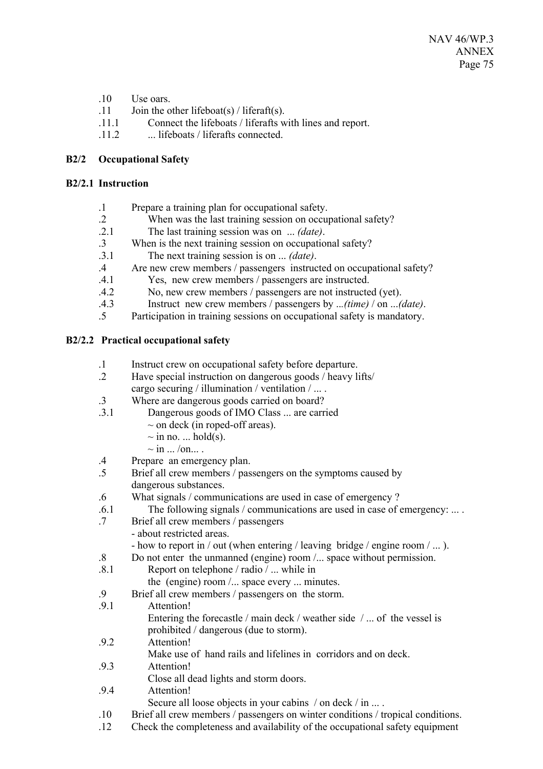.10 Use oars.
.11 Join the other lifeboat(s) / liferaft(s).
.11.1 Connect the lifeboats / liferafts with lines and report.
.11.2 ... lifeboats / liferafts connected.

### B2/2 Occupational Safety

#### B2/2.1 Instruction

.1 Prepare a training plan for occupational safety.
.2 When was the last training session on occupational safety?
.2.1 The last training session was on ... *(date)*.
.3 When is the next training session on occupational safety?
.3.1 The next training session is on ... *(date)*.
.4 Are new crew members / passengers instructed on occupational safety?
.4.1 Yes, new crew members / passengers are instructed.
.4.2 No, new crew members / passengers are not instructed (yet).
.4.3 Instruct new crew members / passengers by ...*(time)* / on ...*(date)*.
.5 Participation in training sessions on occupational safety is mandatory.

#### B2/2.2 Practical occupational safety

.1 Instruct crew on occupational safety before departure.
.2 Have special instruction on dangerous goods / heavy lifts/ cargo securing / illumination / ventilation / ... .
.3 Where are dangerous goods carried on board?
.3.1 Dangerous goods of IMO Class ... are carried
~ on deck (in roped-off areas).
~ in no. ... hold(s).
~ in ... /on... .
.4 Prepare an emergency plan.
.5 Brief all crew members / passengers on the symptoms caused by dangerous substances.
.6 What signals / communications are used in case of emergency ?
.6.1 The following signals / communications are used in case of emergency: ... .
.7 Brief all crew members / passengers
- about restricted areas.
- how to report in / out (when entering / leaving bridge / engine room / ... ).
.8 Do not enter the unmanned (engine) room /... space without permission.
.8.1 Report on telephone / radio / ... while in the (engine) room /... space every ... minutes.
.9 Brief all crew members / passengers on the storm.
.9.1 Attention!
Entering the forecastle / main deck / weather side / ... of the vessel is prohibited / dangerous (due to storm).
.9.2 Attention!
Make use of hand rails and lifelines in corridors and on deck.
.9.3 Attention!
Close all dead lights and storm doors.
.9.4 Attention!
Secure all loose objects in your cabins / on deck / in ... .
.10 Brief all crew members / passengers on winter conditions / tropical conditions.
.12 Check the completeness and availability of the occupational safety equipment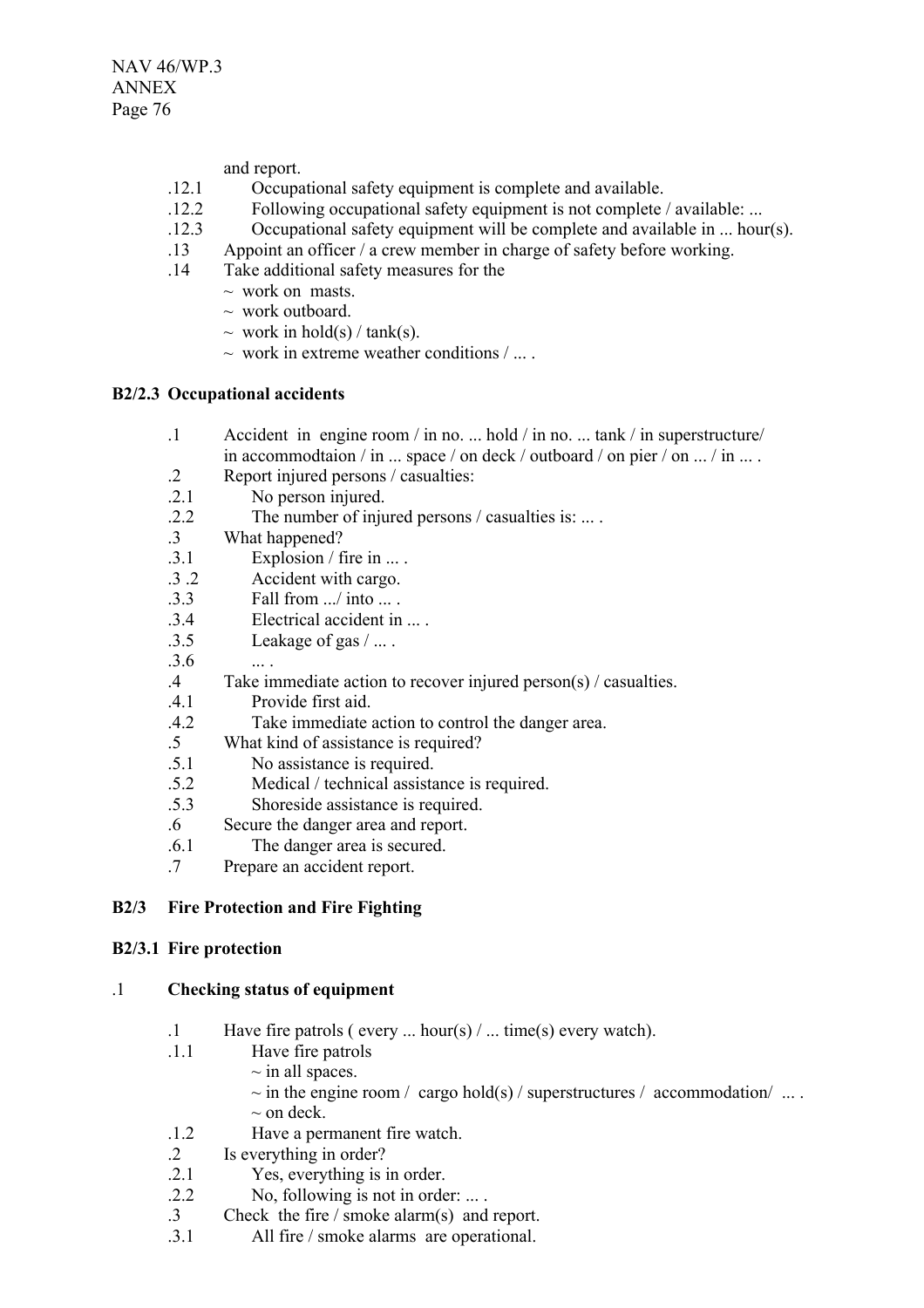and report.

.12.1 Occupational safety equipment is complete and available.
.12.2 Following occupational safety equipment is not complete / available: ...
.12.3 Occupational safety equipment will be complete and available in ... hour(s).
.13 Appoint an officer / a crew member in charge of safety before working.
.14 Take additional safety measures for the
~ work on masts.
~ work outboard.
~ work in hold(s) / tank(s).
~ work in extreme weather conditions / ... .

**B2/2.3 Occupational accidents**

.1 Accident in engine room / in no. ... hold / in no. ... tank / in superstructure/ in accommodtaion / in ... space / on deck / outboard / on pier / on ... / in ... .
.2 Report injured persons / casualties:
.2.1 No person injured.
.2.2 The number of injured persons / casualties is: ... .
.3 What happened?
.3.1 Explosion / fire in ... .
.3 .2 Accident with cargo.
.3.3 Fall from .../ into ... .
.3.4 Electrical accident in ... .
.3.5 Leakage of gas / ... .
.3.6 ... .
.4 Take immediate action to recover injured person(s) / casualties.
.4.1 Provide first aid.
.4.2 Take immediate action to control the danger area.
.5 What kind of assistance is required?
.5.1 No assistance is required.
.5.2 Medical / technical assistance is required.
.5.3 Shoreside assistance is required.
.6 Secure the danger area and report.
.6.1 The danger area is secured.
.7 Prepare an accident report.

**B2/3 Fire Protection and Fire Fighting**

**B2/3.1 Fire protection**

.1 **Checking status of equipment**

.1 Have fire patrols ( every ... hour(s) / ... time(s) every watch).
.1.1 Have fire patrols
~ in all spaces.
~ in the engine room / cargo hold(s) / superstructures / accommodation/ ... .
~ on deck.
.1.2 Have a permanent fire watch.
.2 Is everything in order?
.2.1 Yes, everything is in order.
.2.2 No, following is not in order: ... .
.3 Check the fire / smoke alarm(s) and report.
.3.1 All fire / smoke alarms are operational.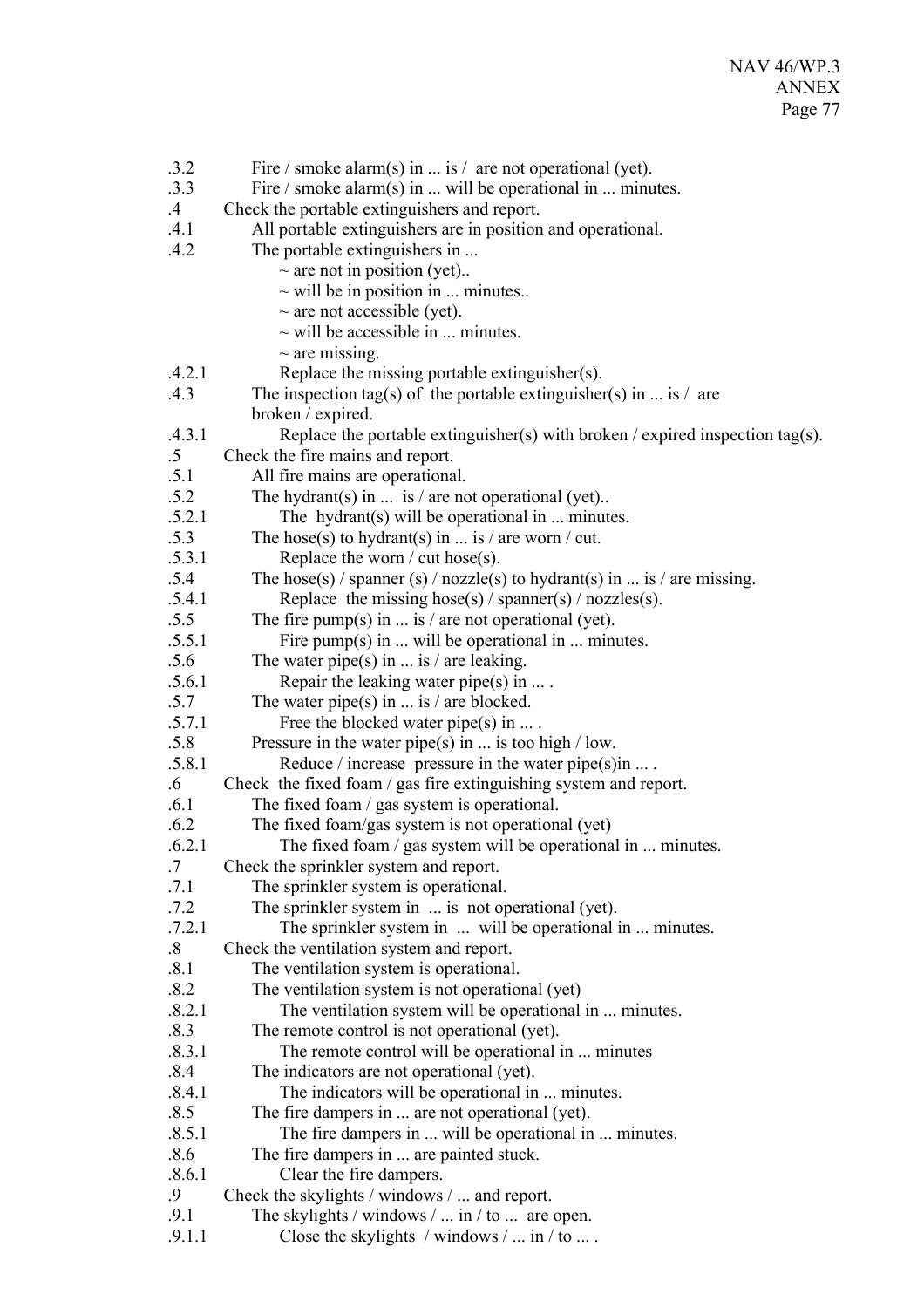.3.2 Fire / smoke alarm(s) in ... is / are not operational (yet).

.3.3 Fire / smoke alarm(s) in ... will be operational in ... minutes.

.4 Check the portable extinguishers and report.

.4.1 All portable extinguishers are in position and operational.

.4.2 The portable extinguishers in ...
- ~ are not in position (yet)..
- ~ will be in position in ... minutes..
- ~ are not accessible (yet).
- ~ will be accessible in ... minutes.
- ~ are missing.

.4.2.1 Replace the missing portable extinguisher(s).

.4.3 The inspection tag(s) of the portable extinguisher(s) in ... is / are broken / expired.

.4.3.1 Replace the portable extinguisher(s) with broken / expired inspection tag(s).

.5 Check the fire mains and report.

.5.1 All fire mains are operational.

.5.2 The hydrant(s) in ... is / are not operational (yet)..

.5.2.1 The hydrant(s) will be operational in ... minutes.

.5.3 The hose(s) to hydrant(s) in ... is / are worn / cut.

.5.3.1 Replace the worn / cut hose(s).

.5.4 The hose(s) / spanner (s) / nozzle(s) to hydrant(s) in ... is / are missing.

.5.4.1 Replace the missing hose(s) / spanner(s) / nozzles(s).

.5.5 The fire pump(s) in ... is / are not operational (yet).

.5.5.1 Fire pump(s) in ... will be operational in ... minutes.

.5.6 The water pipe(s) in ... is / are leaking.

.5.6.1 Repair the leaking water pipe(s) in ... .

.5.7 The water pipe(s) in ... is / are blocked.

.5.7.1 Free the blocked water pipe(s) in ... .

.5.8 Pressure in the water pipe(s) in ... is too high / low.

.5.8.1 Reduce / increase pressure in the water pipe(s)in ... .

.6 Check the fixed foam / gas fire extinguishing system and report.

.6.1 The fixed foam / gas system is operational.

.6.2 The fixed foam/gas system is not operational (yet)

.6.2.1 The fixed foam / gas system will be operational in ... minutes.

.7 Check the sprinkler system and report.

.7.1 The sprinkler system is operational.

.7.2 The sprinkler system in ... is not operational (yet).

.7.2.1 The sprinkler system in ... will be operational in ... minutes.

.8 Check the ventilation system and report.

.8.1 The ventilation system is operational.

.8.2 The ventilation system is not operational (yet)

.8.2.1 The ventilation system will be operational in ... minutes.

.8.3 The remote control is not operational (yet).

.8.3.1 The remote control will be operational in ... minutes

.8.4 The indicators are not operational (yet).

.8.4.1 The indicators will be operational in ... minutes.

.8.5 The fire dampers in ... are not operational (yet).

.8.5.1 The fire dampers in ... will be operational in ... minutes.

.8.6 The fire dampers in ... are painted stuck.

.8.6.1 Clear the fire dampers.

.9 Check the skylights / windows / ... and report.

.9.1 The skylights / windows / ... in / to ... are open.

.9.1.1 Close the skylights / windows / ... in / to ... .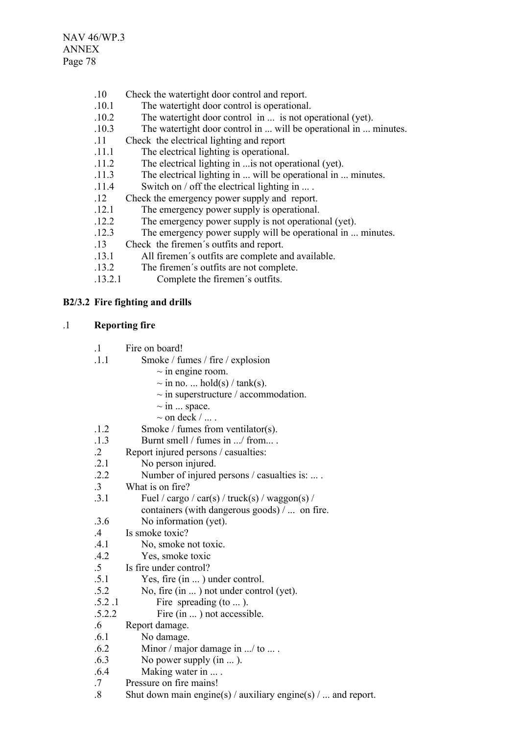.10 Check the watertight door control and report.
.10.1 The watertight door control is operational.
.10.2 The watertight door control in ... is not operational (yet).
.10.3 The watertight door control in ... will be operational in ... minutes.
.11 Check the electrical lighting and report
.11.1 The electrical lighting is operational.
.11.2 The electrical lighting in ...is not operational (yet).
.11.3 The electrical lighting in ... will be operational in ... minutes.
.11.4 Switch on / off the electrical lighting in ... .
.12 Check the emergency power supply and report.
.12.1 The emergency power supply is operational.
.12.2 The emergency power supply is not operational (yet).
.12.3 The emergency power supply will be operational in ... minutes.
.13 Check the firemen´s outfits and report.
.13.1 All firemen´s outfits are complete and available.
.13.2 The firemen´s outfits are not complete.
.13.2.1 Complete the firemen´s outfits.

**B2/3.2 Fire fighting and drills**

.1 **Reporting fire**

.1 Fire on board!
.1.1 Smoke / fumes / fire / explosion
~ in engine room.
~ in no. ... hold(s) / tank(s).
~ in superstructure / accommodation.
~ in ... space.
~ on deck / ... .
.1.2 Smoke / fumes from ventilator(s).
.1.3 Burnt smell / fumes in .../ from... .
.2 Report injured persons / casualties:
.2.1 No person injured.
.2.2 Number of injured persons / casualties is: ... .
.3 What is on fire?
.3.1 Fuel / cargo / car(s) / truck(s) / waggon(s) /
containers (with dangerous goods) / ... on fire.
.3.6 No information (yet).
.4 Is smoke toxic?
.4.1 No, smoke not toxic.
.4.2 Yes, smoke toxic
.5 Is fire under control?
.5.1 Yes, fire (in ... ) under control.
.5.2 No, fire (in ... ) not under control (yet).
.5.2 .1 Fire spreading (to ... ).
.5.2.2 Fire (in ... ) not accessible.
.6 Report damage.
.6.1 No damage.
.6.2 Minor / major damage in .../ to ... .
.6.3 No power supply (in ... ).
.6.4 Making water in ... .
.7 Pressure on fire mains!
.8 Shut down main engine(s) / auxiliary engine(s) / ... and report.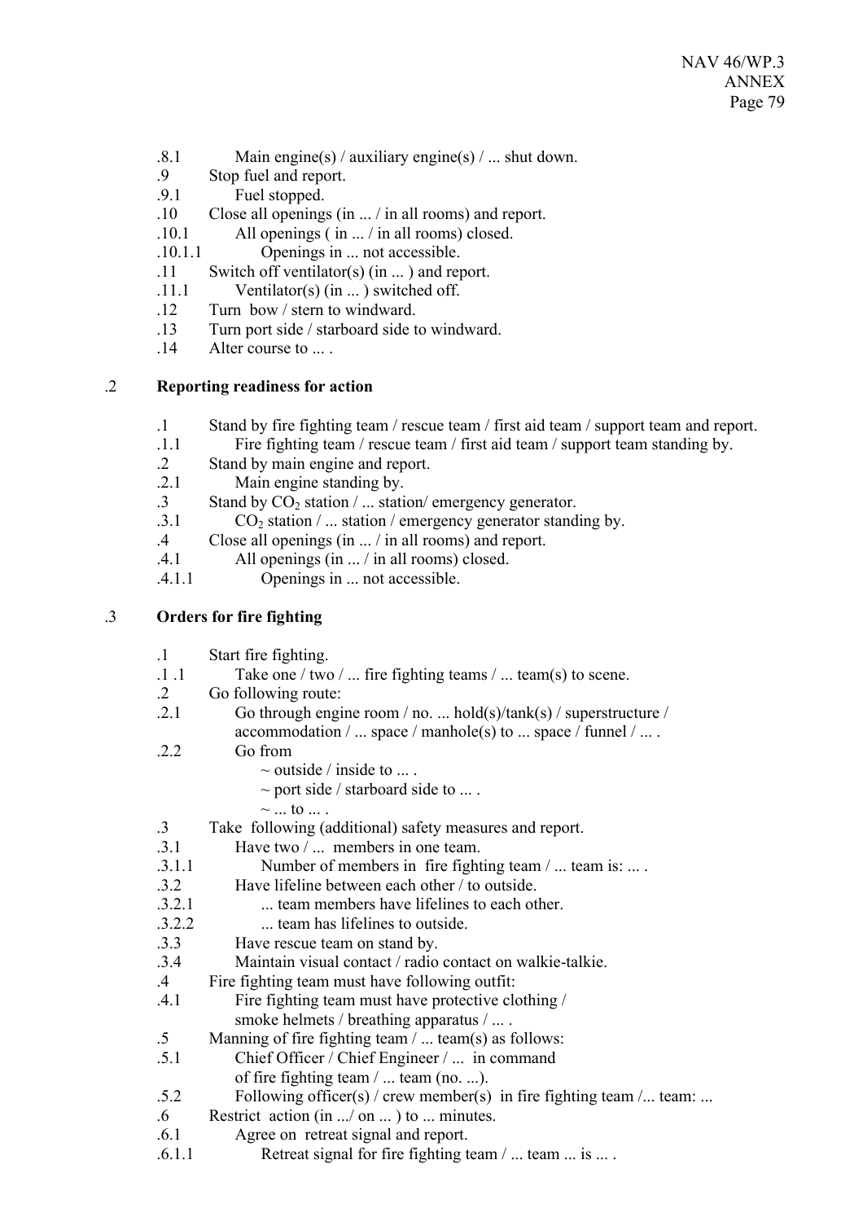.8.1 Main engine(s) / auxiliary engine(s) / ... shut down.
.9 Stop fuel and report.
.9.1 Fuel stopped.
.10 Close all openings (in ... / in all rooms) and report.
.10.1 All openings ( in ... / in all rooms) closed.
.10.1.1 Openings in ... not accessible.
.11 Switch off ventilator(s) (in ... ) and report.
.11.1 Ventilator(s) (in ... ) switched off.
.12 Turn bow / stern to windward.
.13 Turn port side / starboard side to windward.
.14 Alter course to ... .

## .2 **Reporting readiness for action**

.1 Stand by fire fighting team / rescue team / first aid team / support team and report.
.1.1 Fire fighting team / rescue team / first aid team / support team standing by.
.2 Stand by main engine and report.
.2.1 Main engine standing by.
.3 Stand by $CO_2$ station / ... station/ emergency generator.
.3.1 $CO_2$ station / ... station / emergency generator standing by.
.4 Close all openings (in ... / in all rooms) and report.
.4.1 All openings (in ... / in all rooms) closed.
.4.1.1 Openings in ... not accessible.

## .3 **Orders for fire fighting**

.1 Start fire fighting.
.1 .1 Take one / two / ... fire fighting teams / ... team(s) to scene.
.2 Go following route:
.2.1 Go through engine room / no. ... hold(s)/tank(s) / superstructure / accommodation / ... space / manhole(s) to ... space / funnel / ... .
.2.2 Go from
~ outside / inside to ... .
~ port side / starboard side to ... .
~ ... to ... .
.3 Take following (additional) safety measures and report.
.3.1 Have two / ... members in one team.
.3.1.1 Number of members in fire fighting team / ... team is: ... .
.3.2 Have lifeline between each other / to outside.
.3.2.1 ... team members have lifelines to each other.
.3.2.2 ... team has lifelines to outside.
.3.3 Have rescue team on stand by.
.3.4 Maintain visual contact / radio contact on walkie-talkie.
.4 Fire fighting team must have following outfit:
.4.1 Fire fighting team must have protective clothing / smoke helmets / breathing apparatus / ... .
.5 Manning of fire fighting team / ... team(s) as follows:
.5.1 Chief Officer / Chief Engineer / ... in command of fire fighting team / ... team (no. ...).
.5.2 Following officer(s) / crew member(s) in fire fighting team /... team: ...
.6 Restrict action (in .../ on ... ) to ... minutes.
.6.1 Agree on retreat signal and report.
.6.1.1 Retreat signal for fire fighting team / ... team ... is ... .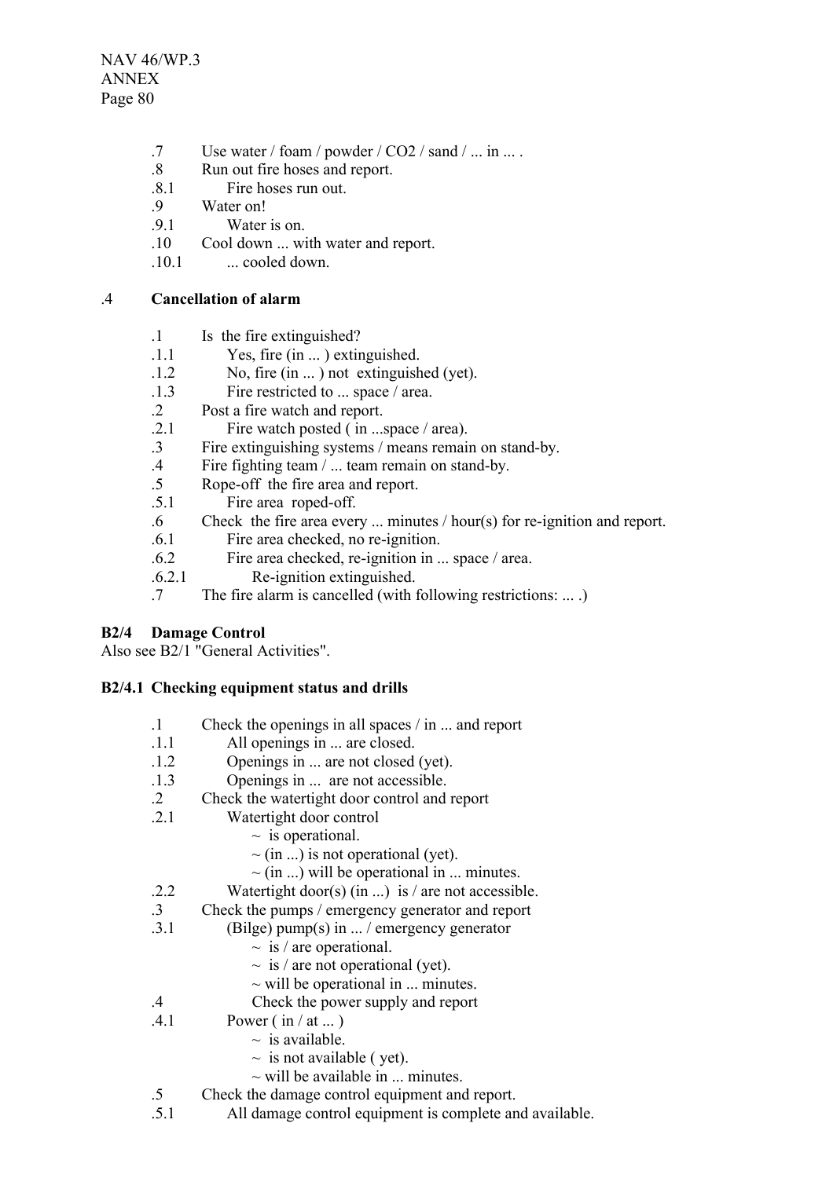.7 Use water / foam / powder / $CO_2$ / sand / ... in ... .
.8 Run out fire hoses and report.
.8.1 Fire hoses run out.
.9 Water on!
.9.1 Water is on.
.10 Cool down ... with water and report.
.10.1 ... cooled down.

### .4 Cancellation of alarm

.1 Is the fire extinguished?
.1.1 Yes, fire (in ... ) extinguished.
.1.2 No, fire (in ... ) not extinguished (yet).
.1.3 Fire restricted to ... space / area.
.2 Post a fire watch and report.
.2.1 Fire watch posted ( in ...space / area).
.3 Fire extinguishing systems / means remain on stand-by.
.4 Fire fighting team / ... team remain on stand-by.
.5 Rope-off the fire area and report.
.5.1 Fire area roped-off.
.6 Check the fire area every ... minutes / hour(s) for re-ignition and report.
.6.1 Fire area checked, no re-ignition.
.6.2 Fire area checked, re-ignition in ... space / area.
.6.2.1 Re-ignition extinguished.
.7 The fire alarm is cancelled (with following restrictions: ... .)

## B2/4 Damage Control

Also see B2/1 "General Activities".

### B2/4.1 Checking equipment status and drills

.1 Check the openings in all spaces / in ... and report
.1.1 All openings in ... are closed.
.1.2 Openings in ... are not closed (yet).
.1.3 Openings in ... are not accessible.
.2 Check the watertight door control and report
.2.1 Watertight door control
~ is operational.
~ (in ...) is not operational (yet).
~ (in ...) will be operational in ... minutes.
.2.2 Watertight door(s) (in ...) is / are not accessible.
.3 Check the pumps / emergency generator and report
.3.1 (Bilge) pump(s) in ... / emergency generator
~ is / are operational.
~ is / are not operational (yet).
~ will be operational in ... minutes.
.4 Check the power supply and report
.4.1 Power ( in / at ... )
~ is available.
~ is not available ( yet).
~ will be available in ... minutes.
.5 Check the damage control equipment and report.
.5.1 All damage control equipment is complete and available.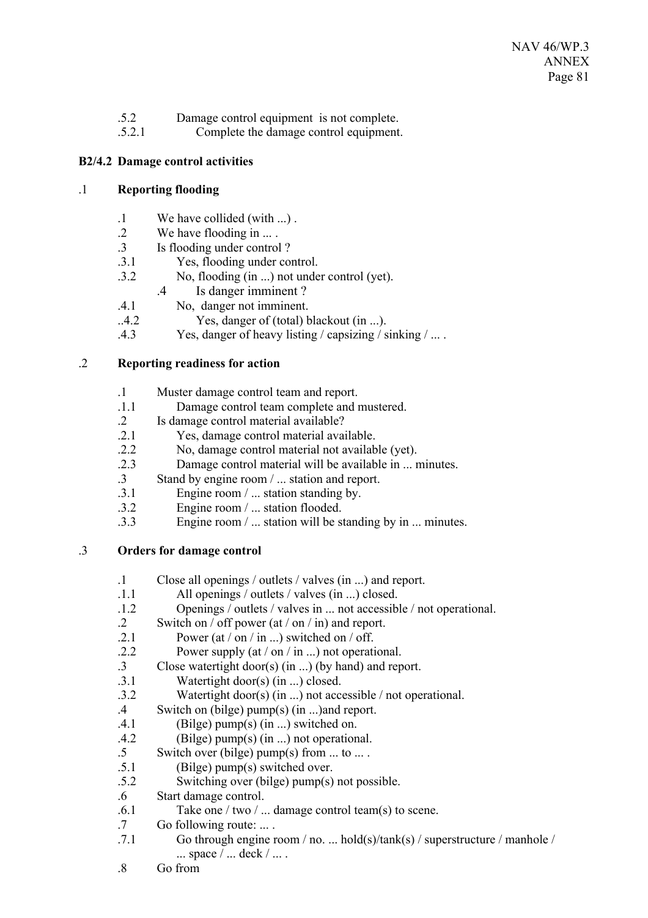.5.2 Damage control equipment is not complete.

.5.2.1 Complete the damage control equipment.

**B2/4.2 Damage control activities**

.1 **Reporting flooding**

.1 We have collided (with ...) .

.2 We have flooding in ... .

.3 Is flooding under control ?

.3.1 Yes, flooding under control.

.3.2 No, flooding (in ...) not under control (yet).

.4 Is danger imminent ?

.4.1 No, danger not imminent.

..4.2 Yes, danger of (total) blackout (in ...).

.4.3 Yes, danger of heavy listing / capsizing / sinking / ... .

.2 **Reporting readiness for action**

.1 Muster damage control team and report.

.1.1 Damage control team complete and mustered.

.2 Is damage control material available?

.2.1 Yes, damage control material available.

.2.2 No, damage control material not available (yet).

.2.3 Damage control material will be available in ... minutes.

.3 Stand by engine room / ... station and report.

.3.1 Engine room / ... station standing by.

.3.2 Engine room / ... station flooded.

.3.3 Engine room / ... station will be standing by in ... minutes.

.3 **Orders for damage control**

.1 Close all openings / outlets / valves (in ...) and report.

.1.1 All openings / outlets / valves (in ...) closed.

.1.2 Openings / outlets / valves in ... not accessible / not operational.

.2 Switch on / off power (at / on / in) and report.

.2.1 Power (at / on / in ...) switched on / off.

.2.2 Power supply (at / on / in ...) not operational.

.3 Close watertight door(s) (in ...) (by hand) and report.

.3.1 Watertight door(s) (in ...) closed.

.3.2 Watertight door(s) (in ...) not accessible / not operational.

.4 Switch on (bilge) pump(s) (in ...)and report.

.4.1 (Bilge) pump(s) (in ...) switched on.

.4.2 (Bilge) pump(s) (in ...) not operational.

.5 Switch over (bilge) pump(s) from ... to ... .

.5.1 (Bilge) pump(s) switched over.

.5.2 Switching over (bilge) pump(s) not possible.

.6 Start damage control.

.6.1 Take one / two / ... damage control team(s) to scene.

.7 Go following route: ... .

.7.1 Go through engine room / no. ... hold(s)/tank(s) / superstructure / manhole / ... space / ... deck / ... .

.8 Go from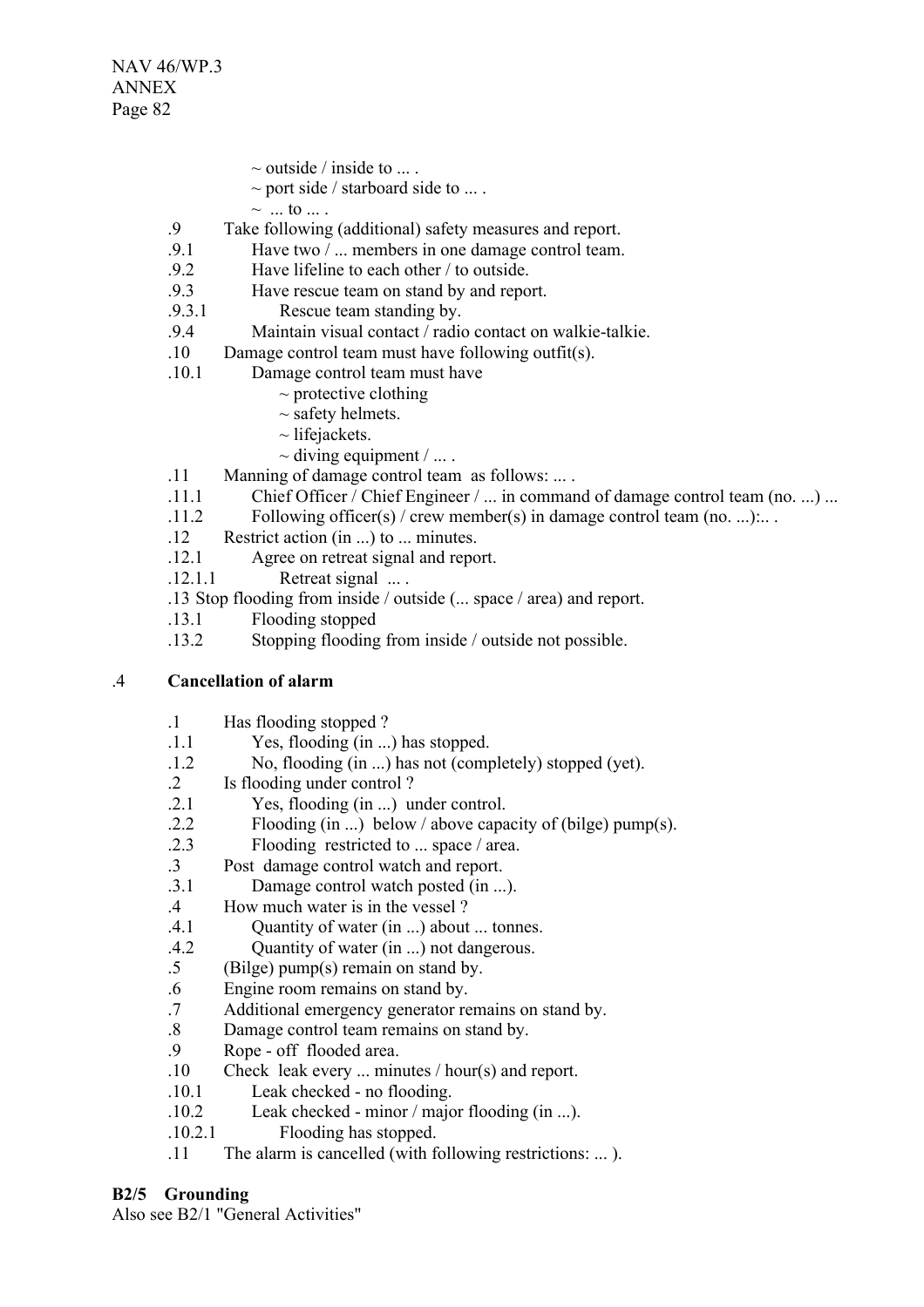~ outside / inside to ... .
~ port side / starboard side to ... .
~ ... to ... .

.9 Take following (additional) safety measures and report.
.9.1 Have two / ... members in one damage control team.
.9.2 Have lifeline to each other / to outside.
.9.3 Have rescue team on stand by and report.
.9.3.1 Rescue team standing by.
.9.4 Maintain visual contact / radio contact on walkie-talkie.
.10 Damage control team must have following outfit(s).
.10.1 Damage control team must have
~ protective clothing
~ safety helmets.
~ lifejackets.
~ diving equipment / ... .
.11 Manning of damage control team as follows: ... .
.11.1 Chief Officer / Chief Engineer / ... in command of damage control team (no. ...) ...
.11.2 Following officer(s) / crew member(s) in damage control team (no. ...):.. .
.12 Restrict action (in ...) to ... minutes.
.12.1 Agree on retreat signal and report.
.12.1.1 Retreat signal ... .
.13 Stop flooding from inside / outside (... space / area) and report.
.13.1 Flooding stopped
.13.2 Stopping flooding from inside / outside not possible.

.4 **Cancellation of alarm**

.1 Has flooding stopped ?
.1.1 Yes, flooding (in ...) has stopped.
.1.2 No, flooding (in ...) has not (completely) stopped (yet).
.2 Is flooding under control ?
.2.1 Yes, flooding (in ...) under control.
.2.2 Flooding (in ...) below / above capacity of (bilge) pump(s).
.2.3 Flooding restricted to ... space / area.
.3 Post damage control watch and report.
.3.1 Damage control watch posted (in ...).
.4 How much water is in the vessel ?
.4.1 Quantity of water (in ...) about ... tonnes.
.4.2 Quantity of water (in ...) not dangerous.
.5 (Bilge) pump(s) remain on stand by.
.6 Engine room remains on stand by.
.7 Additional emergency generator remains on stand by.
.8 Damage control team remains on stand by.
.9 Rope - off flooded area.
.10 Check leak every ... minutes / hour(s) and report.
.10.1 Leak checked - no flooding.
.10.2 Leak checked - minor / major flooding (in ...).
.10.2.1 Flooding has stopped.
.11 The alarm is cancelled (with following restrictions: ... ).

**B2/5 Grounding**
Also see B2/1 "General Activities"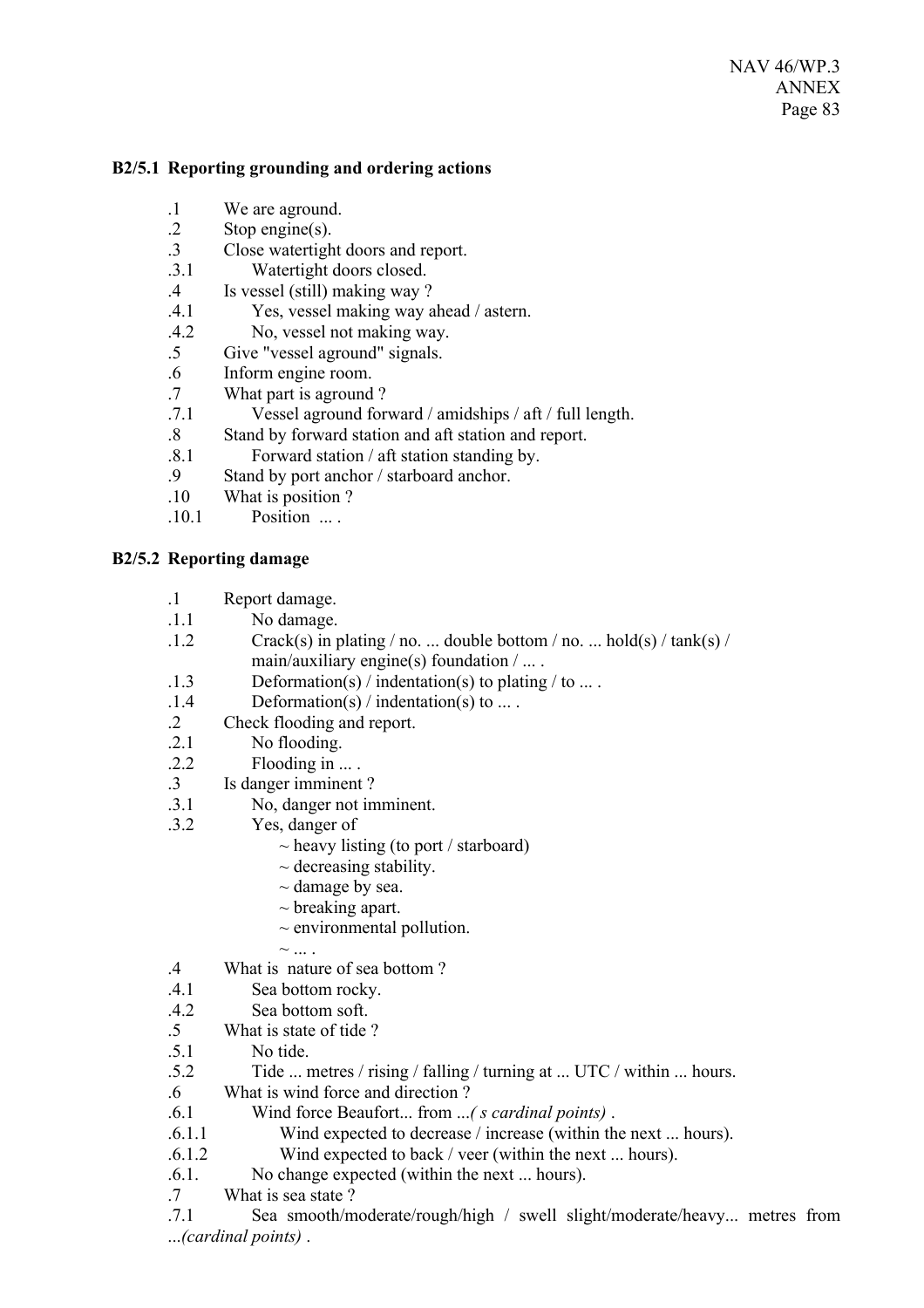**B2/5.1 Reporting grounding and ordering actions**

.1 We are aground.
.2 Stop engine(s).
.3 Close watertight doors and report.
.3.1 Watertight doors closed.
.4 Is vessel (still) making way ?
.4.1 Yes, vessel making way ahead / astern.
.4.2 No, vessel not making way.
.5 Give "vessel aground" signals.
.6 Inform engine room.
.7 What part is aground ?
.7.1 Vessel aground forward / amidships / aft / full length.
.8 Stand by forward station and aft station and report.
.8.1 Forward station / aft station standing by.
.9 Stand by port anchor / starboard anchor.
.10 What is position ?
.10.1 Position ... .

**B2/5.2 Reporting damage**

.1 Report damage.
.1.1 No damage.
.1.2 Crack(s) in plating / no. ... double bottom / no. ... hold(s) / tank(s) / main/auxiliary engine(s) foundation / ... .
.1.3 Deformation(s) / indentation(s) to plating / to ... .
.1.4 Deformation(s) / indentation(s) to ... .
.2 Check flooding and report.
.2.1 No flooding.
.2.2 Flooding in ... .
.3 Is danger imminent ?
.3.1 No, danger not imminent.
.3.2 Yes, danger of
~ heavy listing (to port / starboard)
~ decreasing stability.
~ damage by sea.
~ breaking apart.
~ environmental pollution.
~ ... .
.4 What is nature of sea bottom ?
.4.1 Sea bottom rocky.
.4.2 Sea bottom soft.
.5 What is state of tide ?
.5.1 No tide.
.5.2 Tide ... metres / rising / falling / turning at ... UTC / within ... hours.
.6 What is wind force and direction ?
.6.1 Wind force Beaufort... from ...*( s cardinal points)* .
.6.1.1 Wind expected to decrease / increase (within the next ... hours).
.6.1.2 Wind expected to back / veer (within the next ... hours).
.6.1. No change expected (within the next ... hours).
.7 What is sea state ?
.7.1 Sea smooth/moderate/rough/high / swell slight/moderate/heavy... metres from ...*(cardinal points)* .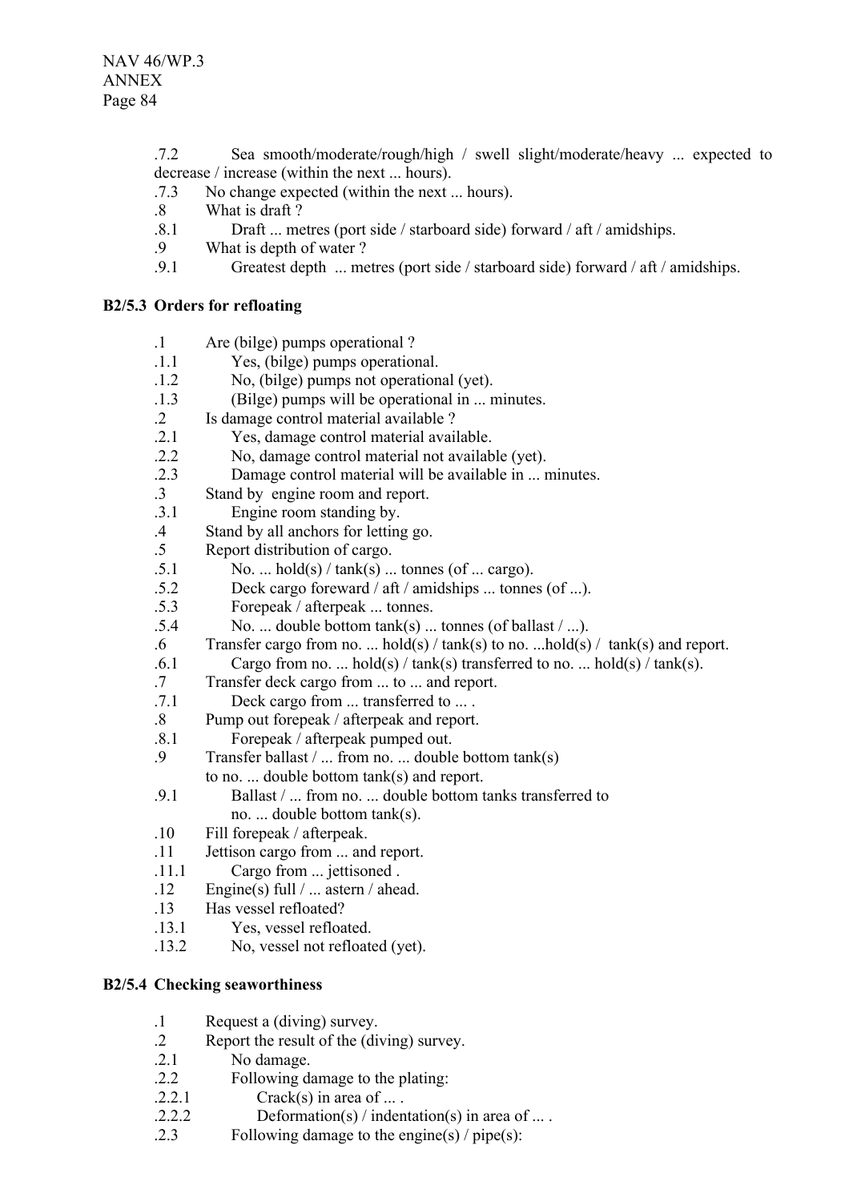.7.2 Sea smooth/moderate/rough/high / swell slight/moderate/heavy ... expected to decrease / increase (within the next ... hours).

.7.3 No change expected (within the next ... hours).

.8 What is draft ?

.8.1 Draft ... metres (port side / starboard side) forward / aft / amidships.

.9 What is depth of water ?

.9.1 Greatest depth ... metres (port side / starboard side) forward / aft / amidships.

### B2/5.3 Orders for refloating

.1 Are (bilge) pumps operational ?

.1.1 Yes, (bilge) pumps operational.

.1.2 No, (bilge) pumps not operational (yet).

.1.3 (Bilge) pumps will be operational in ... minutes.

.2 Is damage control material available ?

.2.1 Yes, damage control material available.

.2.2 No, damage control material not available (yet).

.2.3 Damage control material will be available in ... minutes.

.3 Stand by engine room and report.

.3.1 Engine room standing by.

.4 Stand by all anchors for letting go.

.5 Report distribution of cargo.

.5.1 No. ... hold(s) / tank(s) ... tonnes (of ... cargo).

.5.2 Deck cargo foreward / aft / amidships ... tonnes (of ...).

.5.3 Forepeak / afterpeak ... tonnes.

.5.4 No. ... double bottom tank(s) ... tonnes (of ballast / ...).

.6 Transfer cargo from no. ... hold(s) / tank(s) to no. ...hold(s) / tank(s) and report.

.6.1 Cargo from no. ... hold(s) / tank(s) transferred to no. ... hold(s) / tank(s).

.7 Transfer deck cargo from ... to ... and report.

.7.1 Deck cargo from ... transferred to ... .

.8 Pump out forepeak / afterpeak and report.

.8.1 Forepeak / afterpeak pumped out.

.9 Transfer ballast / ... from no. ... double bottom tank(s) to no. ... double bottom tank(s) and report.

.9.1 Ballast / ... from no. ... double bottom tanks transferred to no. ... double bottom tank(s).

.10 Fill forepeak / afterpeak.

.11 Jettison cargo from ... and report.

.11.1 Cargo from ... jettisoned .

.12 Engine(s) full / ... astern / ahead.

.13 Has vessel refloated?

.13.1 Yes, vessel refloated.

.13.2 No, vessel not refloated (yet).

### B2/5.4 Checking seaworthiness

.1 Request a (diving) survey.

.2 Report the result of the (diving) survey.

.2.1 No damage.

.2.2 Following damage to the plating:

.2.2.1 Crack(s) in area of ... .

.2.2.2 Deformation(s) / indentation(s) in area of ... .

.2.3 Following damage to the engine(s) / pipe(s):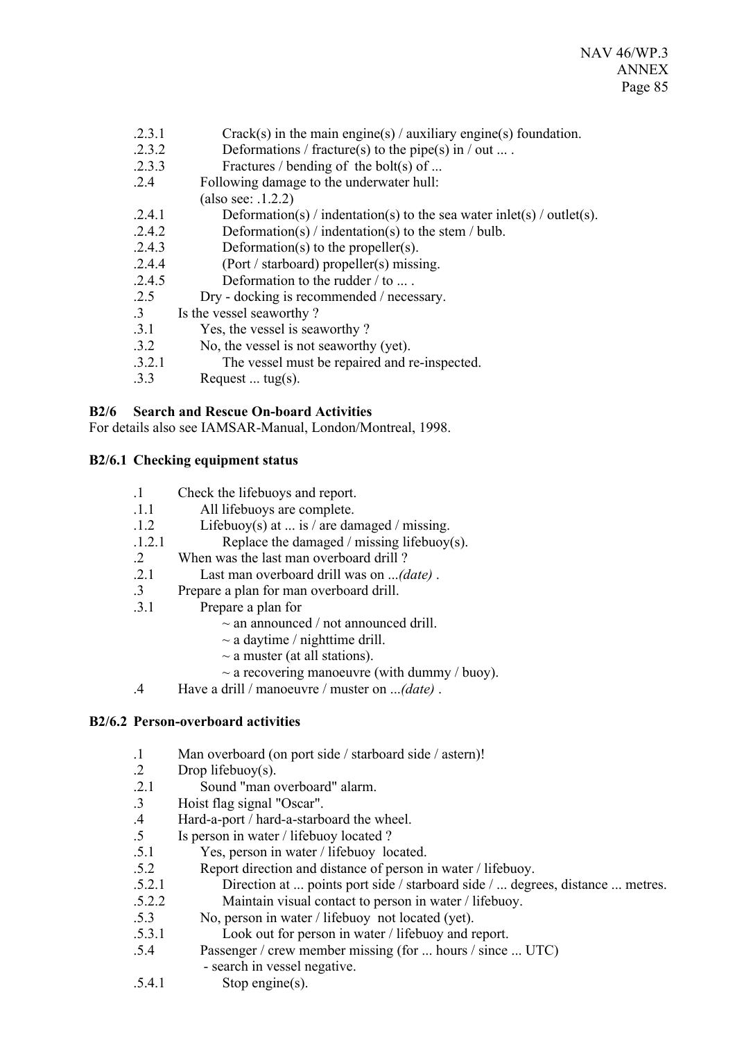.2.3.1 Crack(s) in the main engine(s) / auxiliary engine(s) foundation.
.2.3.2 Deformations / fracture(s) to the pipe(s) in / out ... .
.2.3.3 Fractures / bending of the bolt(s) of ...
.2.4 Following damage to the underwater hull:
(also see: .1.2.2)
.2.4.1 Deformation(s) / indentation(s) to the sea water inlet(s) / outlet(s).
.2.4.2 Deformation(s) / indentation(s) to the stem / bulb.
.2.4.3 Deformation(s) to the propeller(s).
.2.4.4 (Port / starboard) propeller(s) missing.
.2.4.5 Deformation to the rudder / to ... .
.2.5 Dry - docking is recommended / necessary.
.3 Is the vessel seaworthy ?
.3.1 Yes, the vessel is seaworthy ?
.3.2 No, the vessel is not seaworthy (yet).
.3.2.1 The vessel must be repaired and re-inspected.
.3.3 Request ... tug(s).

**B2/6 Search and Rescue On-board Activities**

For details also see IAMSAR-Manual, London/Montreal, 1998.

**B2/6.1 Checking equipment status**

.1 Check the lifebuoys and report.
.1.1 All lifebuoys are complete.
.1.2 Lifebuoy(s) at ... is / are damaged / missing.
.1.2.1 Replace the damaged / missing lifebuoy(s).
.2 When was the last man overboard drill ?
.2.1 Last man overboard drill was on ...*(date)* .
.3 Prepare a plan for man overboard drill.
.3.1 Prepare a plan for
~ an announced / not announced drill.
~ a daytime / nighttime drill.
~ a muster (at all stations).
~ a recovering manoeuvre (with dummy / buoy).
.4 Have a drill / manoeuvre / muster on ...*(date)* .

**B2/6.2 Person-overboard activities**

.1 Man overboard (on port side / starboard side / astern)!
.2 Drop lifebuoy(s).
.2.1 Sound "man overboard" alarm.
.3 Hoist flag signal "Oscar".
.4 Hard-a-port / hard-a-starboard the wheel.
.5 Is person in water / lifebuoy located ?
.5.1 Yes, person in water / lifebuoy located.
.5.2 Report direction and distance of person in water / lifebuoy.
.5.2.1 Direction at ... points port side / starboard side / ... degrees, distance ... metres.
.5.2.2 Maintain visual contact to person in water / lifebuoy.
.5.3 No, person in water / lifebuoy not located (yet).
.5.3.1 Look out for person in water / lifebuoy and report.
.5.4 Passenger / crew member missing (for ... hours / since ... UTC)
- search in vessel negative.
.5.4.1 Stop engine(s).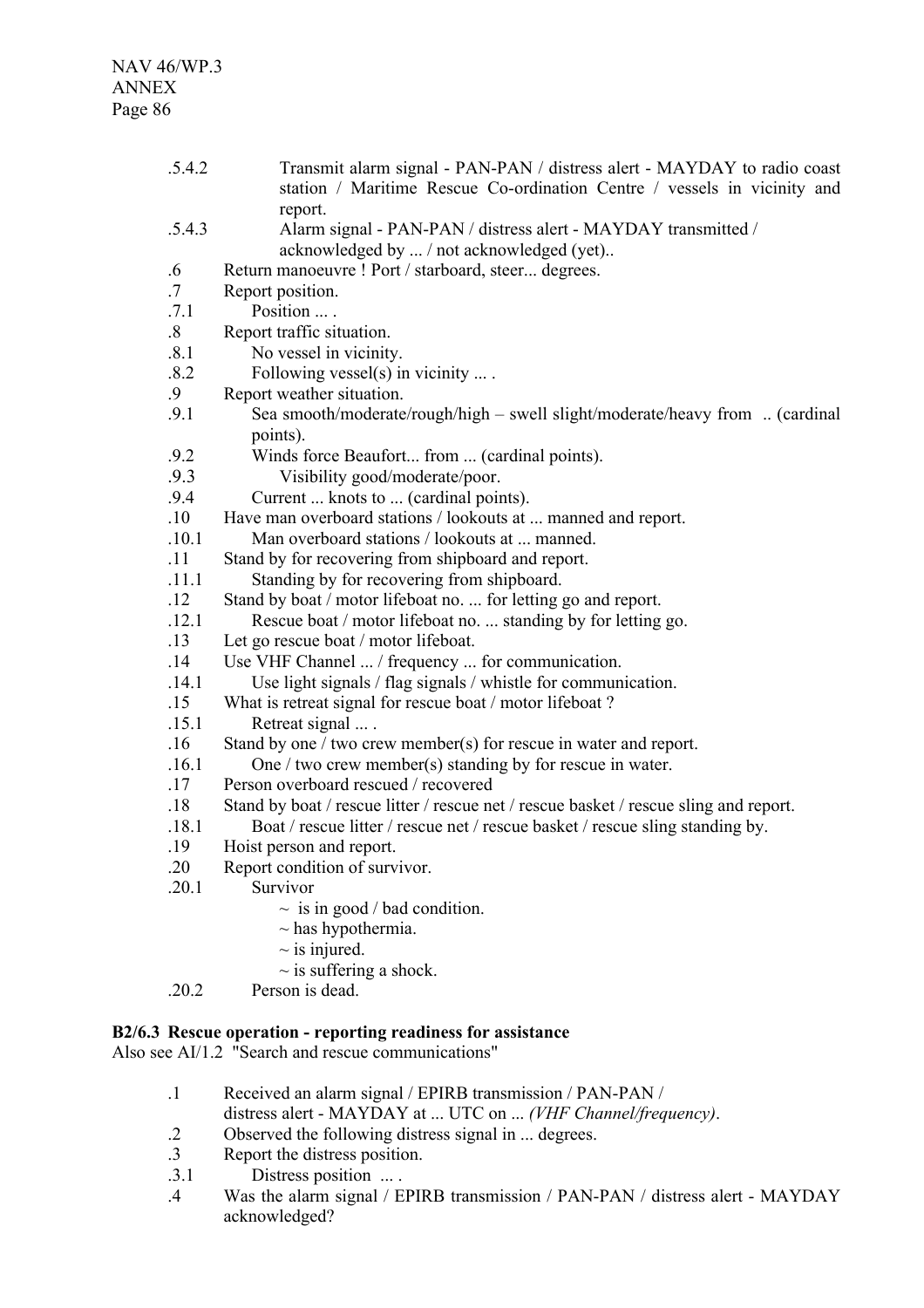.5.4.2 Transmit alarm signal - PAN-PAN / distress alert - MAYDAY to radio coast station / Maritime Rescue Co-ordination Centre / vessels in vicinity and report.

.5.4.3 Alarm signal - PAN-PAN / distress alert - MAYDAY transmitted / acknowledged by ... / not acknowledged (yet)..

.6 Return manoeuvre ! Port / starboard, steer... degrees.

.7 Report position.

.7.1 Position ... .

.8 Report traffic situation.

.8.1 No vessel in vicinity.

.8.2 Following vessel(s) in vicinity ... .

.9 Report weather situation.

.9.1 Sea smooth/moderate/rough/high – swell slight/moderate/heavy from .. (cardinal points).

.9.2 Winds force Beaufort... from ... (cardinal points).

.9.3 Visibility good/moderate/poor.

.9.4 Current ... knots to ... (cardinal points).

.10 Have man overboard stations / lookouts at ... manned and report.

.10.1 Man overboard stations / lookouts at ... manned.

.11 Stand by for recovering from shipboard and report.

.11.1 Standing by for recovering from shipboard.

.12 Stand by boat / motor lifeboat no. ... for letting go and report.

.12.1 Rescue boat / motor lifeboat no. ... standing by for letting go.

.13 Let go rescue boat / motor lifeboat.

.14 Use VHF Channel ... / frequency ... for communication.

.14.1 Use light signals / flag signals / whistle for communication.

.15 What is retreat signal for rescue boat / motor lifeboat ?

.15.1 Retreat signal ... .

.16 Stand by one / two crew member(s) for rescue in water and report.

.16.1 One / two crew member(s) standing by for rescue in water.

.17 Person overboard rescued / recovered

.18 Stand by boat / rescue litter / rescue net / rescue basket / rescue sling and report.

.18.1 Boat / rescue litter / rescue net / rescue basket / rescue sling standing by.

.19 Hoist person and report.

.20 Report condition of survivor.

.20.1 Survivor
- ~ is in good / bad condition.
- ~ has hypothermia.
- ~ is injured.
- ~ is suffering a shock.

.20.2 Person is dead.

**B2/6.3 Rescue operation - reporting readiness for assistance**

Also see AI/1.2 "Search and rescue communications"

.1 Received an alarm signal / EPIRB transmission / PAN-PAN / distress alert - MAYDAY at ... UTC on ... *(VHF Channel/frequency)*.

.2 Observed the following distress signal in ... degrees.

.3 Report the distress position.

.3.1 Distress position ... .

.4 Was the alarm signal / EPIRB transmission / PAN-PAN / distress alert - MAYDAY acknowledged?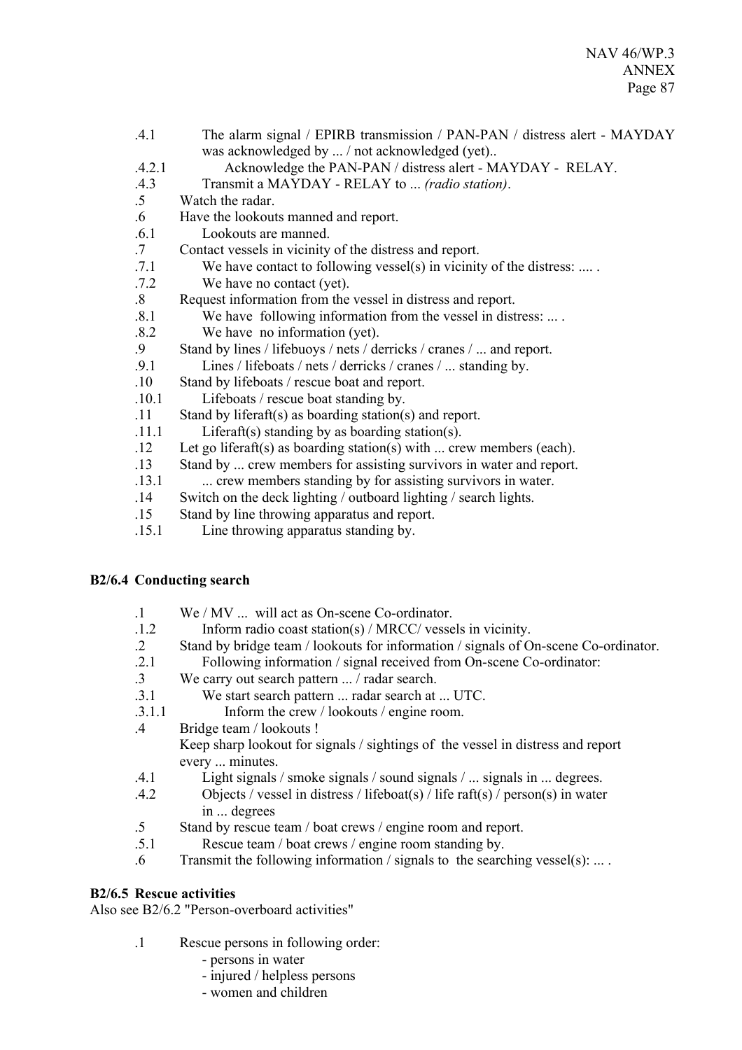.4.1 The alarm signal / EPIRB transmission / PAN-PAN / distress alert - MAYDAY was acknowledged by ... / not acknowledged (yet)..

.4.2.1 Acknowledge the PAN-PAN / distress alert - MAYDAY - RELAY.

.4.3 Transmit a MAYDAY - RELAY to ... *(radio station)*.

.5 Watch the radar.

.6 Have the lookouts manned and report.

.6.1 Lookouts are manned.

.7 Contact vessels in vicinity of the distress and report.

.7.1 We have contact to following vessel(s) in vicinity of the distress: .... .

.7.2 We have no contact (yet).

.8 Request information from the vessel in distress and report.

.8.1 We have following information from the vessel in distress: ... .

.8.2 We have no information (yet).

.9 Stand by lines / lifebuoys / nets / derricks / cranes / ... and report.

.9.1 Lines / lifeboats / nets / derricks / cranes / ... standing by.

.10 Stand by lifeboats / rescue boat and report.

.10.1 Lifeboats / rescue boat standing by.

.11 Stand by liferaft(s) as boarding station(s) and report.

.11.1 Liferaft(s) standing by as boarding station(s).

.12 Let go liferaft(s) as boarding station(s) with ... crew members (each).

.13 Stand by ... crew members for assisting survivors in water and report.

.13.1 ... crew members standing by for assisting survivors in water.

.14 Switch on the deck lighting / outboard lighting / search lights.

.15 Stand by line throwing apparatus and report.

.15.1 Line throwing apparatus standing by.

**B2/6.4 Conducting search**

.1 We / MV ... will act as On-scene Co-ordinator.

.1.2 Inform radio coast station(s) / MRCC/ vessels in vicinity.

.2 Stand by bridge team / lookouts for information / signals of On-scene Co-ordinator.

.2.1 Following information / signal received from On-scene Co-ordinator:

.3 We carry out search pattern ... / radar search.

.3.1 We start search pattern ... radar search at ... UTC.

.3.1.1 Inform the crew / lookouts / engine room.

.4 Bridge team / lookouts !
Keep sharp lookout for signals / sightings of the vessel in distress and report every ... minutes.

.4.1 Light signals / smoke signals / sound signals / ... signals in ... degrees.

.4.2 Objects / vessel in distress / lifeboat(s) / life raft(s) / person(s) in water in ... degrees

.5 Stand by rescue team / boat crews / engine room and report.

.5.1 Rescue team / boat crews / engine room standing by.

.6 Transmit the following information / signals to the searching vessel(s): ... .

**B2/6.5 Rescue activities**

Also see B2/6.2 "Person-overboard activities"

.1 Rescue persons in following order:
- persons in water
- injured / helpless persons
- women and children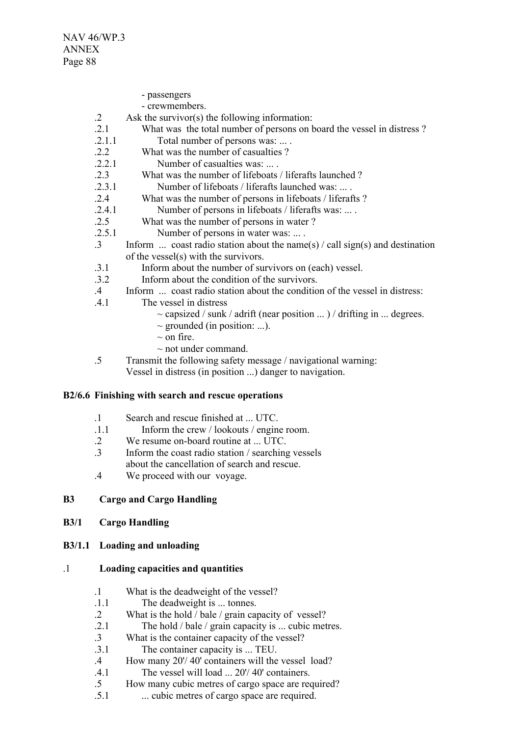- passengers
- crewmembers.

.2 Ask the survivor(s) the following information:

.2.1 What was the total number of persons on board the vessel in distress ?

.2.1.1 Total number of persons was: ... .

.2.2 What was the number of casualties ?

.2.2.1 Number of casualties was: ... .

.2.3 What was the number of lifeboats / liferafts launched ?

.2.3.1 Number of lifeboats / liferafts launched was: ... .

.2.4 What was the number of persons in lifeboats / liferafts ?

.2.4.1 Number of persons in lifeboats / liferafts was: ... .

.2.5 What was the number of persons in water ?

.2.5.1 Number of persons in water was: ... .

.3 Inform ... coast radio station about the name(s) / call sign(s) and destination of the vessel(s) with the survivors.

.3.1 Inform about the number of survivors on (each) vessel.

.3.2 Inform about the condition of the survivors.

.4 Inform ... coast radio station about the condition of the vessel in distress:

.4.1 The vessel in distress

~ capsized / sunk / adrift (near position ... ) / drifting in ... degrees.
~ grounded (in position: ...).
~ on fire.
~ not under command.

.5 Transmit the following safety message / navigational warning:
Vessel in distress (in position ...) danger to navigation.

**B2/6.6 Finishing with search and rescue operations**

.1 Search and rescue finished at ... UTC.

.1.1 Inform the crew / lookouts / engine room.

.2 We resume on-board routine at ... UTC.

.3 Inform the coast radio station / searching vessels about the cancellation of search and rescue.

.4 We proceed with our voyage.

## B3 Cargo and Cargo Handling

### B3/1 Cargo Handling

#### B3/1.1 Loading and unloading

**.1 Loading capacities and quantities**

.1 What is the deadweight of the vessel?

.1.1 The deadweight is ... tonnes.

.2 What is the hold / bale / grain capacity of vessel?

.2.1 The hold / bale / grain capacity is ... cubic metres.

.3 What is the container capacity of the vessel?

.3.1 The container capacity is ... TEU.

.4 How many 20'/ 40' containers will the vessel load?

.4.1 The vessel will load ... 20'/ 40' containers.

.5 How many cubic metres of cargo space are required?

.5.1 ... cubic metres of cargo space are required.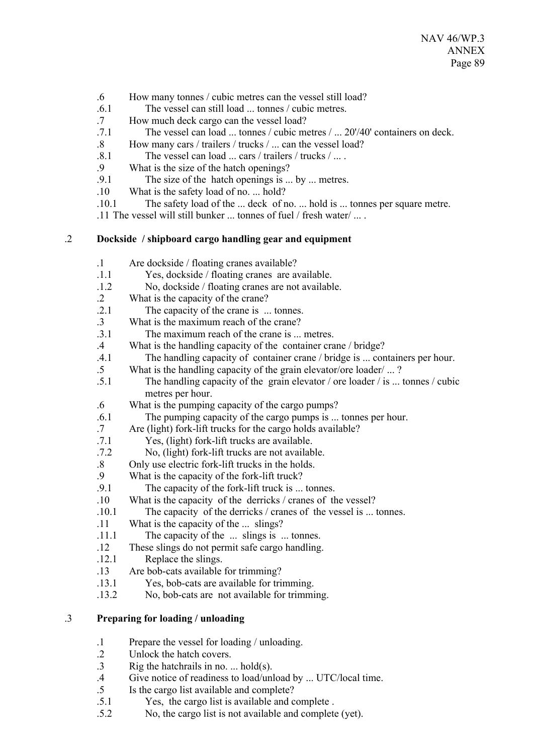.6 How many tonnes / cubic metres can the vessel still load?

.6.1 The vessel can still load ... tonnes / cubic metres.

.7 How much deck cargo can the vessel load?

.7.1 The vessel can load ... tonnes / cubic metres / ... 20'/40' containers on deck.

.8 How many cars / trailers / trucks / ... can the vessel load?

.8.1 The vessel can load ... cars / trailers / trucks / ... .

.9 What is the size of the hatch openings?

.9.1 The size of the hatch openings is ... by ... metres.

.10 What is the safety load of no. ... hold?

.10.1 The safety load of the ... deck of no. ... hold is ... tonnes per square metre.

.11 The vessel will still bunker ... tonnes of fuel / fresh water/ ... .

## .2 **Dockside / shipboard cargo handling gear and equipment**

.1 Are dockside / floating cranes available?

.1.1 Yes, dockside / floating cranes are available.

.1.2 No, dockside / floating cranes are not available.

.2 What is the capacity of the crane?

.2.1 The capacity of the crane is ... tonnes.

.3 What is the maximum reach of the crane?

.3.1 The maximum reach of the crane is ... metres.

.4 What is the handling capacity of the container crane / bridge?

.4.1 The handling capacity of container crane / bridge is ... containers per hour.

.5 What is the handling capacity of the grain elevator/ore loader/ ... ?

.5.1 The handling capacity of the grain elevator / ore loader / is ... tonnes / cubic metres per hour.

.6 What is the pumping capacity of the cargo pumps?

.6.1 The pumping capacity of the cargo pumps is ... tonnes per hour.

.7 Are (light) fork-lift trucks for the cargo holds available?

.7.1 Yes, (light) fork-lift trucks are available.

.7.2 No, (light) fork-lift trucks are not available.

.8 Only use electric fork-lift trucks in the holds.

.9 What is the capacity of the fork-lift truck?

.9.1 The capacity of the fork-lift truck is ... tonnes.

.10 What is the capacity of the derricks / cranes of the vessel?

.10.1 The capacity of the derricks / cranes of the vessel is ... tonnes.

.11 What is the capacity of the ... slings?

.11.1 The capacity of the ... slings is ... tonnes.

.12 These slings do not permit safe cargo handling.

.12.1 Replace the slings.

.13 Are bob-cats available for trimming?

.13.1 Yes, bob-cats are available for trimming.

.13.2 No, bob-cats are not available for trimming.

## .3 **Preparing for loading / unloading**

.1 Prepare the vessel for loading / unloading.

.2 Unlock the hatch covers.

.3 Rig the hatchrails in no. ... hold(s).

.4 Give notice of readiness to load/unload by ... UTC/local time.

.5 Is the cargo list available and complete?

.5.1 Yes, the cargo list is available and complete .

.5.2 No, the cargo list is not available and complete (yet).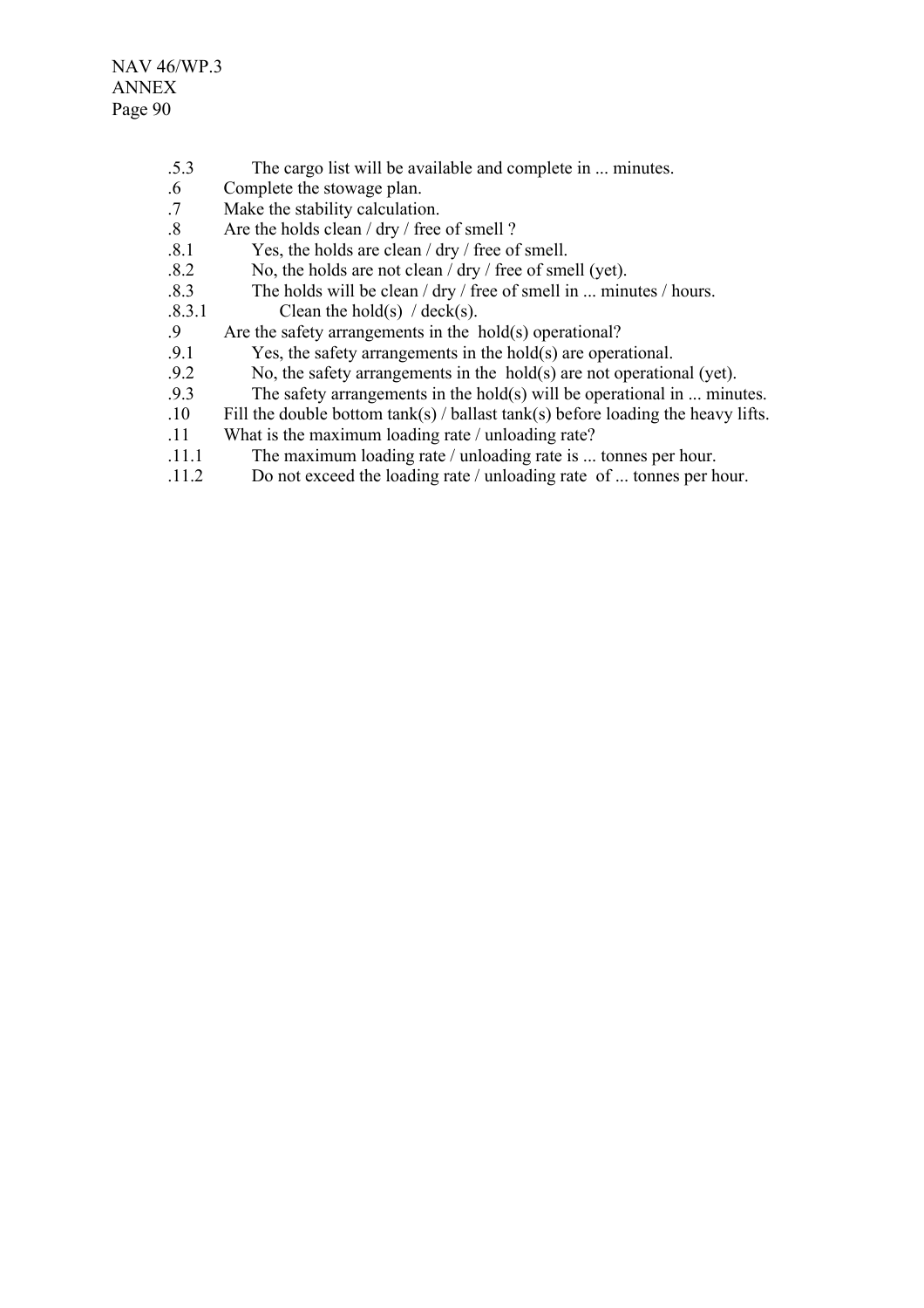.5.3 The cargo list will be available and complete in ... minutes.

.6 Complete the stowage plan.

.7 Make the stability calculation.

.8 Are the holds clean / dry / free of smell ?

.8.1 Yes, the holds are clean / dry / free of smell.

.8.2 No, the holds are not clean / dry / free of smell (yet).

.8.3 The holds will be clean / dry / free of smell in ... minutes / hours.

.8.3.1 Clean the hold(s) / deck(s).

.9 Are the safety arrangements in the hold(s) operational?

.9.1 Yes, the safety arrangements in the hold(s) are operational.

.9.2 No, the safety arrangements in the hold(s) are not operational (yet).

.9.3 The safety arrangements in the hold(s) will be operational in ... minutes.

.10 Fill the double bottom tank(s) / ballast tank(s) before loading the heavy lifts.

.11 What is the maximum loading rate / unloading rate?

.11.1 The maximum loading rate / unloading rate is ... tonnes per hour.

.11.2 Do not exceed the loading rate / unloading rate of ... tonnes per hour.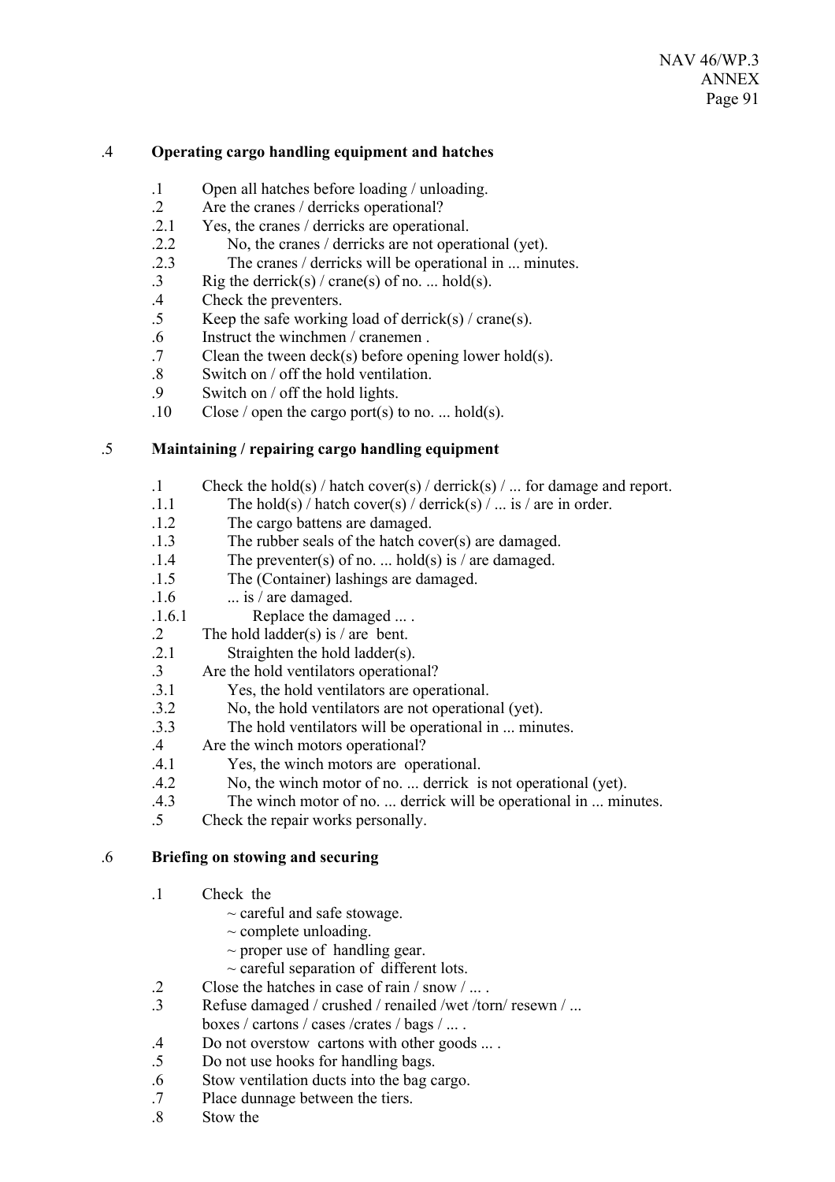## .4 **Operating cargo handling equipment and hatches**

.1 Open all hatches before loading / unloading.
.2 Are the cranes / derricks operational?
.2.1 Yes, the cranes / derricks are operational.
.2.2 No, the cranes / derricks are not operational (yet).
.2.3 The cranes / derricks will be operational in ... minutes.
.3 Rig the derrick(s) / crane(s) of no. ... hold(s).
.4 Check the preventers.
.5 Keep the safe working load of derrick(s) / crane(s).
.6 Instruct the winchmen / cranemen .
.7 Clean the tween deck(s) before opening lower hold(s).
.8 Switch on / off the hold ventilation.
.9 Switch on / off the hold lights.
.10 Close / open the cargo port(s) to no. ... hold(s).

## .5 **Maintaining / repairing cargo handling equipment**

.1 Check the hold(s) / hatch cover(s) / derrick(s) / ... for damage and report.
.1.1 The hold(s) / hatch cover(s) / derrick(s) / ... is / are in order.
.1.2 The cargo battens are damaged.
.1.3 The rubber seals of the hatch cover(s) are damaged.
.1.4 The preventer(s) of no. ... hold(s) is / are damaged.
.1.5 The (Container) lashings are damaged.
.1.6 ... is / are damaged.
.1.6.1 Replace the damaged ... .
.2 The hold ladder(s) is / are bent.
.2.1 Straighten the hold ladder(s).
.3 Are the hold ventilators operational?
.3.1 Yes, the hold ventilators are operational.
.3.2 No, the hold ventilators are not operational (yet).
.3.3 The hold ventilators will be operational in ... minutes.
.4 Are the winch motors operational?
.4.1 Yes, the winch motors are operational.
.4.2 No, the winch motor of no. ... derrick is not operational (yet).
.4.3 The winch motor of no. ... derrick will be operational in ... minutes.
.5 Check the repair works personally.

## .6 **Briefing on stowing and securing**

.1 Check the
~ careful and safe stowage.
~ complete unloading.
~ proper use of handling gear.
~ careful separation of different lots.
.2 Close the hatches in case of rain / snow / ... .
.3 Refuse damaged / crushed / renailed /wet /torn/ resewn / ...
boxes / cartons / cases /crates / bags / ... .
.4 Do not overstow cartons with other goods ... .
.5 Do not use hooks for handling bags.
.6 Stow ventilation ducts into the bag cargo.
.7 Place dunnage between the tiers.
.8 Stow the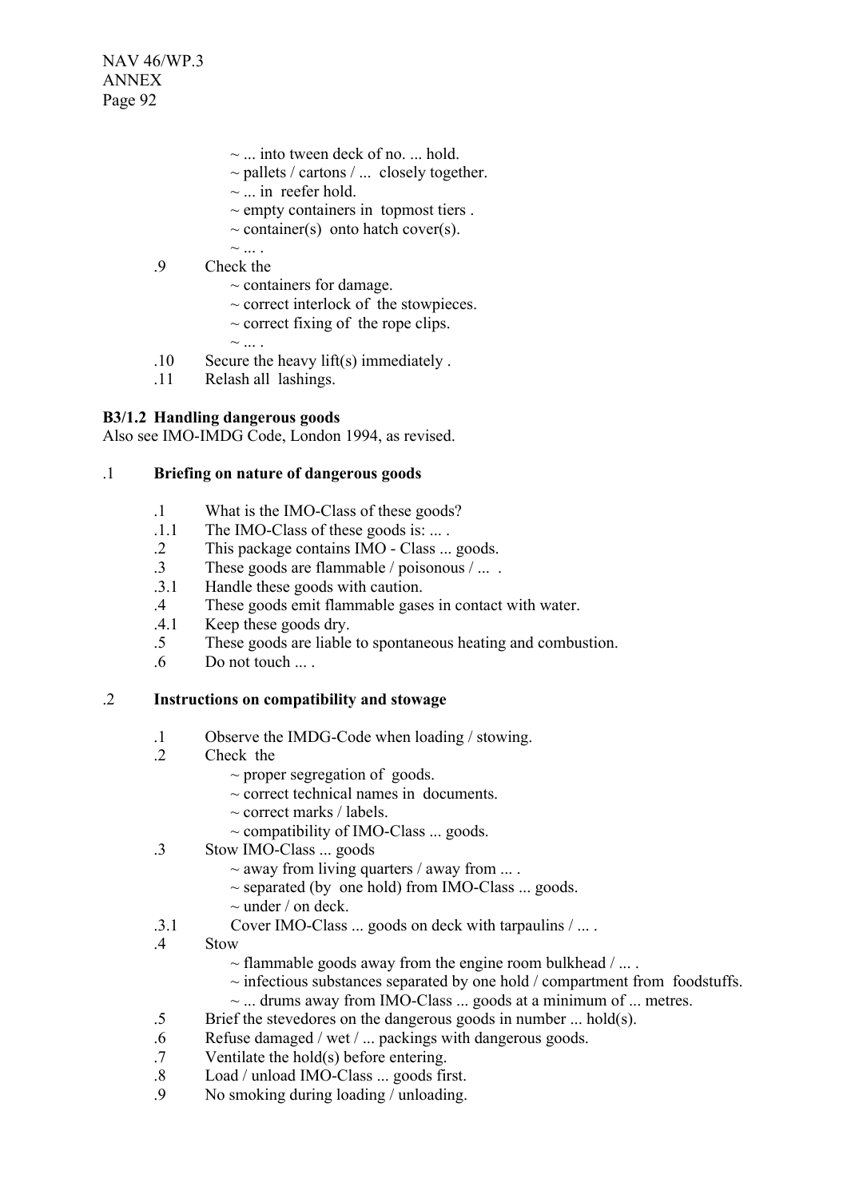~ ... into tween deck of no. ... hold.
~ pallets / cartons / ... closely together.
~ ... in reefer hold.
~ empty containers in topmost tiers .
~ container(s) onto hatch cover(s).
~ ... .

.9 Check the
~ containers for damage.
~ correct interlock of the stowpieces.
~ correct fixing of the rope clips.
~ ... .

.10 Secure the heavy lift(s) immediately .

.11 Relash all lashings.

**B3/1.2 Handling dangerous goods**

Also see IMO-IMDG Code, London 1994, as revised.

.1 **Briefing on nature of dangerous goods**

.1 What is the IMO-Class of these goods?
.1.1 The IMO-Class of these goods is: ... .
.2 This package contains IMO - Class ... goods.
.3 These goods are flammable / poisonous / ... .
.3.1 Handle these goods with caution.
.4 These goods emit flammable gases in contact with water.
.4.1 Keep these goods dry.
.5 These goods are liable to spontaneous heating and combustion.
.6 Do not touch ... .

.2 **Instructions on compatibility and stowage**

.1 Observe the IMDG-Code when loading / stowing.
.2 Check the
~ proper segregation of goods.
~ correct technical names in documents.
~ correct marks / labels.
~ compatibility of IMO-Class ... goods.
.3 Stow IMO-Class ... goods
~ away from living quarters / away from ... .
~ separated (by one hold) from IMO-Class ... goods.
~ under / on deck.
.3.1 Cover IMO-Class ... goods on deck with tarpaulins / ... .
.4 Stow
~ flammable goods away from the engine room bulkhead / ... .
~ infectious substances separated by one hold / compartment from foodstuffs.
~ ... drums away from IMO-Class ... goods at a minimum of ... metres.
.5 Brief the stevedores on the dangerous goods in number ... hold(s).
.6 Refuse damaged / wet / ... packings with dangerous goods.
.7 Ventilate the hold(s) before entering.
.8 Load / unload IMO-Class ... goods first.
.9 No smoking during loading / unloading.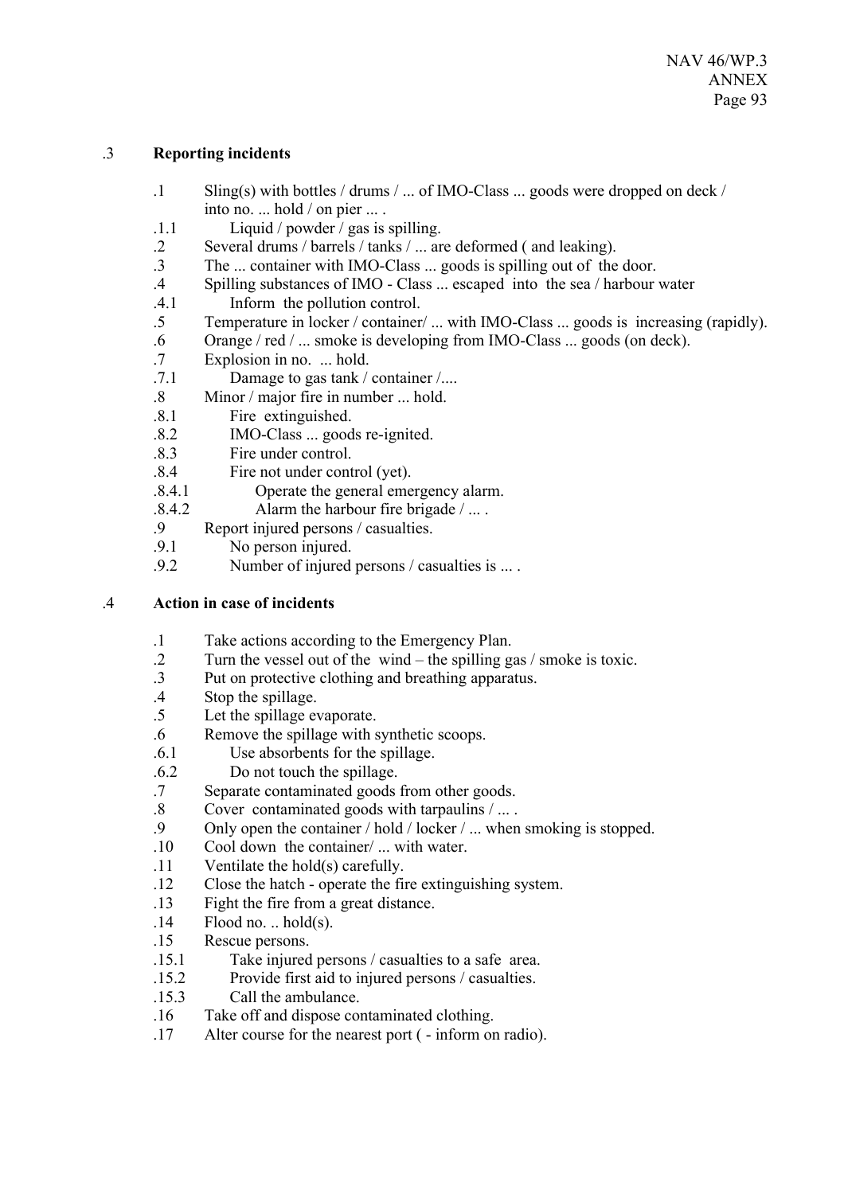### .3 **Reporting incidents**

.1 Sling(s) with bottles / drums / ... of IMO-Class ... goods were dropped on deck / into no. ... hold / on pier ... .
.1.1 Liquid / powder / gas is spilling.
.2 Several drums / barrels / tanks / ... are deformed ( and leaking).
.3 The ... container with IMO-Class ... goods is spilling out of the door.
.4 Spilling substances of IMO - Class ... escaped into the sea / harbour water
.4.1 Inform the pollution control.
.5 Temperature in locker / container/ ... with IMO-Class ... goods is increasing (rapidly).
.6 Orange / red / ... smoke is developing from IMO-Class ... goods (on deck).
.7 Explosion in no. ... hold.
.7.1 Damage to gas tank / container /....
.8 Minor / major fire in number ... hold.
.8.1 Fire extinguished.
.8.2 IMO-Class ... goods re-ignited.
.8.3 Fire under control.
.8.4 Fire not under control (yet).
.8.4.1 Operate the general emergency alarm.
.8.4.2 Alarm the harbour fire brigade / ... .
.9 Report injured persons / casualties.
.9.1 No person injured.
.9.2 Number of injured persons / casualties is ... .

### .4 **Action in case of incidents**

.1 Take actions according to the Emergency Plan.
.2 Turn the vessel out of the wind – the spilling gas / smoke is toxic.
.3 Put on protective clothing and breathing apparatus.
.4 Stop the spillage.
.5 Let the spillage evaporate.
.6 Remove the spillage with synthetic scoops.
.6.1 Use absorbents for the spillage.
.6.2 Do not touch the spillage.
.7 Separate contaminated goods from other goods.
.8 Cover contaminated goods with tarpaulins / ... .
.9 Only open the container / hold / locker / ... when smoking is stopped.
.10 Cool down the container/ ... with water.
.11 Ventilate the hold(s) carefully.
.12 Close the hatch - operate the fire extinguishing system.
.13 Fight the fire from a great distance.
.14 Flood no. .. hold(s).
.15 Rescue persons.
.15.1 Take injured persons / casualties to a safe area.
.15.2 Provide first aid to injured persons / casualties.
.15.3 Call the ambulance.
.16 Take off and dispose contaminated clothing.
.17 Alter course for the nearest port ( - inform on radio).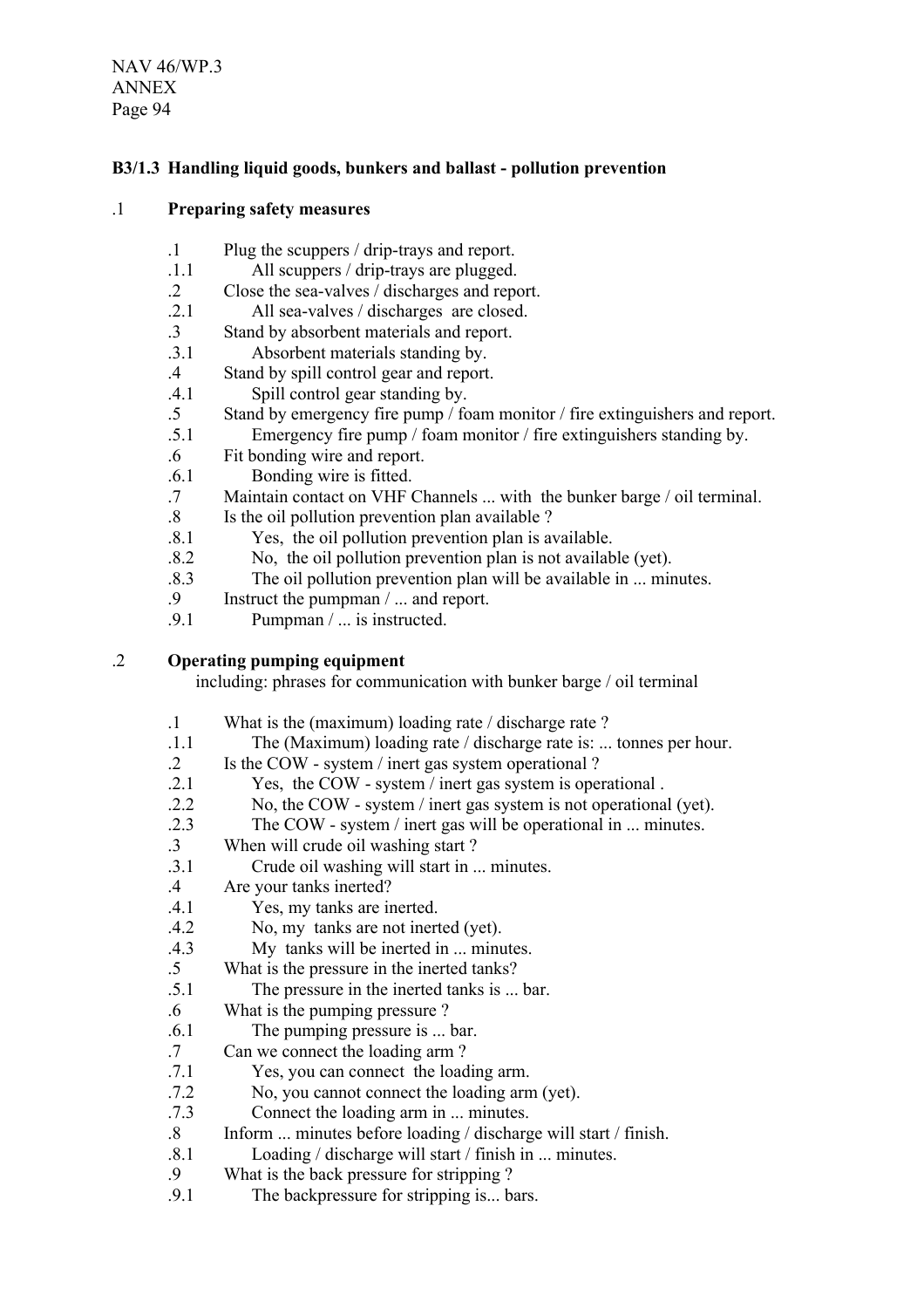### B3/1.3 Handling liquid goods, bunkers and ballast - pollution prevention

#### .1 Preparing safety measures

.1 Plug the scuppers / drip-trays and report.
.1.1 All scuppers / drip-trays are plugged.
.2 Close the sea-valves / discharges and report.
.2.1 All sea-valves / discharges are closed.
.3 Stand by absorbent materials and report.
.3.1 Absorbent materials standing by.
.4 Stand by spill control gear and report.
.4.1 Spill control gear standing by.
.5 Stand by emergency fire pump / foam monitor / fire extinguishers and report.
.5.1 Emergency fire pump / foam monitor / fire extinguishers standing by.
.6 Fit bonding wire and report.
.6.1 Bonding wire is fitted.
.7 Maintain contact on VHF Channels ... with the bunker barge / oil terminal.
.8 Is the oil pollution prevention plan available ?
.8.1 Yes, the oil pollution prevention plan is available.
.8.2 No, the oil pollution prevention plan is not available (yet).
.8.3 The oil pollution prevention plan will be available in ... minutes.
.9 Instruct the pumpman / ... and report.
.9.1 Pumpman / ... is instructed.

#### .2 Operating pumping equipment

including: phrases for communication with bunker barge / oil terminal

.1 What is the (maximum) loading rate / discharge rate ?
.1.1 The (Maximum) loading rate / discharge rate is: ... tonnes per hour.
.2 Is the COW - system / inert gas system operational ?
.2.1 Yes, the COW - system / inert gas system is operational .
.2.2 No, the COW - system / inert gas system is not operational (yet).
.2.3 The COW - system / inert gas will be operational in ... minutes.
.3 When will crude oil washing start ?
.3.1 Crude oil washing will start in ... minutes.
.4 Are your tanks inerted?
.4.1 Yes, my tanks are inerted.
.4.2 No, my tanks are not inerted (yet).
.4.3 My tanks will be inerted in ... minutes.
.5 What is the pressure in the inerted tanks?
.5.1 The pressure in the inerted tanks is ... bar.
.6 What is the pumping pressure ?
.6.1 The pumping pressure is ... bar.
.7 Can we connect the loading arm ?
.7.1 Yes, you can connect the loading arm.
.7.2 No, you cannot connect the loading arm (yet).
.7.3 Connect the loading arm in ... minutes.
.8 Inform ... minutes before loading / discharge will start / finish.
.8.1 Loading / discharge will start / finish in ... minutes.
.9 What is the back pressure for stripping ?
.9.1 The backpressure for stripping is... bars.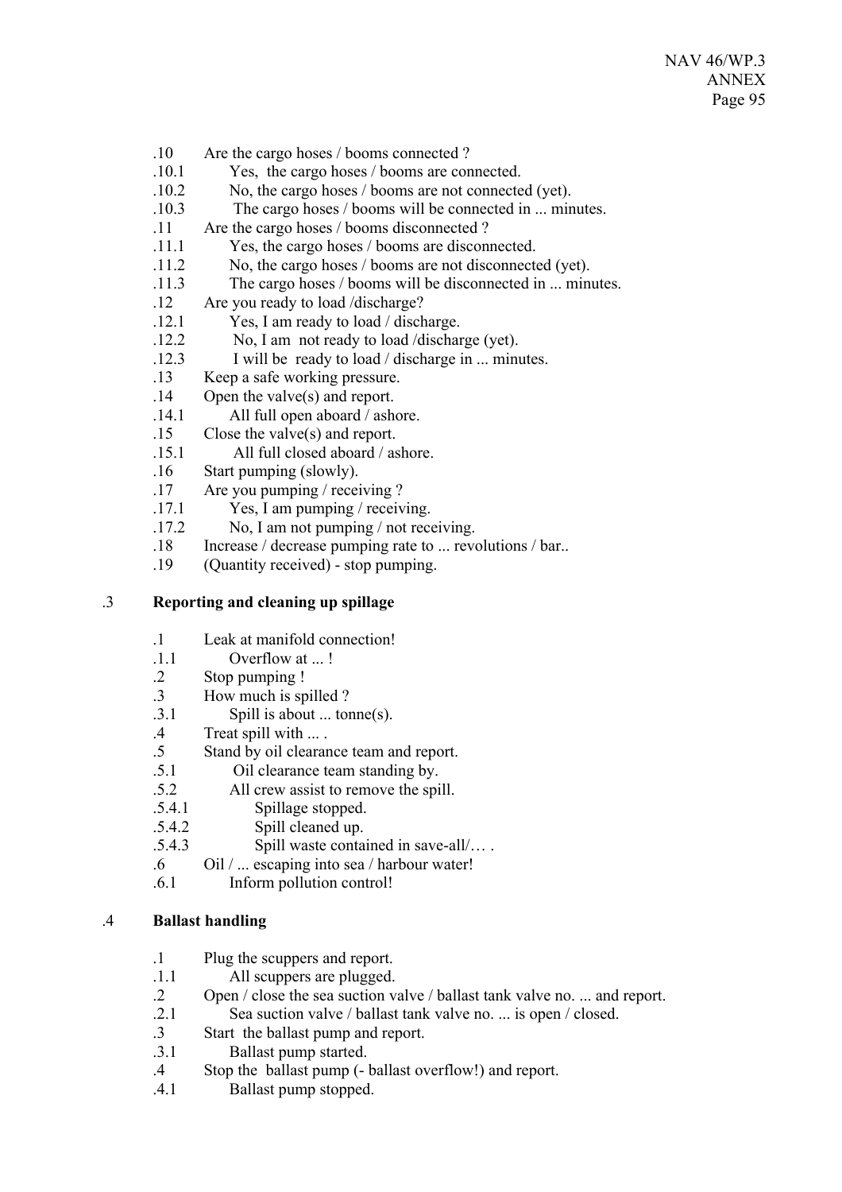.10 Are the cargo hoses / booms connected ?

- .10.1 Yes, the cargo hoses / booms are connected.
- .10.2 No, the cargo hoses / booms are not connected (yet).
- .10.3 The cargo hoses / booms will be connected in ... minutes.

.11 Are the cargo hoses / booms disconnected ?

- .11.1 Yes, the cargo hoses / booms are disconnected.
- .11.2 No, the cargo hoses / booms are not disconnected (yet).
- .11.3 The cargo hoses / booms will be disconnected in ... minutes.

.12 Are you ready to load /discharge?

- .12.1 Yes, I am ready to load / discharge.
- .12.2 No, I am not ready to load /discharge (yet).
- .12.3 I will be ready to load / discharge in ... minutes.

.13 Keep a safe working pressure.

.14 Open the valve(s) and report.

- .14.1 All full open aboard / ashore.

.15 Close the valve(s) and report.

- .15.1 All full closed aboard / ashore.

.16 Start pumping (slowly).

.17 Are you pumping / receiving ?

- .17.1 Yes, I am pumping / receiving.
- .17.2 No, I am not pumping / not receiving.

.18 Increase / decrease pumping rate to ... revolutions / bar..

.19 (Quantity received) - stop pumping.

### .3 Reporting and cleaning up spillage

.1 Leak at manifold connection!

- .1.1 Overflow at ... !

.2 Stop pumping !

.3 How much is spilled ?

- .3.1 Spill is about ... tonne(s).

.4 Treat spill with ... .

.5 Stand by oil clearance team and report.

- .5.1 Oil clearance team standing by.
- .5.2 All crew assist to remove the spill.
  - .5.4.1 Spillage stopped.
  - .5.4.2 Spill cleaned up.
  - .5.4.3 Spill waste contained in save-all/… .

.6 Oil / ... escaping into sea / harbour water!

- .6.1 Inform pollution control!

### .4 Ballast handling

.1 Plug the scuppers and report.

- .1.1 All scuppers are plugged.

.2 Open / close the sea suction valve / ballast tank valve no. ... and report.

- .2.1 Sea suction valve / ballast tank valve no. ... is open / closed.

.3 Start the ballast pump and report.

- .3.1 Ballast pump started.

.4 Stop the ballast pump (- ballast overflow!) and report.

- .4.1 Ballast pump stopped.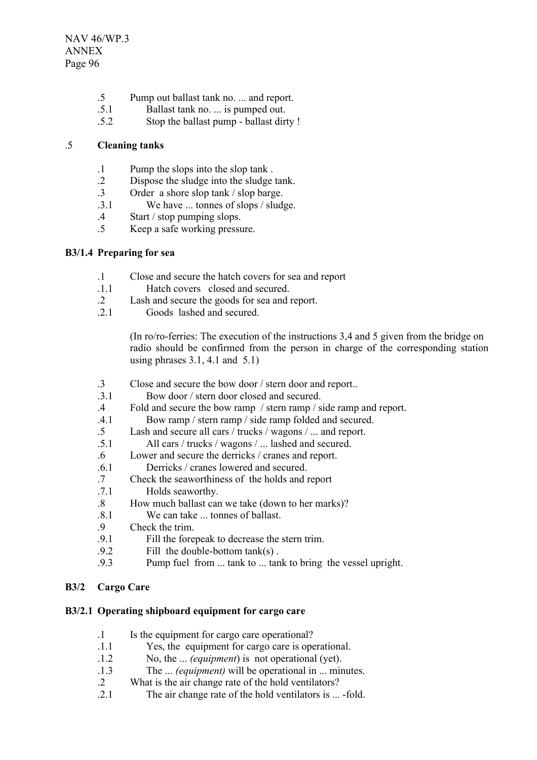.5 Pump out ballast tank no. ... and report.
.5.1 Ballast tank no. ... is pumped out.
.5.2 Stop the ballast pump - ballast dirty !

.5 **Cleaning tanks**

.1 Pump the slops into the slop tank .
.2 Dispose the sludge into the sludge tank.
.3 Order a shore slop tank / slop barge.
.3.1 We have ... tonnes of slops / sludge.
.4 Start / stop pumping slops.
.5 Keep a safe working pressure.

**B3/1.4 Preparing for sea**

.1 Close and secure the hatch covers for sea and report
.1.1 Hatch covers closed and secured.
.2 Lash and secure the goods for sea and report.
.2.1 Goods lashed and secured.

(In ro/ro-ferries: The execution of the instructions 3,4 and 5 given from the bridge on radio should be confirmed from the person in charge of the corresponding station using phrases 3.1, 4.1 and 5.1)

.3 Close and secure the bow door / stern door and report..
.3.1 Bow door / stern door closed and secured.
.4 Fold and secure the bow ramp / stern ramp / side ramp and report.
.4.1 Bow ramp / stern ramp / side ramp folded and secured.
.5 Lash and secure all cars / trucks / wagons / ... and report.
.5.1 All cars / trucks / wagons / ... lashed and secured.
.6 Lower and secure the derricks / cranes and report.
.6.1 Derricks / cranes lowered and secured.
.7 Check the seaworthiness of the holds and report
.7.1 Holds seaworthy.
.8 How much ballast can we take (down to her marks)?
.8.1 We can take ... tonnes of ballast.
.9 Check the trim.
.9.1 Fill the forepeak to decrease the stern trim.
.9.2 Fill the double-bottom tank(s) .
.9.3 Pump fuel from ... tank to ... tank to bring the vessel upright.

**B3/2 Cargo Care**

**B3/2.1 Operating shipboard equipment for cargo care**

.1 Is the equipment for cargo care operational?
.1.1 Yes, the equipment for cargo care is operational.
.1.2 No, the ... *(equipment*) is not operational (yet).
.1.3 The ... *(equipment)* will be operational in ... minutes.
.2 What is the air change rate of the hold ventilators?
.2.1 The air change rate of the hold ventilators is ... -fold.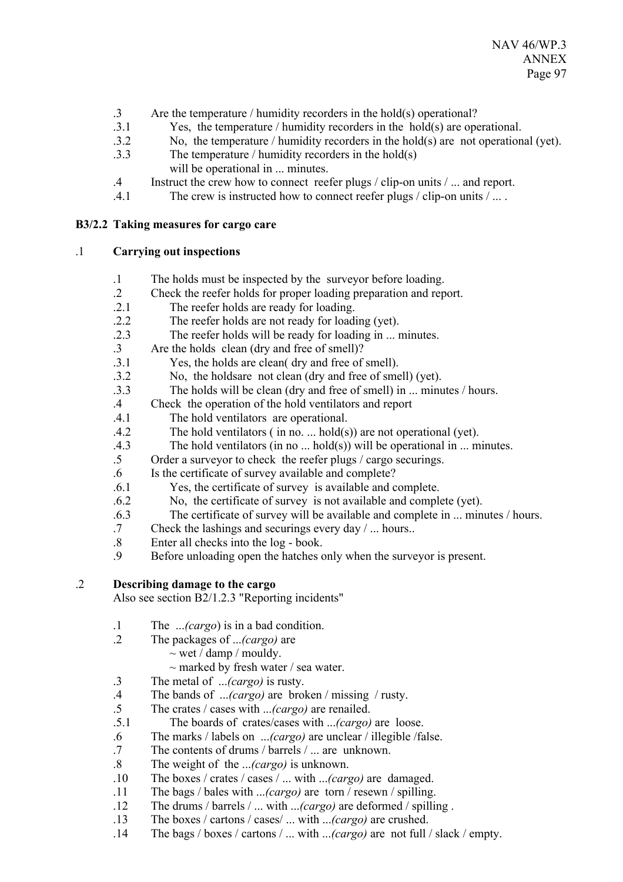.3 Are the temperature / humidity recorders in the hold(s) operational?

.3.1 Yes, the temperature / humidity recorders in the hold(s) are operational.

.3.2 No, the temperature / humidity recorders in the hold(s) are not operational (yet).

.3.3 The temperature / humidity recorders in the hold(s) will be operational in ... minutes.

.4 Instruct the crew how to connect reefer plugs / clip-on units / ... and report.

.4.1 The crew is instructed how to connect reefer plugs / clip-on units / ... .

**B3/2.2 Taking measures for cargo care**

.1 **Carrying out inspections**

.1 The holds must be inspected by the surveyor before loading.

.2 Check the reefer holds for proper loading preparation and report.

.2.1 The reefer holds are ready for loading.

.2.2 The reefer holds are not ready for loading (yet).

.2.3 The reefer holds will be ready for loading in ... minutes.

.3 Are the holds clean (dry and free of smell)?

.3.1 Yes, the holds are clean( dry and free of smell).

.3.2 No, the holdsare not clean (dry and free of smell) (yet).

.3.3 The holds will be clean (dry and free of smell) in ... minutes / hours.

.4 Check the operation of the hold ventilators and report

.4.1 The hold ventilators are operational.

.4.2 The hold ventilators ( in no. ... hold(s)) are not operational (yet).

.4.3 The hold ventilators (in no ... hold(s)) will be operational in ... minutes.

.5 Order a surveyor to check the reefer plugs / cargo securings.

.6 Is the certificate of survey available and complete?

.6.1 Yes, the certificate of survey is available and complete.

.6.2 No, the certificate of survey is not available and complete (yet).

.6.3 The certificate of survey will be available and complete in ... minutes / hours.

.7 Check the lashings and securings every day / ... hours..

.8 Enter all checks into the log - book.

.9 Before unloading open the hatches only when the surveyor is present.

.2 **Describing damage to the cargo**

Also see section B2/1.2.3 "Reporting incidents"

.1 The ...*(cargo*) is in a bad condition.

.2 The packages of ...*(cargo)* are
~ wet / damp / mouldy.
~ marked by fresh water / sea water.

.3 The metal of ...*(cargo)* is rusty.

.4 The bands of ...*(cargo)* are broken / missing / rusty.

.5 The crates / cases with ...*(cargo)* are renailed.

.5.1 The boards of crates/cases with ...*(cargo)* are loose.

.6 The marks / labels on ...*(cargo)* are unclear / illegible /false.

.7 The contents of drums / barrels / ... are unknown.

.8 The weight of the ...*(cargo)* is unknown.

.10 The boxes / crates / cases / ... with ...*(cargo)* are damaged.

.11 The bags / bales with ...*(cargo)* are torn / resewn / spilling.

.12 The drums / barrels / ... with ...*(cargo)* are deformed / spilling .

.13 The boxes / cartons / cases/ ... with ...*(cargo)* are crushed.

.14 The bags / boxes / cartons / ... with ...*(cargo)* are not full / slack / empty.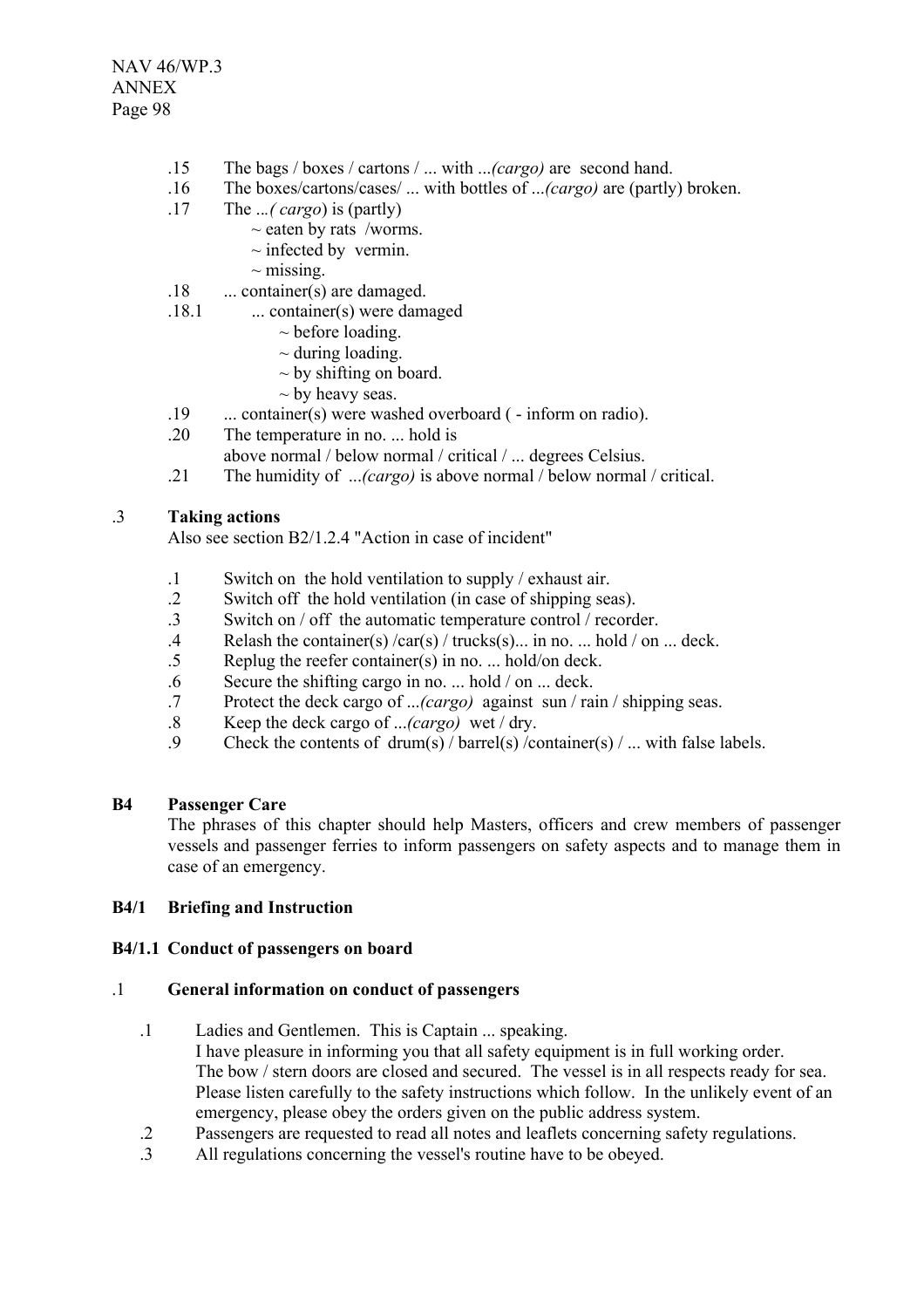.15 The bags / boxes / cartons / ... with ...*(cargo)* are second hand.

.16 The boxes/cartons/cases/ ... with bottles of ...*(cargo)* are (partly) broken.

.17 The ...*( cargo*) is (partly)
- ~ eaten by rats /worms.
- ~ infected by vermin.
- ~ missing.

.18 ... container(s) are damaged.

.18.1 ... container(s) were damaged
- ~ before loading.
- ~ during loading.
- ~ by shifting on board.
- ~ by heavy seas.

.19 ... container(s) were washed overboard ( - inform on radio).

.20 The temperature in no. ... hold is
above normal / below normal / critical / ... degrees Celsius.

.21 The humidity of ...*(cargo)* is above normal / below normal / critical.

### .3 Taking actions

Also see section B2/1.2.4 "Action in case of incident"

.1 Switch on the hold ventilation to supply / exhaust air.

.2 Switch off the hold ventilation (in case of shipping seas).

.3 Switch on / off the automatic temperature control / recorder.

.4 Relash the container(s) /car(s) / trucks(s)... in no. ... hold / on ... deck.

.5 Replug the reefer container(s) in no. ... hold/on deck.

.6 Secure the shifting cargo in no. ... hold / on ... deck.

.7 Protect the deck cargo of ...*(cargo)* against sun / rain / shipping seas.

.8 Keep the deck cargo of ...*(cargo)* wet / dry.

.9 Check the contents of drum(s) / barrel(s) /container(s) / ... with false labels.

## B4 Passenger Care

The phrases of this chapter should help Masters, officers and crew members of passenger vessels and passenger ferries to inform passengers on safety aspects and to manage them in case of an emergency.

## B4/1 Briefing and Instruction

### B4/1.1 Conduct of passengers on board

### .1 General information on conduct of passengers

.1 Ladies and Gentlemen. This is Captain ... speaking.
I have pleasure in informing you that all safety equipment is in full working order.
The bow / stern doors are closed and secured. The vessel is in all respects ready for sea.
Please listen carefully to the safety instructions which follow. In the unlikely event of an emergency, please obey the orders given on the public address system.

.2 Passengers are requested to read all notes and leaflets concerning safety regulations.

.3 All regulations concerning the vessel's routine have to be obeyed.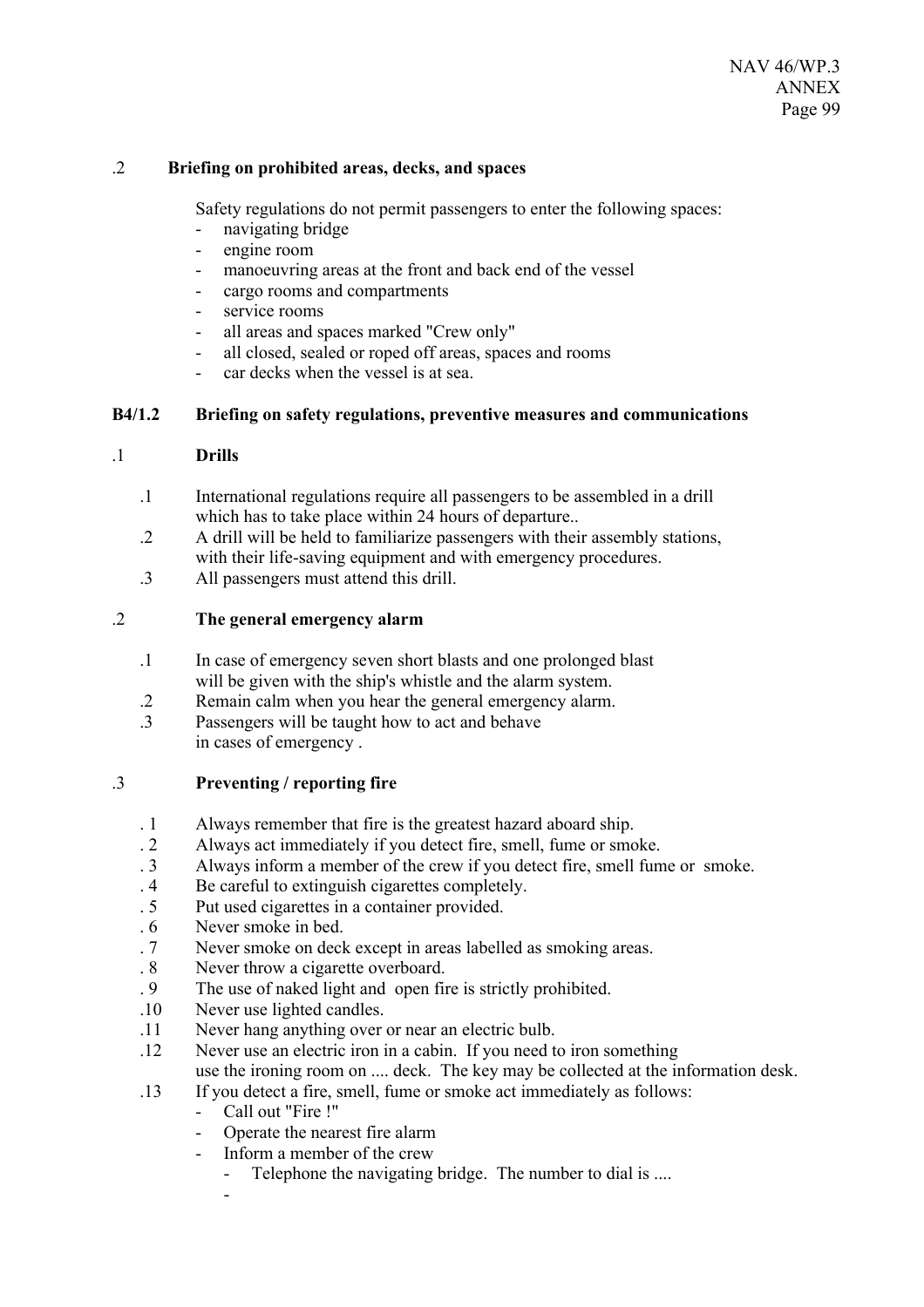.2 **Briefing on prohibited areas, decks, and spaces**

Safety regulations do not permit passengers to enter the following spaces:

- navigating bridge
- engine room
- manoeuvring areas at the front and back end of the vessel
- cargo rooms and compartments
- service rooms
- all areas and spaces marked "Crew only"
- all closed, sealed or roped off areas, spaces and rooms
- car decks when the vessel is at sea.

**B4/1.2 Briefing on safety regulations, preventive measures and communications**

.1 **Drills**

.1 International regulations require all passengers to be assembled in a drill which has to take place within 24 hours of departure..

.2 A drill will be held to familiarize passengers with their assembly stations, with their life-saving equipment and with emergency procedures.

.3 All passengers must attend this drill.

.2 **The general emergency alarm**

.1 In case of emergency seven short blasts and one prolonged blast will be given with the ship's whistle and the alarm system.

.2 Remain calm when you hear the general emergency alarm.

.3 Passengers will be taught how to act and behave in cases of emergency .

.3 **Preventing / reporting fire**

. 1 Always remember that fire is the greatest hazard aboard ship.

. 2 Always act immediately if you detect fire, smell, fume or smoke.

. 3 Always inform a member of the crew if you detect fire, smell fume or smoke.

. 4 Be careful to extinguish cigarettes completely.

. 5 Put used cigarettes in a container provided.

. 6 Never smoke in bed.

. 7 Never smoke on deck except in areas labelled as smoking areas.

. 8 Never throw a cigarette overboard.

. 9 The use of naked light and open fire is strictly prohibited.

.10 Never use lighted candles.

.11 Never hang anything over or near an electric bulb.

.12 Never use an electric iron in a cabin. If you need to iron something use the ironing room on .... deck. The key may be collected at the information desk.

.13 If you detect a fire, smell, fume or smoke act immediately as follows:

- Call out "Fire !"
- Operate the nearest fire alarm
- Inform a member of the crew
  - Telephone the navigating bridge. The number to dial is ....
  -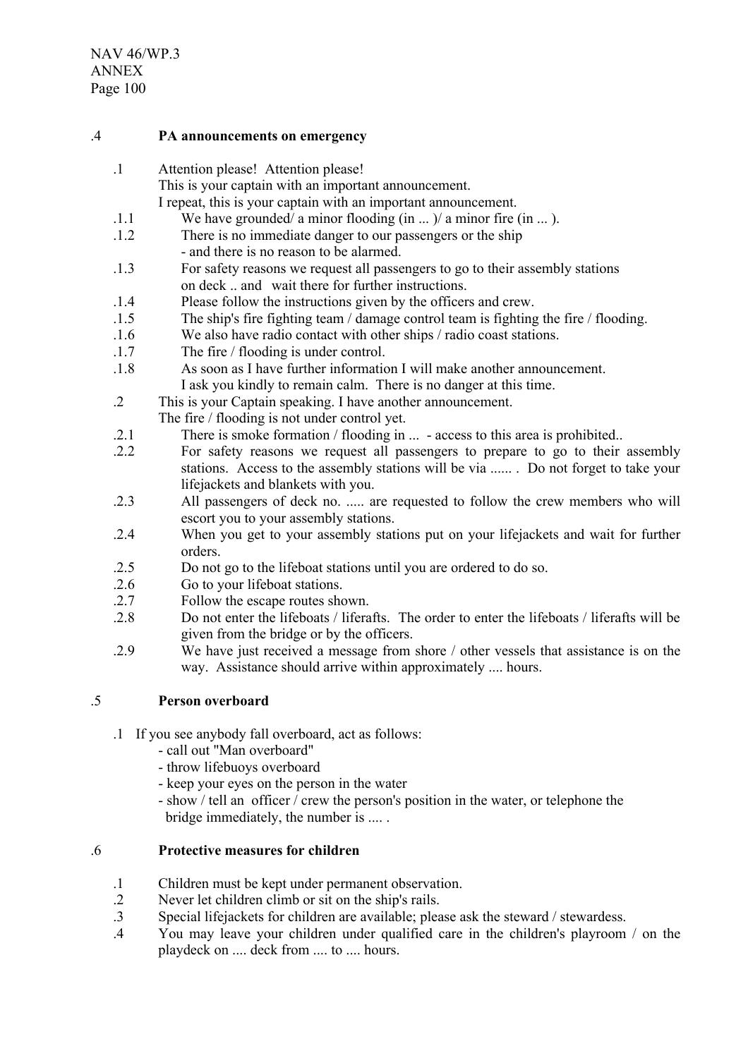### .4 PA announcements on emergency

.1 Attention please! Attention please!
This is your captain with an important announcement.
I repeat, this is your captain with an important announcement.

.1.1 We have grounded/ a minor flooding (in ... )/ a minor fire (in ... ).

.1.2 There is no immediate danger to our passengers or the ship
- and there is no reason to be alarmed.

.1.3 For safety reasons we request all passengers to go to their assembly stations on deck .. and wait there for further instructions.

.1.4 Please follow the instructions given by the officers and crew.

.1.5 The ship's fire fighting team / damage control team is fighting the fire / flooding.

.1.6 We also have radio contact with other ships / radio coast stations.

.1.7 The fire / flooding is under control.

.1.8 As soon as I have further information I will make another announcement.
I ask you kindly to remain calm. There is no danger at this time.

.2 This is your Captain speaking. I have another announcement.
The fire / flooding is not under control yet.

.2.1 There is smoke formation / flooding in ... - access to this area is prohibited..

.2.2 For safety reasons we request all passengers to prepare to go to their assembly stations. Access to the assembly stations will be via ...... . Do not forget to take your lifejackets and blankets with you.

.2.3 All passengers of deck no. ..... are requested to follow the crew members who will escort you to your assembly stations.

.2.4 When you get to your assembly stations put on your lifejackets and wait for further orders.

.2.5 Do not go to the lifeboat stations until you are ordered to do so.

.2.6 Go to your lifeboat stations.

.2.7 Follow the escape routes shown.

.2.8 Do not enter the lifeboats / liferafts. The order to enter the lifeboats / liferafts will be given from the bridge or by the officers.

.2.9 We have just received a message from shore / other vessels that assistance is on the way. Assistance should arrive within approximately .... hours.

### .5 Person overboard

.1 If you see anybody fall overboard, act as follows:
- call out "Man overboard"
- throw lifebuoys overboard
- keep your eyes on the person in the water
- show / tell an officer / crew the person's position in the water, or telephone the bridge immediately, the number is .... .

### .6 Protective measures for children

.1 Children must be kept under permanent observation.

.2 Never let children climb or sit on the ship's rails.

.3 Special lifejackets for children are available; please ask the steward / stewardess.

.4 You may leave your children under qualified care in the children's playroom / on the playdeck on .... deck from .... to .... hours.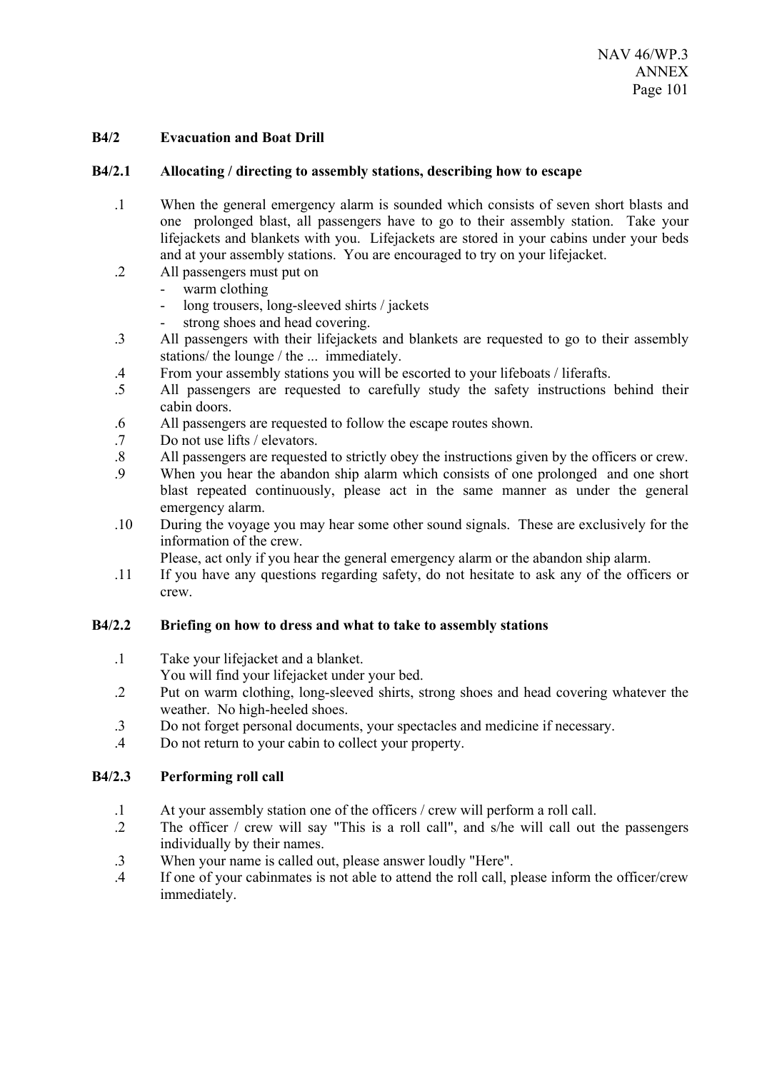### B4/2 Evacuation and Boat Drill

#### B4/2.1 Allocating / directing to assembly stations, describing how to escape

.1 When the general emergency alarm is sounded which consists of seven short blasts and one prolonged blast, all passengers have to go to their assembly station. Take your lifejackets and blankets with you. Lifejackets are stored in your cabins under your beds and at your assembly stations. You are encouraged to try on your lifejacket.

.2 All passengers must put on
- warm clothing
- long trousers, long-sleeved shirts / jackets
- strong shoes and head covering.

.3 All passengers with their lifejackets and blankets are requested to go to their assembly stations/ the lounge / the ... immediately.

.4 From your assembly stations you will be escorted to your lifeboats / liferafts.

.5 All passengers are requested to carefully study the safety instructions behind their cabin doors.

.6 All passengers are requested to follow the escape routes shown.

.7 Do not use lifts / elevators.

.8 All passengers are requested to strictly obey the instructions given by the officers or crew.

.9 When you hear the abandon ship alarm which consists of one prolonged and one short blast repeated continuously, please act in the same manner as under the general emergency alarm.

.10 During the voyage you may hear some other sound signals. These are exclusively for the information of the crew.
Please, act only if you hear the general emergency alarm or the abandon ship alarm.

.11 If you have any questions regarding safety, do not hesitate to ask any of the officers or crew.

#### B4/2.2 Briefing on how to dress and what to take to assembly stations

.1 Take your lifejacket and a blanket.
You will find your lifejacket under your bed.

.2 Put on warm clothing, long-sleeved shirts, strong shoes and head covering whatever the weather. No high-heeled shoes.

.3 Do not forget personal documents, your spectacles and medicine if necessary.

.4 Do not return to your cabin to collect your property.

#### B4/2.3 Performing roll call

.1 At your assembly station one of the officers / crew will perform a roll call.

.2 The officer / crew will say "This is a roll call", and s/he will call out the passengers individually by their names.

.3 When your name is called out, please answer loudly "Here".

.4 If one of your cabinmates is not able to attend the roll call, please inform the officer/crew immediately.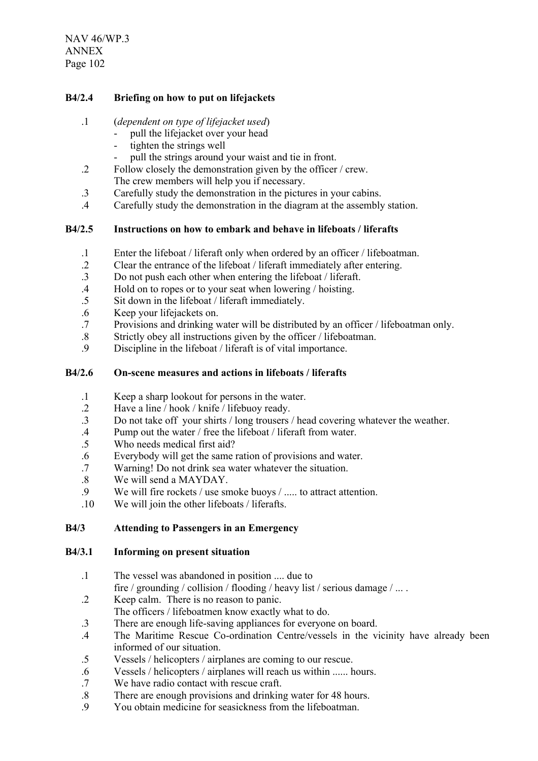**B4/2.4 Briefing on how to put on lifejackets**

.1 (*dependent on type of lifejacket used*)
- pull the lifejacket over your head
- tighten the strings well
- pull the strings around your waist and tie in front.

.2 Follow closely the demonstration given by the officer / crew.
The crew members will help you if necessary.

.3 Carefully study the demonstration in the pictures in your cabins.

.4 Carefully study the demonstration in the diagram at the assembly station.

**B4/2.5 Instructions on how to embark and behave in lifeboats / liferafts**

.1 Enter the lifeboat / liferaft only when ordered by an officer / lifeboatman.

.2 Clear the entrance of the lifeboat / liferaft immediately after entering.

.3 Do not push each other when entering the lifeboat / liferaft.

.4 Hold on to ropes or to your seat when lowering / hoisting.

.5 Sit down in the lifeboat / liferaft immediately.

.6 Keep your lifejackets on.

.7 Provisions and drinking water will be distributed by an officer / lifeboatman only.

.8 Strictly obey all instructions given by the officer / lifeboatman.

.9 Discipline in the lifeboat / liferaft is of vital importance.

**B4/2.6 On-scene measures and actions in lifeboats / liferafts**

.1 Keep a sharp lookout for persons in the water.

.2 Have a line / hook / knife / lifebuoy ready.

.3 Do not take off your shirts / long trousers / head covering whatever the weather.

.4 Pump out the water / free the lifeboat / liferaft from water.

.5 Who needs medical first aid?

.6 Everybody will get the same ration of provisions and water.

.7 Warning! Do not drink sea water whatever the situation.

.8 We will send a MAYDAY.

.9 We will fire rockets / use smoke buoys / ..... to attract attention.

.10 We will join the other lifeboats / liferafts.

**B4/3 Attending to Passengers in an Emergency**

**B4/3.1 Informing on present situation**

.1 The vessel was abandoned in position .... due to
fire / grounding / collision / flooding / heavy list / serious damage / ... .

.2 Keep calm. There is no reason to panic.
The officers / lifeboatmen know exactly what to do.

.3 There are enough life-saving appliances for everyone on board.

.4 The Maritime Rescue Co-ordination Centre/vessels in the vicinity have already been informed of our situation.

.5 Vessels / helicopters / airplanes are coming to our rescue.

.6 Vessels / helicopters / airplanes will reach us within ...... hours.

.7 We have radio contact with rescue craft.

.8 There are enough provisions and drinking water for 48 hours.

.9 You obtain medicine for seasickness from the lifeboatman.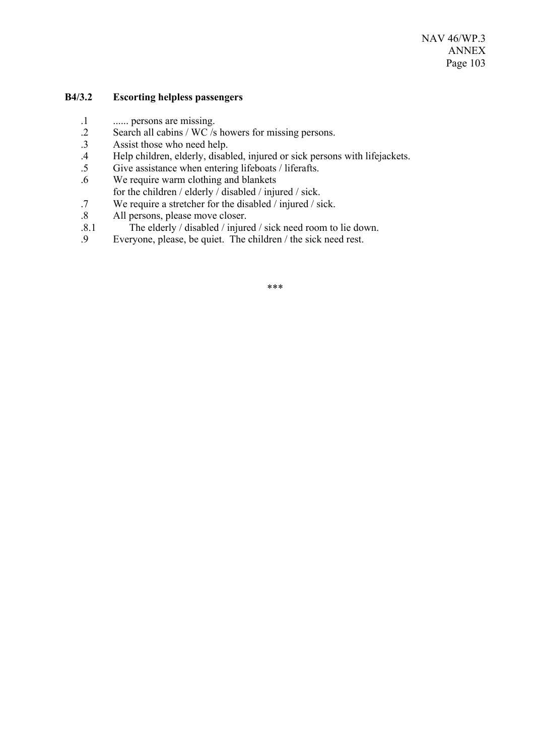### B4/3.2 Escorting helpless passengers

.1 ...... persons are missing.

.2 Search all cabins / WC /s howers for missing persons.

.3 Assist those who need help.

.4 Help children, elderly, disabled, injured or sick persons with lifejackets.

.5 Give assistance when entering lifeboats / liferafts.

.6 We require warm clothing and blankets
for the children / elderly / disabled / injured / sick.

.7 We require a stretcher for the disabled / injured / sick.

.8 All persons, please move closer.

.8.1 The elderly / disabled / injured / sick need room to lie down.

.9 Everyone, please, be quiet. The children / the sick need rest.

\*\*\*